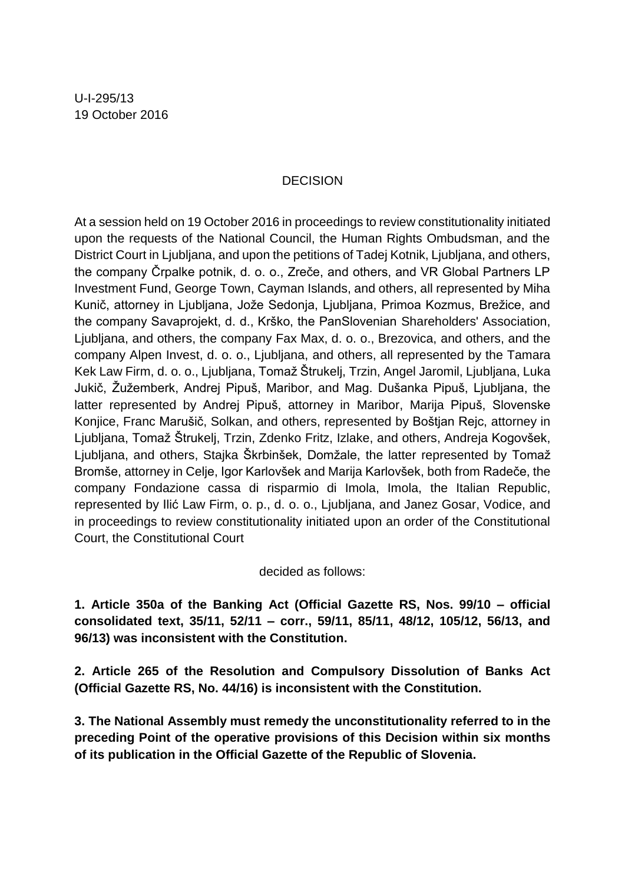U-I-295/13
19 October 2016

# DECISION

At a session held on 19 October 2016 in proceedings to review constitutionality initiated upon the requests of the National Council, the Human Rights Ombudsman, and the District Court in Ljubljana, and upon the petitions of Tadej Kotnik, Ljubljana, and others, the company Črpalke potnik, d. o. o., Zreče, and others, and VR Global Partners LP Investment Fund, George Town, Cayman Islands, and others, all represented by Miha Kunič, attorney in Ljubljana, Jože Sedonja, Ljubljana, Primoa Kozmus, Brežice, and the company Savaprojekt, d. d., Krško, the PanSlovenian Shareholders' Association, Ljubljana, and others, the company Fax Max, d. o. o., Brezovica, and others, and the company Alpen Invest, d. o. o., Ljubljana, and others, all represented by the Tamara Kek Law Firm, d. o. o., Ljubljana, Tomaž Štrukelj, Trzin, Angel Jaromil, Ljubljana, Luka Jukič, Žužemberk, Andrej Pipuš, Maribor, and Mag. Dušanka Pipuš, Ljubljana, the latter represented by Andrej Pipuš, attorney in Maribor, Marija Pipuš, Slovenske Konjice, Franc Marušič, Solkan, and others, represented by Boštjan Rejc, attorney in Ljubljana, Tomaž Štrukelj, Trzin, Zdenko Fritz, Izlake, and others, Andreja Kogovšek, Ljubljana, and others, Stajka Škrbinšek, Domžale, the latter represented by Tomaž Bromše, attorney in Celje, Igor Karlovšek and Marija Karlovšek, both from Radeče, the company Fondazione cassa di risparmio di Imola, Imola, the Italian Republic, represented by Ilić Law Firm, o. p., d. o. o., Ljubljana, and Janez Gosar, Vodice, and in proceedings to review constitutionality initiated upon an order of the Constitutional Court, the Constitutional Court

decided as follows:

**1. Article 350a of the Banking Act (Official Gazette RS, Nos. 99/10 – official consolidated text, 35/11, 52/11 – corr., 59/11, 85/11, 48/12, 105/12, 56/13, and 96/13) was inconsistent with the Constitution.**

**2. Article 265 of the Resolution and Compulsory Dissolution of Banks Act (Official Gazette RS, No. 44/16) is inconsistent with the Constitution.**

**3. The National Assembly must remedy the unconstitutionality referred to in the preceding Point of the operative provisions of this Decision within six months of its publication in the Official Gazette of the Republic of Slovenia.**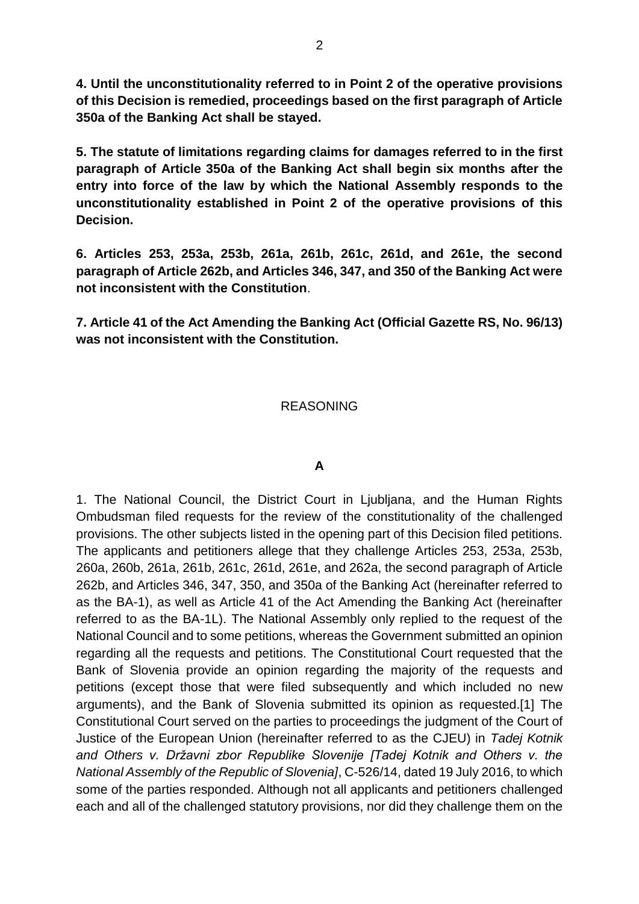**4. Until the unconstitutionality referred to in Point 2 of the operative provisions of this Decision is remedied, proceedings based on the first paragraph of Article 350a of the Banking Act shall be stayed.**

**5. The statute of limitations regarding claims for damages referred to in the first paragraph of Article 350a of the Banking Act shall begin six months after the entry into force of the law by which the National Assembly responds to the unconstitutionality established in Point 2 of the operative provisions of this Decision.**

**6. Articles 253, 253a, 253b, 261a, 261b, 261c, 261d, and 261e, the second paragraph of Article 262b, and Articles 346, 347, and 350 of the Banking Act were not inconsistent with the Constitution**.

**7. Article 41 of the Act Amending the Banking Act (Official Gazette RS, No. 96/13) was not inconsistent with the Constitution.**

## REASONING

### A

1. The National Council, the District Court in Ljubljana, and the Human Rights Ombudsman filed requests for the review of the constitutionality of the challenged provisions. The other subjects listed in the opening part of this Decision filed petitions. The applicants and petitioners allege that they challenge Articles 253, 253a, 253b, 260a, 260b, 261a, 261b, 261c, 261d, 261e, and 262a, the second paragraph of Article 262b, and Articles 346, 347, 350, and 350a of the Banking Act (hereinafter referred to as the BA-1), as well as Article 41 of the Act Amending the Banking Act (hereinafter referred to as the BA-1L). The National Assembly only replied to the request of the National Council and to some petitions, whereas the Government submitted an opinion regarding all the requests and petitions. The Constitutional Court requested that the Bank of Slovenia provide an opinion regarding the majority of the requests and petitions (except those that were filed subsequently and which included no new arguments), and the Bank of Slovenia submitted its opinion as requested.[1] The Constitutional Court served on the parties to proceedings the judgment of the Court of Justice of the European Union (hereinafter referred to as the CJEU) in *Tadej Kotnik and Others v. Državni zbor Republike Slovenije [Tadej Kotnik and Others v. the National Assembly of the Republic of Slovenia]*, C-526/14, dated 19 July 2016, to which some of the parties responded. Although not all applicants and petitioners challenged each and all of the challenged statutory provisions, nor did they challenge them on the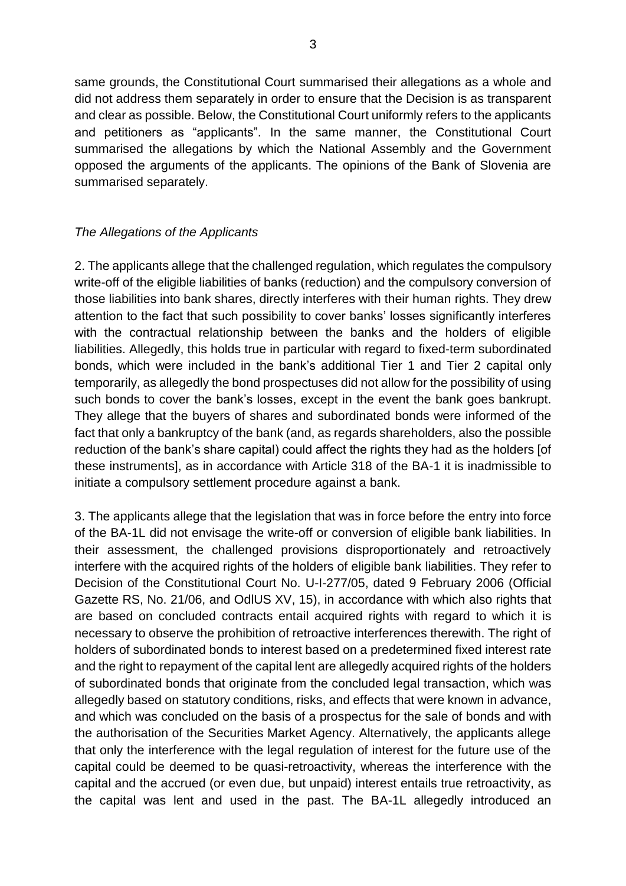same grounds, the Constitutional Court summarised their allegations as a whole and did not address them separately in order to ensure that the Decision is as transparent and clear as possible. Below, the Constitutional Court uniformly refers to the applicants and petitioners as "applicants". In the same manner, the Constitutional Court summarised the allegations by which the National Assembly and the Government opposed the arguments of the applicants. The opinions of the Bank of Slovenia are summarised separately.

*The Allegations of the Applicants*

2. The applicants allege that the challenged regulation, which regulates the compulsory write-off of the eligible liabilities of banks (reduction) and the compulsory conversion of those liabilities into bank shares, directly interferes with their human rights. They drew attention to the fact that such possibility to cover banks' losses significantly interferes with the contractual relationship between the banks and the holders of eligible liabilities. Allegedly, this holds true in particular with regard to fixed-term subordinated bonds, which were included in the bank's additional Tier 1 and Tier 2 capital only temporarily, as allegedly the bond prospectuses did not allow for the possibility of using such bonds to cover the bank's losses, except in the event the bank goes bankrupt. They allege that the buyers of shares and subordinated bonds were informed of the fact that only a bankruptcy of the bank (and, as regards shareholders, also the possible reduction of the bank's share capital) could affect the rights they had as the holders [of these instruments], as in accordance with Article 318 of the BA-1 it is inadmissible to initiate a compulsory settlement procedure against a bank.

3. The applicants allege that the legislation that was in force before the entry into force of the BA-1L did not envisage the write-off or conversion of eligible bank liabilities. In their assessment, the challenged provisions disproportionately and retroactively interfere with the acquired rights of the holders of eligible bank liabilities. They refer to Decision of the Constitutional Court No. U-I-277/05, dated 9 February 2006 (Official Gazette RS, No. 21/06, and OdlUS XV, 15), in accordance with which also rights that are based on concluded contracts entail acquired rights with regard to which it is necessary to observe the prohibition of retroactive interferences therewith. The right of holders of subordinated bonds to interest based on a predetermined fixed interest rate and the right to repayment of the capital lent are allegedly acquired rights of the holders of subordinated bonds that originate from the concluded legal transaction, which was allegedly based on statutory conditions, risks, and effects that were known in advance, and which was concluded on the basis of a prospectus for the sale of bonds and with the authorisation of the Securities Market Agency. Alternatively, the applicants allege that only the interference with the legal regulation of interest for the future use of the capital could be deemed to be quasi-retroactivity, whereas the interference with the capital and the accrued (or even due, but unpaid) interest entails true retroactivity, as the capital was lent and used in the past. The BA-1L allegedly introduced an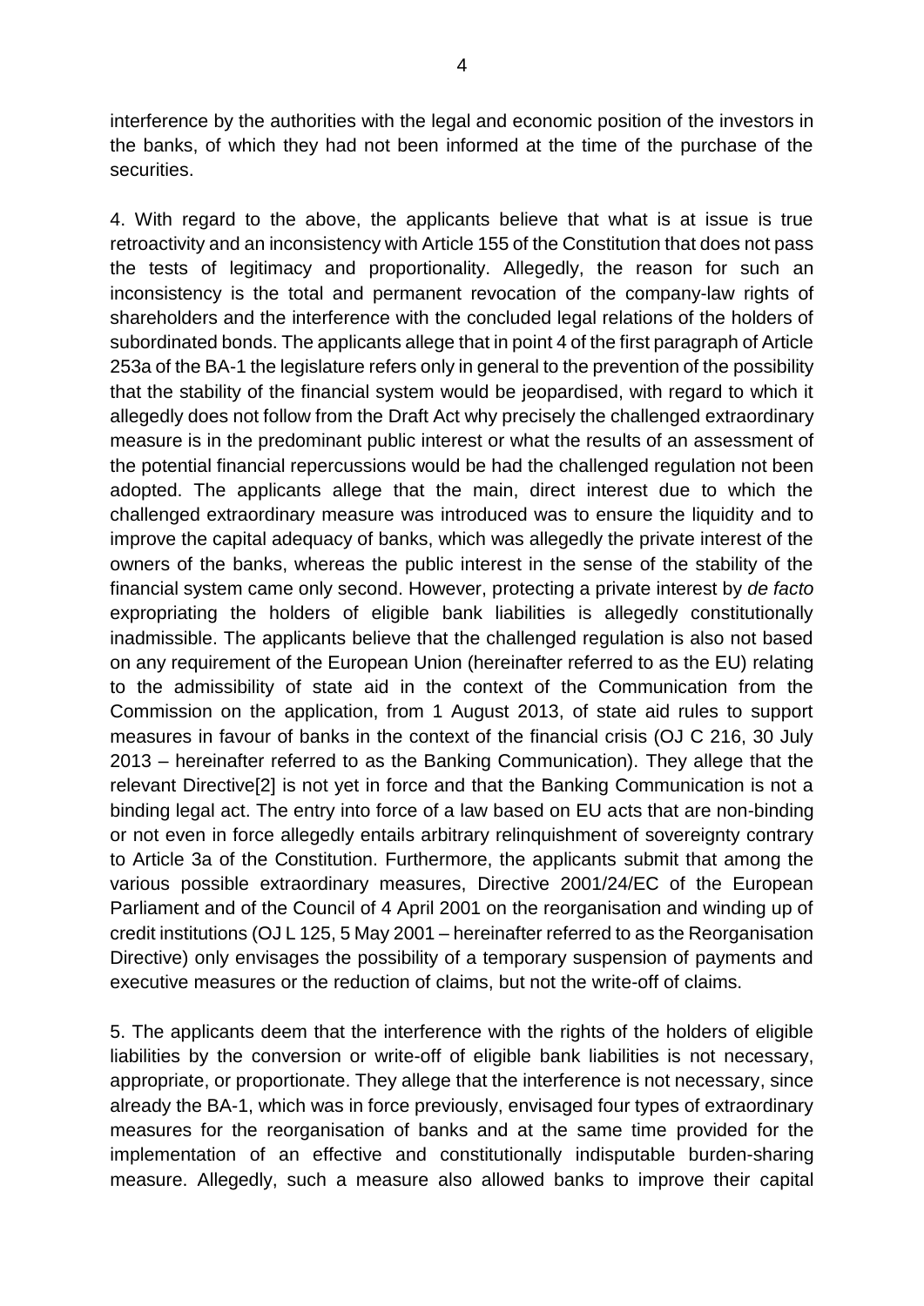interference by the authorities with the legal and economic position of the investors in the banks, of which they had not been informed at the time of the purchase of the securities.

4. With regard to the above, the applicants believe that what is at issue is true retroactivity and an inconsistency with Article 155 of the Constitution that does not pass the tests of legitimacy and proportionality. Allegedly, the reason for such an inconsistency is the total and permanent revocation of the company-law rights of shareholders and the interference with the concluded legal relations of the holders of subordinated bonds. The applicants allege that in point 4 of the first paragraph of Article 253a of the BA-1 the legislature refers only in general to the prevention of the possibility that the stability of the financial system would be jeopardised, with regard to which it allegedly does not follow from the Draft Act why precisely the challenged extraordinary measure is in the predominant public interest or what the results of an assessment of the potential financial repercussions would be had the challenged regulation not been adopted. The applicants allege that the main, direct interest due to which the challenged extraordinary measure was introduced was to ensure the liquidity and to improve the capital adequacy of banks, which was allegedly the private interest of the owners of the banks, whereas the public interest in the sense of the stability of the financial system came only second. However, protecting a private interest by *de facto* expropriating the holders of eligible bank liabilities is allegedly constitutionally inadmissible. The applicants believe that the challenged regulation is also not based on any requirement of the European Union (hereinafter referred to as the EU) relating to the admissibility of state aid in the context of the Communication from the Commission on the application, from 1 August 2013, of state aid rules to support measures in favour of banks in the context of the financial crisis (OJ C 216, 30 July 2013 – hereinafter referred to as the Banking Communication). They allege that the relevant Directive[2] is not yet in force and that the Banking Communication is not a binding legal act. The entry into force of a law based on EU acts that are non-binding or not even in force allegedly entails arbitrary relinquishment of sovereignty contrary to Article 3a of the Constitution. Furthermore, the applicants submit that among the various possible extraordinary measures, Directive 2001/24/EC of the European Parliament and of the Council of 4 April 2001 on the reorganisation and winding up of credit institutions (OJ L 125, 5 May 2001 – hereinafter referred to as the Reorganisation Directive) only envisages the possibility of a temporary suspension of payments and executive measures or the reduction of claims, but not the write-off of claims.

5. The applicants deem that the interference with the rights of the holders of eligible liabilities by the conversion or write-off of eligible bank liabilities is not necessary, appropriate, or proportionate. They allege that the interference is not necessary, since already the BA-1, which was in force previously, envisaged four types of extraordinary measures for the reorganisation of banks and at the same time provided for the implementation of an effective and constitutionally indisputable burden-sharing measure. Allegedly, such a measure also allowed banks to improve their capital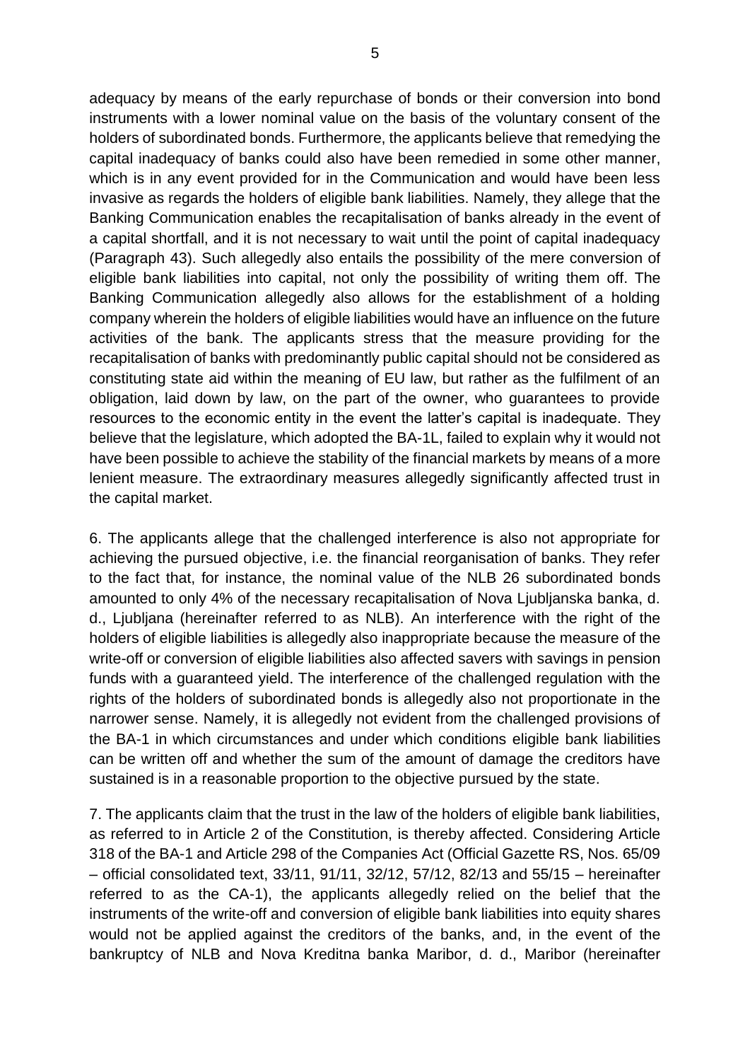adequacy by means of the early repurchase of bonds or their conversion into bond instruments with a lower nominal value on the basis of the voluntary consent of the holders of subordinated bonds. Furthermore, the applicants believe that remedying the capital inadequacy of banks could also have been remedied in some other manner, which is in any event provided for in the Communication and would have been less invasive as regards the holders of eligible bank liabilities. Namely, they allege that the Banking Communication enables the recapitalisation of banks already in the event of a capital shortfall, and it is not necessary to wait until the point of capital inadequacy (Paragraph 43). Such allegedly also entails the possibility of the mere conversion of eligible bank liabilities into capital, not only the possibility of writing them off. The Banking Communication allegedly also allows for the establishment of a holding company wherein the holders of eligible liabilities would have an influence on the future activities of the bank. The applicants stress that the measure providing for the recapitalisation of banks with predominantly public capital should not be considered as constituting state aid within the meaning of EU law, but rather as the fulfilment of an obligation, laid down by law, on the part of the owner, who guarantees to provide resources to the economic entity in the event the latter's capital is inadequate. They believe that the legislature, which adopted the BA-1L, failed to explain why it would not have been possible to achieve the stability of the financial markets by means of a more lenient measure. The extraordinary measures allegedly significantly affected trust in the capital market.

6. The applicants allege that the challenged interference is also not appropriate for achieving the pursued objective, i.e. the financial reorganisation of banks. They refer to the fact that, for instance, the nominal value of the NLB 26 subordinated bonds amounted to only 4% of the necessary recapitalisation of Nova Ljubljanska banka, d. d., Ljubljana (hereinafter referred to as NLB). An interference with the right of the holders of eligible liabilities is allegedly also inappropriate because the measure of the write-off or conversion of eligible liabilities also affected savers with savings in pension funds with a guaranteed yield. The interference of the challenged regulation with the rights of the holders of subordinated bonds is allegedly also not proportionate in the narrower sense. Namely, it is allegedly not evident from the challenged provisions of the BA-1 in which circumstances and under which conditions eligible bank liabilities can be written off and whether the sum of the amount of damage the creditors have sustained is in a reasonable proportion to the objective pursued by the state.

7. The applicants claim that the trust in the law of the holders of eligible bank liabilities, as referred to in Article 2 of the Constitution, is thereby affected. Considering Article 318 of the BA-1 and Article 298 of the Companies Act (Official Gazette RS, Nos. 65/09 – official consolidated text, 33/11, 91/11, 32/12, 57/12, 82/13 and 55/15 – hereinafter referred to as the CA-1), the applicants allegedly relied on the belief that the instruments of the write-off and conversion of eligible bank liabilities into equity shares would not be applied against the creditors of the banks, and, in the event of the bankruptcy of NLB and Nova Kreditna banka Maribor, d. d., Maribor (hereinafter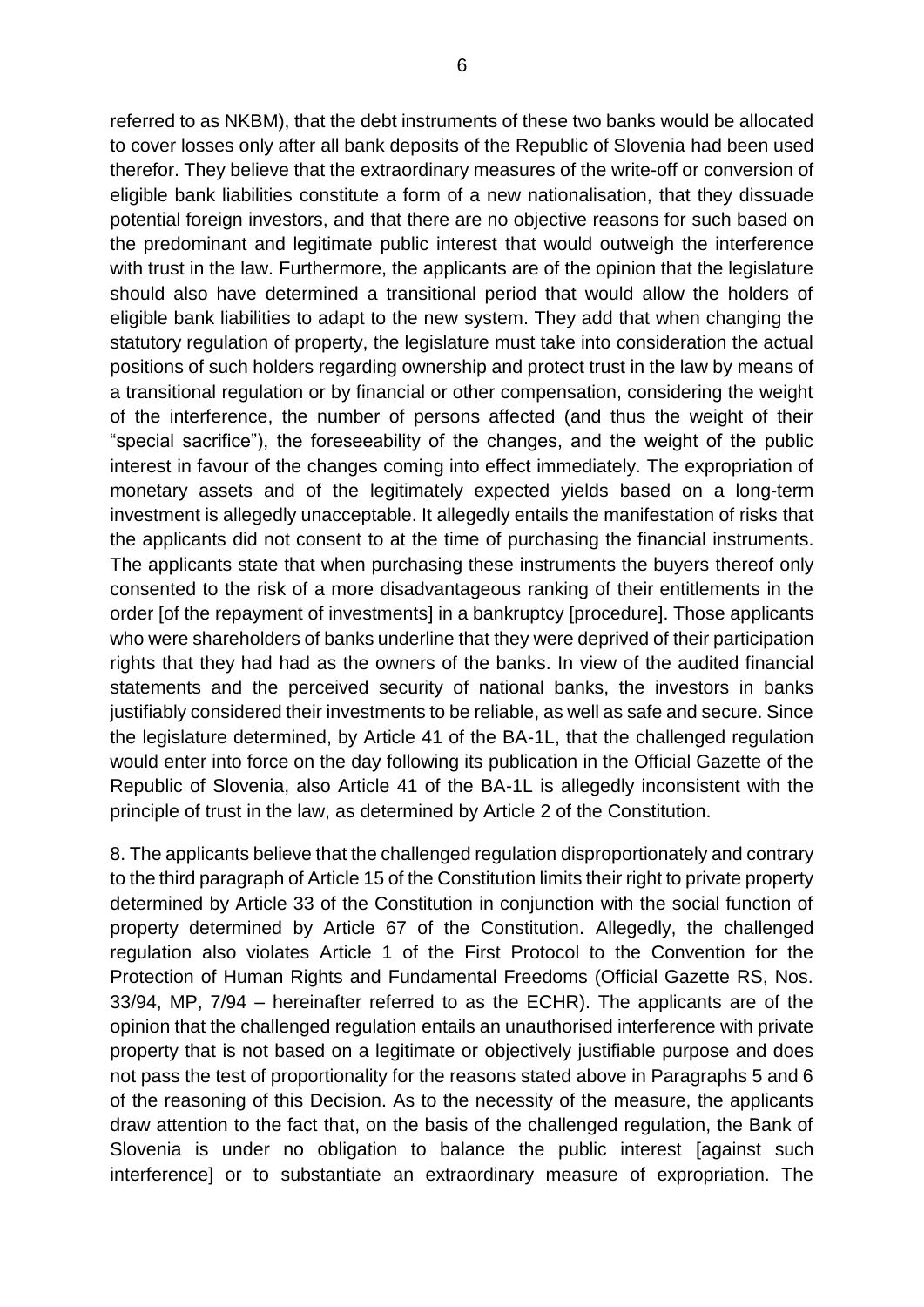referred to as NKBM), that the debt instruments of these two banks would be allocated to cover losses only after all bank deposits of the Republic of Slovenia had been used therefor. They believe that the extraordinary measures of the write-off or conversion of eligible bank liabilities constitute a form of a new nationalisation, that they dissuade potential foreign investors, and that there are no objective reasons for such based on the predominant and legitimate public interest that would outweigh the interference with trust in the law. Furthermore, the applicants are of the opinion that the legislature should also have determined a transitional period that would allow the holders of eligible bank liabilities to adapt to the new system. They add that when changing the statutory regulation of property, the legislature must take into consideration the actual positions of such holders regarding ownership and protect trust in the law by means of a transitional regulation or by financial or other compensation, considering the weight of the interference, the number of persons affected (and thus the weight of their "special sacrifice"), the foreseeability of the changes, and the weight of the public interest in favour of the changes coming into effect immediately. The expropriation of monetary assets and of the legitimately expected yields based on a long-term investment is allegedly unacceptable. It allegedly entails the manifestation of risks that the applicants did not consent to at the time of purchasing the financial instruments. The applicants state that when purchasing these instruments the buyers thereof only consented to the risk of a more disadvantageous ranking of their entitlements in the order [of the repayment of investments] in a bankruptcy [procedure]. Those applicants who were shareholders of banks underline that they were deprived of their participation rights that they had had as the owners of the banks. In view of the audited financial statements and the perceived security of national banks, the investors in banks justifiably considered their investments to be reliable, as well as safe and secure. Since the legislature determined, by Article 41 of the BA-1L, that the challenged regulation would enter into force on the day following its publication in the Official Gazette of the Republic of Slovenia, also Article 41 of the BA-1L is allegedly inconsistent with the principle of trust in the law, as determined by Article 2 of the Constitution.

8. The applicants believe that the challenged regulation disproportionately and contrary to the third paragraph of Article 15 of the Constitution limits their right to private property determined by Article 33 of the Constitution in conjunction with the social function of property determined by Article 67 of the Constitution. Allegedly, the challenged regulation also violates Article 1 of the First Protocol to the Convention for the Protection of Human Rights and Fundamental Freedoms (Official Gazette RS, Nos. 33/94, MP, 7/94 – hereinafter referred to as the ECHR). The applicants are of the opinion that the challenged regulation entails an unauthorised interference with private property that is not based on a legitimate or objectively justifiable purpose and does not pass the test of proportionality for the reasons stated above in Paragraphs 5 and 6 of the reasoning of this Decision. As to the necessity of the measure, the applicants draw attention to the fact that, on the basis of the challenged regulation, the Bank of Slovenia is under no obligation to balance the public interest [against such interference] or to substantiate an extraordinary measure of expropriation. The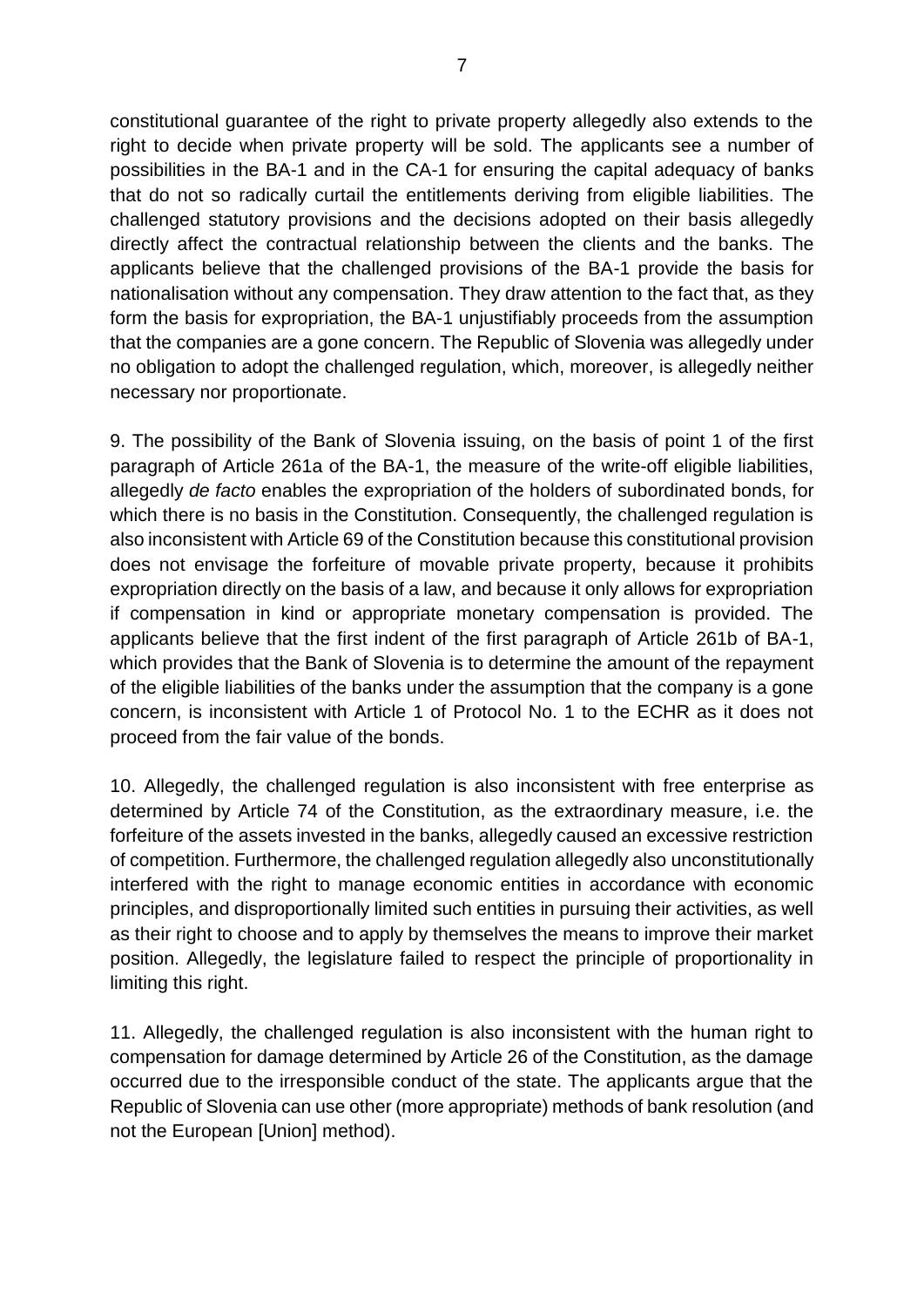constitutional guarantee of the right to private property allegedly also extends to the right to decide when private property will be sold. The applicants see a number of possibilities in the BA-1 and in the CA-1 for ensuring the capital adequacy of banks that do not so radically curtail the entitlements deriving from eligible liabilities. The challenged statutory provisions and the decisions adopted on their basis allegedly directly affect the contractual relationship between the clients and the banks. The applicants believe that the challenged provisions of the BA-1 provide the basis for nationalisation without any compensation. They draw attention to the fact that, as they form the basis for expropriation, the BA-1 unjustifiably proceeds from the assumption that the companies are a gone concern. The Republic of Slovenia was allegedly under no obligation to adopt the challenged regulation, which, moreover, is allegedly neither necessary nor proportionate.

9. The possibility of the Bank of Slovenia issuing, on the basis of point 1 of the first paragraph of Article 261a of the BA-1, the measure of the write-off eligible liabilities, allegedly *de facto* enables the expropriation of the holders of subordinated bonds, for which there is no basis in the Constitution. Consequently, the challenged regulation is also inconsistent with Article 69 of the Constitution because this constitutional provision does not envisage the forfeiture of movable private property, because it prohibits expropriation directly on the basis of a law, and because it only allows for expropriation if compensation in kind or appropriate monetary compensation is provided. The applicants believe that the first indent of the first paragraph of Article 261b of BA-1, which provides that the Bank of Slovenia is to determine the amount of the repayment of the eligible liabilities of the banks under the assumption that the company is a gone concern, is inconsistent with Article 1 of Protocol No. 1 to the ECHR as it does not proceed from the fair value of the bonds.

10. Allegedly, the challenged regulation is also inconsistent with free enterprise as determined by Article 74 of the Constitution, as the extraordinary measure, i.e. the forfeiture of the assets invested in the banks, allegedly caused an excessive restriction of competition. Furthermore, the challenged regulation allegedly also unconstitutionally interfered with the right to manage economic entities in accordance with economic principles, and disproportionally limited such entities in pursuing their activities, as well as their right to choose and to apply by themselves the means to improve their market position. Allegedly, the legislature failed to respect the principle of proportionality in limiting this right.

11. Allegedly, the challenged regulation is also inconsistent with the human right to compensation for damage determined by Article 26 of the Constitution, as the damage occurred due to the irresponsible conduct of the state. The applicants argue that the Republic of Slovenia can use other (more appropriate) methods of bank resolution (and not the European [Union] method).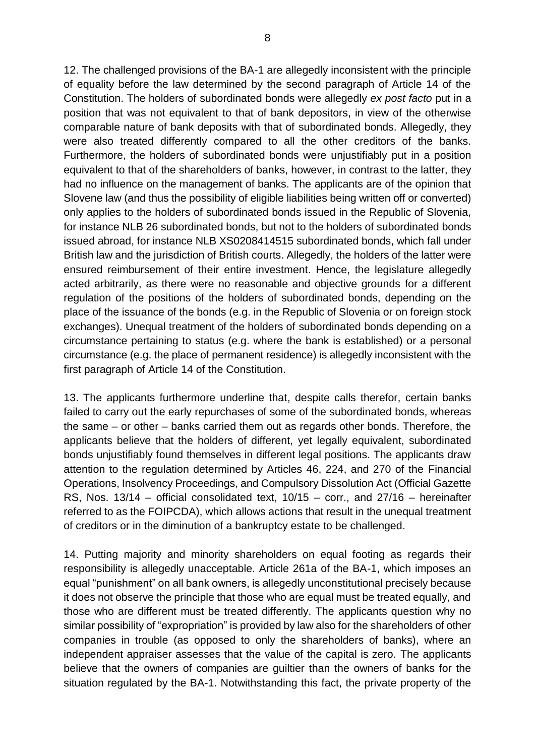12. The challenged provisions of the BA-1 are allegedly inconsistent with the principle of equality before the law determined by the second paragraph of Article 14 of the Constitution. The holders of subordinated bonds were allegedly *ex post facto* put in a position that was not equivalent to that of bank depositors, in view of the otherwise comparable nature of bank deposits with that of subordinated bonds. Allegedly, they were also treated differently compared to all the other creditors of the banks. Furthermore, the holders of subordinated bonds were unjustifiably put in a position equivalent to that of the shareholders of banks, however, in contrast to the latter, they had no influence on the management of banks. The applicants are of the opinion that Slovene law (and thus the possibility of eligible liabilities being written off or converted) only applies to the holders of subordinated bonds issued in the Republic of Slovenia, for instance NLB 26 subordinated bonds, but not to the holders of subordinated bonds issued abroad, for instance NLB XS0208414515 subordinated bonds, which fall under British law and the jurisdiction of British courts. Allegedly, the holders of the latter were ensured reimbursement of their entire investment. Hence, the legislature allegedly acted arbitrarily, as there were no reasonable and objective grounds for a different regulation of the positions of the holders of subordinated bonds, depending on the place of the issuance of the bonds (e.g. in the Republic of Slovenia or on foreign stock exchanges). Unequal treatment of the holders of subordinated bonds depending on a circumstance pertaining to status (e.g. where the bank is established) or a personal circumstance (e.g. the place of permanent residence) is allegedly inconsistent with the first paragraph of Article 14 of the Constitution.

13. The applicants furthermore underline that, despite calls therefor, certain banks failed to carry out the early repurchases of some of the subordinated bonds, whereas the same – or other – banks carried them out as regards other bonds. Therefore, the applicants believe that the holders of different, yet legally equivalent, subordinated bonds unjustifiably found themselves in different legal positions. The applicants draw attention to the regulation determined by Articles 46, 224, and 270 of the Financial Operations, Insolvency Proceedings, and Compulsory Dissolution Act (Official Gazette RS, Nos. 13/14 – official consolidated text, 10/15 – corr., and 27/16 – hereinafter referred to as the FOIPCDA), which allows actions that result in the unequal treatment of creditors or in the diminution of a bankruptcy estate to be challenged.

14. Putting majority and minority shareholders on equal footing as regards their responsibility is allegedly unacceptable. Article 261a of the BA-1, which imposes an equal "punishment" on all bank owners, is allegedly unconstitutional precisely because it does not observe the principle that those who are equal must be treated equally, and those who are different must be treated differently. The applicants question why no similar possibility of "expropriation" is provided by law also for the shareholders of other companies in trouble (as opposed to only the shareholders of banks), where an independent appraiser assesses that the value of the capital is zero. The applicants believe that the owners of companies are guiltier than the owners of banks for the situation regulated by the BA-1. Notwithstanding this fact, the private property of the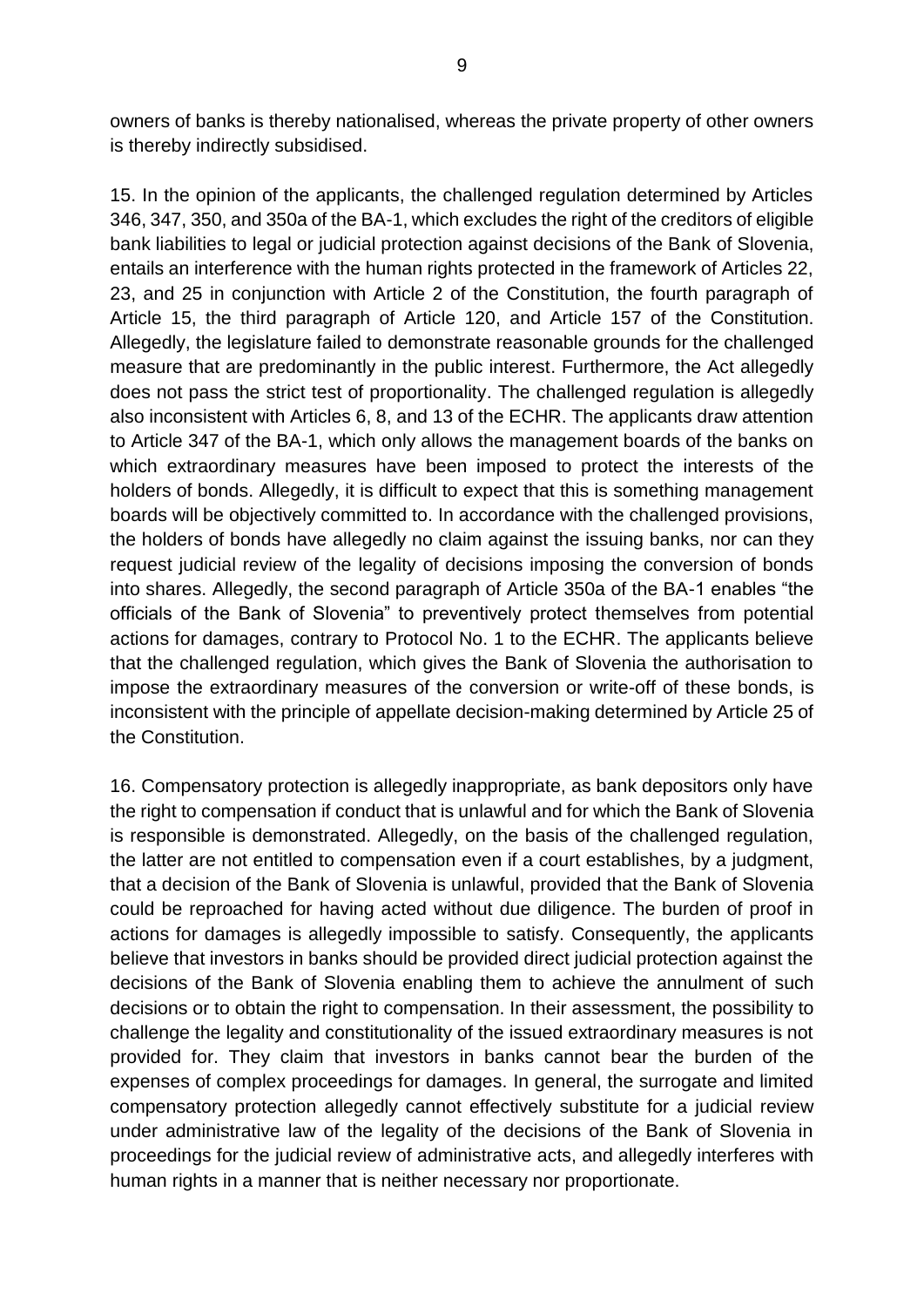owners of banks is thereby nationalised, whereas the private property of other owners is thereby indirectly subsidised.

15. In the opinion of the applicants, the challenged regulation determined by Articles 346, 347, 350, and 350a of the BA-1, which excludes the right of the creditors of eligible bank liabilities to legal or judicial protection against decisions of the Bank of Slovenia, entails an interference with the human rights protected in the framework of Articles 22, 23, and 25 in conjunction with Article 2 of the Constitution, the fourth paragraph of Article 15, the third paragraph of Article 120, and Article 157 of the Constitution. Allegedly, the legislature failed to demonstrate reasonable grounds for the challenged measure that are predominantly in the public interest. Furthermore, the Act allegedly does not pass the strict test of proportionality. The challenged regulation is allegedly also inconsistent with Articles 6, 8, and 13 of the ECHR. The applicants draw attention to Article 347 of the BA-1, which only allows the management boards of the banks on which extraordinary measures have been imposed to protect the interests of the holders of bonds. Allegedly, it is difficult to expect that this is something management boards will be objectively committed to. In accordance with the challenged provisions, the holders of bonds have allegedly no claim against the issuing banks, nor can they request judicial review of the legality of decisions imposing the conversion of bonds into shares. Allegedly, the second paragraph of Article 350a of the BA-1 enables "the officials of the Bank of Slovenia" to preventively protect themselves from potential actions for damages, contrary to Protocol No. 1 to the ECHR. The applicants believe that the challenged regulation, which gives the Bank of Slovenia the authorisation to impose the extraordinary measures of the conversion or write-off of these bonds, is inconsistent with the principle of appellate decision-making determined by Article 25 of the Constitution.

16. Compensatory protection is allegedly inappropriate, as bank depositors only have the right to compensation if conduct that is unlawful and for which the Bank of Slovenia is responsible is demonstrated. Allegedly, on the basis of the challenged regulation, the latter are not entitled to compensation even if a court establishes, by a judgment, that a decision of the Bank of Slovenia is unlawful, provided that the Bank of Slovenia could be reproached for having acted without due diligence. The burden of proof in actions for damages is allegedly impossible to satisfy. Consequently, the applicants believe that investors in banks should be provided direct judicial protection against the decisions of the Bank of Slovenia enabling them to achieve the annulment of such decisions or to obtain the right to compensation. In their assessment, the possibility to challenge the legality and constitutionality of the issued extraordinary measures is not provided for. They claim that investors in banks cannot bear the burden of the expenses of complex proceedings for damages. In general, the surrogate and limited compensatory protection allegedly cannot effectively substitute for a judicial review under administrative law of the legality of the decisions of the Bank of Slovenia in proceedings for the judicial review of administrative acts, and allegedly interferes with human rights in a manner that is neither necessary nor proportionate.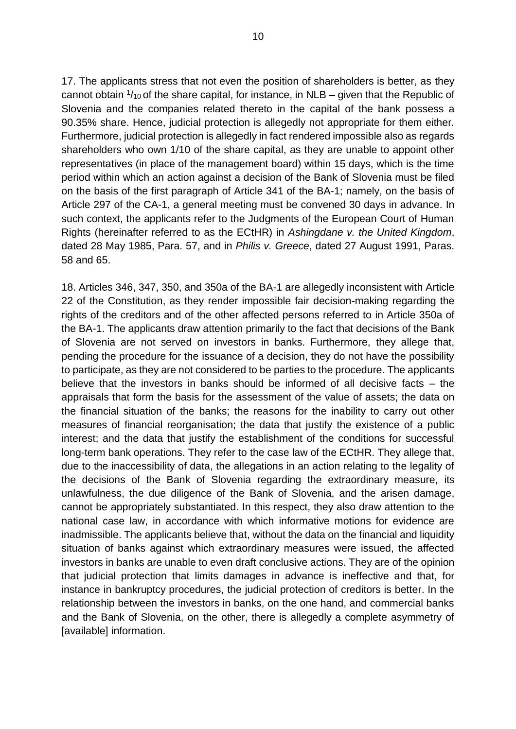17. The applicants stress that not even the position of shareholders is better, as they cannot obtain $^1/_{10}$ of the share capital, for instance, in NLB – given that the Republic of Slovenia and the companies related thereto in the capital of the bank possess a 90.35% share. Hence, judicial protection is allegedly not appropriate for them either. Furthermore, judicial protection is allegedly in fact rendered impossible also as regards shareholders who own 1/10 of the share capital, as they are unable to appoint other representatives (in place of the management board) within 15 days, which is the time period within which an action against a decision of the Bank of Slovenia must be filed on the basis of the first paragraph of Article 341 of the BA-1; namely, on the basis of Article 297 of the CA-1, a general meeting must be convened 30 days in advance. In such context, the applicants refer to the Judgments of the European Court of Human Rights (hereinafter referred to as the ECtHR) in *Ashingdane v. the United Kingdom*, dated 28 May 1985, Para. 57, and in *Philis v. Greece*, dated 27 August 1991, Paras. 58 and 65.

18. Articles 346, 347, 350, and 350a of the BA-1 are allegedly inconsistent with Article 22 of the Constitution, as they render impossible fair decision-making regarding the rights of the creditors and of the other affected persons referred to in Article 350a of the BA-1. The applicants draw attention primarily to the fact that decisions of the Bank of Slovenia are not served on investors in banks. Furthermore, they allege that, pending the procedure for the issuance of a decision, they do not have the possibility to participate, as they are not considered to be parties to the procedure. The applicants believe that the investors in banks should be informed of all decisive facts – the appraisals that form the basis for the assessment of the value of assets; the data on the financial situation of the banks; the reasons for the inability to carry out other measures of financial reorganisation; the data that justify the existence of a public interest; and the data that justify the establishment of the conditions for successful long-term bank operations. They refer to the case law of the ECtHR. They allege that, due to the inaccessibility of data, the allegations in an action relating to the legality of the decisions of the Bank of Slovenia regarding the extraordinary measure, its unlawfulness, the due diligence of the Bank of Slovenia, and the arisen damage, cannot be appropriately substantiated. In this respect, they also draw attention to the national case law, in accordance with which informative motions for evidence are inadmissible. The applicants believe that, without the data on the financial and liquidity situation of banks against which extraordinary measures were issued, the affected investors in banks are unable to even draft conclusive actions. They are of the opinion that judicial protection that limits damages in advance is ineffective and that, for instance in bankruptcy procedures, the judicial protection of creditors is better. In the relationship between the investors in banks, on the one hand, and commercial banks and the Bank of Slovenia, on the other, there is allegedly a complete asymmetry of [available] information.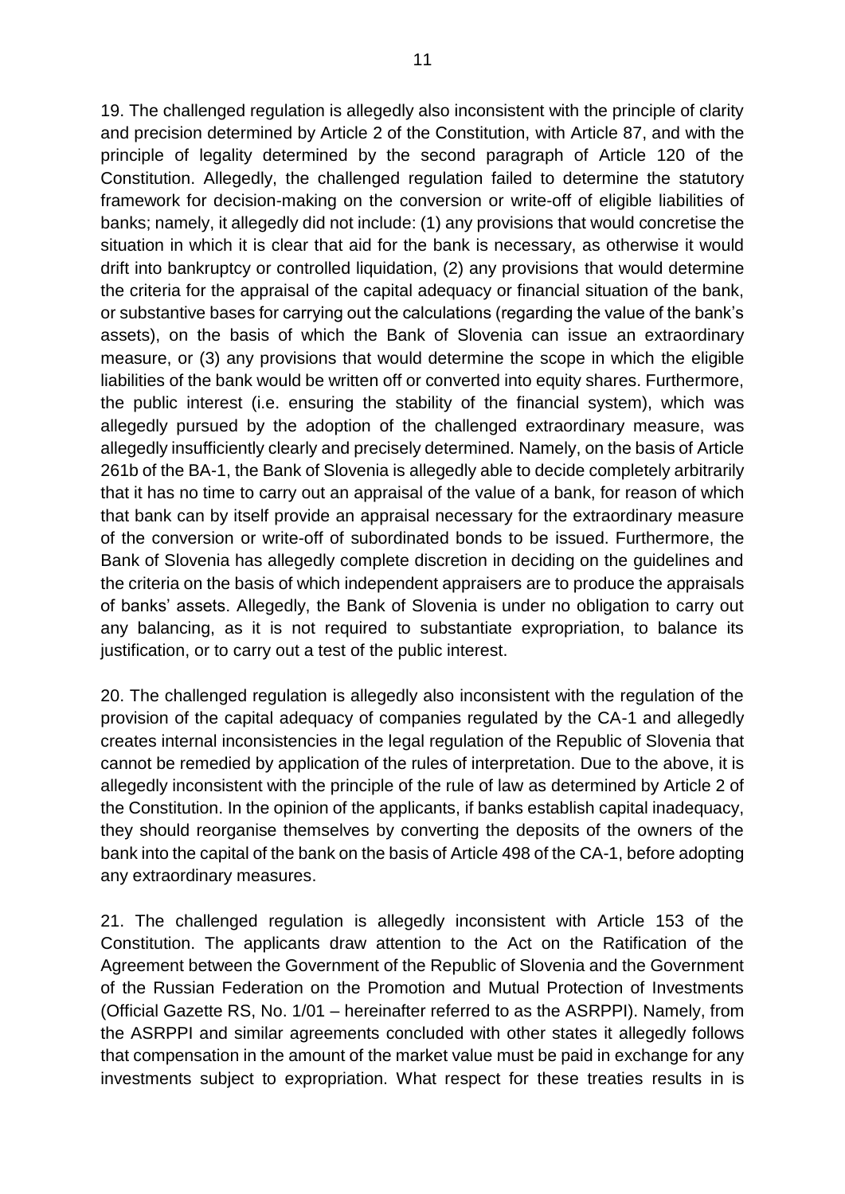19. The challenged regulation is allegedly also inconsistent with the principle of clarity and precision determined by Article 2 of the Constitution, with Article 87, and with the principle of legality determined by the second paragraph of Article 120 of the Constitution. Allegedly, the challenged regulation failed to determine the statutory framework for decision-making on the conversion or write-off of eligible liabilities of banks; namely, it allegedly did not include: (1) any provisions that would concretise the situation in which it is clear that aid for the bank is necessary, as otherwise it would drift into bankruptcy or controlled liquidation, (2) any provisions that would determine the criteria for the appraisal of the capital adequacy or financial situation of the bank, or substantive bases for carrying out the calculations (regarding the value of the bank's assets), on the basis of which the Bank of Slovenia can issue an extraordinary measure, or (3) any provisions that would determine the scope in which the eligible liabilities of the bank would be written off or converted into equity shares. Furthermore, the public interest (i.e. ensuring the stability of the financial system), which was allegedly pursued by the adoption of the challenged extraordinary measure, was allegedly insufficiently clearly and precisely determined. Namely, on the basis of Article 261b of the BA-1, the Bank of Slovenia is allegedly able to decide completely arbitrarily that it has no time to carry out an appraisal of the value of a bank, for reason of which that bank can by itself provide an appraisal necessary for the extraordinary measure of the conversion or write-off of subordinated bonds to be issued. Furthermore, the Bank of Slovenia has allegedly complete discretion in deciding on the guidelines and the criteria on the basis of which independent appraisers are to produce the appraisals of banks' assets. Allegedly, the Bank of Slovenia is under no obligation to carry out any balancing, as it is not required to substantiate expropriation, to balance its justification, or to carry out a test of the public interest.

20. The challenged regulation is allegedly also inconsistent with the regulation of the provision of the capital adequacy of companies regulated by the CA-1 and allegedly creates internal inconsistencies in the legal regulation of the Republic of Slovenia that cannot be remedied by application of the rules of interpretation. Due to the above, it is allegedly inconsistent with the principle of the rule of law as determined by Article 2 of the Constitution. In the opinion of the applicants, if banks establish capital inadequacy, they should reorganise themselves by converting the deposits of the owners of the bank into the capital of the bank on the basis of Article 498 of the CA-1, before adopting any extraordinary measures.

21. The challenged regulation is allegedly inconsistent with Article 153 of the Constitution. The applicants draw attention to the Act on the Ratification of the Agreement between the Government of the Republic of Slovenia and the Government of the Russian Federation on the Promotion and Mutual Protection of Investments (Official Gazette RS, No. 1/01 – hereinafter referred to as the ASRPPI). Namely, from the ASRPPI and similar agreements concluded with other states it allegedly follows that compensation in the amount of the market value must be paid in exchange for any investments subject to expropriation. What respect for these treaties results in is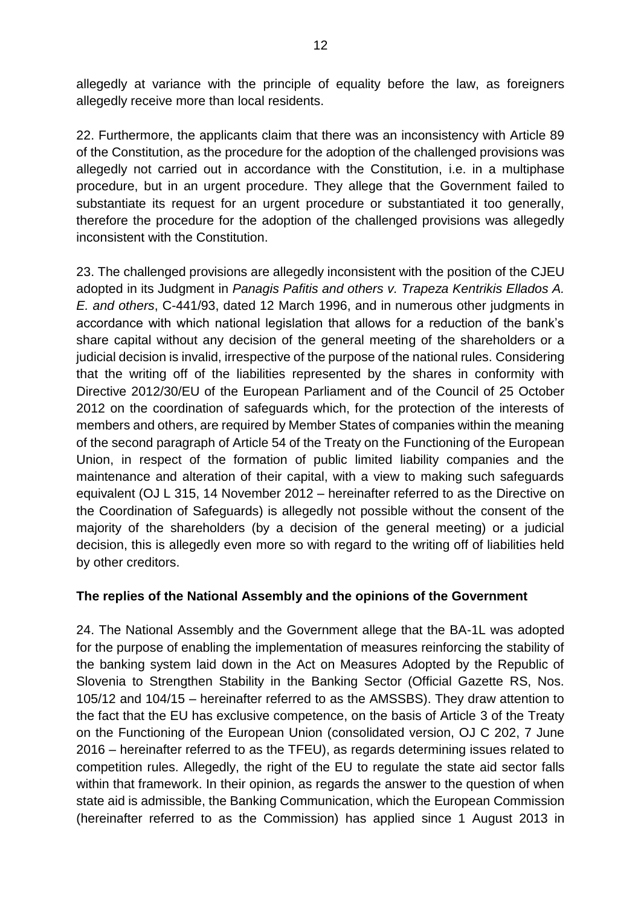allegedly at variance with the principle of equality before the law, as foreigners allegedly receive more than local residents.

22. Furthermore, the applicants claim that there was an inconsistency with Article 89 of the Constitution, as the procedure for the adoption of the challenged provisions was allegedly not carried out in accordance with the Constitution, i.e. in a multiphase procedure, but in an urgent procedure. They allege that the Government failed to substantiate its request for an urgent procedure or substantiated it too generally, therefore the procedure for the adoption of the challenged provisions was allegedly inconsistent with the Constitution.

23. The challenged provisions are allegedly inconsistent with the position of the CJEU adopted in its Judgment in *Panagis Pafitis and others v. Trapeza Kentrikis Ellados A. E. and others*, C-441/93, dated 12 March 1996, and in numerous other judgments in accordance with which national legislation that allows for a reduction of the bank's share capital without any decision of the general meeting of the shareholders or a judicial decision is invalid, irrespective of the purpose of the national rules. Considering that the writing off of the liabilities represented by the shares in conformity with Directive 2012/30/EU of the European Parliament and of the Council of 25 October 2012 on the coordination of safeguards which, for the protection of the interests of members and others, are required by Member States of companies within the meaning of the second paragraph of Article 54 of the Treaty on the Functioning of the European Union, in respect of the formation of public limited liability companies and the maintenance and alteration of their capital, with a view to making such safeguards equivalent (OJ L 315, 14 November 2012 – hereinafter referred to as the Directive on the Coordination of Safeguards) is allegedly not possible without the consent of the majority of the shareholders (by a decision of the general meeting) or a judicial decision, this is allegedly even more so with regard to the writing off of liabilities held by other creditors.

**The replies of the National Assembly and the opinions of the Government**

24. The National Assembly and the Government allege that the BA-1L was adopted for the purpose of enabling the implementation of measures reinforcing the stability of the banking system laid down in the Act on Measures Adopted by the Republic of Slovenia to Strengthen Stability in the Banking Sector (Official Gazette RS, Nos. 105/12 and 104/15 – hereinafter referred to as the AMSSBS). They draw attention to the fact that the EU has exclusive competence, on the basis of Article 3 of the Treaty on the Functioning of the European Union (consolidated version, OJ C 202, 7 June 2016 – hereinafter referred to as the TFEU), as regards determining issues related to competition rules. Allegedly, the right of the EU to regulate the state aid sector falls within that framework. In their opinion, as regards the answer to the question of when state aid is admissible, the Banking Communication, which the European Commission (hereinafter referred to as the Commission) has applied since 1 August 2013 in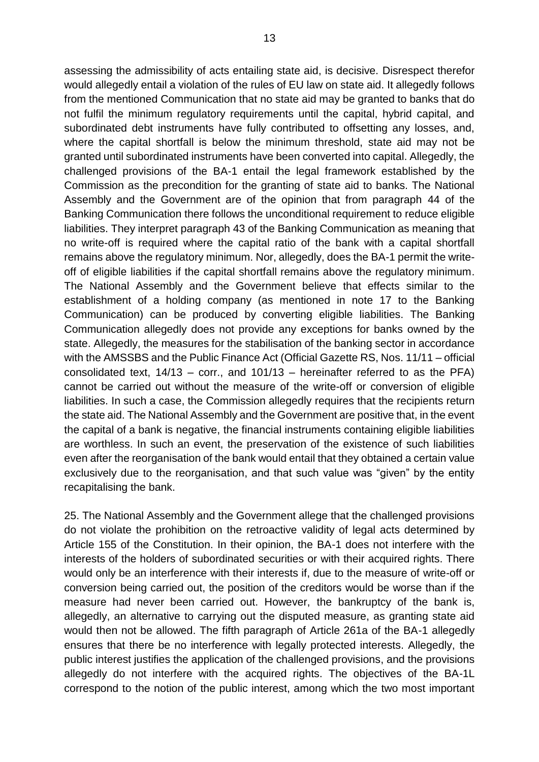assessing the admissibility of acts entailing state aid, is decisive. Disrespect therefor would allegedly entail a violation of the rules of EU law on state aid. It allegedly follows from the mentioned Communication that no state aid may be granted to banks that do not fulfil the minimum regulatory requirements until the capital, hybrid capital, and subordinated debt instruments have fully contributed to offsetting any losses, and, where the capital shortfall is below the minimum threshold, state aid may not be granted until subordinated instruments have been converted into capital. Allegedly, the challenged provisions of the BA-1 entail the legal framework established by the Commission as the precondition for the granting of state aid to banks. The National Assembly and the Government are of the opinion that from paragraph 44 of the Banking Communication there follows the unconditional requirement to reduce eligible liabilities. They interpret paragraph 43 of the Banking Communication as meaning that no write-off is required where the capital ratio of the bank with a capital shortfall remains above the regulatory minimum. Nor, allegedly, does the BA-1 permit the write-off of eligible liabilities if the capital shortfall remains above the regulatory minimum. The National Assembly and the Government believe that effects similar to the establishment of a holding company (as mentioned in note 17 to the Banking Communication) can be produced by converting eligible liabilities. The Banking Communication allegedly does not provide any exceptions for banks owned by the state. Allegedly, the measures for the stabilisation of the banking sector in accordance with the AMSSBS and the Public Finance Act (Official Gazette RS, Nos. 11/11 – official consolidated text, 14/13 – corr., and 101/13 – hereinafter referred to as the PFA) cannot be carried out without the measure of the write-off or conversion of eligible liabilities. In such a case, the Commission allegedly requires that the recipients return the state aid. The National Assembly and the Government are positive that, in the event the capital of a bank is negative, the financial instruments containing eligible liabilities are worthless. In such an event, the preservation of the existence of such liabilities even after the reorganisation of the bank would entail that they obtained a certain value exclusively due to the reorganisation, and that such value was "given" by the entity recapitalising the bank.

25. The National Assembly and the Government allege that the challenged provisions do not violate the prohibition on the retroactive validity of legal acts determined by Article 155 of the Constitution. In their opinion, the BA-1 does not interfere with the interests of the holders of subordinated securities or with their acquired rights. There would only be an interference with their interests if, due to the measure of write-off or conversion being carried out, the position of the creditors would be worse than if the measure had never been carried out. However, the bankruptcy of the bank is, allegedly, an alternative to carrying out the disputed measure, as granting state aid would then not be allowed. The fifth paragraph of Article 261a of the BA-1 allegedly ensures that there be no interference with legally protected interests. Allegedly, the public interest justifies the application of the challenged provisions, and the provisions allegedly do not interfere with the acquired rights. The objectives of the BA-1L correspond to the notion of the public interest, among which the two most important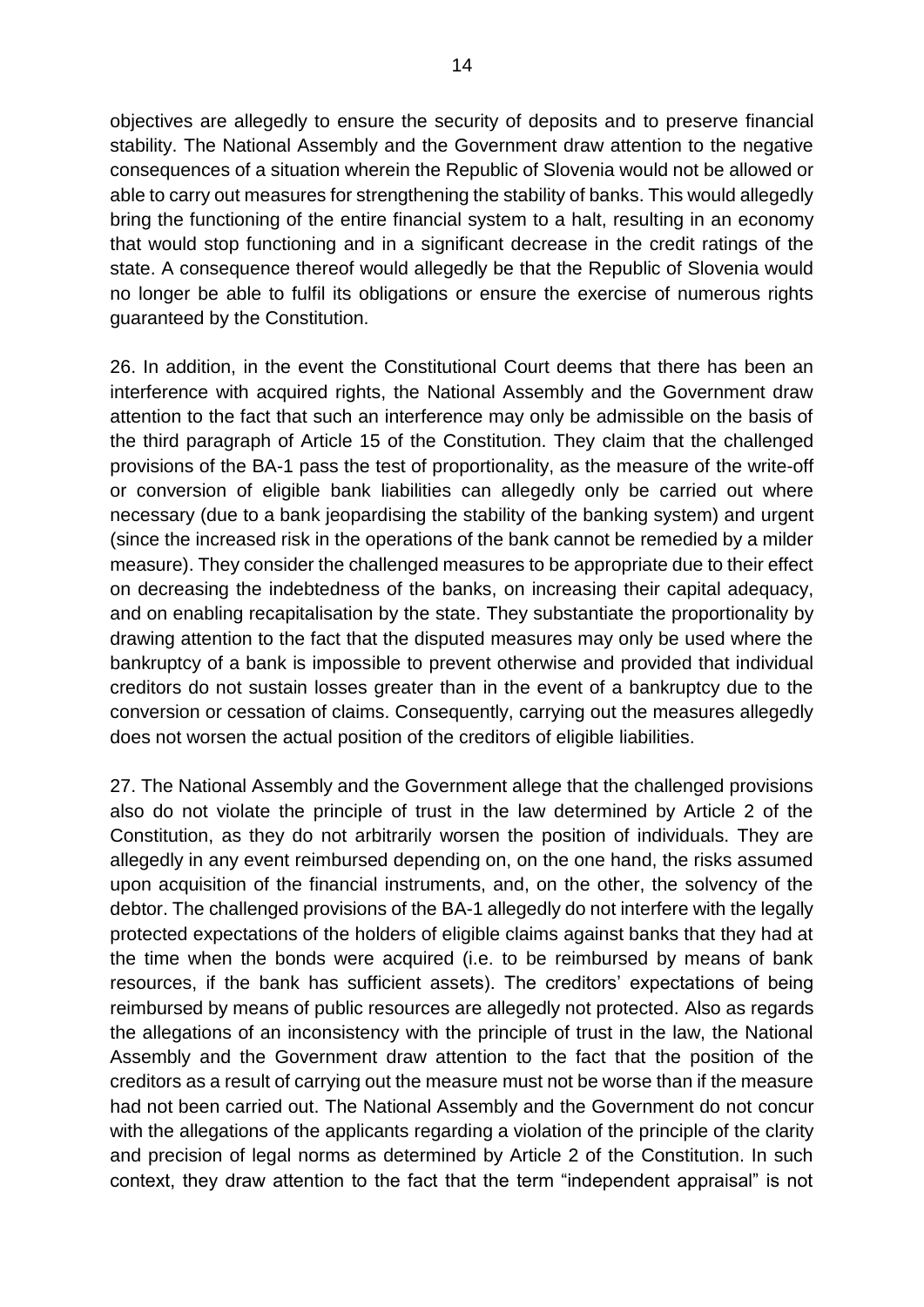objectives are allegedly to ensure the security of deposits and to preserve financial stability. The National Assembly and the Government draw attention to the negative consequences of a situation wherein the Republic of Slovenia would not be allowed or able to carry out measures for strengthening the stability of banks. This would allegedly bring the functioning of the entire financial system to a halt, resulting in an economy that would stop functioning and in a significant decrease in the credit ratings of the state. A consequence thereof would allegedly be that the Republic of Slovenia would no longer be able to fulfil its obligations or ensure the exercise of numerous rights guaranteed by the Constitution.

26. In addition, in the event the Constitutional Court deems that there has been an interference with acquired rights, the National Assembly and the Government draw attention to the fact that such an interference may only be admissible on the basis of the third paragraph of Article 15 of the Constitution. They claim that the challenged provisions of the BA-1 pass the test of proportionality, as the measure of the write-off or conversion of eligible bank liabilities can allegedly only be carried out where necessary (due to a bank jeopardising the stability of the banking system) and urgent (since the increased risk in the operations of the bank cannot be remedied by a milder measure). They consider the challenged measures to be appropriate due to their effect on decreasing the indebtedness of the banks, on increasing their capital adequacy, and on enabling recapitalisation by the state. They substantiate the proportionality by drawing attention to the fact that the disputed measures may only be used where the bankruptcy of a bank is impossible to prevent otherwise and provided that individual creditors do not sustain losses greater than in the event of a bankruptcy due to the conversion or cessation of claims. Consequently, carrying out the measures allegedly does not worsen the actual position of the creditors of eligible liabilities.

27. The National Assembly and the Government allege that the challenged provisions also do not violate the principle of trust in the law determined by Article 2 of the Constitution, as they do not arbitrarily worsen the position of individuals. They are allegedly in any event reimbursed depending on, on the one hand, the risks assumed upon acquisition of the financial instruments, and, on the other, the solvency of the debtor. The challenged provisions of the BA-1 allegedly do not interfere with the legally protected expectations of the holders of eligible claims against banks that they had at the time when the bonds were acquired (i.e. to be reimbursed by means of bank resources, if the bank has sufficient assets). The creditors' expectations of being reimbursed by means of public resources are allegedly not protected. Also as regards the allegations of an inconsistency with the principle of trust in the law, the National Assembly and the Government draw attention to the fact that the position of the creditors as a result of carrying out the measure must not be worse than if the measure had not been carried out. The National Assembly and the Government do not concur with the allegations of the applicants regarding a violation of the principle of the clarity and precision of legal norms as determined by Article 2 of the Constitution. In such context, they draw attention to the fact that the term "independent appraisal" is not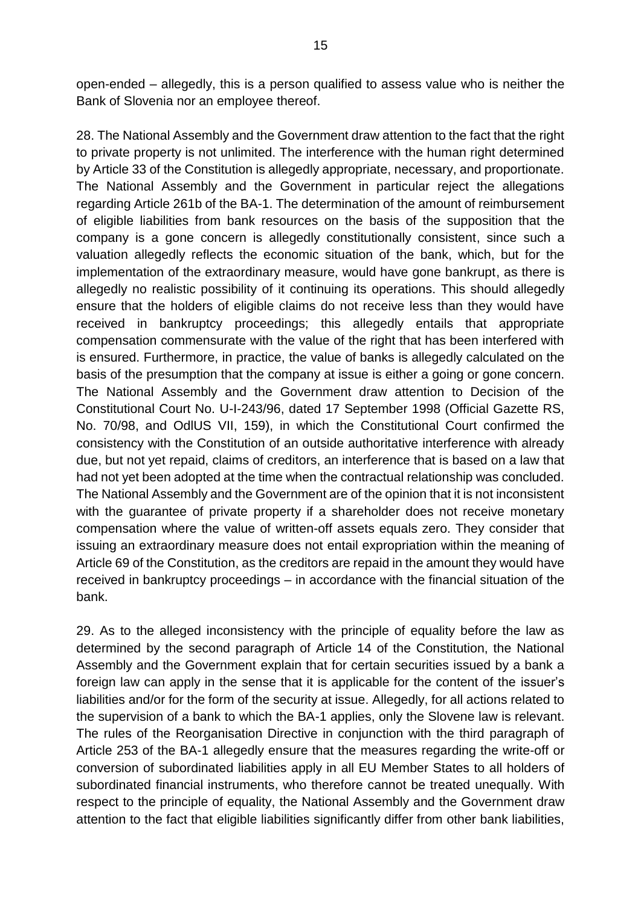open-ended – allegedly, this is a person qualified to assess value who is neither the Bank of Slovenia nor an employee thereof.

28. The National Assembly and the Government draw attention to the fact that the right to private property is not unlimited. The interference with the human right determined by Article 33 of the Constitution is allegedly appropriate, necessary, and proportionate. The National Assembly and the Government in particular reject the allegations regarding Article 261b of the BA-1. The determination of the amount of reimbursement of eligible liabilities from bank resources on the basis of the supposition that the company is a gone concern is allegedly constitutionally consistent, since such a valuation allegedly reflects the economic situation of the bank, which, but for the implementation of the extraordinary measure, would have gone bankrupt, as there is allegedly no realistic possibility of it continuing its operations. This should allegedly ensure that the holders of eligible claims do not receive less than they would have received in bankruptcy proceedings; this allegedly entails that appropriate compensation commensurate with the value of the right that has been interfered with is ensured. Furthermore, in practice, the value of banks is allegedly calculated on the basis of the presumption that the company at issue is either a going or gone concern. The National Assembly and the Government draw attention to Decision of the Constitutional Court No. U-I-243/96, dated 17 September 1998 (Official Gazette RS, No. 70/98, and OdlUS VII, 159), in which the Constitutional Court confirmed the consistency with the Constitution of an outside authoritative interference with already due, but not yet repaid, claims of creditors, an interference that is based on a law that had not yet been adopted at the time when the contractual relationship was concluded. The National Assembly and the Government are of the opinion that it is not inconsistent with the guarantee of private property if a shareholder does not receive monetary compensation where the value of written-off assets equals zero. They consider that issuing an extraordinary measure does not entail expropriation within the meaning of Article 69 of the Constitution, as the creditors are repaid in the amount they would have received in bankruptcy proceedings – in accordance with the financial situation of the bank.

29. As to the alleged inconsistency with the principle of equality before the law as determined by the second paragraph of Article 14 of the Constitution, the National Assembly and the Government explain that for certain securities issued by a bank a foreign law can apply in the sense that it is applicable for the content of the issuer's liabilities and/or for the form of the security at issue. Allegedly, for all actions related to the supervision of a bank to which the BA-1 applies, only the Slovene law is relevant. The rules of the Reorganisation Directive in conjunction with the third paragraph of Article 253 of the BA-1 allegedly ensure that the measures regarding the write-off or conversion of subordinated liabilities apply in all EU Member States to all holders of subordinated financial instruments, who therefore cannot be treated unequally. With respect to the principle of equality, the National Assembly and the Government draw attention to the fact that eligible liabilities significantly differ from other bank liabilities,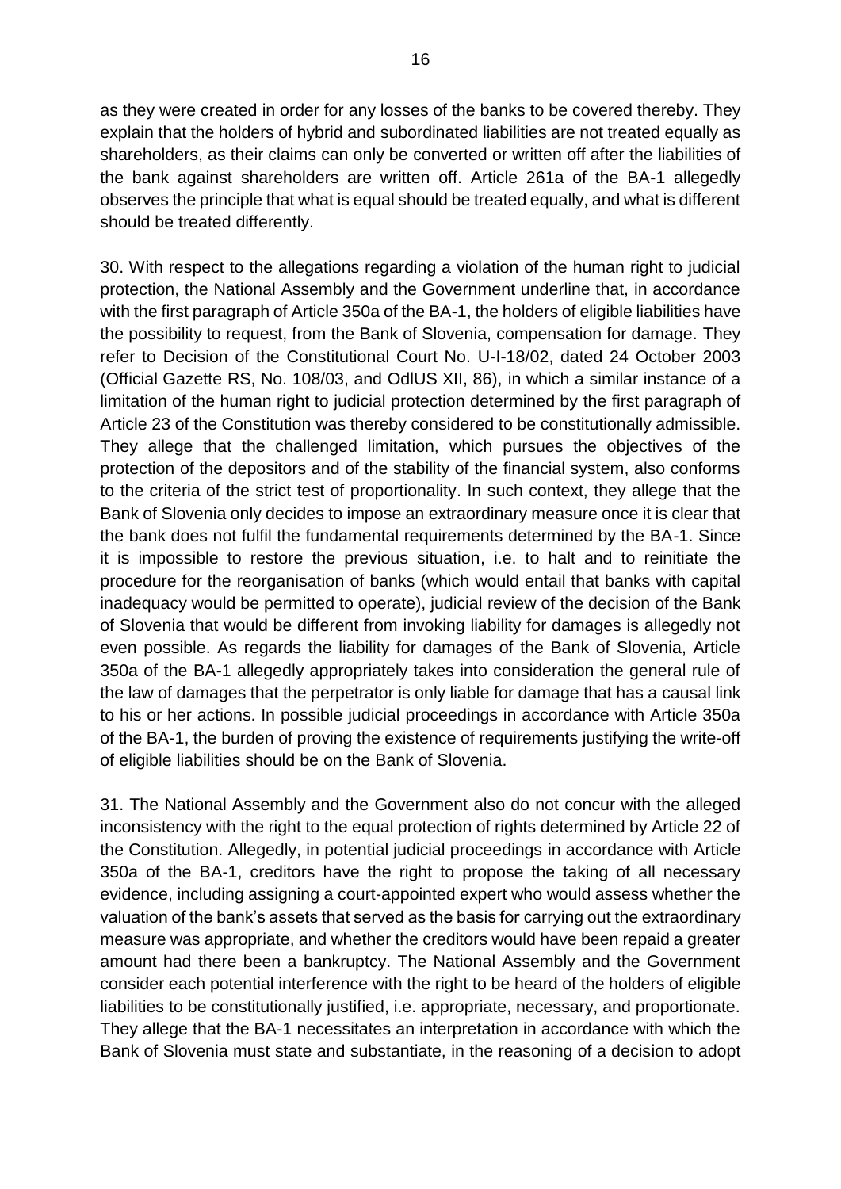as they were created in order for any losses of the banks to be covered thereby. They explain that the holders of hybrid and subordinated liabilities are not treated equally as shareholders, as their claims can only be converted or written off after the liabilities of the bank against shareholders are written off. Article 261a of the BA-1 allegedly observes the principle that what is equal should be treated equally, and what is different should be treated differently.

30. With respect to the allegations regarding a violation of the human right to judicial protection, the National Assembly and the Government underline that, in accordance with the first paragraph of Article 350a of the BA-1, the holders of eligible liabilities have the possibility to request, from the Bank of Slovenia, compensation for damage. They refer to Decision of the Constitutional Court No. U-I-18/02, dated 24 October 2003 (Official Gazette RS, No. 108/03, and OdlUS XII, 86), in which a similar instance of a limitation of the human right to judicial protection determined by the first paragraph of Article 23 of the Constitution was thereby considered to be constitutionally admissible. They allege that the challenged limitation, which pursues the objectives of the protection of the depositors and of the stability of the financial system, also conforms to the criteria of the strict test of proportionality. In such context, they allege that the Bank of Slovenia only decides to impose an extraordinary measure once it is clear that the bank does not fulfil the fundamental requirements determined by the BA-1. Since it is impossible to restore the previous situation, i.e. to halt and to reinitiate the procedure for the reorganisation of banks (which would entail that banks with capital inadequacy would be permitted to operate), judicial review of the decision of the Bank of Slovenia that would be different from invoking liability for damages is allegedly not even possible. As regards the liability for damages of the Bank of Slovenia, Article 350a of the BA-1 allegedly appropriately takes into consideration the general rule of the law of damages that the perpetrator is only liable for damage that has a causal link to his or her actions. In possible judicial proceedings in accordance with Article 350a of the BA-1, the burden of proving the existence of requirements justifying the write-off of eligible liabilities should be on the Bank of Slovenia.

31. The National Assembly and the Government also do not concur with the alleged inconsistency with the right to the equal protection of rights determined by Article 22 of the Constitution. Allegedly, in potential judicial proceedings in accordance with Article 350a of the BA-1, creditors have the right to propose the taking of all necessary evidence, including assigning a court-appointed expert who would assess whether the valuation of the bank's assets that served as the basis for carrying out the extraordinary measure was appropriate, and whether the creditors would have been repaid a greater amount had there been a bankruptcy. The National Assembly and the Government consider each potential interference with the right to be heard of the holders of eligible liabilities to be constitutionally justified, i.e. appropriate, necessary, and proportionate. They allege that the BA-1 necessitates an interpretation in accordance with which the Bank of Slovenia must state and substantiate, in the reasoning of a decision to adopt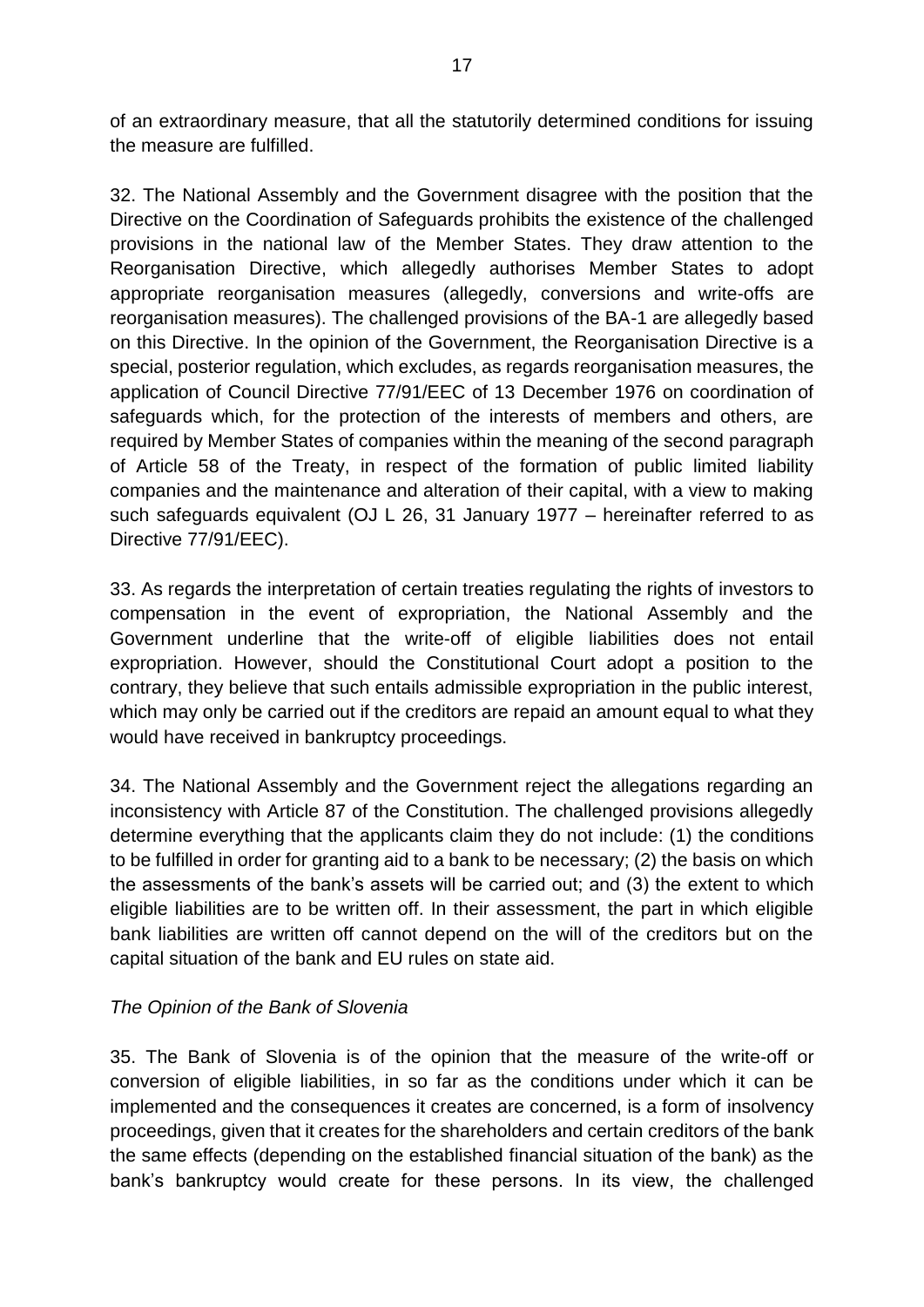of an extraordinary measure, that all the statutorily determined conditions for issuing the measure are fulfilled.

32. The National Assembly and the Government disagree with the position that the Directive on the Coordination of Safeguards prohibits the existence of the challenged provisions in the national law of the Member States. They draw attention to the Reorganisation Directive, which allegedly authorises Member States to adopt appropriate reorganisation measures (allegedly, conversions and write-offs are reorganisation measures). The challenged provisions of the BA-1 are allegedly based on this Directive. In the opinion of the Government, the Reorganisation Directive is a special, posterior regulation, which excludes, as regards reorganisation measures, the application of Council Directive 77/91/EEC of 13 December 1976 on coordination of safeguards which, for the protection of the interests of members and others, are required by Member States of companies within the meaning of the second paragraph of Article 58 of the Treaty, in respect of the formation of public limited liability companies and the maintenance and alteration of their capital, with a view to making such safeguards equivalent (OJ L 26, 31 January 1977 – hereinafter referred to as Directive 77/91/EEC).

33. As regards the interpretation of certain treaties regulating the rights of investors to compensation in the event of expropriation, the National Assembly and the Government underline that the write-off of eligible liabilities does not entail expropriation. However, should the Constitutional Court adopt a position to the contrary, they believe that such entails admissible expropriation in the public interest, which may only be carried out if the creditors are repaid an amount equal to what they would have received in bankruptcy proceedings.

34. The National Assembly and the Government reject the allegations regarding an inconsistency with Article 87 of the Constitution. The challenged provisions allegedly determine everything that the applicants claim they do not include: (1) the conditions to be fulfilled in order for granting aid to a bank to be necessary; (2) the basis on which the assessments of the bank's assets will be carried out; and (3) the extent to which eligible liabilities are to be written off. In their assessment, the part in which eligible bank liabilities are written off cannot depend on the will of the creditors but on the capital situation of the bank and EU rules on state aid.

*The Opinion of the Bank of Slovenia*

35. The Bank of Slovenia is of the opinion that the measure of the write-off or conversion of eligible liabilities, in so far as the conditions under which it can be implemented and the consequences it creates are concerned, is a form of insolvency proceedings, given that it creates for the shareholders and certain creditors of the bank the same effects (depending on the established financial situation of the bank) as the bank's bankruptcy would create for these persons. In its view, the challenged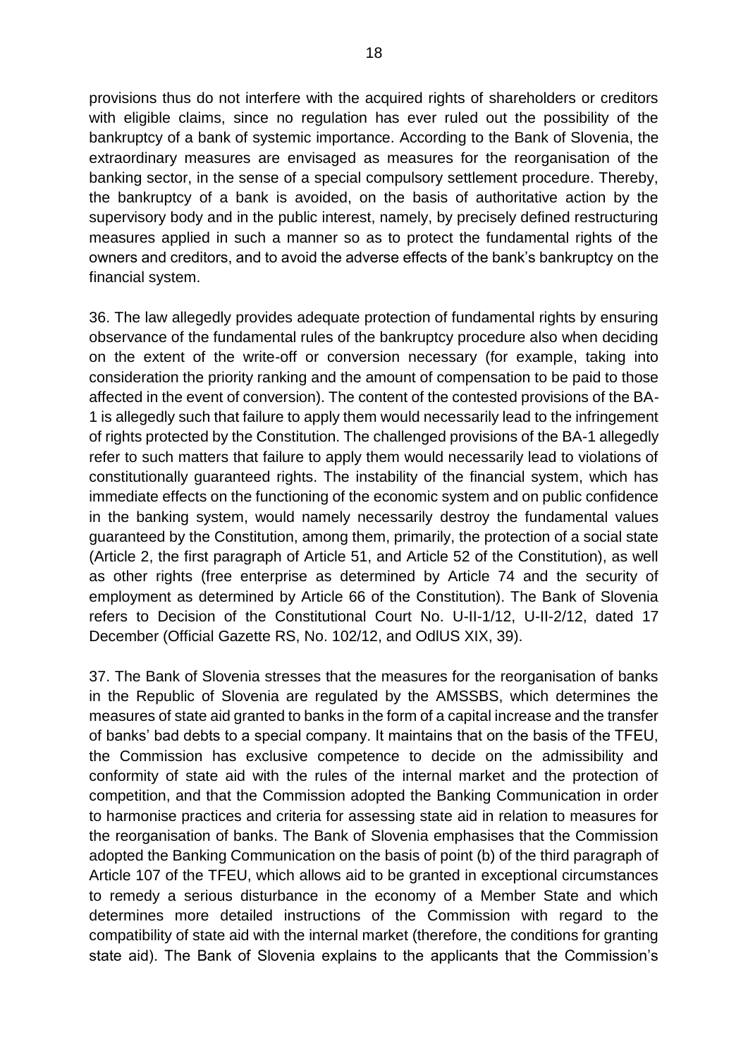provisions thus do not interfere with the acquired rights of shareholders or creditors with eligible claims, since no regulation has ever ruled out the possibility of the bankruptcy of a bank of systemic importance. According to the Bank of Slovenia, the extraordinary measures are envisaged as measures for the reorganisation of the banking sector, in the sense of a special compulsory settlement procedure. Thereby, the bankruptcy of a bank is avoided, on the basis of authoritative action by the supervisory body and in the public interest, namely, by precisely defined restructuring measures applied in such a manner so as to protect the fundamental rights of the owners and creditors, and to avoid the adverse effects of the bank's bankruptcy on the financial system.

36. The law allegedly provides adequate protection of fundamental rights by ensuring observance of the fundamental rules of the bankruptcy procedure also when deciding on the extent of the write-off or conversion necessary (for example, taking into consideration the priority ranking and the amount of compensation to be paid to those affected in the event of conversion). The content of the contested provisions of the BA-1 is allegedly such that failure to apply them would necessarily lead to the infringement of rights protected by the Constitution. The challenged provisions of the BA-1 allegedly refer to such matters that failure to apply them would necessarily lead to violations of constitutionally guaranteed rights. The instability of the financial system, which has immediate effects on the functioning of the economic system and on public confidence in the banking system, would namely necessarily destroy the fundamental values guaranteed by the Constitution, among them, primarily, the protection of a social state (Article 2, the first paragraph of Article 51, and Article 52 of the Constitution), as well as other rights (free enterprise as determined by Article 74 and the security of employment as determined by Article 66 of the Constitution). The Bank of Slovenia refers to Decision of the Constitutional Court No. U-II-1/12, U-II-2/12, dated 17 December (Official Gazette RS, No. 102/12, and OdlUS XIX, 39).

37. The Bank of Slovenia stresses that the measures for the reorganisation of banks in the Republic of Slovenia are regulated by the AMSSBS, which determines the measures of state aid granted to banks in the form of a capital increase and the transfer of banks' bad debts to a special company. It maintains that on the basis of the TFEU, the Commission has exclusive competence to decide on the admissibility and conformity of state aid with the rules of the internal market and the protection of competition, and that the Commission adopted the Banking Communication in order to harmonise practices and criteria for assessing state aid in relation to measures for the reorganisation of banks. The Bank of Slovenia emphasises that the Commission adopted the Banking Communication on the basis of point (b) of the third paragraph of Article 107 of the TFEU, which allows aid to be granted in exceptional circumstances to remedy a serious disturbance in the economy of a Member State and which determines more detailed instructions of the Commission with regard to the compatibility of state aid with the internal market (therefore, the conditions for granting state aid). The Bank of Slovenia explains to the applicants that the Commission's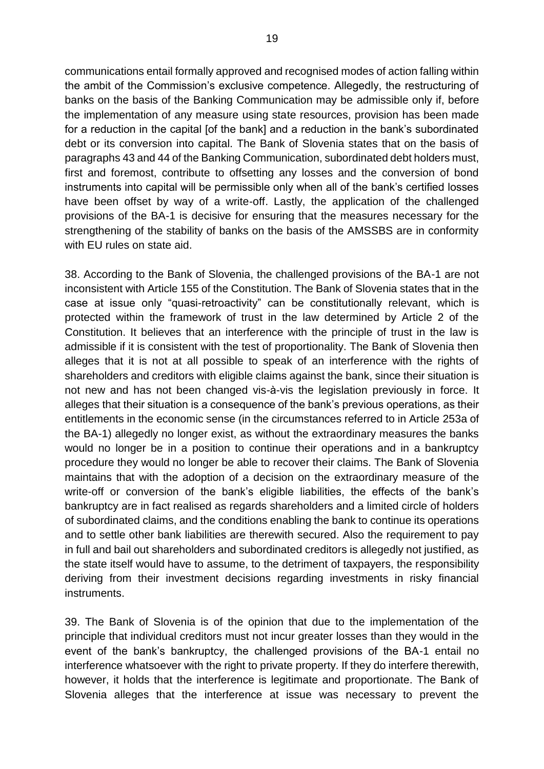communications entail formally approved and recognised modes of action falling within the ambit of the Commission's exclusive competence. Allegedly, the restructuring of banks on the basis of the Banking Communication may be admissible only if, before the implementation of any measure using state resources, provision has been made for a reduction in the capital [of the bank] and a reduction in the bank's subordinated debt or its conversion into capital. The Bank of Slovenia states that on the basis of paragraphs 43 and 44 of the Banking Communication, subordinated debt holders must, first and foremost, contribute to offsetting any losses and the conversion of bond instruments into capital will be permissible only when all of the bank's certified losses have been offset by way of a write-off. Lastly, the application of the challenged provisions of the BA-1 is decisive for ensuring that the measures necessary for the strengthening of the stability of banks on the basis of the AMSSBS are in conformity with EU rules on state aid.

38. According to the Bank of Slovenia, the challenged provisions of the BA-1 are not inconsistent with Article 155 of the Constitution. The Bank of Slovenia states that in the case at issue only "quasi-retroactivity" can be constitutionally relevant, which is protected within the framework of trust in the law determined by Article 2 of the Constitution. It believes that an interference with the principle of trust in the law is admissible if it is consistent with the test of proportionality. The Bank of Slovenia then alleges that it is not at all possible to speak of an interference with the rights of shareholders and creditors with eligible claims against the bank, since their situation is not new and has not been changed vis-à-vis the legislation previously in force. It alleges that their situation is a consequence of the bank's previous operations, as their entitlements in the economic sense (in the circumstances referred to in Article 253a of the BA-1) allegedly no longer exist, as without the extraordinary measures the banks would no longer be in a position to continue their operations and in a bankruptcy procedure they would no longer be able to recover their claims. The Bank of Slovenia maintains that with the adoption of a decision on the extraordinary measure of the write-off or conversion of the bank's eligible liabilities, the effects of the bank's bankruptcy are in fact realised as regards shareholders and a limited circle of holders of subordinated claims, and the conditions enabling the bank to continue its operations and to settle other bank liabilities are therewith secured. Also the requirement to pay in full and bail out shareholders and subordinated creditors is allegedly not justified, as the state itself would have to assume, to the detriment of taxpayers, the responsibility deriving from their investment decisions regarding investments in risky financial instruments.

39. The Bank of Slovenia is of the opinion that due to the implementation of the principle that individual creditors must not incur greater losses than they would in the event of the bank's bankruptcy, the challenged provisions of the BA-1 entail no interference whatsoever with the right to private property. If they do interfere therewith, however, it holds that the interference is legitimate and proportionate. The Bank of Slovenia alleges that the interference at issue was necessary to prevent the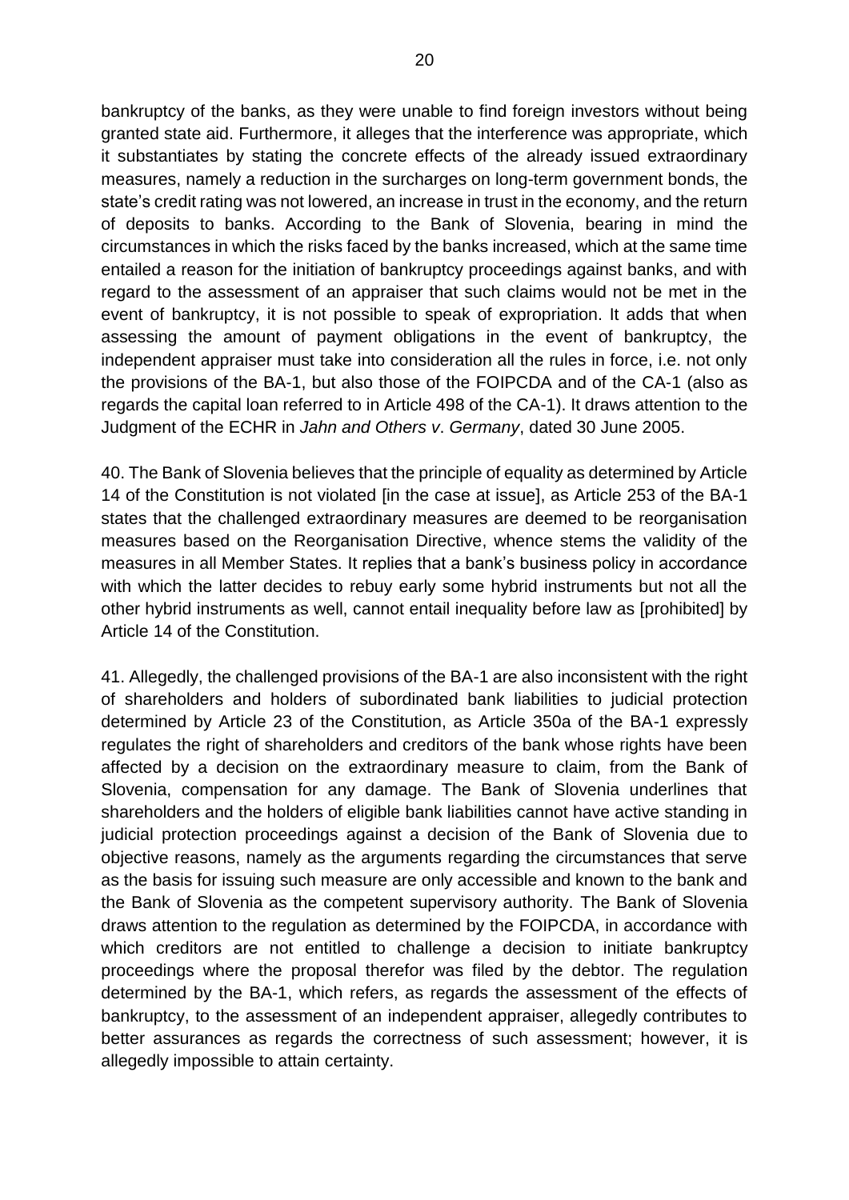bankruptcy of the banks, as they were unable to find foreign investors without being granted state aid. Furthermore, it alleges that the interference was appropriate, which it substantiates by stating the concrete effects of the already issued extraordinary measures, namely a reduction in the surcharges on long-term government bonds, the state's credit rating was not lowered, an increase in trust in the economy, and the return of deposits to banks. According to the Bank of Slovenia, bearing in mind the circumstances in which the risks faced by the banks increased, which at the same time entailed a reason for the initiation of bankruptcy proceedings against banks, and with regard to the assessment of an appraiser that such claims would not be met in the event of bankruptcy, it is not possible to speak of expropriation. It adds that when assessing the amount of payment obligations in the event of bankruptcy, the independent appraiser must take into consideration all the rules in force, i.e. not only the provisions of the BA-1, but also those of the FOIPCDA and of the CA-1 (also as regards the capital loan referred to in Article 498 of the CA-1). It draws attention to the Judgment of the ECHR in *Jahn and Others v. Germany*, dated 30 June 2005.

40. The Bank of Slovenia believes that the principle of equality as determined by Article 14 of the Constitution is not violated [in the case at issue], as Article 253 of the BA-1 states that the challenged extraordinary measures are deemed to be reorganisation measures based on the Reorganisation Directive, whence stems the validity of the measures in all Member States. It replies that a bank's business policy in accordance with which the latter decides to rebuy early some hybrid instruments but not all the other hybrid instruments as well, cannot entail inequality before law as [prohibited] by Article 14 of the Constitution.

41. Allegedly, the challenged provisions of the BA-1 are also inconsistent with the right of shareholders and holders of subordinated bank liabilities to judicial protection determined by Article 23 of the Constitution, as Article 350a of the BA-1 expressly regulates the right of shareholders and creditors of the bank whose rights have been affected by a decision on the extraordinary measure to claim, from the Bank of Slovenia, compensation for any damage. The Bank of Slovenia underlines that shareholders and the holders of eligible bank liabilities cannot have active standing in judicial protection proceedings against a decision of the Bank of Slovenia due to objective reasons, namely as the arguments regarding the circumstances that serve as the basis for issuing such measure are only accessible and known to the bank and the Bank of Slovenia as the competent supervisory authority. The Bank of Slovenia draws attention to the regulation as determined by the FOIPCDA, in accordance with which creditors are not entitled to challenge a decision to initiate bankruptcy proceedings where the proposal therefor was filed by the debtor. The regulation determined by the BA-1, which refers, as regards the assessment of the effects of bankruptcy, to the assessment of an independent appraiser, allegedly contributes to better assurances as regards the correctness of such assessment; however, it is allegedly impossible to attain certainty.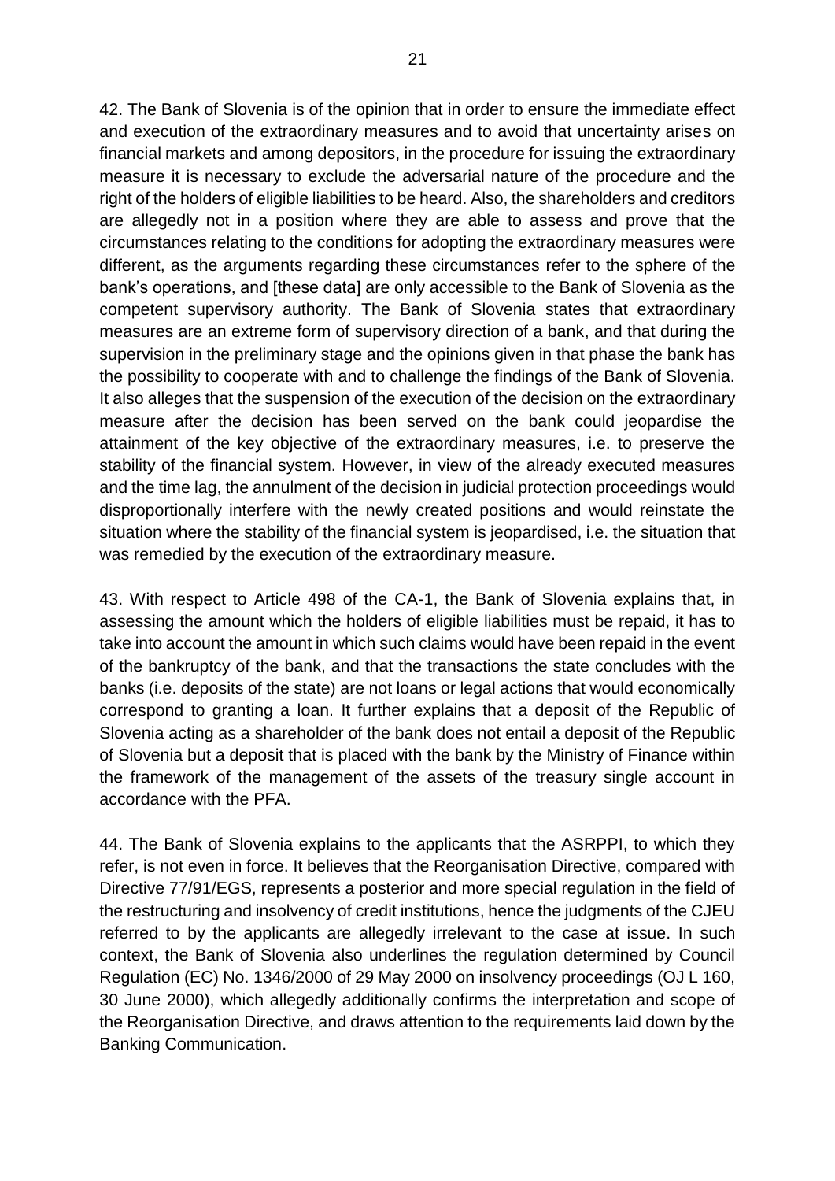42. The Bank of Slovenia is of the opinion that in order to ensure the immediate effect and execution of the extraordinary measures and to avoid that uncertainty arises on financial markets and among depositors, in the procedure for issuing the extraordinary measure it is necessary to exclude the adversarial nature of the procedure and the right of the holders of eligible liabilities to be heard. Also, the shareholders and creditors are allegedly not in a position where they are able to assess and prove that the circumstances relating to the conditions for adopting the extraordinary measures were different, as the arguments regarding these circumstances refer to the sphere of the bank's operations, and [these data] are only accessible to the Bank of Slovenia as the competent supervisory authority. The Bank of Slovenia states that extraordinary measures are an extreme form of supervisory direction of a bank, and that during the supervision in the preliminary stage and the opinions given in that phase the bank has the possibility to cooperate with and to challenge the findings of the Bank of Slovenia. It also alleges that the suspension of the execution of the decision on the extraordinary measure after the decision has been served on the bank could jeopardise the attainment of the key objective of the extraordinary measures, i.e. to preserve the stability of the financial system. However, in view of the already executed measures and the time lag, the annulment of the decision in judicial protection proceedings would disproportionally interfere with the newly created positions and would reinstate the situation where the stability of the financial system is jeopardised, i.e. the situation that was remedied by the execution of the extraordinary measure.

43. With respect to Article 498 of the CA-1, the Bank of Slovenia explains that, in assessing the amount which the holders of eligible liabilities must be repaid, it has to take into account the amount in which such claims would have been repaid in the event of the bankruptcy of the bank, and that the transactions the state concludes with the banks (i.e. deposits of the state) are not loans or legal actions that would economically correspond to granting a loan. It further explains that a deposit of the Republic of Slovenia acting as a shareholder of the bank does not entail a deposit of the Republic of Slovenia but a deposit that is placed with the bank by the Ministry of Finance within the framework of the management of the assets of the treasury single account in accordance with the PFA.

44. The Bank of Slovenia explains to the applicants that the ASRPPI, to which they refer, is not even in force. It believes that the Reorganisation Directive, compared with Directive 77/91/EGS, represents a posterior and more special regulation in the field of the restructuring and insolvency of credit institutions, hence the judgments of the CJEU referred to by the applicants are allegedly irrelevant to the case at issue. In such context, the Bank of Slovenia also underlines the regulation determined by Council Regulation (EC) No. 1346/2000 of 29 May 2000 on insolvency proceedings (OJ L 160, 30 June 2000), which allegedly additionally confirms the interpretation and scope of the Reorganisation Directive, and draws attention to the requirements laid down by the Banking Communication.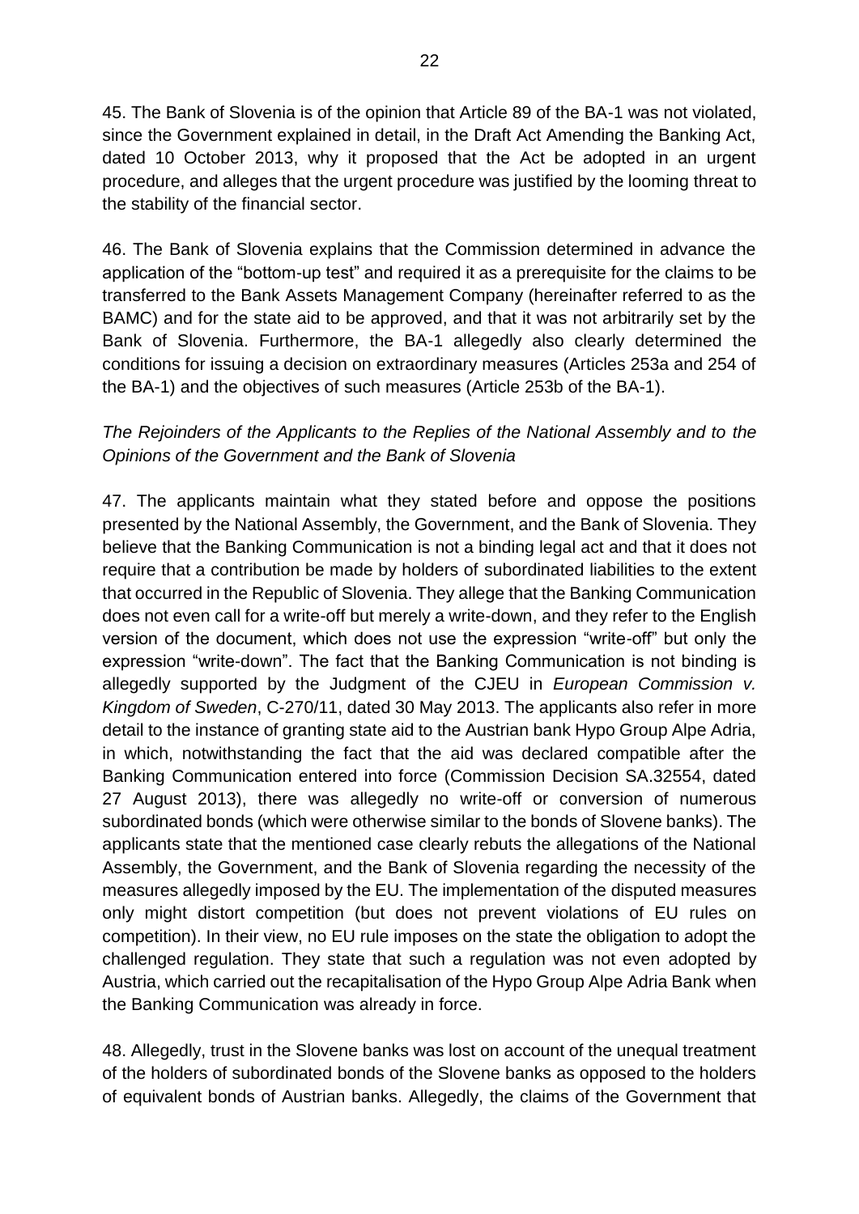45. The Bank of Slovenia is of the opinion that Article 89 of the BA-1 was not violated, since the Government explained in detail, in the Draft Act Amending the Banking Act, dated 10 October 2013, why it proposed that the Act be adopted in an urgent procedure, and alleges that the urgent procedure was justified by the looming threat to the stability of the financial sector.

46. The Bank of Slovenia explains that the Commission determined in advance the application of the "bottom-up test" and required it as a prerequisite for the claims to be transferred to the Bank Assets Management Company (hereinafter referred to as the BAMC) and for the state aid to be approved, and that it was not arbitrarily set by the Bank of Slovenia. Furthermore, the BA-1 allegedly also clearly determined the conditions for issuing a decision on extraordinary measures (Articles 253a and 254 of the BA-1) and the objectives of such measures (Article 253b of the BA-1).

*The Rejoinders of the Applicants to the Replies of the National Assembly and to the Opinions of the Government and the Bank of Slovenia*

47. The applicants maintain what they stated before and oppose the positions presented by the National Assembly, the Government, and the Bank of Slovenia. They believe that the Banking Communication is not a binding legal act and that it does not require that a contribution be made by holders of subordinated liabilities to the extent that occurred in the Republic of Slovenia. They allege that the Banking Communication does not even call for a write-off but merely a write-down, and they refer to the English version of the document, which does not use the expression "write-off" but only the expression "write-down". The fact that the Banking Communication is not binding is allegedly supported by the Judgment of the CJEU in *European Commission v. Kingdom of Sweden*, C-270/11, dated 30 May 2013. The applicants also refer in more detail to the instance of granting state aid to the Austrian bank Hypo Group Alpe Adria, in which, notwithstanding the fact that the aid was declared compatible after the Banking Communication entered into force (Commission Decision SA.32554, dated 27 August 2013), there was allegedly no write-off or conversion of numerous subordinated bonds (which were otherwise similar to the bonds of Slovene banks). The applicants state that the mentioned case clearly rebuts the allegations of the National Assembly, the Government, and the Bank of Slovenia regarding the necessity of the measures allegedly imposed by the EU. The implementation of the disputed measures only might distort competition (but does not prevent violations of EU rules on competition). In their view, no EU rule imposes on the state the obligation to adopt the challenged regulation. They state that such a regulation was not even adopted by Austria, which carried out the recapitalisation of the Hypo Group Alpe Adria Bank when the Banking Communication was already in force.

48. Allegedly, trust in the Slovene banks was lost on account of the unequal treatment of the holders of subordinated bonds of the Slovene banks as opposed to the holders of equivalent bonds of Austrian banks. Allegedly, the claims of the Government that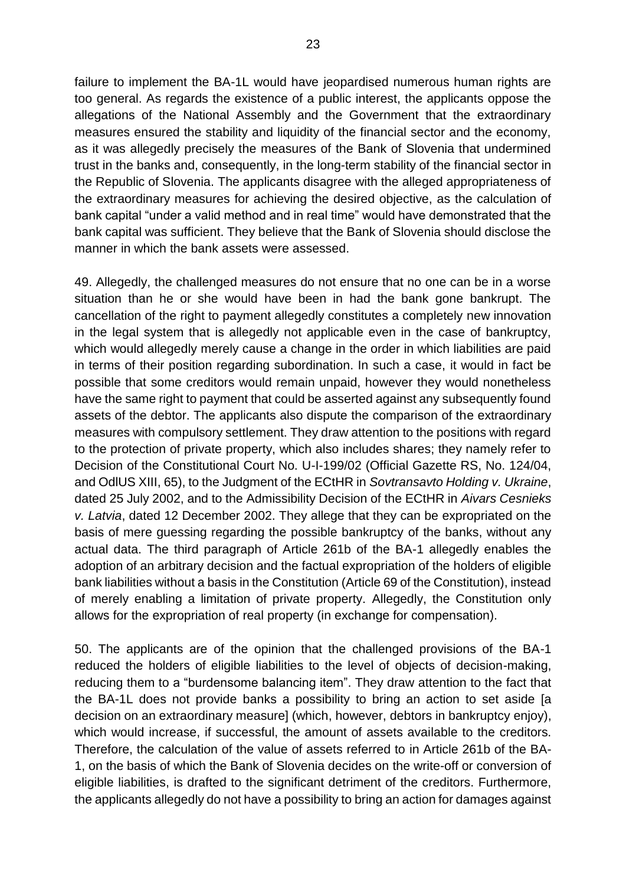failure to implement the BA-1L would have jeopardised numerous human rights are too general. As regards the existence of a public interest, the applicants oppose the allegations of the National Assembly and the Government that the extraordinary measures ensured the stability and liquidity of the financial sector and the economy, as it was allegedly precisely the measures of the Bank of Slovenia that undermined trust in the banks and, consequently, in the long-term stability of the financial sector in the Republic of Slovenia. The applicants disagree with the alleged appropriateness of the extraordinary measures for achieving the desired objective, as the calculation of bank capital "under a valid method and in real time" would have demonstrated that the bank capital was sufficient. They believe that the Bank of Slovenia should disclose the manner in which the bank assets were assessed.

49. Allegedly, the challenged measures do not ensure that no one can be in a worse situation than he or she would have been in had the bank gone bankrupt. The cancellation of the right to payment allegedly constitutes a completely new innovation in the legal system that is allegedly not applicable even in the case of bankruptcy, which would allegedly merely cause a change in the order in which liabilities are paid in terms of their position regarding subordination. In such a case, it would in fact be possible that some creditors would remain unpaid, however they would nonetheless have the same right to payment that could be asserted against any subsequently found assets of the debtor. The applicants also dispute the comparison of the extraordinary measures with compulsory settlement. They draw attention to the positions with regard to the protection of private property, which also includes shares; they namely refer to Decision of the Constitutional Court No. U-I-199/02 (Official Gazette RS, No. 124/04, and OdlUS XIII, 65), to the Judgment of the ECtHR in *Sovtransavto Holding v. Ukraine*, dated 25 July 2002, and to the Admissibility Decision of the ECtHR in *Aivars Cesnieks v. Latvia*, dated 12 December 2002. They allege that they can be expropriated on the basis of mere guessing regarding the possible bankruptcy of the banks, without any actual data. The third paragraph of Article 261b of the BA-1 allegedly enables the adoption of an arbitrary decision and the factual expropriation of the holders of eligible bank liabilities without a basis in the Constitution (Article 69 of the Constitution), instead of merely enabling a limitation of private property. Allegedly, the Constitution only allows for the expropriation of real property (in exchange for compensation).

50. The applicants are of the opinion that the challenged provisions of the BA-1 reduced the holders of eligible liabilities to the level of objects of decision-making, reducing them to a "burdensome balancing item". They draw attention to the fact that the BA-1L does not provide banks a possibility to bring an action to set aside [a decision on an extraordinary measure] (which, however, debtors in bankruptcy enjoy), which would increase, if successful, the amount of assets available to the creditors. Therefore, the calculation of the value of assets referred to in Article 261b of the BA-1, on the basis of which the Bank of Slovenia decides on the write-off or conversion of eligible liabilities, is drafted to the significant detriment of the creditors. Furthermore, the applicants allegedly do not have a possibility to bring an action for damages against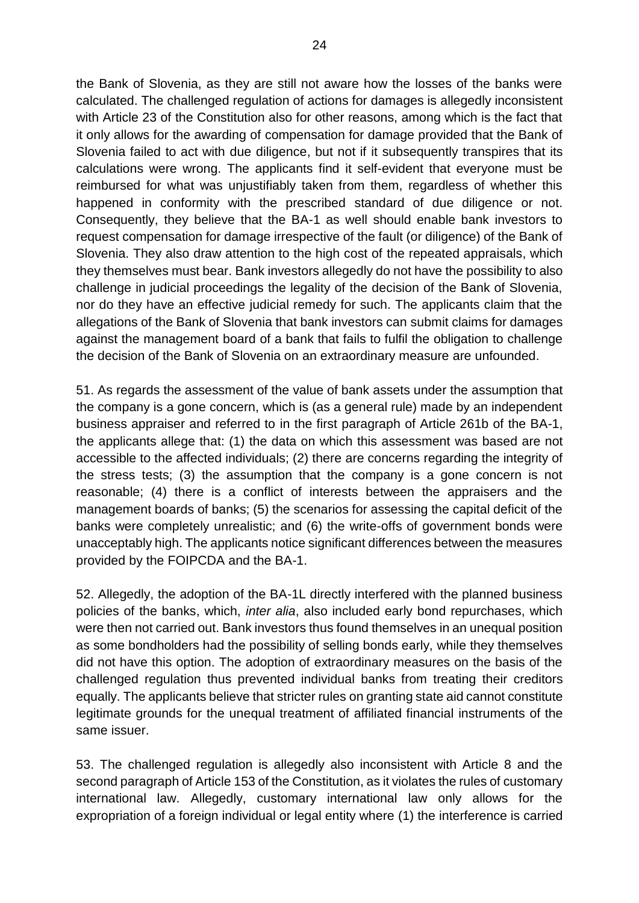the Bank of Slovenia, as they are still not aware how the losses of the banks were calculated. The challenged regulation of actions for damages is allegedly inconsistent with Article 23 of the Constitution also for other reasons, among which is the fact that it only allows for the awarding of compensation for damage provided that the Bank of Slovenia failed to act with due diligence, but not if it subsequently transpires that its calculations were wrong. The applicants find it self-evident that everyone must be reimbursed for what was unjustifiably taken from them, regardless of whether this happened in conformity with the prescribed standard of due diligence or not. Consequently, they believe that the BA-1 as well should enable bank investors to request compensation for damage irrespective of the fault (or diligence) of the Bank of Slovenia. They also draw attention to the high cost of the repeated appraisals, which they themselves must bear. Bank investors allegedly do not have the possibility to also challenge in judicial proceedings the legality of the decision of the Bank of Slovenia, nor do they have an effective judicial remedy for such. The applicants claim that the allegations of the Bank of Slovenia that bank investors can submit claims for damages against the management board of a bank that fails to fulfil the obligation to challenge the decision of the Bank of Slovenia on an extraordinary measure are unfounded.

51. As regards the assessment of the value of bank assets under the assumption that the company is a gone concern, which is (as a general rule) made by an independent business appraiser and referred to in the first paragraph of Article 261b of the BA-1, the applicants allege that: (1) the data on which this assessment was based are not accessible to the affected individuals; (2) there are concerns regarding the integrity of the stress tests; (3) the assumption that the company is a gone concern is not reasonable; (4) there is a conflict of interests between the appraisers and the management boards of banks; (5) the scenarios for assessing the capital deficit of the banks were completely unrealistic; and (6) the write-offs of government bonds were unacceptably high. The applicants notice significant differences between the measures provided by the FOIPCDA and the BA-1.

52. Allegedly, the adoption of the BA-1L directly interfered with the planned business policies of the banks, which, *inter alia*, also included early bond repurchases, which were then not carried out. Bank investors thus found themselves in an unequal position as some bondholders had the possibility of selling bonds early, while they themselves did not have this option. The adoption of extraordinary measures on the basis of the challenged regulation thus prevented individual banks from treating their creditors equally. The applicants believe that stricter rules on granting state aid cannot constitute legitimate grounds for the unequal treatment of affiliated financial instruments of the same issuer.

53. The challenged regulation is allegedly also inconsistent with Article 8 and the second paragraph of Article 153 of the Constitution, as it violates the rules of customary international law. Allegedly, customary international law only allows for the expropriation of a foreign individual or legal entity where (1) the interference is carried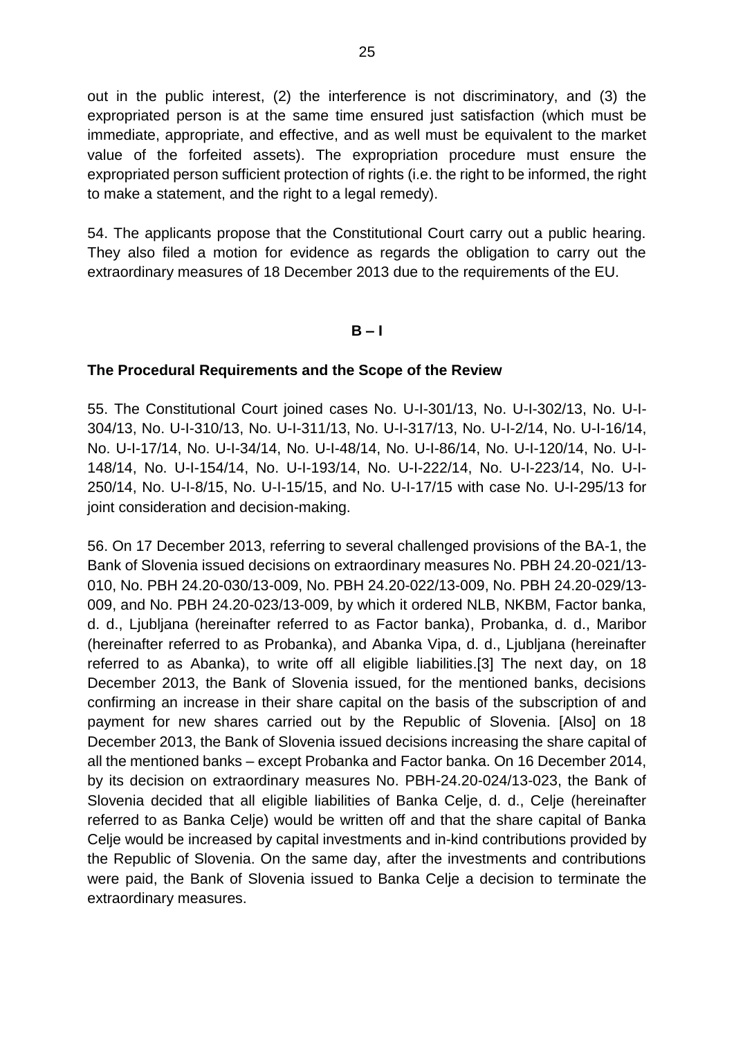out in the public interest, (2) the interference is not discriminatory, and (3) the expropriated person is at the same time ensured just satisfaction (which must be immediate, appropriate, and effective, and as well must be equivalent to the market value of the forfeited assets). The expropriation procedure must ensure the expropriated person sufficient protection of rights (i.e. the right to be informed, the right to make a statement, and the right to a legal remedy).

54. The applicants propose that the Constitutional Court carry out a public hearing. They also filed a motion for evidence as regards the obligation to carry out the extraordinary measures of 18 December 2013 due to the requirements of the EU.

**B – I**

**The Procedural Requirements and the Scope of the Review**

55. The Constitutional Court joined cases No. U-I-301/13, No. U-I-302/13, No. U-I-304/13, No. U-I-310/13, No. U-I-311/13, No. U-I-317/13, No. U-I-2/14, No. U-I-16/14, No. U-I-17/14, No. U-I-34/14, No. U-I-48/14, No. U-I-86/14, No. U-I-120/14, No. U-I-148/14, No. U-I-154/14, No. U-I-193/14, No. U-I-222/14, No. U-I-223/14, No. U-I-250/14, No. U-I-8/15, No. U-I-15/15, and No. U-I-17/15 with case No. U-I-295/13 for joint consideration and decision-making.

56. On 17 December 2013, referring to several challenged provisions of the BA-1, the Bank of Slovenia issued decisions on extraordinary measures No. PBH 24.20-021/13-010, No. PBH 24.20-030/13-009, No. PBH 24.20-022/13-009, No. PBH 24.20-029/13-009, and No. PBH 24.20-023/13-009, by which it ordered NLB, NKBM, Factor banka, d. d., Ljubljana (hereinafter referred to as Factor banka), Probanka, d. d., Maribor (hereinafter referred to as Probanka), and Abanka Vipa, d. d., Ljubljana (hereinafter referred to as Abanka), to write off all eligible liabilities.[3] The next day, on 18 December 2013, the Bank of Slovenia issued, for the mentioned banks, decisions confirming an increase in their share capital on the basis of the subscription of and payment for new shares carried out by the Republic of Slovenia. [Also] on 18 December 2013, the Bank of Slovenia issued decisions increasing the share capital of all the mentioned banks – except Probanka and Factor banka. On 16 December 2014, by its decision on extraordinary measures No. PBH-24.20-024/13-023, the Bank of Slovenia decided that all eligible liabilities of Banka Celje, d. d., Celje (hereinafter referred to as Banka Celje) would be written off and that the share capital of Banka Celje would be increased by capital investments and in-kind contributions provided by the Republic of Slovenia. On the same day, after the investments and contributions were paid, the Bank of Slovenia issued to Banka Celje a decision to terminate the extraordinary measures.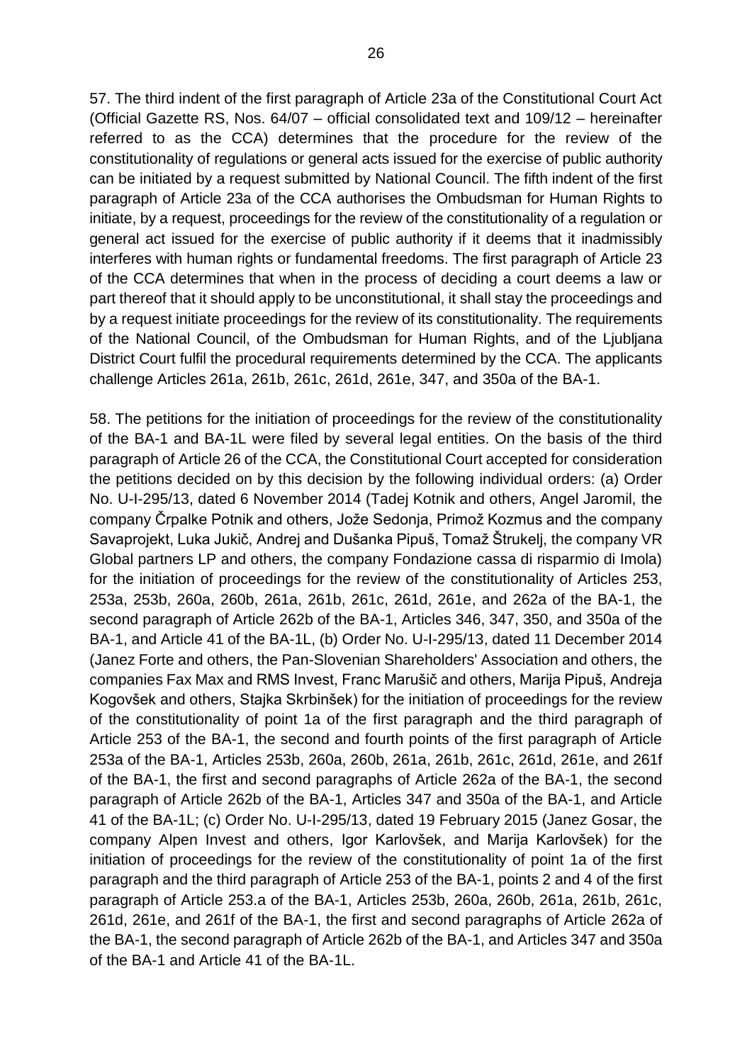57. The third indent of the first paragraph of Article 23a of the Constitutional Court Act (Official Gazette RS, Nos. 64/07 – official consolidated text and 109/12 – hereinafter referred to as the CCA) determines that the procedure for the review of the constitutionality of regulations or general acts issued for the exercise of public authority can be initiated by a request submitted by National Council. The fifth indent of the first paragraph of Article 23a of the CCA authorises the Ombudsman for Human Rights to initiate, by a request, proceedings for the review of the constitutionality of a regulation or general act issued for the exercise of public authority if it deems that it inadmissibly interferes with human rights or fundamental freedoms. The first paragraph of Article 23 of the CCA determines that when in the process of deciding a court deems a law or part thereof that it should apply to be unconstitutional, it shall stay the proceedings and by a request initiate proceedings for the review of its constitutionality. The requirements of the National Council, of the Ombudsman for Human Rights, and of the Ljubljana District Court fulfil the procedural requirements determined by the CCA. The applicants challenge Articles 261a, 261b, 261c, 261d, 261e, 347, and 350a of the BA-1.

58. The petitions for the initiation of proceedings for the review of the constitutionality of the BA-1 and BA-1L were filed by several legal entities. On the basis of the third paragraph of Article 26 of the CCA, the Constitutional Court accepted for consideration the petitions decided on by this decision by the following individual orders: (a) Order No. U-I-295/13, dated 6 November 2014 (Tadej Kotnik and others, Angel Jaromil, the company Črpalke Potnik and others, Jože Sedonja, Primož Kozmus and the company Savaprojekt, Luka Jukič, Andrej and Dušanka Pipuš, Tomaž Štrukelj, the company VR Global partners LP and others, the company Fondazione cassa di risparmio di Imola) for the initiation of proceedings for the review of the constitutionality of Articles 253, 253a, 253b, 260a, 260b, 261a, 261b, 261c, 261d, 261e, and 262a of the BA-1, the second paragraph of Article 262b of the BA-1, Articles 346, 347, 350, and 350a of the BA-1, and Article 41 of the BA-1L, (b) Order No. U-I-295/13, dated 11 December 2014 (Janez Forte and others, the Pan-Slovenian Shareholders' Association and others, the companies Fax Max and RMS Invest, Franc Marušič and others, Marija Pipuš, Andreja Kogovšek and others, Stajka Skrbinšek) for the initiation of proceedings for the review of the constitutionality of point 1a of the first paragraph and the third paragraph of Article 253 of the BA-1, the second and fourth points of the first paragraph of Article 253a of the BA-1, Articles 253b, 260a, 260b, 261a, 261b, 261c, 261d, 261e, and 261f of the BA-1, the first and second paragraphs of Article 262a of the BA-1, the second paragraph of Article 262b of the BA-1, Articles 347 and 350a of the BA-1, and Article 41 of the BA-1L; (c) Order No. U-I-295/13, dated 19 February 2015 (Janez Gosar, the company Alpen Invest and others, Igor Karlovšek, and Marija Karlovšek) for the initiation of proceedings for the review of the constitutionality of point 1a of the first paragraph and the third paragraph of Article 253 of the BA-1, points 2 and 4 of the first paragraph of Article 253.a of the BA-1, Articles 253b, 260a, 260b, 261a, 261b, 261c, 261d, 261e, and 261f of the BA-1, the first and second paragraphs of Article 262a of the BA-1, the second paragraph of Article 262b of the BA-1, and Articles 347 and 350a of the BA-1 and Article 41 of the BA-1L.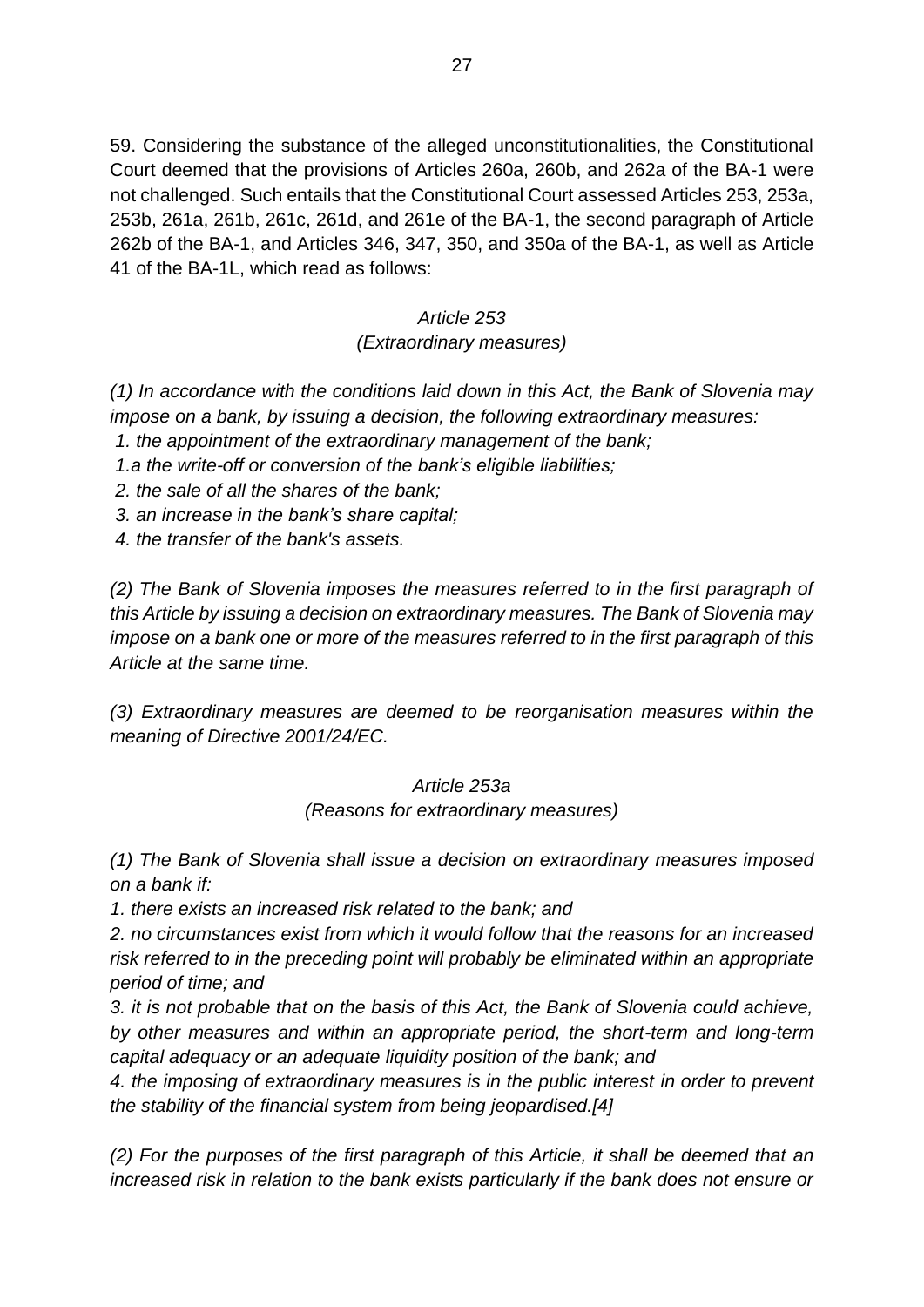59. Considering the substance of the alleged unconstitutionalities, the Constitutional Court deemed that the provisions of Articles 260a, 260b, and 262a of the BA-1 were not challenged. Such entails that the Constitutional Court assessed Articles 253, 253a, 253b, 261a, 261b, 261c, 261d, and 261e of the BA-1, the second paragraph of Article 262b of the BA-1, and Articles 346, 347, 350, and 350a of the BA-1, as well as Article 41 of the BA-1L, which read as follows:

*Article 253*
*(Extraordinary measures)*

*(1) In accordance with the conditions laid down in this Act, the Bank of Slovenia may impose on a bank, by issuing a decision, the following extraordinary measures:*
*1. the appointment of the extraordinary management of the bank;*
*1.a the write-off or conversion of the bank's eligible liabilities;*
*2. the sale of all the shares of the bank;*
*3. an increase in the bank's share capital;*
*4. the transfer of the bank's assets.*

*(2) The Bank of Slovenia imposes the measures referred to in the first paragraph of this Article by issuing a decision on extraordinary measures. The Bank of Slovenia may impose on a bank one or more of the measures referred to in the first paragraph of this Article at the same time.*

*(3) Extraordinary measures are deemed to be reorganisation measures within the meaning of Directive 2001/24/EC.*

*Article 253a*
*(Reasons for extraordinary measures)*

*(1) The Bank of Slovenia shall issue a decision on extraordinary measures imposed on a bank if:*
*1. there exists an increased risk related to the bank; and*
*2. no circumstances exist from which it would follow that the reasons for an increased risk referred to in the preceding point will probably be eliminated within an appropriate period of time; and*
*3. it is not probable that on the basis of this Act, the Bank of Slovenia could achieve, by other measures and within an appropriate period, the short-term and long-term capital adequacy or an adequate liquidity position of the bank; and*
*4. the imposing of extraordinary measures is in the public interest in order to prevent the stability of the financial system from being jeopardised.[4]*

*(2) For the purposes of the first paragraph of this Article, it shall be deemed that an increased risk in relation to the bank exists particularly if the bank does not ensure or*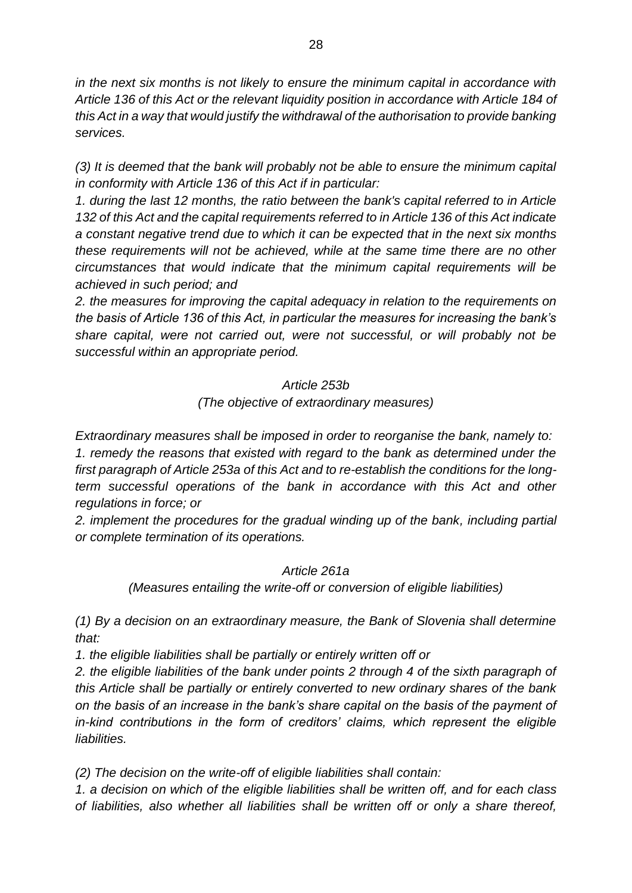*in the next six months is not likely to ensure the minimum capital in accordance with Article 136 of this Act or the relevant liquidity position in accordance with Article 184 of this Act in a way that would justify the withdrawal of the authorisation to provide banking services.*

*(3) It is deemed that the bank will probably not be able to ensure the minimum capital in conformity with Article 136 of this Act if in particular:*

*1. during the last 12 months, the ratio between the bank's capital referred to in Article 132 of this Act and the capital requirements referred to in Article 136 of this Act indicate a constant negative trend due to which it can be expected that in the next six months these requirements will not be achieved, while at the same time there are no other circumstances that would indicate that the minimum capital requirements will be achieved in such period; and*

*2. the measures for improving the capital adequacy in relation to the requirements on the basis of Article 136 of this Act, in particular the measures for increasing the bank's share capital, were not carried out, were not successful, or will probably not be successful within an appropriate period.*

*Article 253b*

*(The objective of extraordinary measures)*

*Extraordinary measures shall be imposed in order to reorganise the bank, namely to:*

*1. remedy the reasons that existed with regard to the bank as determined under the first paragraph of Article 253a of this Act and to re-establish the conditions for the long-term successful operations of the bank in accordance with this Act and other regulations in force; or*

*2. implement the procedures for the gradual winding up of the bank, including partial or complete termination of its operations.*

*Article 261a*

*(Measures entailing the write-off or conversion of eligible liabilities)*

*(1) By a decision on an extraordinary measure, the Bank of Slovenia shall determine that:*

*1. the eligible liabilities shall be partially or entirely written off or*

*2. the eligible liabilities of the bank under points 2 through 4 of the sixth paragraph of this Article shall be partially or entirely converted to new ordinary shares of the bank on the basis of an increase in the bank's share capital on the basis of the payment of in-kind contributions in the form of creditors' claims, which represent the eligible liabilities.*

*(2) The decision on the write-off of eligible liabilities shall contain:*

*1. a decision on which of the eligible liabilities shall be written off, and for each class of liabilities, also whether all liabilities shall be written off or only a share thereof,*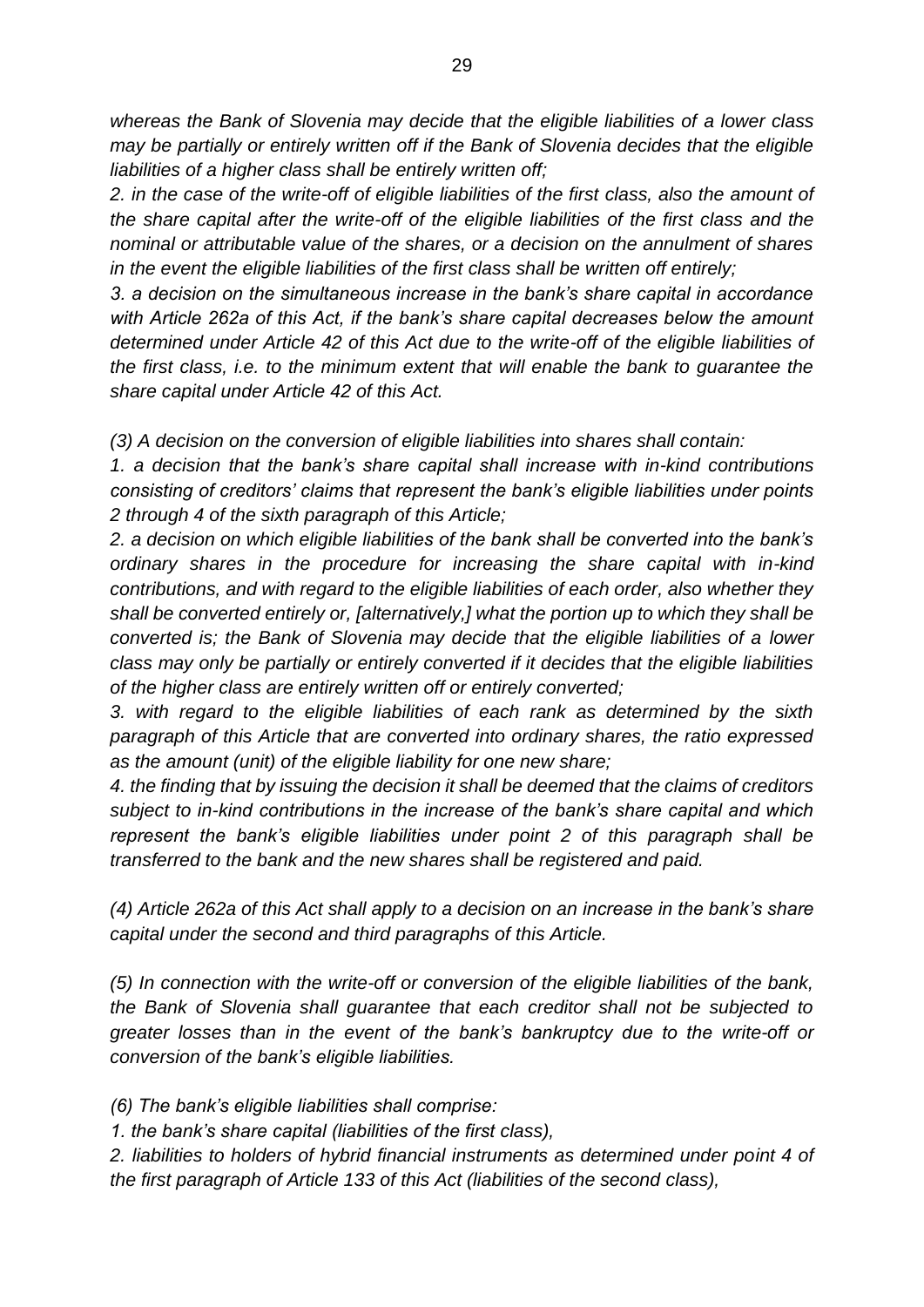*whereas the Bank of Slovenia may decide that the eligible liabilities of a lower class may be partially or entirely written off if the Bank of Slovenia decides that the eligible liabilities of a higher class shall be entirely written off;*

*2. in the case of the write-off of eligible liabilities of the first class, also the amount of the share capital after the write-off of the eligible liabilities of the first class and the nominal or attributable value of the shares, or a decision on the annulment of shares in the event the eligible liabilities of the first class shall be written off entirely;*

*3. a decision on the simultaneous increase in the bank's share capital in accordance with Article 262a of this Act, if the bank's share capital decreases below the amount determined under Article 42 of this Act due to the write-off of the eligible liabilities of the first class, i.e. to the minimum extent that will enable the bank to guarantee the share capital under Article 42 of this Act.*

*(3) A decision on the conversion of eligible liabilities into shares shall contain:*

*1. a decision that the bank's share capital shall increase with in-kind contributions consisting of creditors' claims that represent the bank's eligible liabilities under points 2 through 4 of the sixth paragraph of this Article;*

*2. a decision on which eligible liabilities of the bank shall be converted into the bank's ordinary shares in the procedure for increasing the share capital with in-kind contributions, and with regard to the eligible liabilities of each order, also whether they shall be converted entirely or, [alternatively,] what the portion up to which they shall be converted is; the Bank of Slovenia may decide that the eligible liabilities of a lower class may only be partially or entirely converted if it decides that the eligible liabilities of the higher class are entirely written off or entirely converted;*

*3. with regard to the eligible liabilities of each rank as determined by the sixth paragraph of this Article that are converted into ordinary shares, the ratio expressed as the amount (unit) of the eligible liability for one new share;*

*4. the finding that by issuing the decision it shall be deemed that the claims of creditors subject to in-kind contributions in the increase of the bank's share capital and which represent the bank's eligible liabilities under point 2 of this paragraph shall be transferred to the bank and the new shares shall be registered and paid.*

*(4) Article 262a of this Act shall apply to a decision on an increase in the bank's share capital under the second and third paragraphs of this Article.*

*(5) In connection with the write-off or conversion of the eligible liabilities of the bank, the Bank of Slovenia shall guarantee that each creditor shall not be subjected to greater losses than in the event of the bank's bankruptcy due to the write-off or conversion of the bank's eligible liabilities.*

*(6) The bank's eligible liabilities shall comprise:*

*1. the bank's share capital (liabilities of the first class),*

*2. liabilities to holders of hybrid financial instruments as determined under point 4 of the first paragraph of Article 133 of this Act (liabilities of the second class),*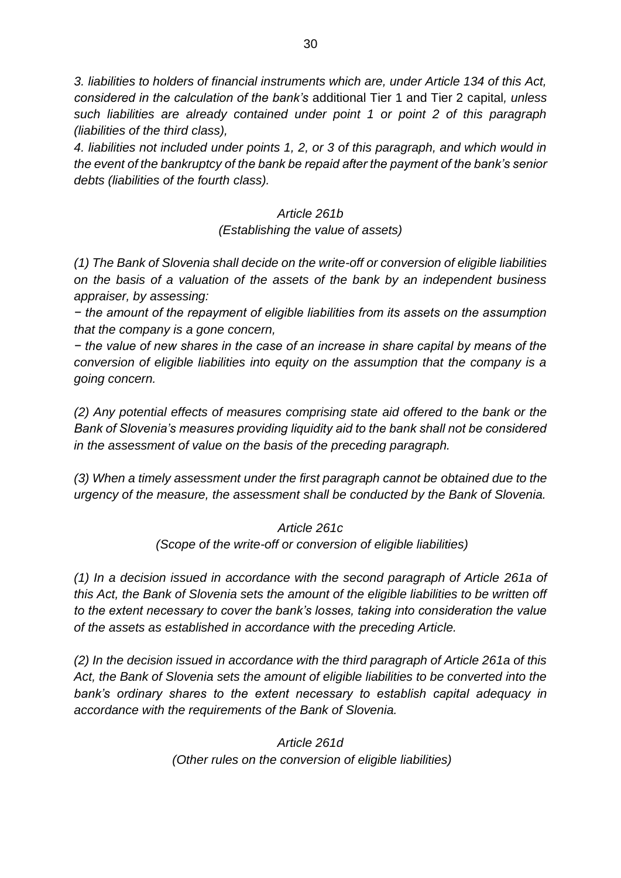*3. liabilities to holders of financial instruments which are, under Article 134 of this Act, considered in the calculation of the bank's* additional Tier 1 and Tier 2 capital*, unless such liabilities are already contained under point 1 or point 2 of this paragraph (liabilities of the third class),*

*4. liabilities not included under points 1, 2, or 3 of this paragraph, and which would in the event of the bankruptcy of the bank be repaid after the payment of the bank's senior debts (liabilities of the fourth class).*

*Article 261b*

*(Establishing the value of assets)*

*(1) The Bank of Slovenia shall decide on the write-off or conversion of eligible liabilities on the basis of a valuation of the assets of the bank by an independent business appraiser, by assessing:*

*− the amount of the repayment of eligible liabilities from its assets on the assumption that the company is a gone concern,*

*− the value of new shares in the case of an increase in share capital by means of the conversion of eligible liabilities into equity on the assumption that the company is a going concern.*

*(2) Any potential effects of measures comprising state aid offered to the bank or the Bank of Slovenia's measures providing liquidity aid to the bank shall not be considered in the assessment of value on the basis of the preceding paragraph.*

*(3) When a timely assessment under the first paragraph cannot be obtained due to the urgency of the measure, the assessment shall be conducted by the Bank of Slovenia.*

*Article 261c*

*(Scope of the write-off or conversion of eligible liabilities)*

*(1) In a decision issued in accordance with the second paragraph of Article 261a of this Act, the Bank of Slovenia sets the amount of the eligible liabilities to be written off to the extent necessary to cover the bank's losses, taking into consideration the value of the assets as established in accordance with the preceding Article.*

*(2) In the decision issued in accordance with the third paragraph of Article 261a of this Act, the Bank of Slovenia sets the amount of eligible liabilities to be converted into the bank's ordinary shares to the extent necessary to establish capital adequacy in accordance with the requirements of the Bank of Slovenia.*

*Article 261d*

*(Other rules on the conversion of eligible liabilities)*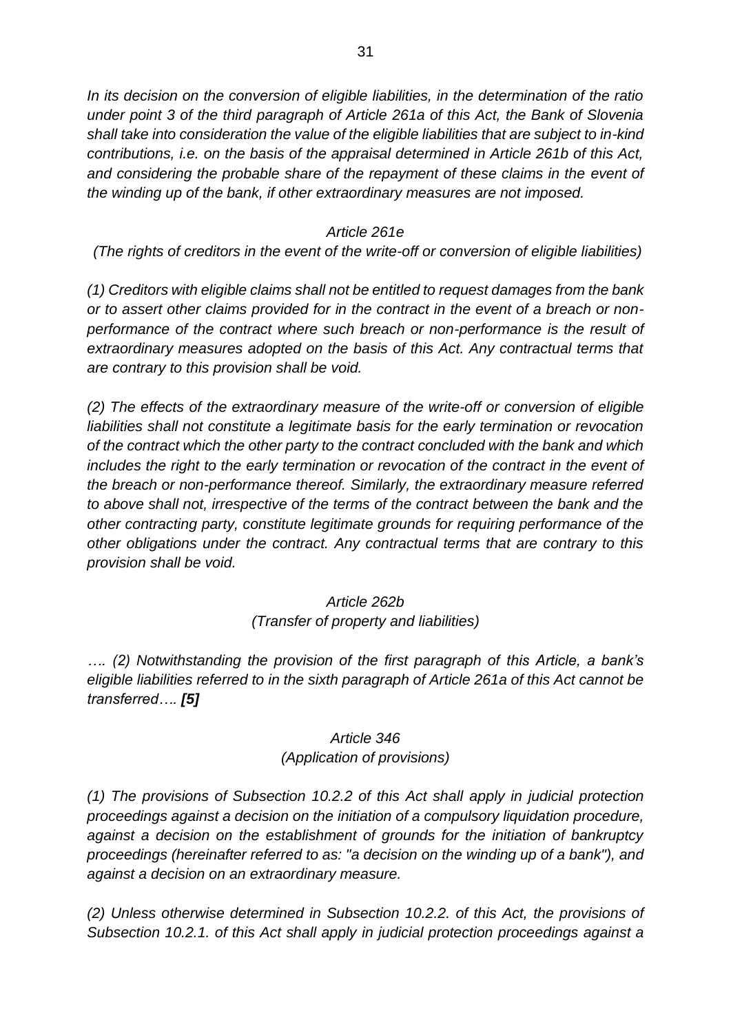*In its decision on the conversion of eligible liabilities, in the determination of the ratio under point 3 of the third paragraph of Article 261a of this Act, the Bank of Slovenia shall take into consideration the value of the eligible liabilities that are subject to in-kind contributions, i.e. on the basis of the appraisal determined in Article 261b of this Act, and considering the probable share of the repayment of these claims in the event of the winding up of the bank, if other extraordinary measures are not imposed.*

*Article 261e*

*(The rights of creditors in the event of the write-off or conversion of eligible liabilities)*

*(1) Creditors with eligible claims shall not be entitled to request damages from the bank or to assert other claims provided for in the contract in the event of a breach or non-performance of the contract where such breach or non-performance is the result of extraordinary measures adopted on the basis of this Act. Any contractual terms that are contrary to this provision shall be void.*

*(2) The effects of the extraordinary measure of the write-off or conversion of eligible liabilities shall not constitute a legitimate basis for the early termination or revocation of the contract which the other party to the contract concluded with the bank and which includes the right to the early termination or revocation of the contract in the event of the breach or non-performance thereof. Similarly, the extraordinary measure referred to above shall not, irrespective of the terms of the contract between the bank and the other contracting party, constitute legitimate grounds for requiring performance of the other obligations under the contract. Any contractual terms that are contrary to this provision shall be void.*

*Article 262b*

*(Transfer of property and liabilities)*

*…. (2) Notwithstanding the provision of the first paragraph of this Article, a bank's eligible liabilities referred to in the sixth paragraph of Article 261a of this Act cannot be transferred…. **[5]***

*Article 346*

*(Application of provisions)*

*(1) The provisions of Subsection 10.2.2 of this Act shall apply in judicial protection proceedings against a decision on the initiation of a compulsory liquidation procedure, against a decision on the establishment of grounds for the initiation of bankruptcy proceedings (hereinafter referred to as: "a decision on the winding up of a bank"), and against a decision on an extraordinary measure.*

*(2) Unless otherwise determined in Subsection 10.2.2. of this Act, the provisions of Subsection 10.2.1. of this Act shall apply in judicial protection proceedings against a*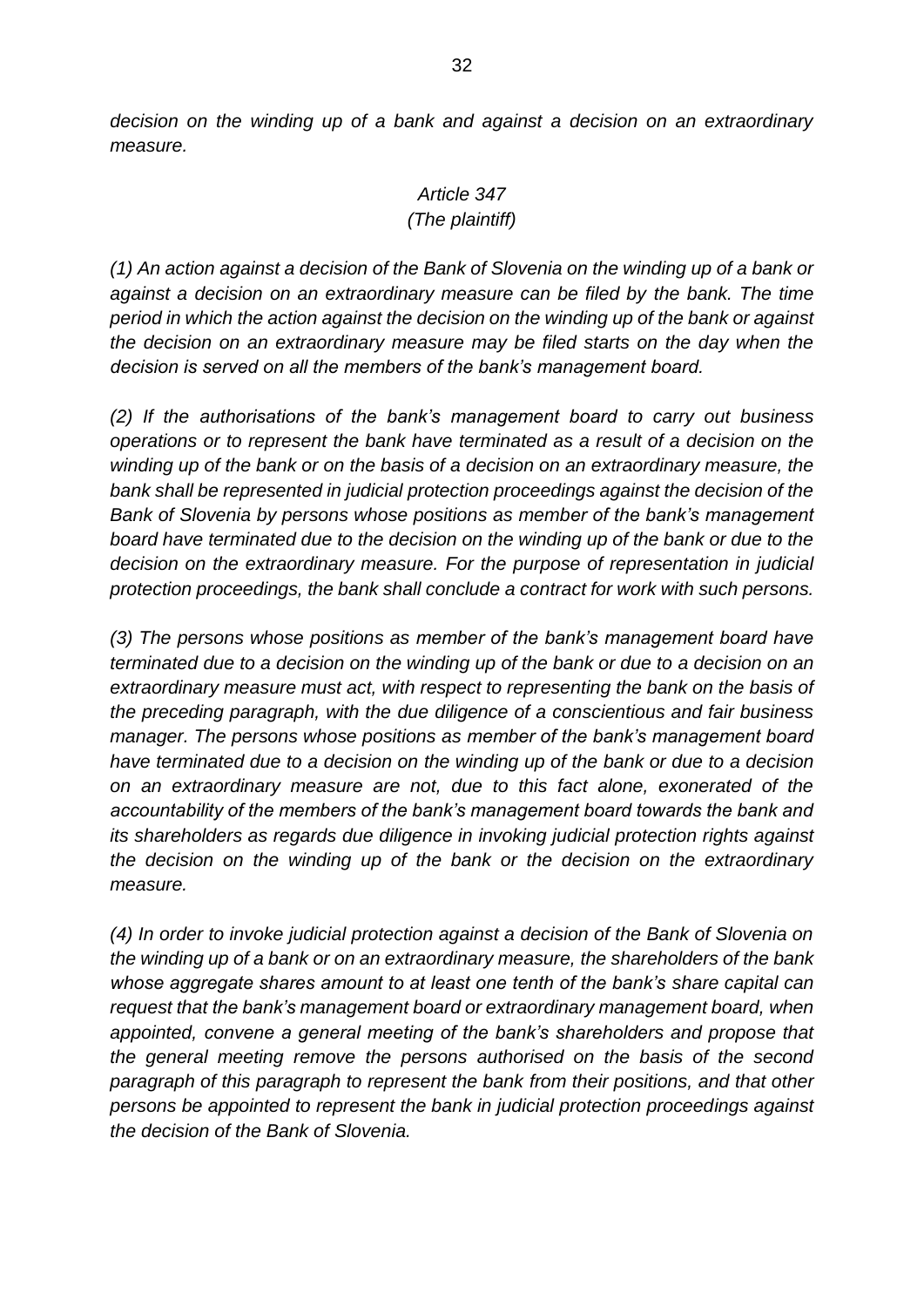*decision on the winding up of a bank and against a decision on an extraordinary measure.*

*Article 347*
*(The plaintiff)*

*(1) An action against a decision of the Bank of Slovenia on the winding up of a bank or against a decision on an extraordinary measure can be filed by the bank. The time period in which the action against the decision on the winding up of the bank or against the decision on an extraordinary measure may be filed starts on the day when the decision is served on all the members of the bank's management board.*

*(2) If the authorisations of the bank's management board to carry out business operations or to represent the bank have terminated as a result of a decision on the winding up of the bank or on the basis of a decision on an extraordinary measure, the bank shall be represented in judicial protection proceedings against the decision of the Bank of Slovenia by persons whose positions as member of the bank's management board have terminated due to the decision on the winding up of the bank or due to the decision on the extraordinary measure. For the purpose of representation in judicial protection proceedings, the bank shall conclude a contract for work with such persons.*

*(3) The persons whose positions as member of the bank's management board have terminated due to a decision on the winding up of the bank or due to a decision on an extraordinary measure must act, with respect to representing the bank on the basis of the preceding paragraph, with the due diligence of a conscientious and fair business manager. The persons whose positions as member of the bank's management board have terminated due to a decision on the winding up of the bank or due to a decision on an extraordinary measure are not, due to this fact alone, exonerated of the accountability of the members of the bank's management board towards the bank and its shareholders as regards due diligence in invoking judicial protection rights against the decision on the winding up of the bank or the decision on the extraordinary measure.*

*(4) In order to invoke judicial protection against a decision of the Bank of Slovenia on the winding up of a bank or on an extraordinary measure, the shareholders of the bank whose aggregate shares amount to at least one tenth of the bank's share capital can request that the bank's management board or extraordinary management board, when appointed, convene a general meeting of the bank's shareholders and propose that the general meeting remove the persons authorised on the basis of the second paragraph of this paragraph to represent the bank from their positions, and that other persons be appointed to represent the bank in judicial protection proceedings against the decision of the Bank of Slovenia.*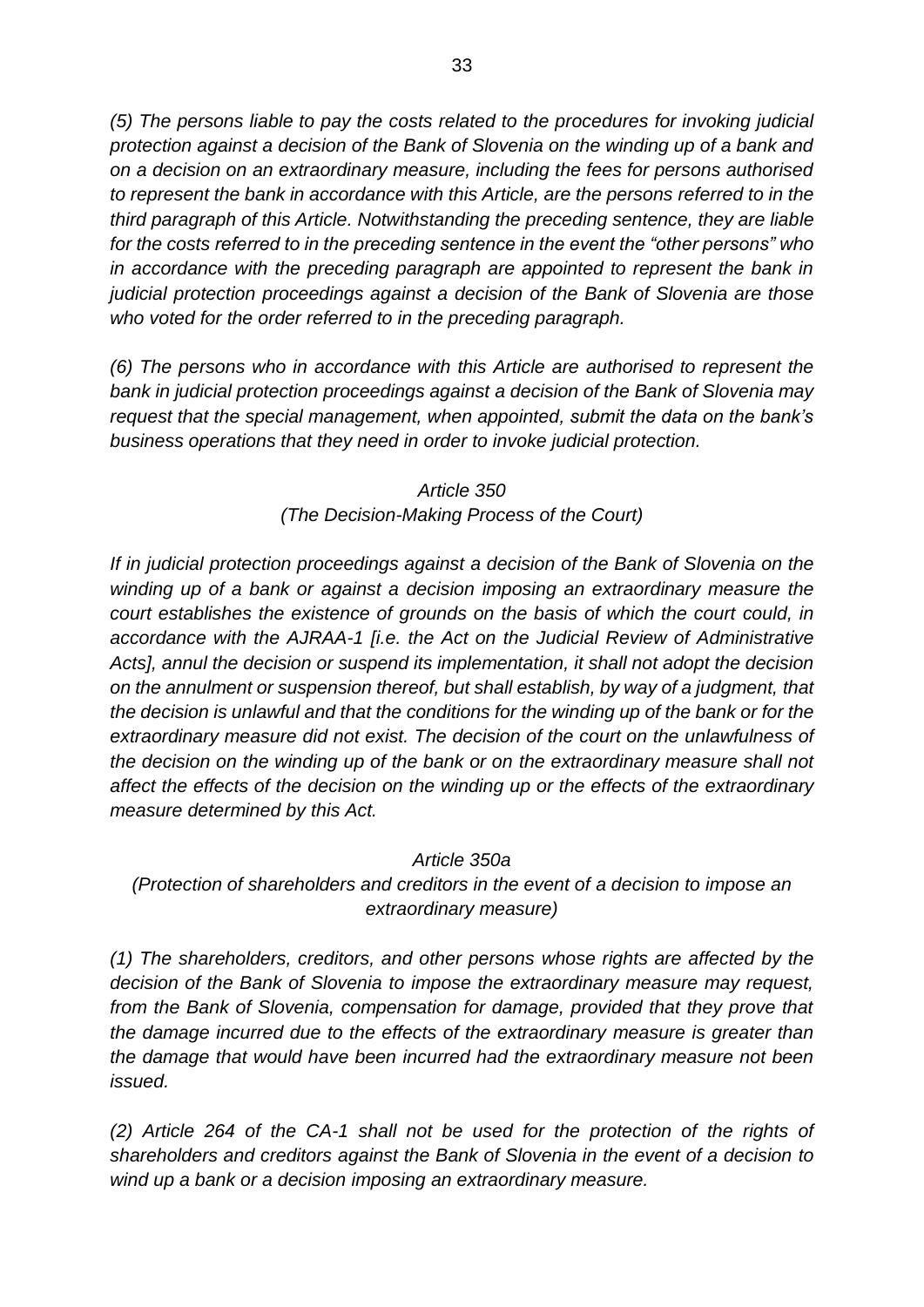*(5) The persons liable to pay the costs related to the procedures for invoking judicial protection against a decision of the Bank of Slovenia on the winding up of a bank and on a decision on an extraordinary measure, including the fees for persons authorised to represent the bank in accordance with this Article, are the persons referred to in the third paragraph of this Article. Notwithstanding the preceding sentence, they are liable for the costs referred to in the preceding sentence in the event the "other persons" who in accordance with the preceding paragraph are appointed to represent the bank in judicial protection proceedings against a decision of the Bank of Slovenia are those who voted for the order referred to in the preceding paragraph.*

*(6) The persons who in accordance with this Article are authorised to represent the bank in judicial protection proceedings against a decision of the Bank of Slovenia may request that the special management, when appointed, submit the data on the bank's business operations that they need in order to invoke judicial protection.*

*Article 350*
*(The Decision-Making Process of the Court)*

*If in judicial protection proceedings against a decision of the Bank of Slovenia on the winding up of a bank or against a decision imposing an extraordinary measure the court establishes the existence of grounds on the basis of which the court could, in accordance with the AJRAA-1 [i.e. the Act on the Judicial Review of Administrative Acts], annul the decision or suspend its implementation, it shall not adopt the decision on the annulment or suspension thereof, but shall establish, by way of a judgment, that the decision is unlawful and that the conditions for the winding up of the bank or for the extraordinary measure did not exist. The decision of the court on the unlawfulness of the decision on the winding up of the bank or on the extraordinary measure shall not affect the effects of the decision on the winding up or the effects of the extraordinary measure determined by this Act.*

*Article 350a*
*(Protection of shareholders and creditors in the event of a decision to impose an extraordinary measure)*

*(1) The shareholders, creditors, and other persons whose rights are affected by the decision of the Bank of Slovenia to impose the extraordinary measure may request, from the Bank of Slovenia, compensation for damage, provided that they prove that the damage incurred due to the effects of the extraordinary measure is greater than the damage that would have been incurred had the extraordinary measure not been issued.*

*(2) Article 264 of the CA-1 shall not be used for the protection of the rights of shareholders and creditors against the Bank of Slovenia in the event of a decision to wind up a bank or a decision imposing an extraordinary measure.*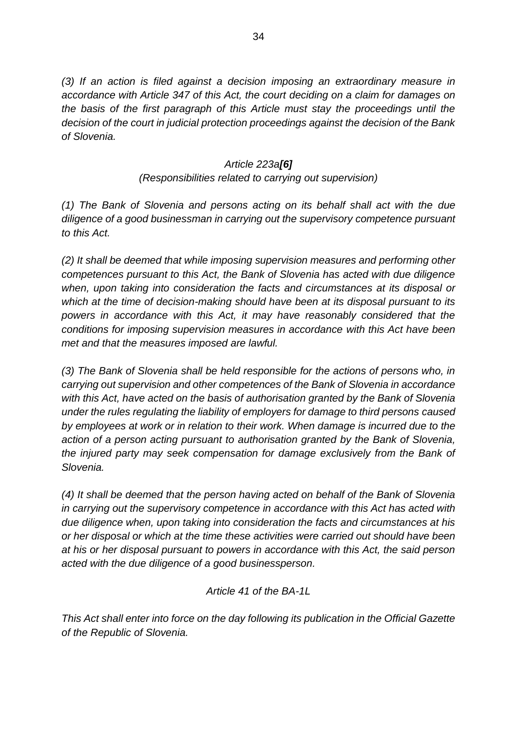*(3) If an action is filed against a decision imposing an extraordinary measure in accordance with Article 347 of this Act, the court deciding on a claim for damages on the basis of the first paragraph of this Article must stay the proceedings until the decision of the court in judicial protection proceedings against the decision of the Bank of Slovenia.*

*Article 223a**[6]***

*(Responsibilities related to carrying out supervision)*

*(1) The Bank of Slovenia and persons acting on its behalf shall act with the due diligence of a good businessman in carrying out the supervisory competence pursuant to this Act.*

*(2) It shall be deemed that while imposing supervision measures and performing other competences pursuant to this Act, the Bank of Slovenia has acted with due diligence when, upon taking into consideration the facts and circumstances at its disposal or which at the time of decision-making should have been at its disposal pursuant to its powers in accordance with this Act, it may have reasonably considered that the conditions for imposing supervision measures in accordance with this Act have been met and that the measures imposed are lawful.*

*(3) The Bank of Slovenia shall be held responsible for the actions of persons who, in carrying out supervision and other competences of the Bank of Slovenia in accordance with this Act, have acted on the basis of authorisation granted by the Bank of Slovenia under the rules regulating the liability of employers for damage to third persons caused by employees at work or in relation to their work. When damage is incurred due to the action of a person acting pursuant to authorisation granted by the Bank of Slovenia, the injured party may seek compensation for damage exclusively from the Bank of Slovenia.*

*(4) It shall be deemed that the person having acted on behalf of the Bank of Slovenia in carrying out the supervisory competence in accordance with this Act has acted with due diligence when, upon taking into consideration the facts and circumstances at his or her disposal or which at the time these activities were carried out should have been at his or her disposal pursuant to powers in accordance with this Act, the said person acted with the due diligence of a good businessperson.*

*Article 41 of the BA-1L*

*This Act shall enter into force on the day following its publication in the Official Gazette of the Republic of Slovenia.*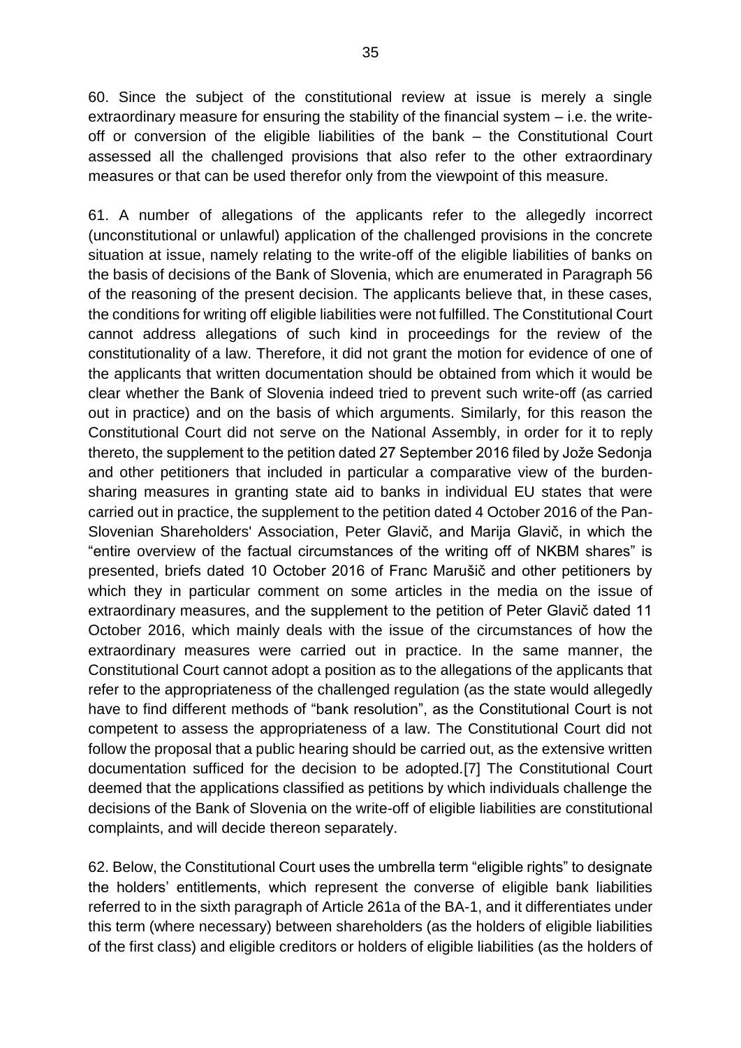60. Since the subject of the constitutional review at issue is merely a single extraordinary measure for ensuring the stability of the financial system – i.e. the write-off or conversion of the eligible liabilities of the bank – the Constitutional Court assessed all the challenged provisions that also refer to the other extraordinary measures or that can be used therefor only from the viewpoint of this measure.

61. A number of allegations of the applicants refer to the allegedly incorrect (unconstitutional or unlawful) application of the challenged provisions in the concrete situation at issue, namely relating to the write-off of the eligible liabilities of banks on the basis of decisions of the Bank of Slovenia, which are enumerated in Paragraph 56 of the reasoning of the present decision. The applicants believe that, in these cases, the conditions for writing off eligible liabilities were not fulfilled. The Constitutional Court cannot address allegations of such kind in proceedings for the review of the constitutionality of a law. Therefore, it did not grant the motion for evidence of one of the applicants that written documentation should be obtained from which it would be clear whether the Bank of Slovenia indeed tried to prevent such write-off (as carried out in practice) and on the basis of which arguments. Similarly, for this reason the Constitutional Court did not serve on the National Assembly, in order for it to reply thereto, the supplement to the petition dated 27 September 2016 filed by Jože Sedonja and other petitioners that included in particular a comparative view of the burden-sharing measures in granting state aid to banks in individual EU states that were carried out in practice, the supplement to the petition dated 4 October 2016 of the Pan-Slovenian Shareholders' Association, Peter Glavič, and Marija Glavič, in which the "entire overview of the factual circumstances of the writing off of NKBM shares" is presented, briefs dated 10 October 2016 of Franc Marušič and other petitioners by which they in particular comment on some articles in the media on the issue of extraordinary measures, and the supplement to the petition of Peter Glavič dated 11 October 2016, which mainly deals with the issue of the circumstances of how the extraordinary measures were carried out in practice. In the same manner, the Constitutional Court cannot adopt a position as to the allegations of the applicants that refer to the appropriateness of the challenged regulation (as the state would allegedly have to find different methods of "bank resolution", as the Constitutional Court is not competent to assess the appropriateness of a law. The Constitutional Court did not follow the proposal that a public hearing should be carried out, as the extensive written documentation sufficed for the decision to be adopted.[7] The Constitutional Court deemed that the applications classified as petitions by which individuals challenge the decisions of the Bank of Slovenia on the write-off of eligible liabilities are constitutional complaints, and will decide thereon separately.

62. Below, the Constitutional Court uses the umbrella term "eligible rights" to designate the holders' entitlements, which represent the converse of eligible bank liabilities referred to in the sixth paragraph of Article 261a of the BA-1, and it differentiates under this term (where necessary) between shareholders (as the holders of eligible liabilities of the first class) and eligible creditors or holders of eligible liabilities (as the holders of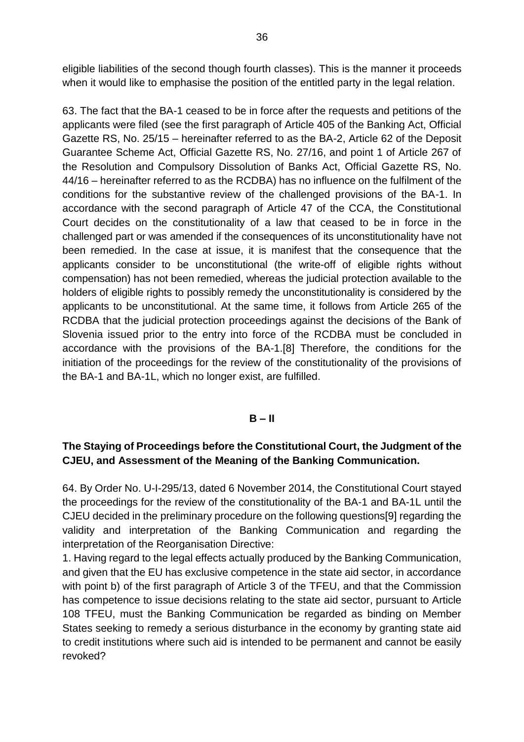eligible liabilities of the second though fourth classes). This is the manner it proceeds when it would like to emphasise the position of the entitled party in the legal relation.

63. The fact that the BA-1 ceased to be in force after the requests and petitions of the applicants were filed (see the first paragraph of Article 405 of the Banking Act, Official Gazette RS, No. 25/15 – hereinafter referred to as the BA-2, Article 62 of the Deposit Guarantee Scheme Act, Official Gazette RS, No. 27/16, and point 1 of Article 267 of the Resolution and Compulsory Dissolution of Banks Act, Official Gazette RS, No. 44/16 – hereinafter referred to as the RCDBA) has no influence on the fulfilment of the conditions for the substantive review of the challenged provisions of the BA-1. In accordance with the second paragraph of Article 47 of the CCA, the Constitutional Court decides on the constitutionality of a law that ceased to be in force in the challenged part or was amended if the consequences of its unconstitutionality have not been remedied. In the case at issue, it is manifest that the consequence that the applicants consider to be unconstitutional (the write-off of eligible rights without compensation) has not been remedied, whereas the judicial protection available to the holders of eligible rights to possibly remedy the unconstitutionality is considered by the applicants to be unconstitutional. At the same time, it follows from Article 265 of the RCDBA that the judicial protection proceedings against the decisions of the Bank of Slovenia issued prior to the entry into force of the RCDBA must be concluded in accordance with the provisions of the BA-1.[8] Therefore, the conditions for the initiation of the proceedings for the review of the constitutionality of the provisions of the BA-1 and BA-1L, which no longer exist, are fulfilled.

**B – II**

**The Staying of Proceedings before the Constitutional Court, the Judgment of the CJEU, and Assessment of the Meaning of the Banking Communication.**

64. By Order No. U-I-295/13, dated 6 November 2014, the Constitutional Court stayed the proceedings for the review of the constitutionality of the BA-1 and BA-1L until the CJEU decided in the preliminary procedure on the following questions[9] regarding the validity and interpretation of the Banking Communication and regarding the interpretation of the Reorganisation Directive:

1. Having regard to the legal effects actually produced by the Banking Communication, and given that the EU has exclusive competence in the state aid sector, in accordance with point b) of the first paragraph of Article 3 of the TFEU, and that the Commission has competence to issue decisions relating to the state aid sector, pursuant to Article 108 TFEU, must the Banking Communication be regarded as binding on Member States seeking to remedy a serious disturbance in the economy by granting state aid to credit institutions where such aid is intended to be permanent and cannot be easily revoked?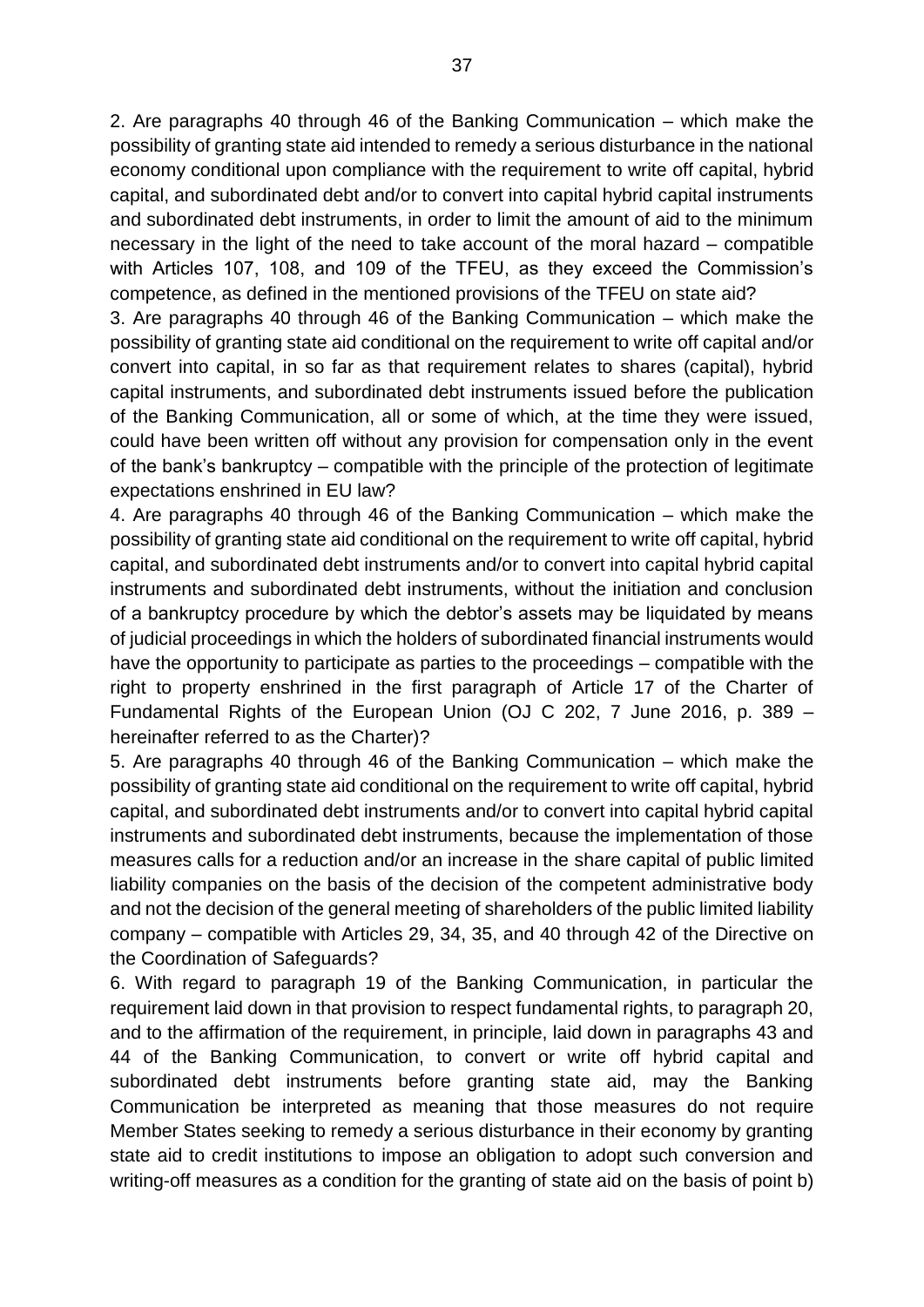2. Are paragraphs 40 through 46 of the Banking Communication – which make the possibility of granting state aid intended to remedy a serious disturbance in the national economy conditional upon compliance with the requirement to write off capital, hybrid capital, and subordinated debt and/or to convert into capital hybrid capital instruments and subordinated debt instruments, in order to limit the amount of aid to the minimum necessary in the light of the need to take account of the moral hazard – compatible with Articles 107, 108, and 109 of the TFEU, as they exceed the Commission's competence, as defined in the mentioned provisions of the TFEU on state aid?

3. Are paragraphs 40 through 46 of the Banking Communication – which make the possibility of granting state aid conditional on the requirement to write off capital and/or convert into capital, in so far as that requirement relates to shares (capital), hybrid capital instruments, and subordinated debt instruments issued before the publication of the Banking Communication, all or some of which, at the time they were issued, could have been written off without any provision for compensation only in the event of the bank's bankruptcy – compatible with the principle of the protection of legitimate expectations enshrined in EU law?

4. Are paragraphs 40 through 46 of the Banking Communication – which make the possibility of granting state aid conditional on the requirement to write off capital, hybrid capital, and subordinated debt instruments and/or to convert into capital hybrid capital instruments and subordinated debt instruments, without the initiation and conclusion of a bankruptcy procedure by which the debtor's assets may be liquidated by means of judicial proceedings in which the holders of subordinated financial instruments would have the opportunity to participate as parties to the proceedings – compatible with the right to property enshrined in the first paragraph of Article 17 of the Charter of Fundamental Rights of the European Union (OJ C 202, 7 June 2016, p. 389 – hereinafter referred to as the Charter)?

5. Are paragraphs 40 through 46 of the Banking Communication – which make the possibility of granting state aid conditional on the requirement to write off capital, hybrid capital, and subordinated debt instruments and/or to convert into capital hybrid capital instruments and subordinated debt instruments, because the implementation of those measures calls for a reduction and/or an increase in the share capital of public limited liability companies on the basis of the decision of the competent administrative body and not the decision of the general meeting of shareholders of the public limited liability company – compatible with Articles 29, 34, 35, and 40 through 42 of the Directive on the Coordination of Safeguards?

6. With regard to paragraph 19 of the Banking Communication, in particular the requirement laid down in that provision to respect fundamental rights, to paragraph 20, and to the affirmation of the requirement, in principle, laid down in paragraphs 43 and 44 of the Banking Communication, to convert or write off hybrid capital and subordinated debt instruments before granting state aid, may the Banking Communication be interpreted as meaning that those measures do not require Member States seeking to remedy a serious disturbance in their economy by granting state aid to credit institutions to impose an obligation to adopt such conversion and writing-off measures as a condition for the granting of state aid on the basis of point b)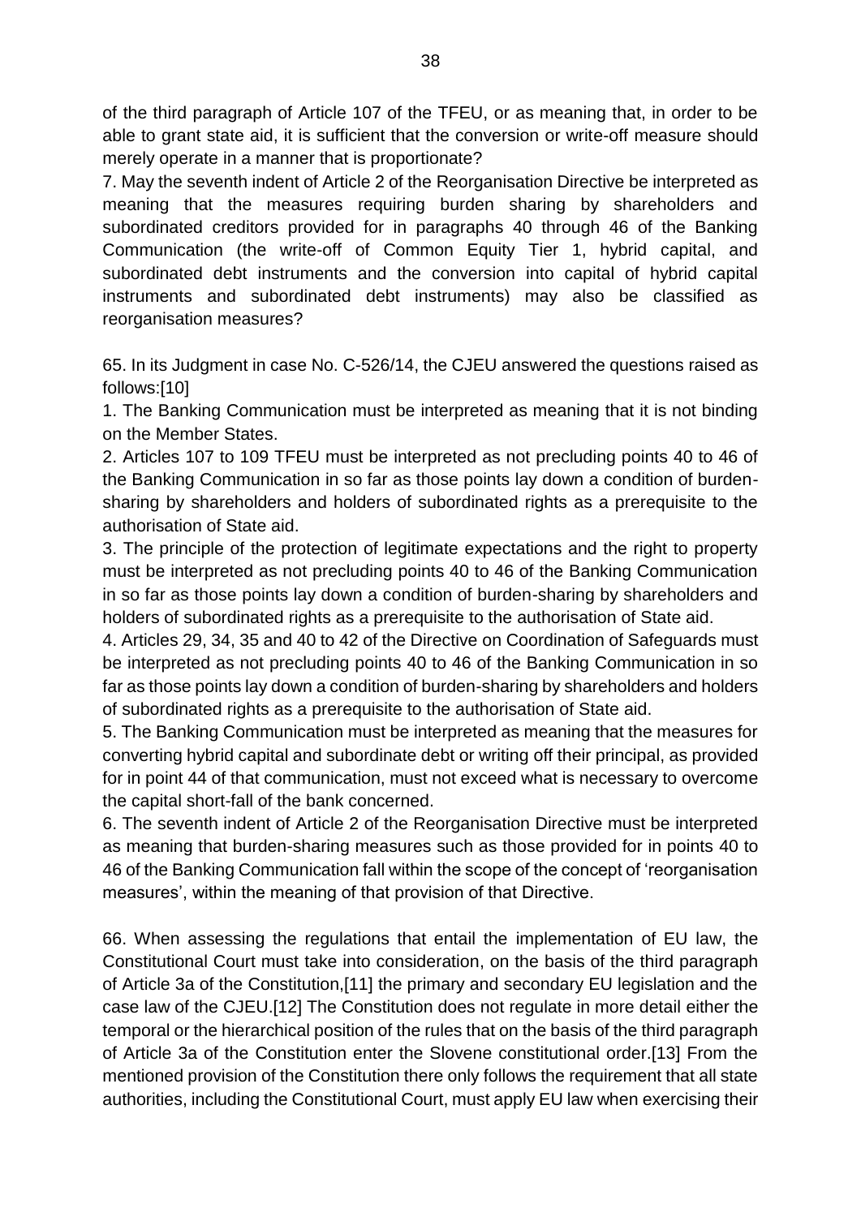of the third paragraph of Article 107 of the TFEU, or as meaning that, in order to be able to grant state aid, it is sufficient that the conversion or write-off measure should merely operate in a manner that is proportionate?

7. May the seventh indent of Article 2 of the Reorganisation Directive be interpreted as meaning that the measures requiring burden sharing by shareholders and subordinated creditors provided for in paragraphs 40 through 46 of the Banking Communication (the write-off of Common Equity Tier 1, hybrid capital, and subordinated debt instruments and the conversion into capital of hybrid capital instruments and subordinated debt instruments) may also be classified as reorganisation measures?

65. In its Judgment in case No. C-526/14, the CJEU answered the questions raised as follows:[10]

1. The Banking Communication must be interpreted as meaning that it is not binding on the Member States.
2. Articles 107 to 109 TFEU must be interpreted as not precluding points 40 to 46 of the Banking Communication in so far as those points lay down a condition of burden-sharing by shareholders and holders of subordinated rights as a prerequisite to the authorisation of State aid.
3. The principle of the protection of legitimate expectations and the right to property must be interpreted as not precluding points 40 to 46 of the Banking Communication in so far as those points lay down a condition of burden-sharing by shareholders and holders of subordinated rights as a prerequisite to the authorisation of State aid.
4. Articles 29, 34, 35 and 40 to 42 of the Directive on Coordination of Safeguards must be interpreted as not precluding points 40 to 46 of the Banking Communication in so far as those points lay down a condition of burden-sharing by shareholders and holders of subordinated rights as a prerequisite to the authorisation of State aid.
5. The Banking Communication must be interpreted as meaning that the measures for converting hybrid capital and subordinate debt or writing off their principal, as provided for in point 44 of that communication, must not exceed what is necessary to overcome the capital short-fall of the bank concerned.
6. The seventh indent of Article 2 of the Reorganisation Directive must be interpreted as meaning that burden-sharing measures such as those provided for in points 40 to 46 of the Banking Communication fall within the scope of the concept of 'reorganisation measures', within the meaning of that provision of that Directive.

66. When assessing the regulations that entail the implementation of EU law, the Constitutional Court must take into consideration, on the basis of the third paragraph of Article 3a of the Constitution,[11] the primary and secondary EU legislation and the case law of the CJEU.[12] The Constitution does not regulate in more detail either the temporal or the hierarchical position of the rules that on the basis of the third paragraph of Article 3a of the Constitution enter the Slovene constitutional order.[13] From the mentioned provision of the Constitution there only follows the requirement that all state authorities, including the Constitutional Court, must apply EU law when exercising their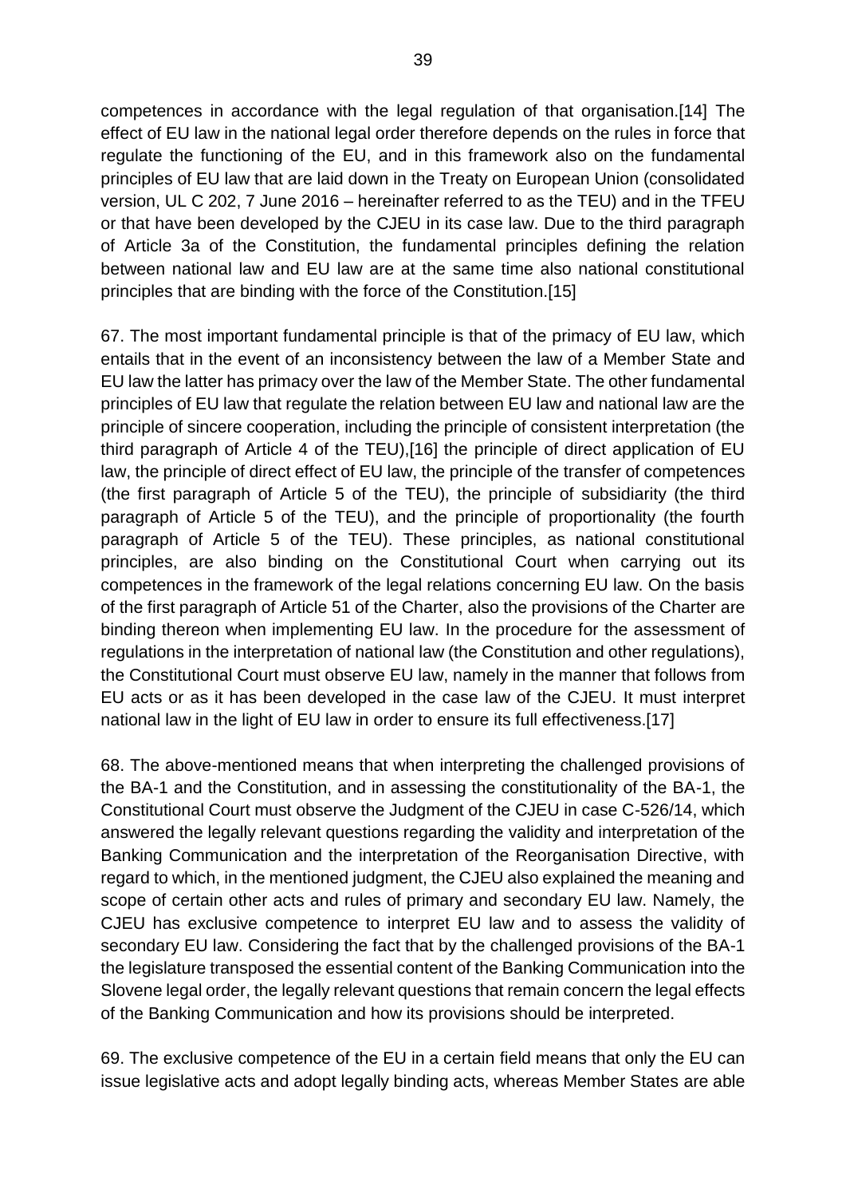competences in accordance with the legal regulation of that organisation.[14] The effect of EU law in the national legal order therefore depends on the rules in force that regulate the functioning of the EU, and in this framework also on the fundamental principles of EU law that are laid down in the Treaty on European Union (consolidated version, UL C 202, 7 June 2016 – hereinafter referred to as the TEU) and in the TFEU or that have been developed by the CJEU in its case law. Due to the third paragraph of Article 3a of the Constitution, the fundamental principles defining the relation between national law and EU law are at the same time also national constitutional principles that are binding with the force of the Constitution.[15]

67. The most important fundamental principle is that of the primacy of EU law, which entails that in the event of an inconsistency between the law of a Member State and EU law the latter has primacy over the law of the Member State. The other fundamental principles of EU law that regulate the relation between EU law and national law are the principle of sincere cooperation, including the principle of consistent interpretation (the third paragraph of Article 4 of the TEU),[16] the principle of direct application of EU law, the principle of direct effect of EU law, the principle of the transfer of competences (the first paragraph of Article 5 of the TEU), the principle of subsidiarity (the third paragraph of Article 5 of the TEU), and the principle of proportionality (the fourth paragraph of Article 5 of the TEU). These principles, as national constitutional principles, are also binding on the Constitutional Court when carrying out its competences in the framework of the legal relations concerning EU law. On the basis of the first paragraph of Article 51 of the Charter, also the provisions of the Charter are binding thereon when implementing EU law. In the procedure for the assessment of regulations in the interpretation of national law (the Constitution and other regulations), the Constitutional Court must observe EU law, namely in the manner that follows from EU acts or as it has been developed in the case law of the CJEU. It must interpret national law in the light of EU law in order to ensure its full effectiveness.[17]

68. The above-mentioned means that when interpreting the challenged provisions of the BA-1 and the Constitution, and in assessing the constitutionality of the BA-1, the Constitutional Court must observe the Judgment of the CJEU in case C-526/14, which answered the legally relevant questions regarding the validity and interpretation of the Banking Communication and the interpretation of the Reorganisation Directive, with regard to which, in the mentioned judgment, the CJEU also explained the meaning and scope of certain other acts and rules of primary and secondary EU law. Namely, the CJEU has exclusive competence to interpret EU law and to assess the validity of secondary EU law. Considering the fact that by the challenged provisions of the BA-1 the legislature transposed the essential content of the Banking Communication into the Slovene legal order, the legally relevant questions that remain concern the legal effects of the Banking Communication and how its provisions should be interpreted.

69. The exclusive competence of the EU in a certain field means that only the EU can issue legislative acts and adopt legally binding acts, whereas Member States are able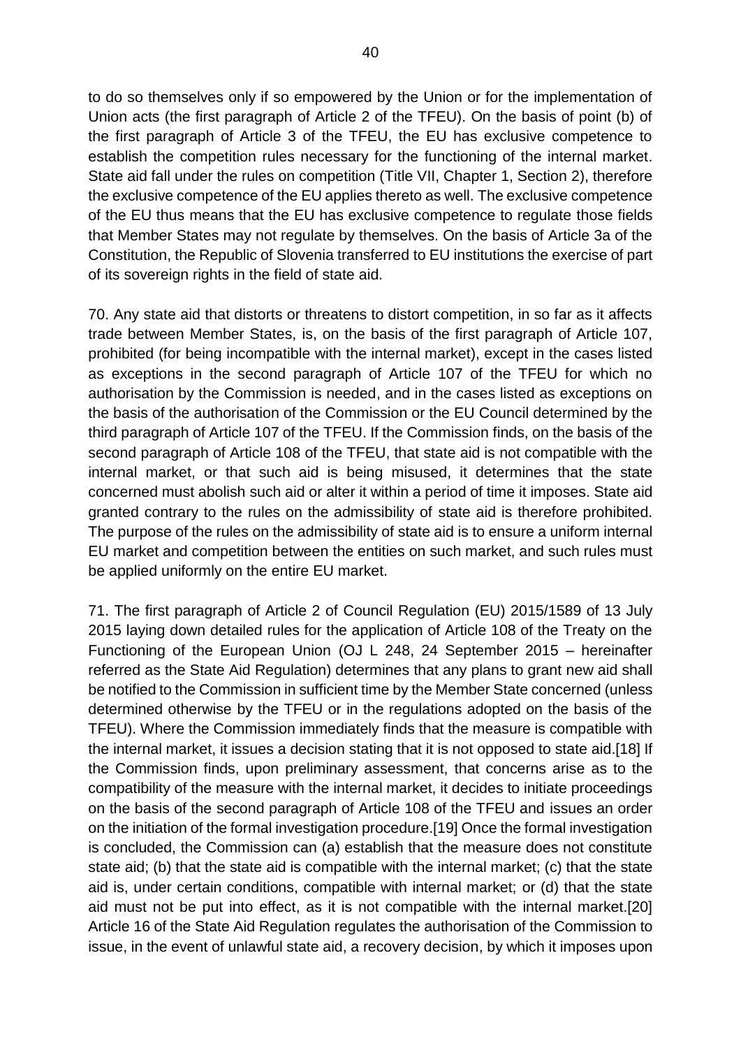to do so themselves only if so empowered by the Union or for the implementation of Union acts (the first paragraph of Article 2 of the TFEU). On the basis of point (b) of the first paragraph of Article 3 of the TFEU, the EU has exclusive competence to establish the competition rules necessary for the functioning of the internal market. State aid fall under the rules on competition (Title VII, Chapter 1, Section 2), therefore the exclusive competence of the EU applies thereto as well. The exclusive competence of the EU thus means that the EU has exclusive competence to regulate those fields that Member States may not regulate by themselves. On the basis of Article 3a of the Constitution, the Republic of Slovenia transferred to EU institutions the exercise of part of its sovereign rights in the field of state aid.

70. Any state aid that distorts or threatens to distort competition, in so far as it affects trade between Member States, is, on the basis of the first paragraph of Article 107, prohibited (for being incompatible with the internal market), except in the cases listed as exceptions in the second paragraph of Article 107 of the TFEU for which no authorisation by the Commission is needed, and in the cases listed as exceptions on the basis of the authorisation of the Commission or the EU Council determined by the third paragraph of Article 107 of the TFEU. If the Commission finds, on the basis of the second paragraph of Article 108 of the TFEU, that state aid is not compatible with the internal market, or that such aid is being misused, it determines that the state concerned must abolish such aid or alter it within a period of time it imposes. State aid granted contrary to the rules on the admissibility of state aid is therefore prohibited. The purpose of the rules on the admissibility of state aid is to ensure a uniform internal EU market and competition between the entities on such market, and such rules must be applied uniformly on the entire EU market.

71. The first paragraph of Article 2 of Council Regulation (EU) 2015/1589 of 13 July 2015 laying down detailed rules for the application of Article 108 of the Treaty on the Functioning of the European Union (OJ L 248, 24 September 2015 – hereinafter referred as the State Aid Regulation) determines that any plans to grant new aid shall be notified to the Commission in sufficient time by the Member State concerned (unless determined otherwise by the TFEU or in the regulations adopted on the basis of the TFEU). Where the Commission immediately finds that the measure is compatible with the internal market, it issues a decision stating that it is not opposed to state aid.[18] If the Commission finds, upon preliminary assessment, that concerns arise as to the compatibility of the measure with the internal market, it decides to initiate proceedings on the basis of the second paragraph of Article 108 of the TFEU and issues an order on the initiation of the formal investigation procedure.[19] Once the formal investigation is concluded, the Commission can (a) establish that the measure does not constitute state aid; (b) that the state aid is compatible with the internal market; (c) that the state aid is, under certain conditions, compatible with internal market; or (d) that the state aid must not be put into effect, as it is not compatible with the internal market.[20] Article 16 of the State Aid Regulation regulates the authorisation of the Commission to issue, in the event of unlawful state aid, a recovery decision, by which it imposes upon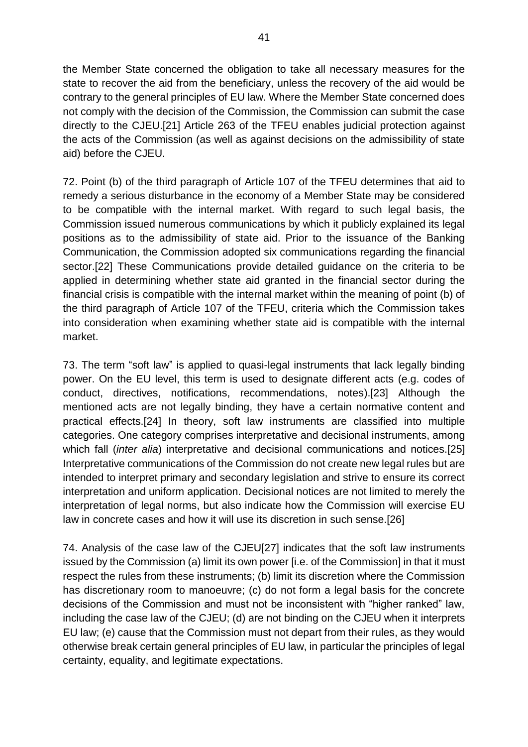the Member State concerned the obligation to take all necessary measures for the state to recover the aid from the beneficiary, unless the recovery of the aid would be contrary to the general principles of EU law. Where the Member State concerned does not comply with the decision of the Commission, the Commission can submit the case directly to the CJEU.[21] Article 263 of the TFEU enables judicial protection against the acts of the Commission (as well as against decisions on the admissibility of state aid) before the CJEU.

72. Point (b) of the third paragraph of Article 107 of the TFEU determines that aid to remedy a serious disturbance in the economy of a Member State may be considered to be compatible with the internal market. With regard to such legal basis, the Commission issued numerous communications by which it publicly explained its legal positions as to the admissibility of state aid. Prior to the issuance of the Banking Communication, the Commission adopted six communications regarding the financial sector.[22] These Communications provide detailed guidance on the criteria to be applied in determining whether state aid granted in the financial sector during the financial crisis is compatible with the internal market within the meaning of point (b) of the third paragraph of Article 107 of the TFEU, criteria which the Commission takes into consideration when examining whether state aid is compatible with the internal market.

73. The term "soft law" is applied to quasi-legal instruments that lack legally binding power. On the EU level, this term is used to designate different acts (e.g. codes of conduct, directives, notifications, recommendations, notes).[23] Although the mentioned acts are not legally binding, they have a certain normative content and practical effects.[24] In theory, soft law instruments are classified into multiple categories. One category comprises interpretative and decisional instruments, among which fall (*inter alia*) interpretative and decisional communications and notices.[25] Interpretative communications of the Commission do not create new legal rules but are intended to interpret primary and secondary legislation and strive to ensure its correct interpretation and uniform application. Decisional notices are not limited to merely the interpretation of legal norms, but also indicate how the Commission will exercise EU law in concrete cases and how it will use its discretion in such sense.[26]

74. Analysis of the case law of the CJEU[27] indicates that the soft law instruments issued by the Commission (a) limit its own power [i.e. of the Commission] in that it must respect the rules from these instruments; (b) limit its discretion where the Commission has discretionary room to manoeuvre; (c) do not form a legal basis for the concrete decisions of the Commission and must not be inconsistent with "higher ranked" law, including the case law of the CJEU; (d) are not binding on the CJEU when it interprets EU law; (e) cause that the Commission must not depart from their rules, as they would otherwise break certain general principles of EU law, in particular the principles of legal certainty, equality, and legitimate expectations.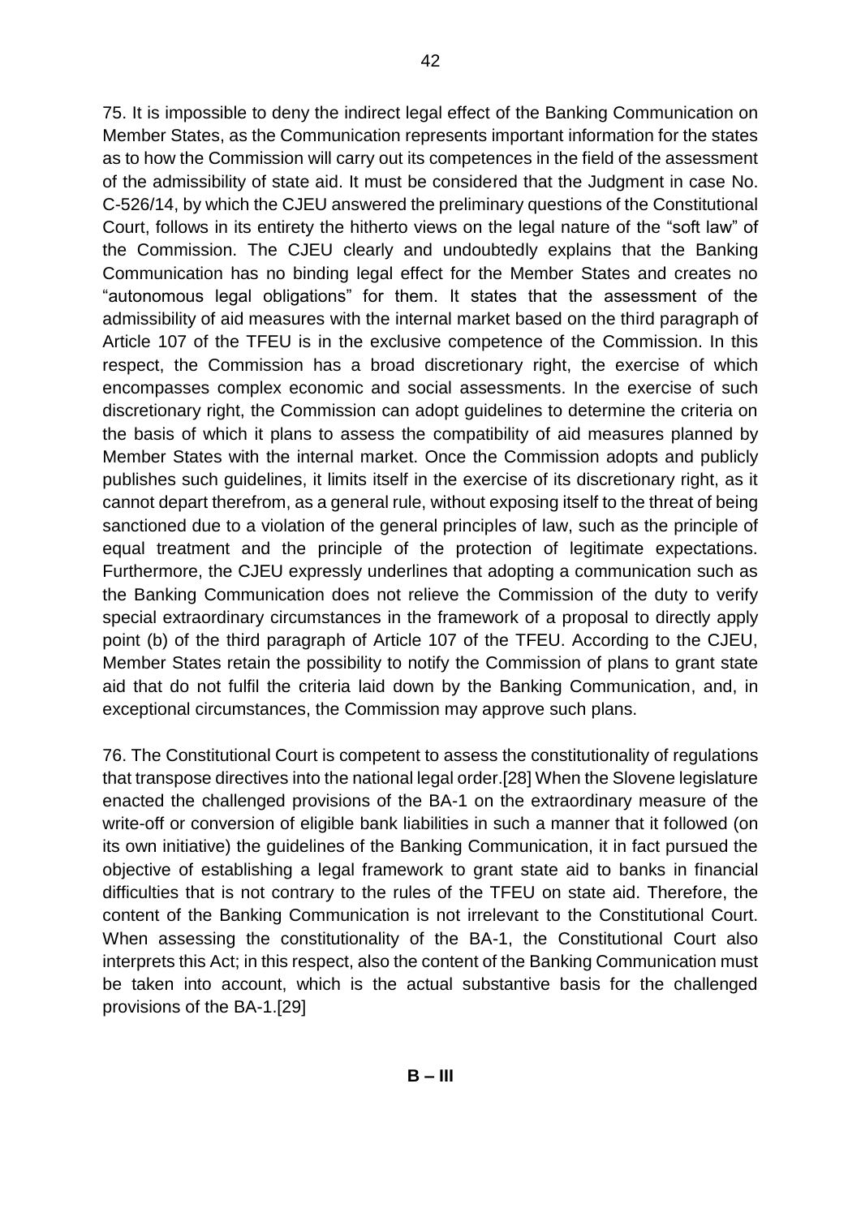75. It is impossible to deny the indirect legal effect of the Banking Communication on Member States, as the Communication represents important information for the states as to how the Commission will carry out its competences in the field of the assessment of the admissibility of state aid. It must be considered that the Judgment in case No. C-526/14, by which the CJEU answered the preliminary questions of the Constitutional Court, follows in its entirety the hitherto views on the legal nature of the "soft law" of the Commission. The CJEU clearly and undoubtedly explains that the Banking Communication has no binding legal effect for the Member States and creates no "autonomous legal obligations" for them. It states that the assessment of the admissibility of aid measures with the internal market based on the third paragraph of Article 107 of the TFEU is in the exclusive competence of the Commission. In this respect, the Commission has a broad discretionary right, the exercise of which encompasses complex economic and social assessments. In the exercise of such discretionary right, the Commission can adopt guidelines to determine the criteria on the basis of which it plans to assess the compatibility of aid measures planned by Member States with the internal market. Once the Commission adopts and publicly publishes such guidelines, it limits itself in the exercise of its discretionary right, as it cannot depart therefrom, as a general rule, without exposing itself to the threat of being sanctioned due to a violation of the general principles of law, such as the principle of equal treatment and the principle of the protection of legitimate expectations. Furthermore, the CJEU expressly underlines that adopting a communication such as the Banking Communication does not relieve the Commission of the duty to verify special extraordinary circumstances in the framework of a proposal to directly apply point (b) of the third paragraph of Article 107 of the TFEU. According to the CJEU, Member States retain the possibility to notify the Commission of plans to grant state aid that do not fulfil the criteria laid down by the Banking Communication, and, in exceptional circumstances, the Commission may approve such plans.

76. The Constitutional Court is competent to assess the constitutionality of regulations that transpose directives into the national legal order.[28] When the Slovene legislature enacted the challenged provisions of the BA-1 on the extraordinary measure of the write-off or conversion of eligible bank liabilities in such a manner that it followed (on its own initiative) the guidelines of the Banking Communication, it in fact pursued the objective of establishing a legal framework to grant state aid to banks in financial difficulties that is not contrary to the rules of the TFEU on state aid. Therefore, the content of the Banking Communication is not irrelevant to the Constitutional Court. When assessing the constitutionality of the BA-1, the Constitutional Court also interprets this Act; in this respect, also the content of the Banking Communication must be taken into account, which is the actual substantive basis for the challenged provisions of the BA-1.[29]

**B – III**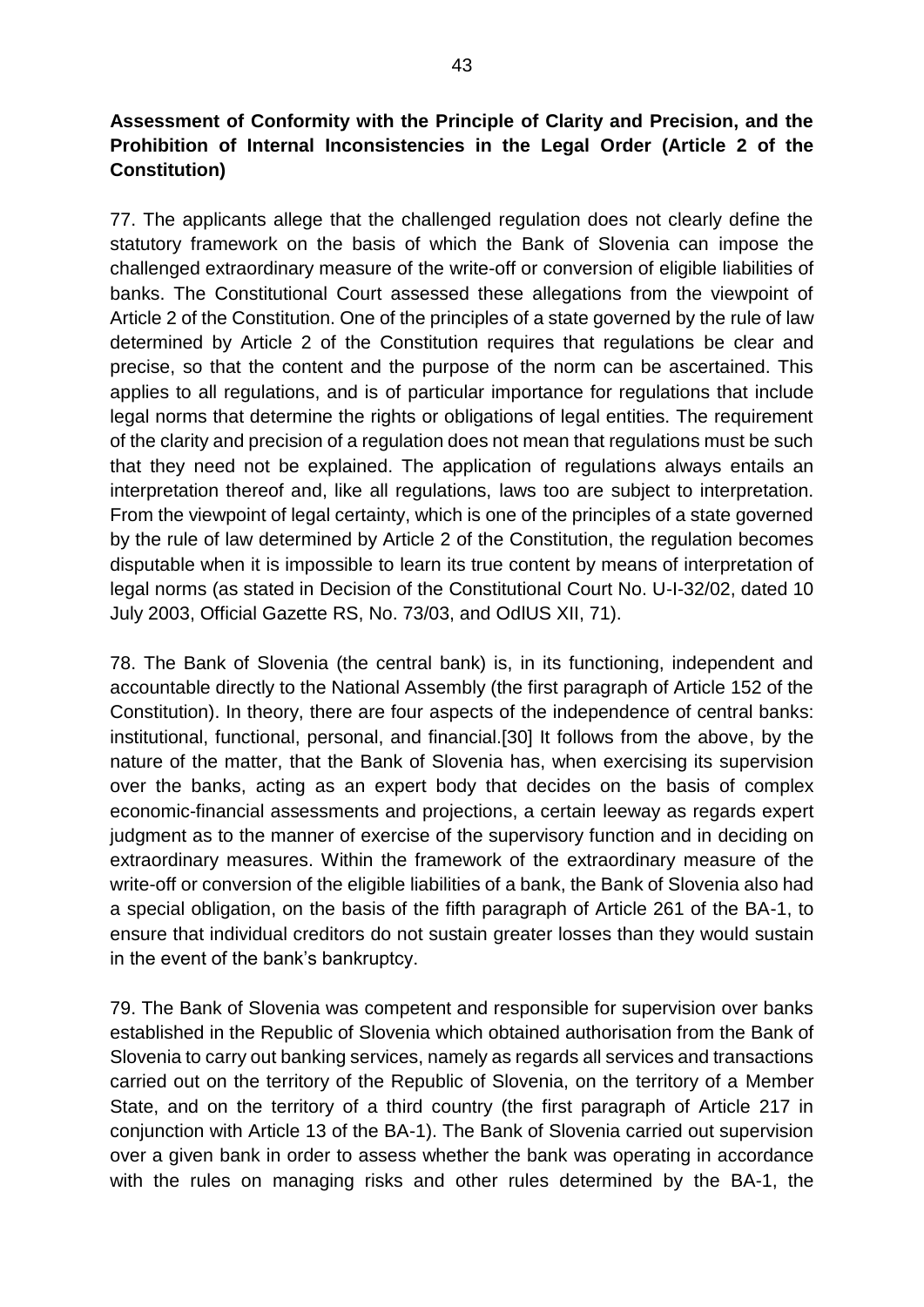**Assessment of Conformity with the Principle of Clarity and Precision, and the Prohibition of Internal Inconsistencies in the Legal Order (Article 2 of the Constitution)**

77. The applicants allege that the challenged regulation does not clearly define the statutory framework on the basis of which the Bank of Slovenia can impose the challenged extraordinary measure of the write-off or conversion of eligible liabilities of banks. The Constitutional Court assessed these allegations from the viewpoint of Article 2 of the Constitution. One of the principles of a state governed by the rule of law determined by Article 2 of the Constitution requires that regulations be clear and precise, so that the content and the purpose of the norm can be ascertained. This applies to all regulations, and is of particular importance for regulations that include legal norms that determine the rights or obligations of legal entities. The requirement of the clarity and precision of a regulation does not mean that regulations must be such that they need not be explained. The application of regulations always entails an interpretation thereof and, like all regulations, laws too are subject to interpretation. From the viewpoint of legal certainty, which is one of the principles of a state governed by the rule of law determined by Article 2 of the Constitution, the regulation becomes disputable when it is impossible to learn its true content by means of interpretation of legal norms (as stated in Decision of the Constitutional Court No. U-I-32/02, dated 10 July 2003, Official Gazette RS, No. 73/03, and OdlUS XII, 71).

78. The Bank of Slovenia (the central bank) is, in its functioning, independent and accountable directly to the National Assembly (the first paragraph of Article 152 of the Constitution). In theory, there are four aspects of the independence of central banks: institutional, functional, personal, and financial.[30] It follows from the above, by the nature of the matter, that the Bank of Slovenia has, when exercising its supervision over the banks, acting as an expert body that decides on the basis of complex economic-financial assessments and projections, a certain leeway as regards expert judgment as to the manner of exercise of the supervisory function and in deciding on extraordinary measures. Within the framework of the extraordinary measure of the write-off or conversion of the eligible liabilities of a bank, the Bank of Slovenia also had a special obligation, on the basis of the fifth paragraph of Article 261 of the BA-1, to ensure that individual creditors do not sustain greater losses than they would sustain in the event of the bank's bankruptcy.

79. The Bank of Slovenia was competent and responsible for supervision over banks established in the Republic of Slovenia which obtained authorisation from the Bank of Slovenia to carry out banking services, namely as regards all services and transactions carried out on the territory of the Republic of Slovenia, on the territory of a Member State, and on the territory of a third country (the first paragraph of Article 217 in conjunction with Article 13 of the BA-1). The Bank of Slovenia carried out supervision over a given bank in order to assess whether the bank was operating in accordance with the rules on managing risks and other rules determined by the BA-1, the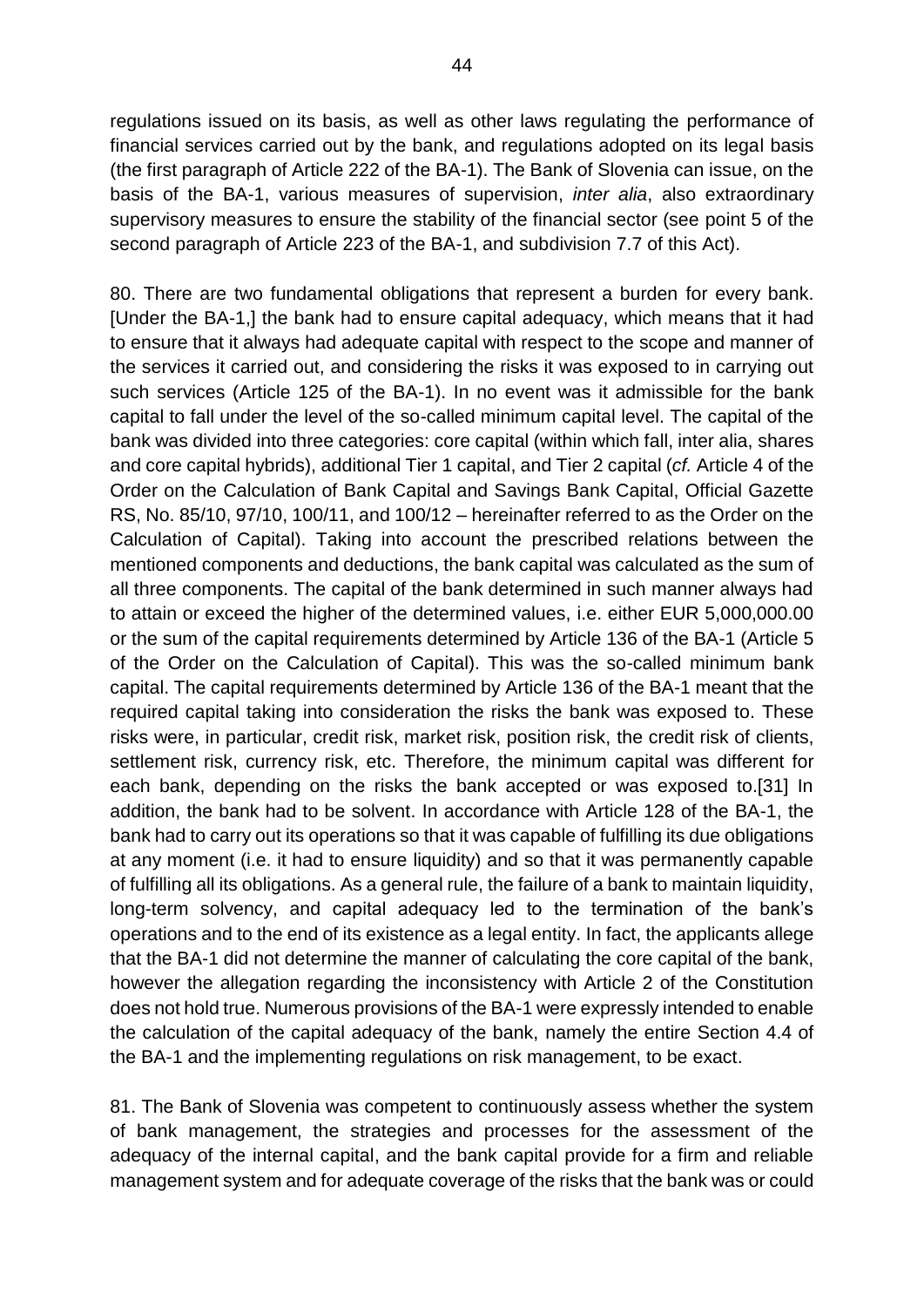regulations issued on its basis, as well as other laws regulating the performance of financial services carried out by the bank, and regulations adopted on its legal basis (the first paragraph of Article 222 of the BA-1). The Bank of Slovenia can issue, on the basis of the BA-1, various measures of supervision, *inter alia*, also extraordinary supervisory measures to ensure the stability of the financial sector (see point 5 of the second paragraph of Article 223 of the BA-1, and subdivision 7.7 of this Act).

80. There are two fundamental obligations that represent a burden for every bank. [Under the BA-1,] the bank had to ensure capital adequacy, which means that it had to ensure that it always had adequate capital with respect to the scope and manner of the services it carried out, and considering the risks it was exposed to in carrying out such services (Article 125 of the BA-1). In no event was it admissible for the bank capital to fall under the level of the so-called minimum capital level. The capital of the bank was divided into three categories: core capital (within which fall, inter alia, shares and core capital hybrids), additional Tier 1 capital, and Tier 2 capital (*cf.* Article 4 of the Order on the Calculation of Bank Capital and Savings Bank Capital, Official Gazette RS, No. 85/10, 97/10, 100/11, and 100/12 – hereinafter referred to as the Order on the Calculation of Capital). Taking into account the prescribed relations between the mentioned components and deductions, the bank capital was calculated as the sum of all three components. The capital of the bank determined in such manner always had to attain or exceed the higher of the determined values, i.e. either EUR 5,000,000.00 or the sum of the capital requirements determined by Article 136 of the BA-1 (Article 5 of the Order on the Calculation of Capital). This was the so-called minimum bank capital. The capital requirements determined by Article 136 of the BA-1 meant that the required capital taking into consideration the risks the bank was exposed to. These risks were, in particular, credit risk, market risk, position risk, the credit risk of clients, settlement risk, currency risk, etc. Therefore, the minimum capital was different for each bank, depending on the risks the bank accepted or was exposed to.[31] In addition, the bank had to be solvent. In accordance with Article 128 of the BA-1, the bank had to carry out its operations so that it was capable of fulfilling its due obligations at any moment (i.e. it had to ensure liquidity) and so that it was permanently capable of fulfilling all its obligations. As a general rule, the failure of a bank to maintain liquidity, long-term solvency, and capital adequacy led to the termination of the bank's operations and to the end of its existence as a legal entity. In fact, the applicants allege that the BA-1 did not determine the manner of calculating the core capital of the bank, however the allegation regarding the inconsistency with Article 2 of the Constitution does not hold true. Numerous provisions of the BA-1 were expressly intended to enable the calculation of the capital adequacy of the bank, namely the entire Section 4.4 of the BA-1 and the implementing regulations on risk management, to be exact.

81. The Bank of Slovenia was competent to continuously assess whether the system of bank management, the strategies and processes for the assessment of the adequacy of the internal capital, and the bank capital provide for a firm and reliable management system and for adequate coverage of the risks that the bank was or could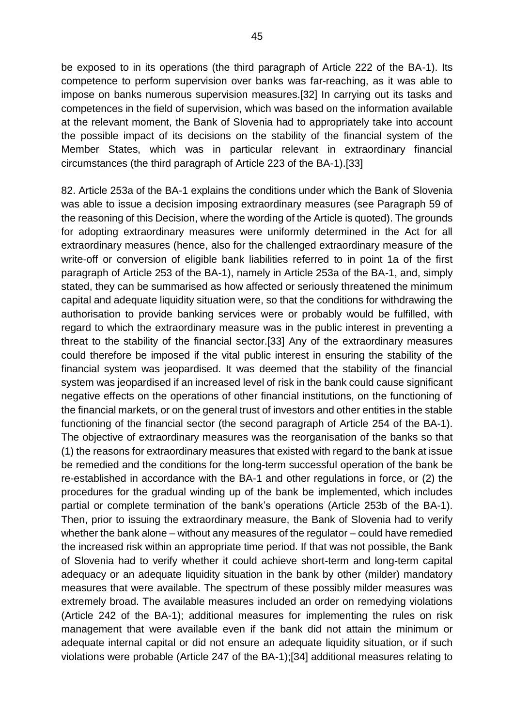be exposed to in its operations (the third paragraph of Article 222 of the BA-1). Its competence to perform supervision over banks was far-reaching, as it was able to impose on banks numerous supervision measures.[32] In carrying out its tasks and competences in the field of supervision, which was based on the information available at the relevant moment, the Bank of Slovenia had to appropriately take into account the possible impact of its decisions on the stability of the financial system of the Member States, which was in particular relevant in extraordinary financial circumstances (the third paragraph of Article 223 of the BA-1).[33]

82. Article 253a of the BA-1 explains the conditions under which the Bank of Slovenia was able to issue a decision imposing extraordinary measures (see Paragraph 59 of the reasoning of this Decision, where the wording of the Article is quoted). The grounds for adopting extraordinary measures were uniformly determined in the Act for all extraordinary measures (hence, also for the challenged extraordinary measure of the write-off or conversion of eligible bank liabilities referred to in point 1a of the first paragraph of Article 253 of the BA-1), namely in Article 253a of the BA-1, and, simply stated, they can be summarised as how affected or seriously threatened the minimum capital and adequate liquidity situation were, so that the conditions for withdrawing the authorisation to provide banking services were or probably would be fulfilled, with regard to which the extraordinary measure was in the public interest in preventing a threat to the stability of the financial sector.[33] Any of the extraordinary measures could therefore be imposed if the vital public interest in ensuring the stability of the financial system was jeopardised. It was deemed that the stability of the financial system was jeopardised if an increased level of risk in the bank could cause significant negative effects on the operations of other financial institutions, on the functioning of the financial markets, or on the general trust of investors and other entities in the stable functioning of the financial sector (the second paragraph of Article 254 of the BA-1). The objective of extraordinary measures was the reorganisation of the banks so that (1) the reasons for extraordinary measures that existed with regard to the bank at issue be remedied and the conditions for the long-term successful operation of the bank be re-established in accordance with the BA-1 and other regulations in force, or (2) the procedures for the gradual winding up of the bank be implemented, which includes partial or complete termination of the bank's operations (Article 253b of the BA-1). Then, prior to issuing the extraordinary measure, the Bank of Slovenia had to verify whether the bank alone – without any measures of the regulator – could have remedied the increased risk within an appropriate time period. If that was not possible, the Bank of Slovenia had to verify whether it could achieve short-term and long-term capital adequacy or an adequate liquidity situation in the bank by other (milder) mandatory measures that were available. The spectrum of these possibly milder measures was extremely broad. The available measures included an order on remedying violations (Article 242 of the BA-1); additional measures for implementing the rules on risk management that were available even if the bank did not attain the minimum or adequate internal capital or did not ensure an adequate liquidity situation, or if such violations were probable (Article 247 of the BA-1);[34] additional measures relating to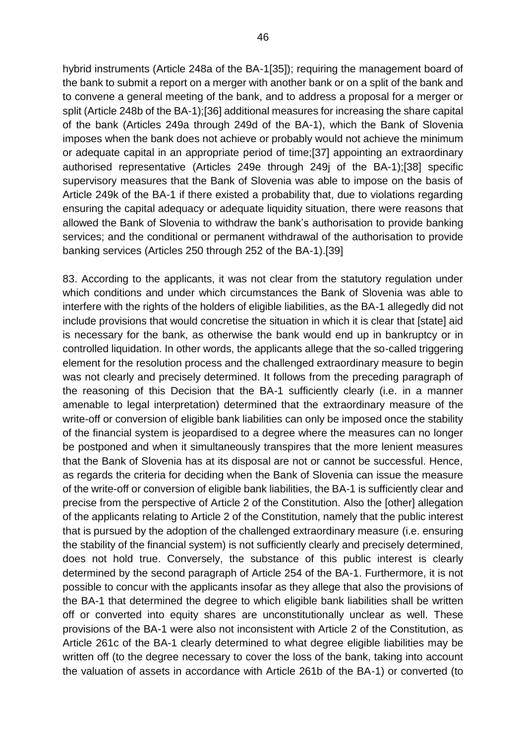hybrid instruments (Article 248a of the BA-1[35]); requiring the management board of the bank to submit a report on a merger with another bank or on a split of the bank and to convene a general meeting of the bank, and to address a proposal for a merger or split (Article 248b of the BA-1);[36] additional measures for increasing the share capital of the bank (Articles 249a through 249d of the BA-1), which the Bank of Slovenia imposes when the bank does not achieve or probably would not achieve the minimum or adequate capital in an appropriate period of time;[37] appointing an extraordinary authorised representative (Articles 249e through 249j of the BA-1);[38] specific supervisory measures that the Bank of Slovenia was able to impose on the basis of Article 249k of the BA-1 if there existed a probability that, due to violations regarding ensuring the capital adequacy or adequate liquidity situation, there were reasons that allowed the Bank of Slovenia to withdraw the bank's authorisation to provide banking services; and the conditional or permanent withdrawal of the authorisation to provide banking services (Articles 250 through 252 of the BA-1).[39]

83. According to the applicants, it was not clear from the statutory regulation under which conditions and under which circumstances the Bank of Slovenia was able to interfere with the rights of the holders of eligible liabilities, as the BA-1 allegedly did not include provisions that would concretise the situation in which it is clear that [state] aid is necessary for the bank, as otherwise the bank would end up in bankruptcy or in controlled liquidation. In other words, the applicants allege that the so-called triggering element for the resolution process and the challenged extraordinary measure to begin was not clearly and precisely determined. It follows from the preceding paragraph of the reasoning of this Decision that the BA-1 sufficiently clearly (i.e. in a manner amenable to legal interpretation) determined that the extraordinary measure of the write-off or conversion of eligible bank liabilities can only be imposed once the stability of the financial system is jeopardised to a degree where the measures can no longer be postponed and when it simultaneously transpires that the more lenient measures that the Bank of Slovenia has at its disposal are not or cannot be successful. Hence, as regards the criteria for deciding when the Bank of Slovenia can issue the measure of the write-off or conversion of eligible bank liabilities, the BA-1 is sufficiently clear and precise from the perspective of Article 2 of the Constitution. Also the [other] allegation of the applicants relating to Article 2 of the Constitution, namely that the public interest that is pursued by the adoption of the challenged extraordinary measure (i.e. ensuring the stability of the financial system) is not sufficiently clearly and precisely determined, does not hold true. Conversely, the substance of this public interest is clearly determined by the second paragraph of Article 254 of the BA-1. Furthermore, it is not possible to concur with the applicants insofar as they allege that also the provisions of the BA-1 that determined the degree to which eligible bank liabilities shall be written off or converted into equity shares are unconstitutionally unclear as well. These provisions of the BA-1 were also not inconsistent with Article 2 of the Constitution, as Article 261c of the BA-1 clearly determined to what degree eligible liabilities may be written off (to the degree necessary to cover the loss of the bank, taking into account the valuation of assets in accordance with Article 261b of the BA-1) or converted (to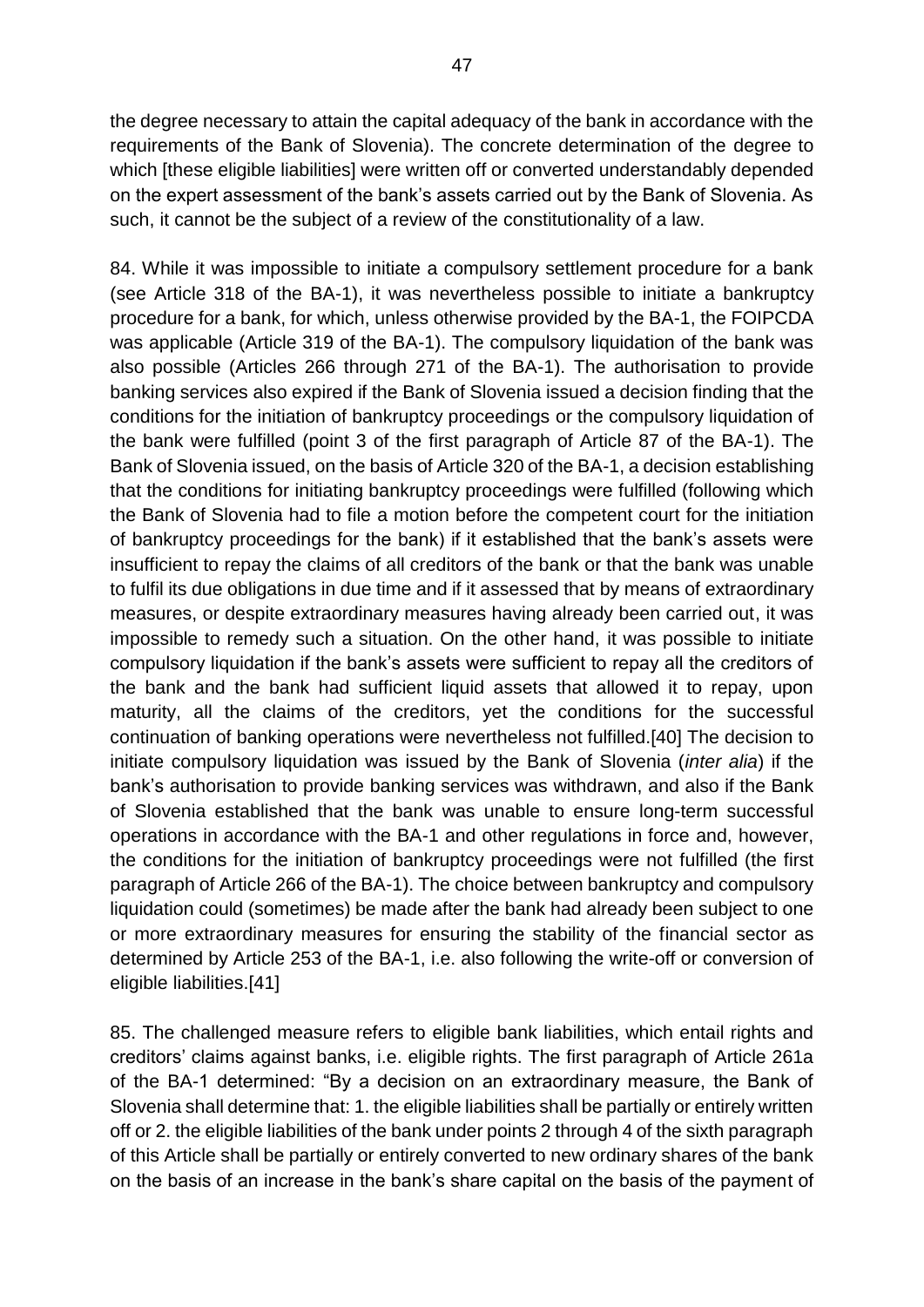the degree necessary to attain the capital adequacy of the bank in accordance with the requirements of the Bank of Slovenia). The concrete determination of the degree to which [these eligible liabilities] were written off or converted understandably depended on the expert assessment of the bank's assets carried out by the Bank of Slovenia. As such, it cannot be the subject of a review of the constitutionality of a law.

84. While it was impossible to initiate a compulsory settlement procedure for a bank (see Article 318 of the BA-1), it was nevertheless possible to initiate a bankruptcy procedure for a bank, for which, unless otherwise provided by the BA-1, the FOIPCDA was applicable (Article 319 of the BA-1). The compulsory liquidation of the bank was also possible (Articles 266 through 271 of the BA-1). The authorisation to provide banking services also expired if the Bank of Slovenia issued a decision finding that the conditions for the initiation of bankruptcy proceedings or the compulsory liquidation of the bank were fulfilled (point 3 of the first paragraph of Article 87 of the BA-1). The Bank of Slovenia issued, on the basis of Article 320 of the BA-1, a decision establishing that the conditions for initiating bankruptcy proceedings were fulfilled (following which the Bank of Slovenia had to file a motion before the competent court for the initiation of bankruptcy proceedings for the bank) if it established that the bank's assets were insufficient to repay the claims of all creditors of the bank or that the bank was unable to fulfil its due obligations in due time and if it assessed that by means of extraordinary measures, or despite extraordinary measures having already been carried out, it was impossible to remedy such a situation. On the other hand, it was possible to initiate compulsory liquidation if the bank's assets were sufficient to repay all the creditors of the bank and the bank had sufficient liquid assets that allowed it to repay, upon maturity, all the claims of the creditors, yet the conditions for the successful continuation of banking operations were nevertheless not fulfilled.[40] The decision to initiate compulsory liquidation was issued by the Bank of Slovenia (*inter alia*) if the bank's authorisation to provide banking services was withdrawn, and also if the Bank of Slovenia established that the bank was unable to ensure long-term successful operations in accordance with the BA-1 and other regulations in force and, however, the conditions for the initiation of bankruptcy proceedings were not fulfilled (the first paragraph of Article 266 of the BA-1). The choice between bankruptcy and compulsory liquidation could (sometimes) be made after the bank had already been subject to one or more extraordinary measures for ensuring the stability of the financial sector as determined by Article 253 of the BA-1, i.e. also following the write-off or conversion of eligible liabilities.[41]

85. The challenged measure refers to eligible bank liabilities, which entail rights and creditors' claims against banks, i.e. eligible rights. The first paragraph of Article 261a of the BA-1 determined: "By a decision on an extraordinary measure, the Bank of Slovenia shall determine that: 1. the eligible liabilities shall be partially or entirely written off or 2. the eligible liabilities of the bank under points 2 through 4 of the sixth paragraph of this Article shall be partially or entirely converted to new ordinary shares of the bank on the basis of an increase in the bank's share capital on the basis of the payment of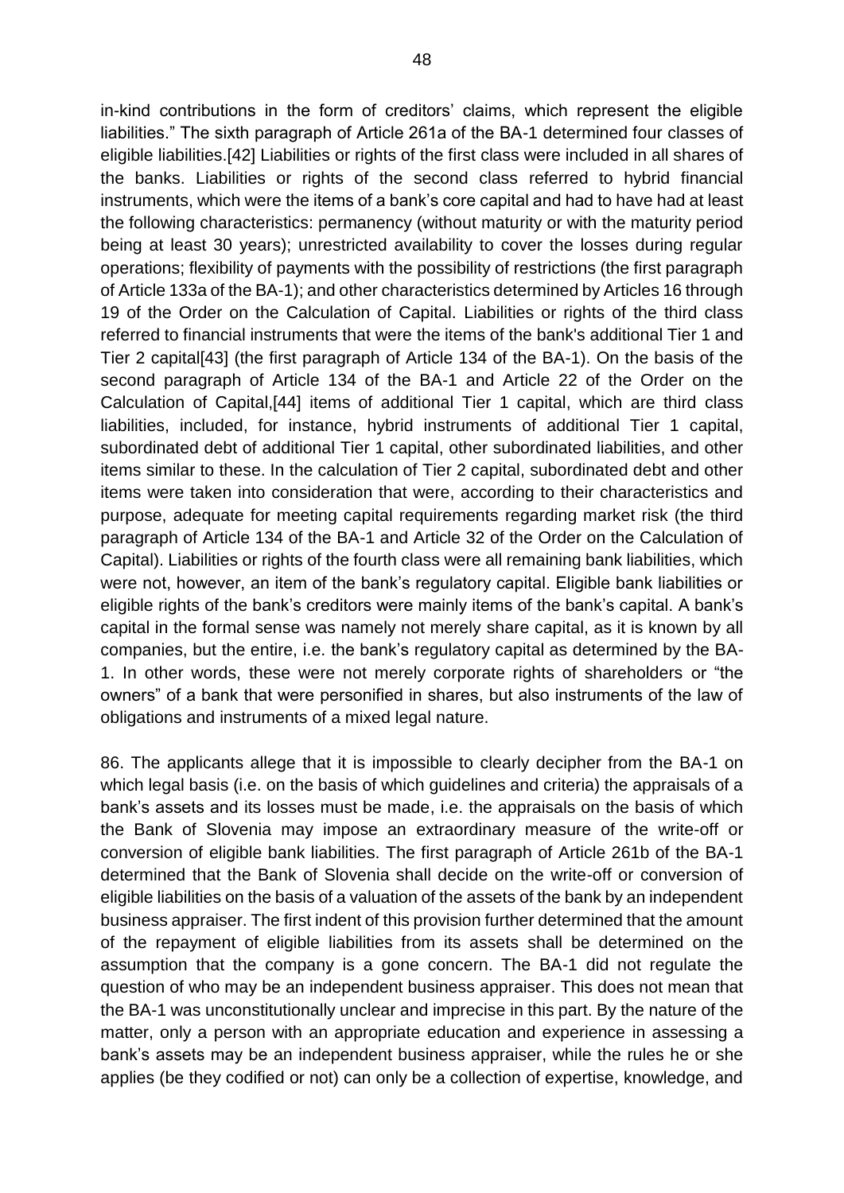in-kind contributions in the form of creditors' claims, which represent the eligible liabilities." The sixth paragraph of Article 261a of the BA-1 determined four classes of eligible liabilities.[42] Liabilities or rights of the first class were included in all shares of the banks. Liabilities or rights of the second class referred to hybrid financial instruments, which were the items of a bank's core capital and had to have had at least the following characteristics: permanency (without maturity or with the maturity period being at least 30 years); unrestricted availability to cover the losses during regular operations; flexibility of payments with the possibility of restrictions (the first paragraph of Article 133a of the BA-1); and other characteristics determined by Articles 16 through 19 of the Order on the Calculation of Capital. Liabilities or rights of the third class referred to financial instruments that were the items of the bank's additional Tier 1 and Tier 2 capital[43] (the first paragraph of Article 134 of the BA-1). On the basis of the second paragraph of Article 134 of the BA-1 and Article 22 of the Order on the Calculation of Capital,[44] items of additional Tier 1 capital, which are third class liabilities, included, for instance, hybrid instruments of additional Tier 1 capital, subordinated debt of additional Tier 1 capital, other subordinated liabilities, and other items similar to these. In the calculation of Tier 2 capital, subordinated debt and other items were taken into consideration that were, according to their characteristics and purpose, adequate for meeting capital requirements regarding market risk (the third paragraph of Article 134 of the BA-1 and Article 32 of the Order on the Calculation of Capital). Liabilities or rights of the fourth class were all remaining bank liabilities, which were not, however, an item of the bank's regulatory capital. Eligible bank liabilities or eligible rights of the bank's creditors were mainly items of the bank's capital. A bank's capital in the formal sense was namely not merely share capital, as it is known by all companies, but the entire, i.e. the bank's regulatory capital as determined by the BA-1. In other words, these were not merely corporate rights of shareholders or "the owners" of a bank that were personified in shares, but also instruments of the law of obligations and instruments of a mixed legal nature.

86. The applicants allege that it is impossible to clearly decipher from the BA-1 on which legal basis (i.e. on the basis of which guidelines and criteria) the appraisals of a bank's assets and its losses must be made, i.e. the appraisals on the basis of which the Bank of Slovenia may impose an extraordinary measure of the write-off or conversion of eligible bank liabilities. The first paragraph of Article 261b of the BA-1 determined that the Bank of Slovenia shall decide on the write-off or conversion of eligible liabilities on the basis of a valuation of the assets of the bank by an independent business appraiser. The first indent of this provision further determined that the amount of the repayment of eligible liabilities from its assets shall be determined on the assumption that the company is a gone concern. The BA-1 did not regulate the question of who may be an independent business appraiser. This does not mean that the BA-1 was unconstitutionally unclear and imprecise in this part. By the nature of the matter, only a person with an appropriate education and experience in assessing a bank's assets may be an independent business appraiser, while the rules he or she applies (be they codified or not) can only be a collection of expertise, knowledge, and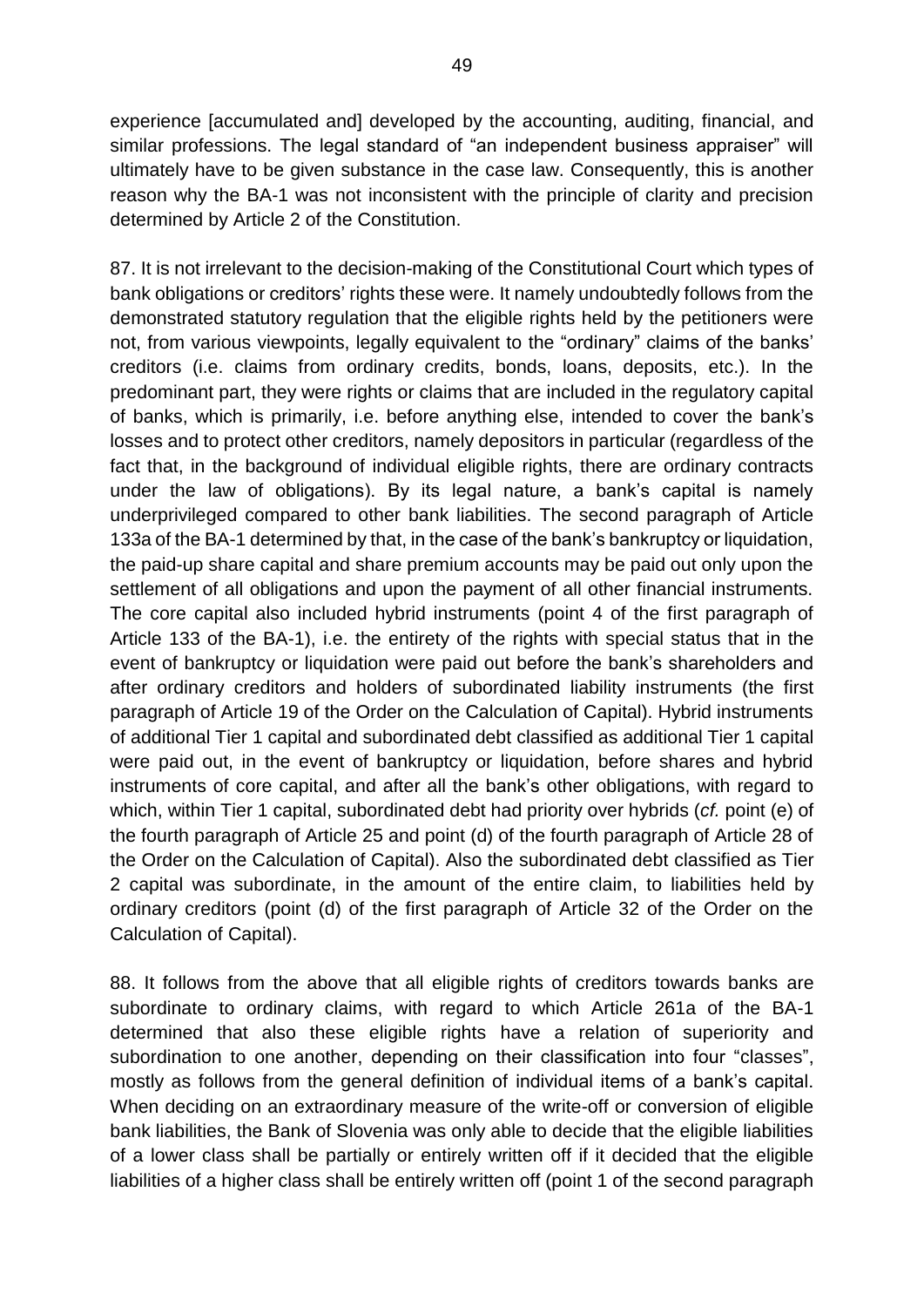experience [accumulated and] developed by the accounting, auditing, financial, and similar professions. The legal standard of "an independent business appraiser" will ultimately have to be given substance in the case law. Consequently, this is another reason why the BA-1 was not inconsistent with the principle of clarity and precision determined by Article 2 of the Constitution.

87. It is not irrelevant to the decision-making of the Constitutional Court which types of bank obligations or creditors' rights these were. It namely undoubtedly follows from the demonstrated statutory regulation that the eligible rights held by the petitioners were not, from various viewpoints, legally equivalent to the "ordinary" claims of the banks' creditors (i.e. claims from ordinary credits, bonds, loans, deposits, etc.). In the predominant part, they were rights or claims that are included in the regulatory capital of banks, which is primarily, i.e. before anything else, intended to cover the bank's losses and to protect other creditors, namely depositors in particular (regardless of the fact that, in the background of individual eligible rights, there are ordinary contracts under the law of obligations). By its legal nature, a bank's capital is namely underprivileged compared to other bank liabilities. The second paragraph of Article 133a of the BA-1 determined by that, in the case of the bank's bankruptcy or liquidation, the paid-up share capital and share premium accounts may be paid out only upon the settlement of all obligations and upon the payment of all other financial instruments. The core capital also included hybrid instruments (point 4 of the first paragraph of Article 133 of the BA-1), i.e. the entirety of the rights with special status that in the event of bankruptcy or liquidation were paid out before the bank's shareholders and after ordinary creditors and holders of subordinated liability instruments (the first paragraph of Article 19 of the Order on the Calculation of Capital). Hybrid instruments of additional Tier 1 capital and subordinated debt classified as additional Tier 1 capital were paid out, in the event of bankruptcy or liquidation, before shares and hybrid instruments of core capital, and after all the bank's other obligations, with regard to which, within Tier 1 capital, subordinated debt had priority over hybrids (*cf.* point (e) of the fourth paragraph of Article 25 and point (d) of the fourth paragraph of Article 28 of the Order on the Calculation of Capital). Also the subordinated debt classified as Tier 2 capital was subordinate, in the amount of the entire claim, to liabilities held by ordinary creditors (point (d) of the first paragraph of Article 32 of the Order on the Calculation of Capital).

88. It follows from the above that all eligible rights of creditors towards banks are subordinate to ordinary claims, with regard to which Article 261a of the BA-1 determined that also these eligible rights have a relation of superiority and subordination to one another, depending on their classification into four "classes", mostly as follows from the general definition of individual items of a bank's capital. When deciding on an extraordinary measure of the write-off or conversion of eligible bank liabilities, the Bank of Slovenia was only able to decide that the eligible liabilities of a lower class shall be partially or entirely written off if it decided that the eligible liabilities of a higher class shall be entirely written off (point 1 of the second paragraph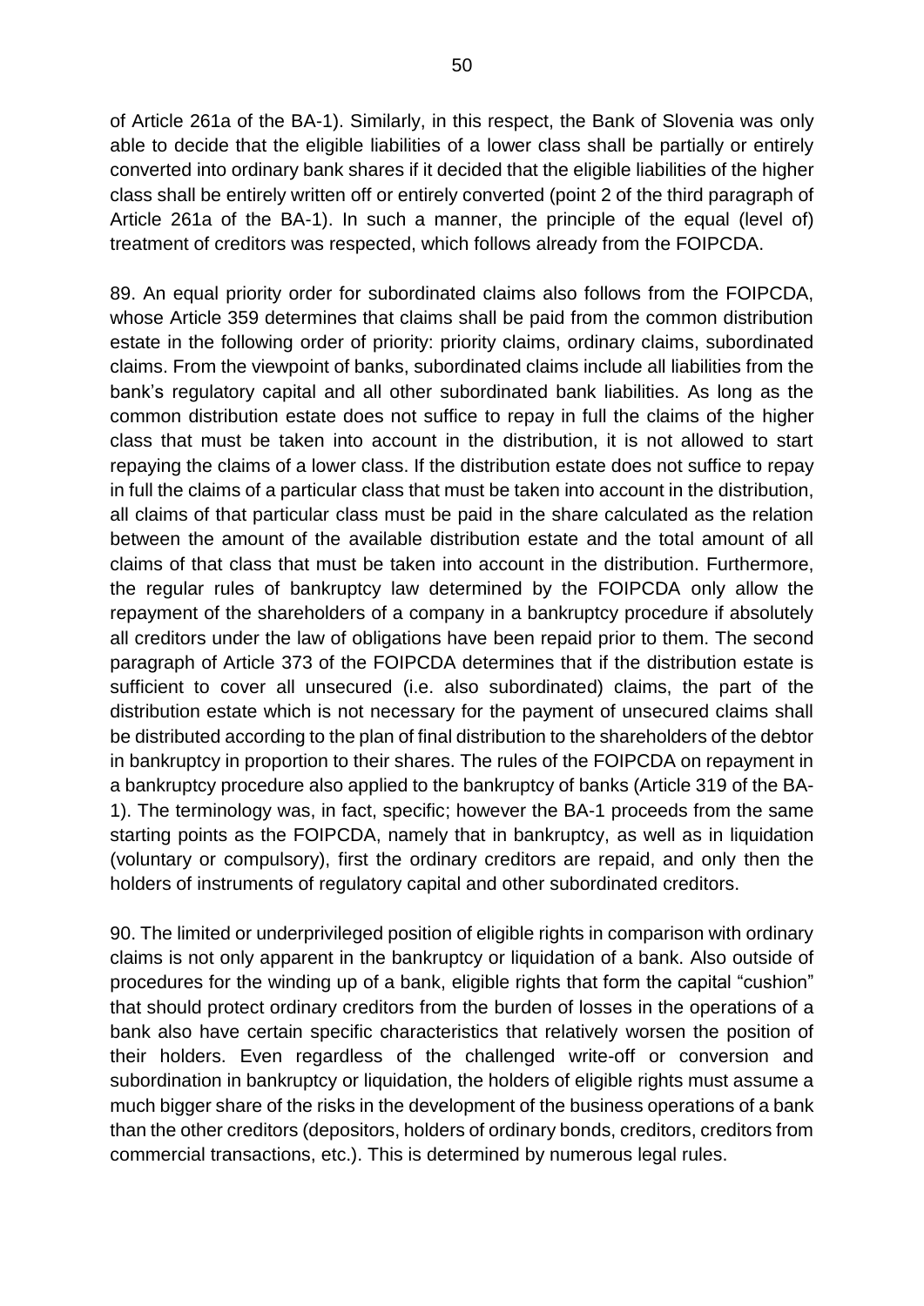of Article 261a of the BA-1). Similarly, in this respect, the Bank of Slovenia was only able to decide that the eligible liabilities of a lower class shall be partially or entirely converted into ordinary bank shares if it decided that the eligible liabilities of the higher class shall be entirely written off or entirely converted (point 2 of the third paragraph of Article 261a of the BA-1). In such a manner, the principle of the equal (level of) treatment of creditors was respected, which follows already from the FOIPCDA.

89. An equal priority order for subordinated claims also follows from the FOIPCDA, whose Article 359 determines that claims shall be paid from the common distribution estate in the following order of priority: priority claims, ordinary claims, subordinated claims. From the viewpoint of banks, subordinated claims include all liabilities from the bank's regulatory capital and all other subordinated bank liabilities. As long as the common distribution estate does not suffice to repay in full the claims of the higher class that must be taken into account in the distribution, it is not allowed to start repaying the claims of a lower class. If the distribution estate does not suffice to repay in full the claims of a particular class that must be taken into account in the distribution, all claims of that particular class must be paid in the share calculated as the relation between the amount of the available distribution estate and the total amount of all claims of that class that must be taken into account in the distribution. Furthermore, the regular rules of bankruptcy law determined by the FOIPCDA only allow the repayment of the shareholders of a company in a bankruptcy procedure if absolutely all creditors under the law of obligations have been repaid prior to them. The second paragraph of Article 373 of the FOIPCDA determines that if the distribution estate is sufficient to cover all unsecured (i.e. also subordinated) claims, the part of the distribution estate which is not necessary for the payment of unsecured claims shall be distributed according to the plan of final distribution to the shareholders of the debtor in bankruptcy in proportion to their shares. The rules of the FOIPCDA on repayment in a bankruptcy procedure also applied to the bankruptcy of banks (Article 319 of the BA-1). The terminology was, in fact, specific; however the BA-1 proceeds from the same starting points as the FOIPCDA, namely that in bankruptcy, as well as in liquidation (voluntary or compulsory), first the ordinary creditors are repaid, and only then the holders of instruments of regulatory capital and other subordinated creditors.

90. The limited or underprivileged position of eligible rights in comparison with ordinary claims is not only apparent in the bankruptcy or liquidation of a bank. Also outside of procedures for the winding up of a bank, eligible rights that form the capital "cushion" that should protect ordinary creditors from the burden of losses in the operations of a bank also have certain specific characteristics that relatively worsen the position of their holders. Even regardless of the challenged write-off or conversion and subordination in bankruptcy or liquidation, the holders of eligible rights must assume a much bigger share of the risks in the development of the business operations of a bank than the other creditors (depositors, holders of ordinary bonds, creditors, creditors from commercial transactions, etc.). This is determined by numerous legal rules.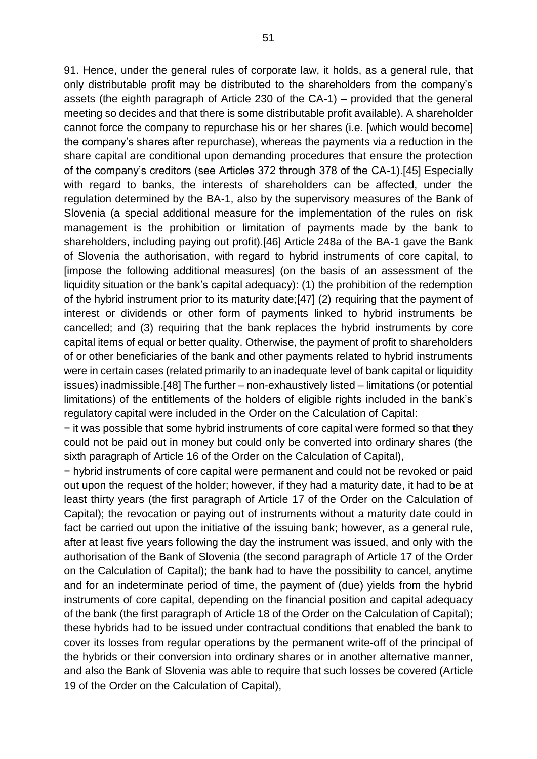91. Hence, under the general rules of corporate law, it holds, as a general rule, that only distributable profit may be distributed to the shareholders from the company's assets (the eighth paragraph of Article 230 of the CA-1) – provided that the general meeting so decides and that there is some distributable profit available). A shareholder cannot force the company to repurchase his or her shares (i.e. [which would become] the company's shares after repurchase), whereas the payments via a reduction in the share capital are conditional upon demanding procedures that ensure the protection of the company's creditors (see Articles 372 through 378 of the CA-1).[45] Especially with regard to banks, the interests of shareholders can be affected, under the regulation determined by the BA-1, also by the supervisory measures of the Bank of Slovenia (a special additional measure for the implementation of the rules on risk management is the prohibition or limitation of payments made by the bank to shareholders, including paying out profit).[46] Article 248a of the BA-1 gave the Bank of Slovenia the authorisation, with regard to hybrid instruments of core capital, to [impose the following additional measures] (on the basis of an assessment of the liquidity situation or the bank's capital adequacy): (1) the prohibition of the redemption of the hybrid instrument prior to its maturity date;[47] (2) requiring that the payment of interest or dividends or other form of payments linked to hybrid instruments be cancelled; and (3) requiring that the bank replaces the hybrid instruments by core capital items of equal or better quality. Otherwise, the payment of profit to shareholders of or other beneficiaries of the bank and other payments related to hybrid instruments were in certain cases (related primarily to an inadequate level of bank capital or liquidity issues) inadmissible.[48] The further – non-exhaustively listed – limitations (or potential limitations) of the entitlements of the holders of eligible rights included in the bank's regulatory capital were included in the Order on the Calculation of Capital:

− it was possible that some hybrid instruments of core capital were formed so that they could not be paid out in money but could only be converted into ordinary shares (the sixth paragraph of Article 16 of the Order on the Calculation of Capital),

− hybrid instruments of core capital were permanent and could not be revoked or paid out upon the request of the holder; however, if they had a maturity date, it had to be at least thirty years (the first paragraph of Article 17 of the Order on the Calculation of Capital); the revocation or paying out of instruments without a maturity date could in fact be carried out upon the initiative of the issuing bank; however, as a general rule, after at least five years following the day the instrument was issued, and only with the authorisation of the Bank of Slovenia (the second paragraph of Article 17 of the Order on the Calculation of Capital); the bank had to have the possibility to cancel, anytime and for an indeterminate period of time, the payment of (due) yields from the hybrid instruments of core capital, depending on the financial position and capital adequacy of the bank (the first paragraph of Article 18 of the Order on the Calculation of Capital); these hybrids had to be issued under contractual conditions that enabled the bank to cover its losses from regular operations by the permanent write-off of the principal of the hybrids or their conversion into ordinary shares or in another alternative manner, and also the Bank of Slovenia was able to require that such losses be covered (Article 19 of the Order on the Calculation of Capital),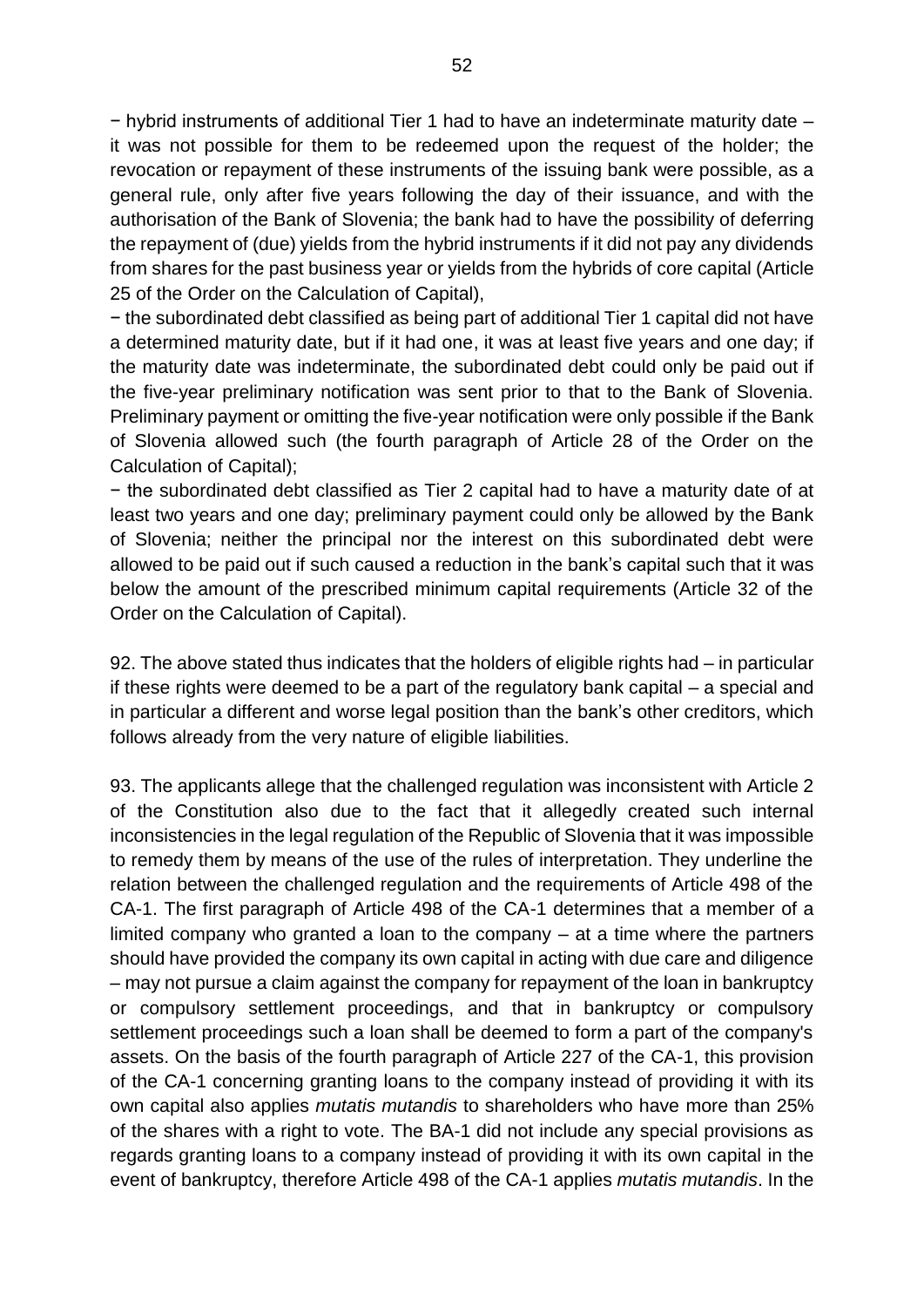− hybrid instruments of additional Tier 1 had to have an indeterminate maturity date – it was not possible for them to be redeemed upon the request of the holder; the revocation or repayment of these instruments of the issuing bank were possible, as a general rule, only after five years following the day of their issuance, and with the authorisation of the Bank of Slovenia; the bank had to have the possibility of deferring the repayment of (due) yields from the hybrid instruments if it did not pay any dividends from shares for the past business year or yields from the hybrids of core capital (Article 25 of the Order on the Calculation of Capital),

− the subordinated debt classified as being part of additional Tier 1 capital did not have a determined maturity date, but if it had one, it was at least five years and one day; if the maturity date was indeterminate, the subordinated debt could only be paid out if the five-year preliminary notification was sent prior to that to the Bank of Slovenia. Preliminary payment or omitting the five-year notification were only possible if the Bank of Slovenia allowed such (the fourth paragraph of Article 28 of the Order on the Calculation of Capital);

− the subordinated debt classified as Tier 2 capital had to have a maturity date of at least two years and one day; preliminary payment could only be allowed by the Bank of Slovenia; neither the principal nor the interest on this subordinated debt were allowed to be paid out if such caused a reduction in the bank's capital such that it was below the amount of the prescribed minimum capital requirements (Article 32 of the Order on the Calculation of Capital).

92. The above stated thus indicates that the holders of eligible rights had – in particular if these rights were deemed to be a part of the regulatory bank capital – a special and in particular a different and worse legal position than the bank's other creditors, which follows already from the very nature of eligible liabilities.

93. The applicants allege that the challenged regulation was inconsistent with Article 2 of the Constitution also due to the fact that it allegedly created such internal inconsistencies in the legal regulation of the Republic of Slovenia that it was impossible to remedy them by means of the use of the rules of interpretation. They underline the relation between the challenged regulation and the requirements of Article 498 of the CA-1. The first paragraph of Article 498 of the CA-1 determines that a member of a limited company who granted a loan to the company – at a time where the partners should have provided the company its own capital in acting with due care and diligence – may not pursue a claim against the company for repayment of the loan in bankruptcy or compulsory settlement proceedings, and that in bankruptcy or compulsory settlement proceedings such a loan shall be deemed to form a part of the company's assets. On the basis of the fourth paragraph of Article 227 of the CA-1, this provision of the CA-1 concerning granting loans to the company instead of providing it with its own capital also applies *mutatis mutandis* to shareholders who have more than 25% of the shares with a right to vote. The BA-1 did not include any special provisions as regards granting loans to a company instead of providing it with its own capital in the event of bankruptcy, therefore Article 498 of the CA-1 applies *mutatis mutandis*. In the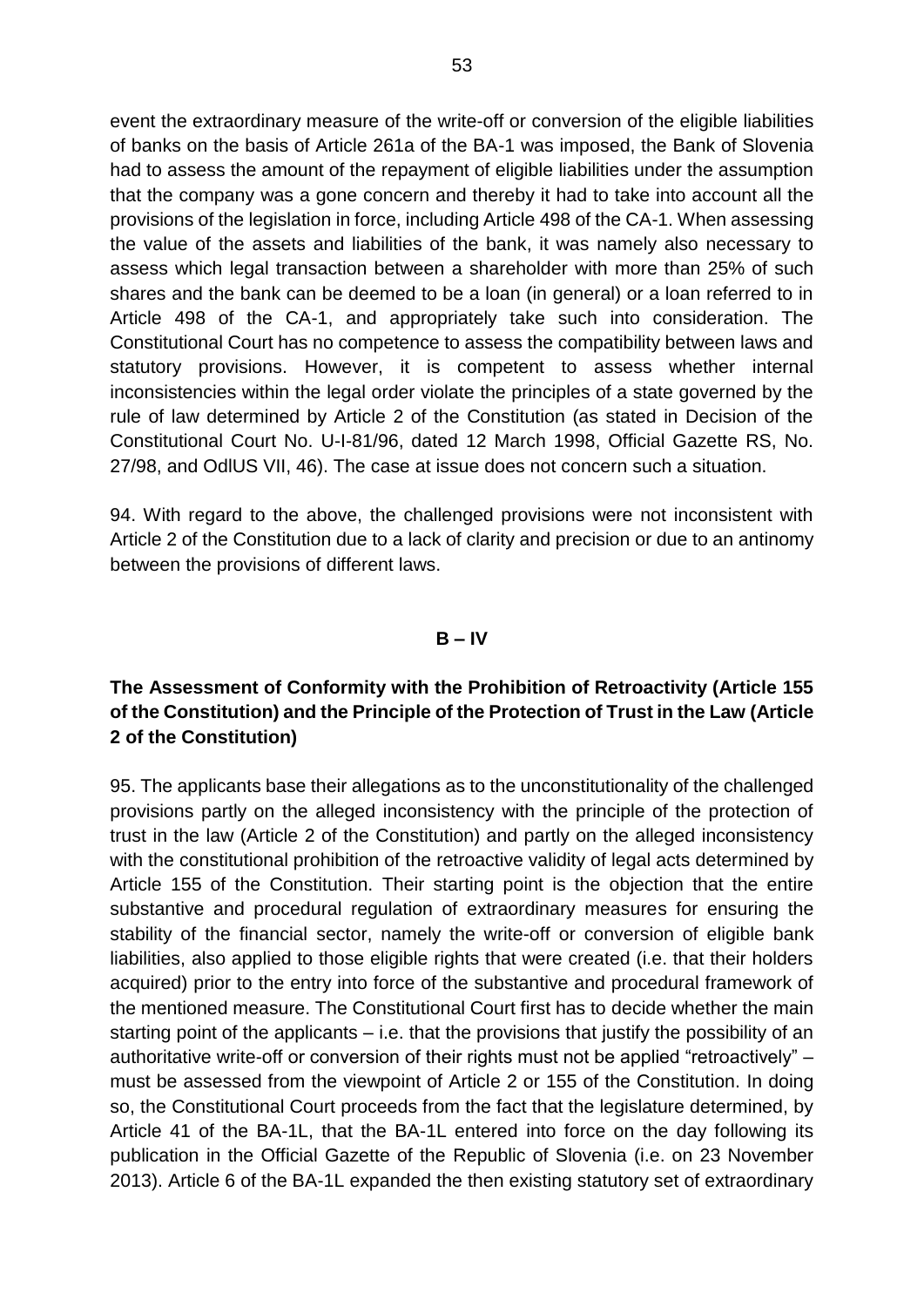event the extraordinary measure of the write-off or conversion of the eligible liabilities of banks on the basis of Article 261a of the BA-1 was imposed, the Bank of Slovenia had to assess the amount of the repayment of eligible liabilities under the assumption that the company was a gone concern and thereby it had to take into account all the provisions of the legislation in force, including Article 498 of the CA-1. When assessing the value of the assets and liabilities of the bank, it was namely also necessary to assess which legal transaction between a shareholder with more than 25% of such shares and the bank can be deemed to be a loan (in general) or a loan referred to in Article 498 of the CA-1, and appropriately take such into consideration. The Constitutional Court has no competence to assess the compatibility between laws and statutory provisions. However, it is competent to assess whether internal inconsistencies within the legal order violate the principles of a state governed by the rule of law determined by Article 2 of the Constitution (as stated in Decision of the Constitutional Court No. U-I-81/96, dated 12 March 1998, Official Gazette RS, No. 27/98, and OdlUS VII, 46). The case at issue does not concern such a situation.

94. With regard to the above, the challenged provisions were not inconsistent with Article 2 of the Constitution due to a lack of clarity and precision or due to an antinomy between the provisions of different laws.

## B – IV

### The Assessment of Conformity with the Prohibition of Retroactivity (Article 155 of the Constitution) and the Principle of the Protection of Trust in the Law (Article 2 of the Constitution)

95. The applicants base their allegations as to the unconstitutionality of the challenged provisions partly on the alleged inconsistency with the principle of the protection of trust in the law (Article 2 of the Constitution) and partly on the alleged inconsistency with the constitutional prohibition of the retroactive validity of legal acts determined by Article 155 of the Constitution. Their starting point is the objection that the entire substantive and procedural regulation of extraordinary measures for ensuring the stability of the financial sector, namely the write-off or conversion of eligible bank liabilities, also applied to those eligible rights that were created (i.e. that their holders acquired) prior to the entry into force of the substantive and procedural framework of the mentioned measure. The Constitutional Court first has to decide whether the main starting point of the applicants – i.e. that the provisions that justify the possibility of an authoritative write-off or conversion of their rights must not be applied "retroactively" – must be assessed from the viewpoint of Article 2 or 155 of the Constitution. In doing so, the Constitutional Court proceeds from the fact that the legislature determined, by Article 41 of the BA-1L, that the BA-1L entered into force on the day following its publication in the Official Gazette of the Republic of Slovenia (i.e. on 23 November 2013). Article 6 of the BA-1L expanded the then existing statutory set of extraordinary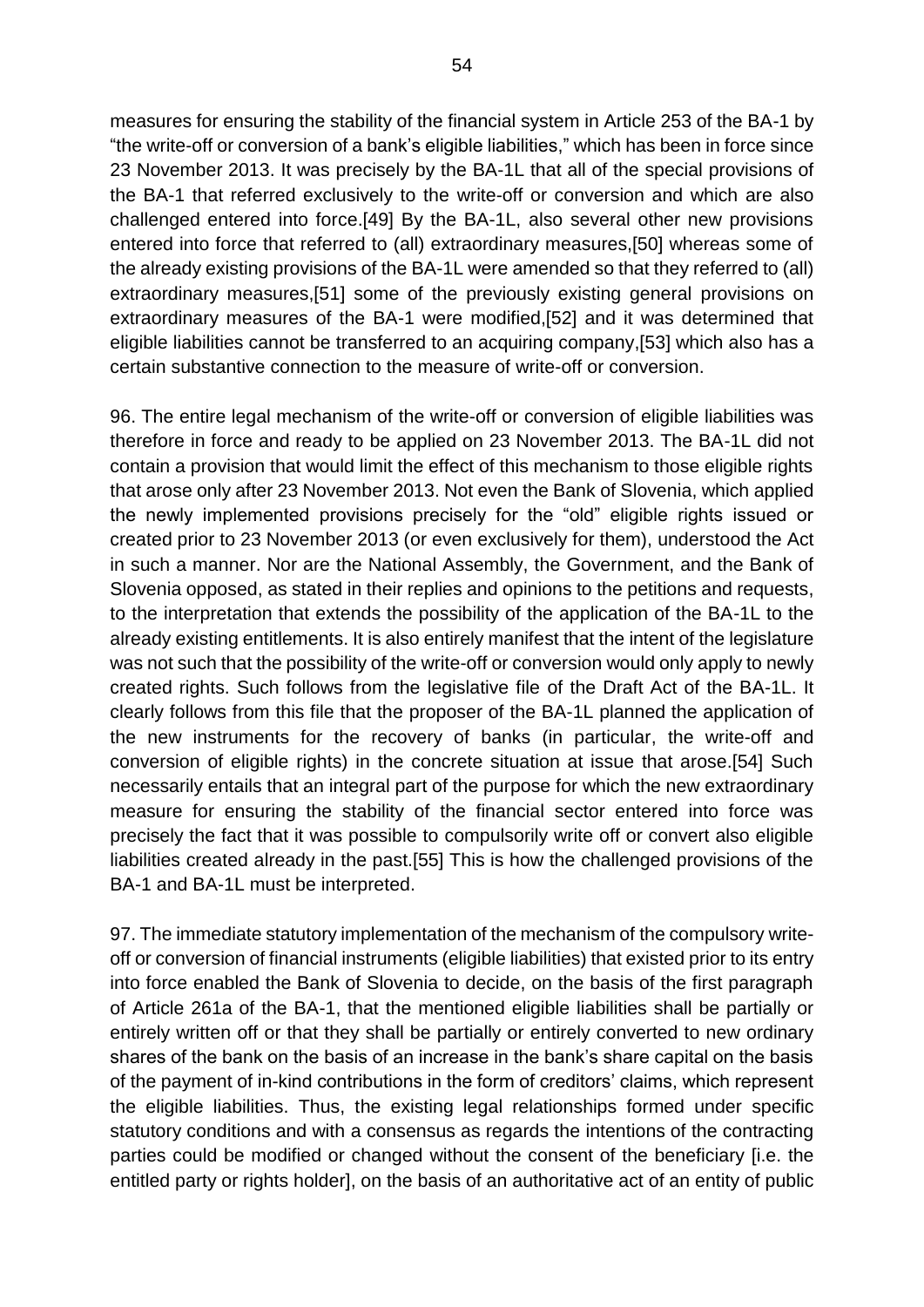measures for ensuring the stability of the financial system in Article 253 of the BA-1 by "the write-off or conversion of a bank's eligible liabilities," which has been in force since 23 November 2013. It was precisely by the BA-1L that all of the special provisions of the BA-1 that referred exclusively to the write-off or conversion and which are also challenged entered into force.[49] By the BA-1L, also several other new provisions entered into force that referred to (all) extraordinary measures,[50] whereas some of the already existing provisions of the BA-1L were amended so that they referred to (all) extraordinary measures,[51] some of the previously existing general provisions on extraordinary measures of the BA-1 were modified,[52] and it was determined that eligible liabilities cannot be transferred to an acquiring company,[53] which also has a certain substantive connection to the measure of write-off or conversion.

96. The entire legal mechanism of the write-off or conversion of eligible liabilities was therefore in force and ready to be applied on 23 November 2013. The BA-1L did not contain a provision that would limit the effect of this mechanism to those eligible rights that arose only after 23 November 2013. Not even the Bank of Slovenia, which applied the newly implemented provisions precisely for the "old" eligible rights issued or created prior to 23 November 2013 (or even exclusively for them), understood the Act in such a manner. Nor are the National Assembly, the Government, and the Bank of Slovenia opposed, as stated in their replies and opinions to the petitions and requests, to the interpretation that extends the possibility of the application of the BA-1L to the already existing entitlements. It is also entirely manifest that the intent of the legislature was not such that the possibility of the write-off or conversion would only apply to newly created rights. Such follows from the legislative file of the Draft Act of the BA-1L. It clearly follows from this file that the proposer of the BA-1L planned the application of the new instruments for the recovery of banks (in particular, the write-off and conversion of eligible rights) in the concrete situation at issue that arose.[54] Such necessarily entails that an integral part of the purpose for which the new extraordinary measure for ensuring the stability of the financial sector entered into force was precisely the fact that it was possible to compulsorily write off or convert also eligible liabilities created already in the past.[55] This is how the challenged provisions of the BA-1 and BA-1L must be interpreted.

97. The immediate statutory implementation of the mechanism of the compulsory write-off or conversion of financial instruments (eligible liabilities) that existed prior to its entry into force enabled the Bank of Slovenia to decide, on the basis of the first paragraph of Article 261a of the BA-1, that the mentioned eligible liabilities shall be partially or entirely written off or that they shall be partially or entirely converted to new ordinary shares of the bank on the basis of an increase in the bank's share capital on the basis of the payment of in-kind contributions in the form of creditors' claims, which represent the eligible liabilities. Thus, the existing legal relationships formed under specific statutory conditions and with a consensus as regards the intentions of the contracting parties could be modified or changed without the consent of the beneficiary [i.e. the entitled party or rights holder], on the basis of an authoritative act of an entity of public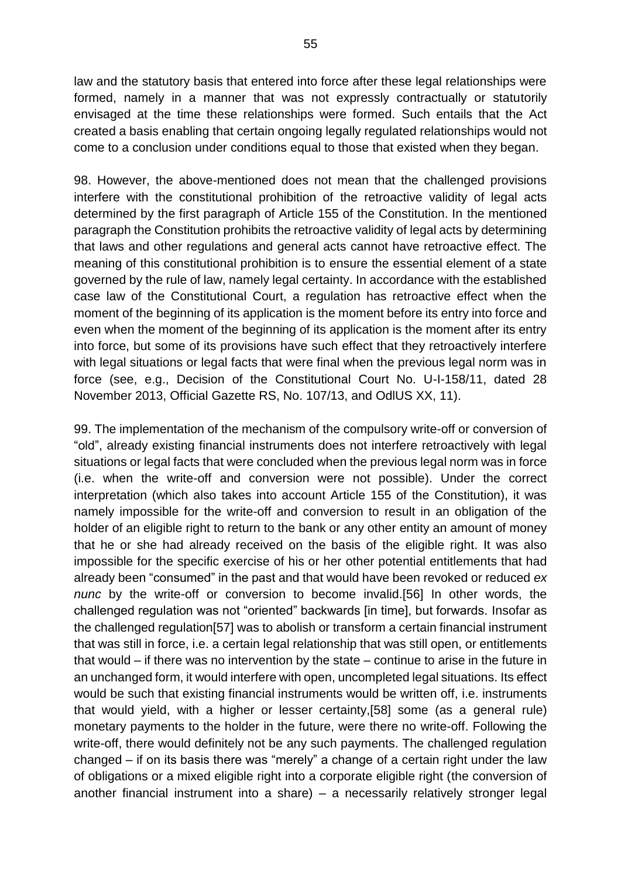law and the statutory basis that entered into force after these legal relationships were formed, namely in a manner that was not expressly contractually or statutorily envisaged at the time these relationships were formed. Such entails that the Act created a basis enabling that certain ongoing legally regulated relationships would not come to a conclusion under conditions equal to those that existed when they began.

98. However, the above-mentioned does not mean that the challenged provisions interfere with the constitutional prohibition of the retroactive validity of legal acts determined by the first paragraph of Article 155 of the Constitution. In the mentioned paragraph the Constitution prohibits the retroactive validity of legal acts by determining that laws and other regulations and general acts cannot have retroactive effect. The meaning of this constitutional prohibition is to ensure the essential element of a state governed by the rule of law, namely legal certainty. In accordance with the established case law of the Constitutional Court, a regulation has retroactive effect when the moment of the beginning of its application is the moment before its entry into force and even when the moment of the beginning of its application is the moment after its entry into force, but some of its provisions have such effect that they retroactively interfere with legal situations or legal facts that were final when the previous legal norm was in force (see, e.g., Decision of the Constitutional Court No. U-I-158/11, dated 28 November 2013, Official Gazette RS, No. 107/13, and OdlUS XX, 11).

99. The implementation of the mechanism of the compulsory write-off or conversion of "old", already existing financial instruments does not interfere retroactively with legal situations or legal facts that were concluded when the previous legal norm was in force (i.e. when the write-off and conversion were not possible). Under the correct interpretation (which also takes into account Article 155 of the Constitution), it was namely impossible for the write-off and conversion to result in an obligation of the holder of an eligible right to return to the bank or any other entity an amount of money that he or she had already received on the basis of the eligible right. It was also impossible for the specific exercise of his or her other potential entitlements that had already been "consumed" in the past and that would have been revoked or reduced *ex nunc* by the write-off or conversion to become invalid.[56] In other words, the challenged regulation was not "oriented" backwards [in time], but forwards. Insofar as the challenged regulation[57] was to abolish or transform a certain financial instrument that was still in force, i.e. a certain legal relationship that was still open, or entitlements that would – if there was no intervention by the state – continue to arise in the future in an unchanged form, it would interfere with open, uncompleted legal situations. Its effect would be such that existing financial instruments would be written off, i.e. instruments that would yield, with a higher or lesser certainty,[58] some (as a general rule) monetary payments to the holder in the future, were there no write-off. Following the write-off, there would definitely not be any such payments. The challenged regulation changed – if on its basis there was "merely" a change of a certain right under the law of obligations or a mixed eligible right into a corporate eligible right (the conversion of another financial instrument into a share) – a necessarily relatively stronger legal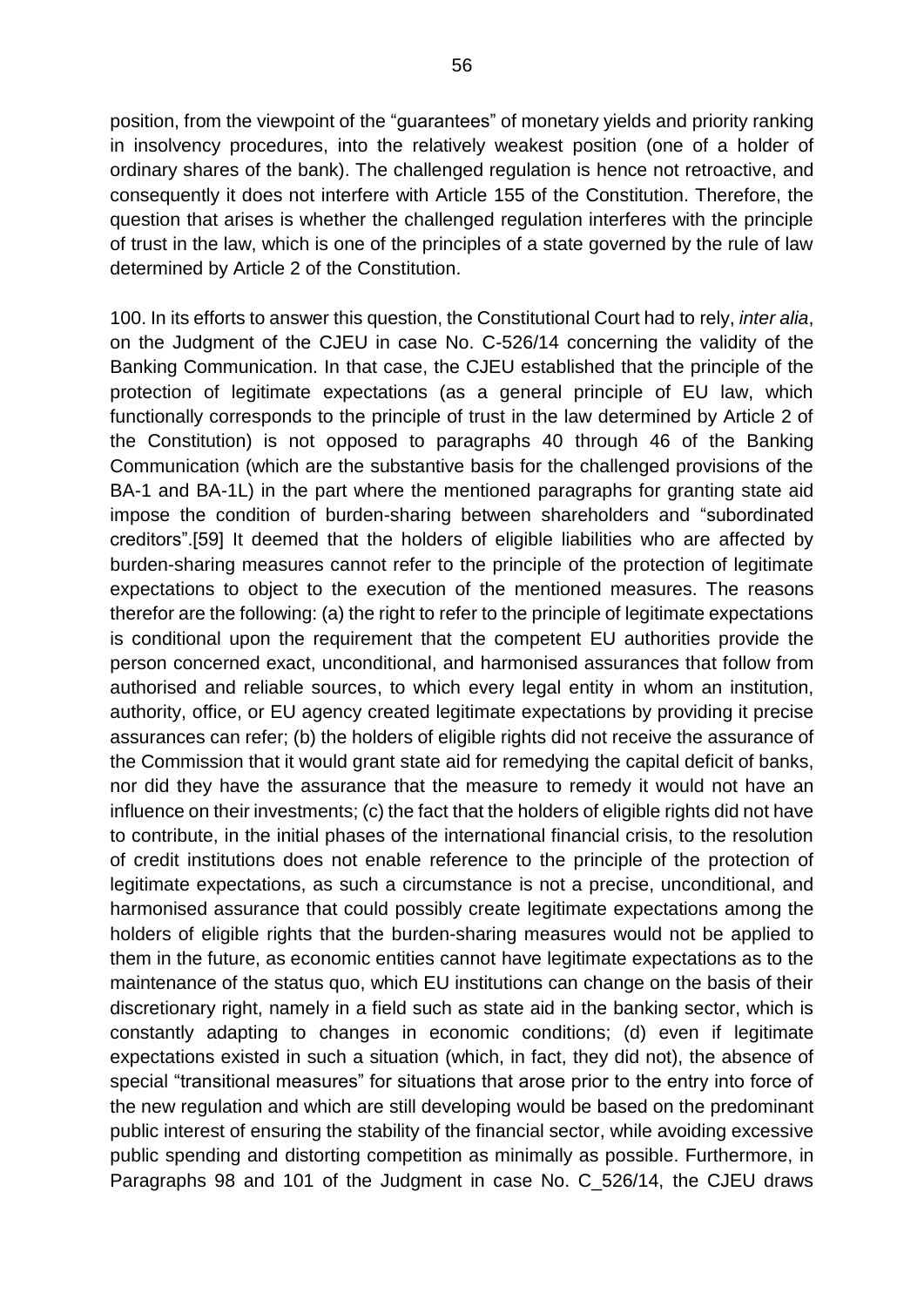position, from the viewpoint of the "guarantees" of monetary yields and priority ranking in insolvency procedures, into the relatively weakest position (one of a holder of ordinary shares of the bank). The challenged regulation is hence not retroactive, and consequently it does not interfere with Article 155 of the Constitution. Therefore, the question that arises is whether the challenged regulation interferes with the principle of trust in the law, which is one of the principles of a state governed by the rule of law determined by Article 2 of the Constitution.

100. In its efforts to answer this question, the Constitutional Court had to rely, *inter alia*, on the Judgment of the CJEU in case No. C-526/14 concerning the validity of the Banking Communication. In that case, the CJEU established that the principle of the protection of legitimate expectations (as a general principle of EU law, which functionally corresponds to the principle of trust in the law determined by Article 2 of the Constitution) is not opposed to paragraphs 40 through 46 of the Banking Communication (which are the substantive basis for the challenged provisions of the BA-1 and BA-1L) in the part where the mentioned paragraphs for granting state aid impose the condition of burden-sharing between shareholders and "subordinated creditors".[59] It deemed that the holders of eligible liabilities who are affected by burden-sharing measures cannot refer to the principle of the protection of legitimate expectations to object to the execution of the mentioned measures. The reasons therefor are the following: (a) the right to refer to the principle of legitimate expectations is conditional upon the requirement that the competent EU authorities provide the person concerned exact, unconditional, and harmonised assurances that follow from authorised and reliable sources, to which every legal entity in whom an institution, authority, office, or EU agency created legitimate expectations by providing it precise assurances can refer; (b) the holders of eligible rights did not receive the assurance of the Commission that it would grant state aid for remedying the capital deficit of banks, nor did they have the assurance that the measure to remedy it would not have an influence on their investments; (c) the fact that the holders of eligible rights did not have to contribute, in the initial phases of the international financial crisis, to the resolution of credit institutions does not enable reference to the principle of the protection of legitimate expectations, as such a circumstance is not a precise, unconditional, and harmonised assurance that could possibly create legitimate expectations among the holders of eligible rights that the burden-sharing measures would not be applied to them in the future, as economic entities cannot have legitimate expectations as to the maintenance of the status quo, which EU institutions can change on the basis of their discretionary right, namely in a field such as state aid in the banking sector, which is constantly adapting to changes in economic conditions; (d) even if legitimate expectations existed in such a situation (which, in fact, they did not), the absence of special "transitional measures" for situations that arose prior to the entry into force of the new regulation and which are still developing would be based on the predominant public interest of ensuring the stability of the financial sector, while avoiding excessive public spending and distorting competition as minimally as possible. Furthermore, in Paragraphs 98 and 101 of the Judgment in case No. C_526/14, the CJEU draws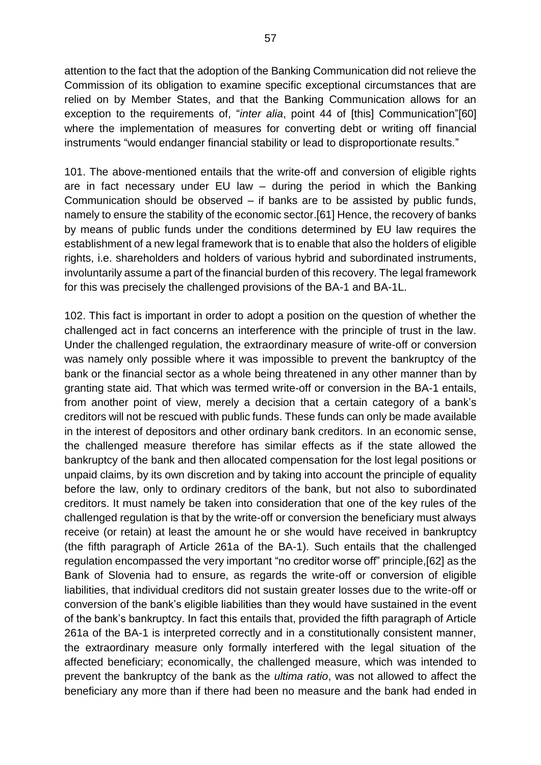attention to the fact that the adoption of the Banking Communication did not relieve the Commission of its obligation to examine specific exceptional circumstances that are relied on by Member States, and that the Banking Communication allows for an exception to the requirements of, "*inter alia*, point 44 of [this] Communication"[60] where the implementation of measures for converting debt or writing off financial instruments "would endanger financial stability or lead to disproportionate results."

101. The above-mentioned entails that the write-off and conversion of eligible rights are in fact necessary under EU law – during the period in which the Banking Communication should be observed – if banks are to be assisted by public funds, namely to ensure the stability of the economic sector.[61] Hence, the recovery of banks by means of public funds under the conditions determined by EU law requires the establishment of a new legal framework that is to enable that also the holders of eligible rights, i.e. shareholders and holders of various hybrid and subordinated instruments, involuntarily assume a part of the financial burden of this recovery. The legal framework for this was precisely the challenged provisions of the BA-1 and BA-1L.

102. This fact is important in order to adopt a position on the question of whether the challenged act in fact concerns an interference with the principle of trust in the law. Under the challenged regulation, the extraordinary measure of write-off or conversion was namely only possible where it was impossible to prevent the bankruptcy of the bank or the financial sector as a whole being threatened in any other manner than by granting state aid. That which was termed write-off or conversion in the BA-1 entails, from another point of view, merely a decision that a certain category of a bank's creditors will not be rescued with public funds. These funds can only be made available in the interest of depositors and other ordinary bank creditors. In an economic sense, the challenged measure therefore has similar effects as if the state allowed the bankruptcy of the bank and then allocated compensation for the lost legal positions or unpaid claims, by its own discretion and by taking into account the principle of equality before the law, only to ordinary creditors of the bank, but not also to subordinated creditors. It must namely be taken into consideration that one of the key rules of the challenged regulation is that by the write-off or conversion the beneficiary must always receive (or retain) at least the amount he or she would have received in bankruptcy (the fifth paragraph of Article 261a of the BA-1). Such entails that the challenged regulation encompassed the very important "no creditor worse off" principle,[62] as the Bank of Slovenia had to ensure, as regards the write-off or conversion of eligible liabilities, that individual creditors did not sustain greater losses due to the write-off or conversion of the bank's eligible liabilities than they would have sustained in the event of the bank's bankruptcy. In fact this entails that, provided the fifth paragraph of Article 261a of the BA-1 is interpreted correctly and in a constitutionally consistent manner, the extraordinary measure only formally interfered with the legal situation of the affected beneficiary; economically, the challenged measure, which was intended to prevent the bankruptcy of the bank as the *ultima ratio*, was not allowed to affect the beneficiary any more than if there had been no measure and the bank had ended in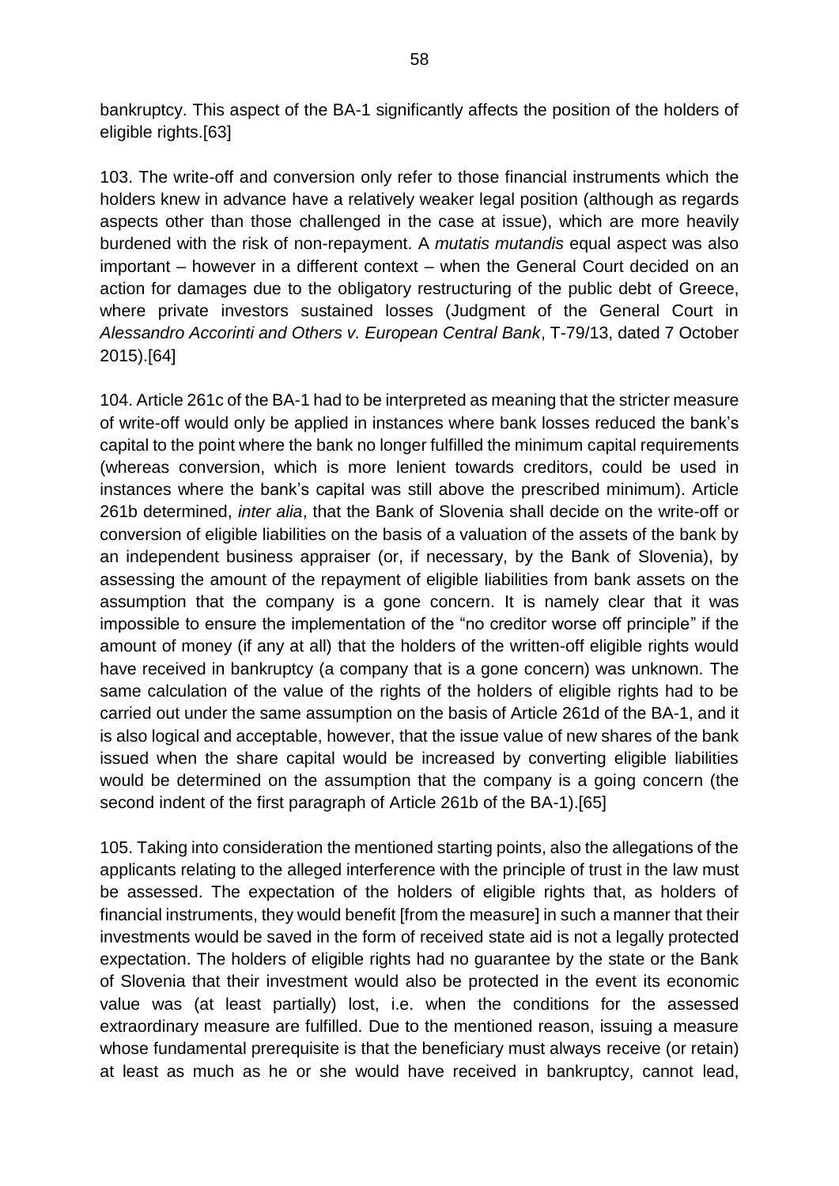bankruptcy. This aspect of the BA-1 significantly affects the position of the holders of eligible rights.[63]

103. The write-off and conversion only refer to those financial instruments which the holders knew in advance have a relatively weaker legal position (although as regards aspects other than those challenged in the case at issue), which are more heavily burdened with the risk of non-repayment. A *mutatis mutandis* equal aspect was also important – however in a different context – when the General Court decided on an action for damages due to the obligatory restructuring of the public debt of Greece, where private investors sustained losses (Judgment of the General Court in *Alessandro Accorinti and Others v. European Central Bank*, T-79/13, dated 7 October 2015).[64]

104. Article 261c of the BA-1 had to be interpreted as meaning that the stricter measure of write-off would only be applied in instances where bank losses reduced the bank's capital to the point where the bank no longer fulfilled the minimum capital requirements (whereas conversion, which is more lenient towards creditors, could be used in instances where the bank's capital was still above the prescribed minimum). Article 261b determined, *inter alia*, that the Bank of Slovenia shall decide on the write-off or conversion of eligible liabilities on the basis of a valuation of the assets of the bank by an independent business appraiser (or, if necessary, by the Bank of Slovenia), by assessing the amount of the repayment of eligible liabilities from bank assets on the assumption that the company is a gone concern. It is namely clear that it was impossible to ensure the implementation of the "no creditor worse off principle" if the amount of money (if any at all) that the holders of the written-off eligible rights would have received in bankruptcy (a company that is a gone concern) was unknown. The same calculation of the value of the rights of the holders of eligible rights had to be carried out under the same assumption on the basis of Article 261d of the BA-1, and it is also logical and acceptable, however, that the issue value of new shares of the bank issued when the share capital would be increased by converting eligible liabilities would be determined on the assumption that the company is a going concern (the second indent of the first paragraph of Article 261b of the BA-1).[65]

105. Taking into consideration the mentioned starting points, also the allegations of the applicants relating to the alleged interference with the principle of trust in the law must be assessed. The expectation of the holders of eligible rights that, as holders of financial instruments, they would benefit [from the measure] in such a manner that their investments would be saved in the form of received state aid is not a legally protected expectation. The holders of eligible rights had no guarantee by the state or the Bank of Slovenia that their investment would also be protected in the event its economic value was (at least partially) lost, i.e. when the conditions for the assessed extraordinary measure are fulfilled. Due to the mentioned reason, issuing a measure whose fundamental prerequisite is that the beneficiary must always receive (or retain) at least as much as he or she would have received in bankruptcy, cannot lead,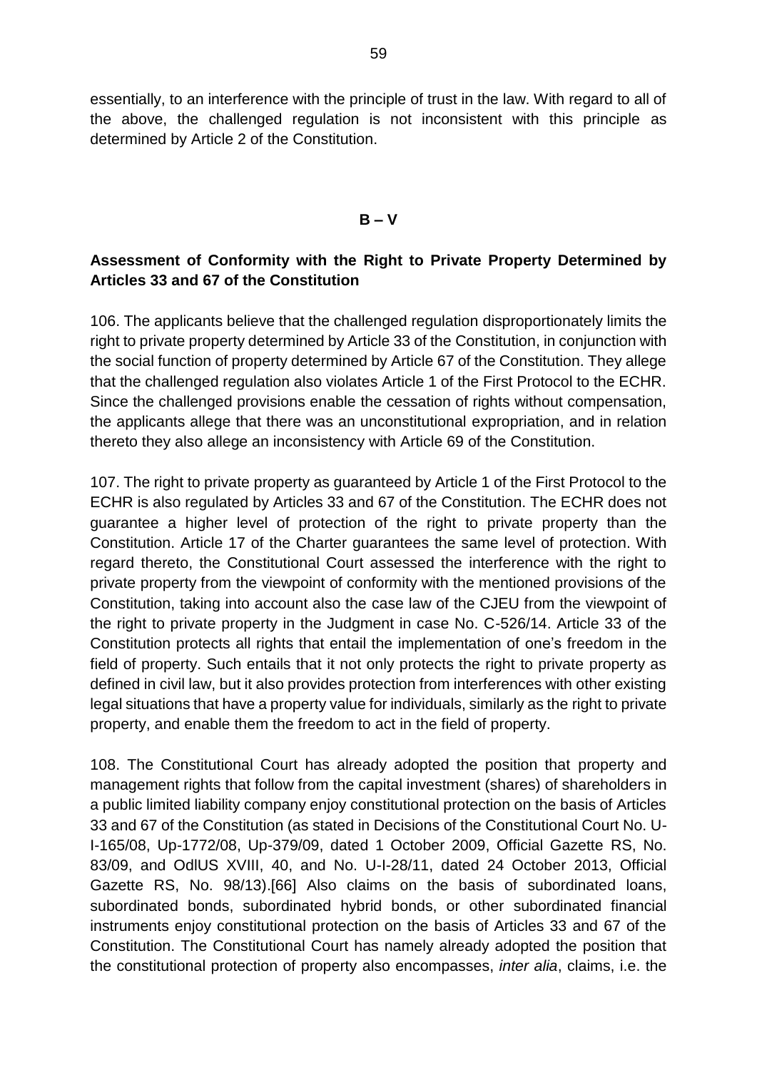essentially, to an interference with the principle of trust in the law. With regard to all of the above, the challenged regulation is not inconsistent with this principle as determined by Article 2 of the Constitution.

**B – V**

**Assessment of Conformity with the Right to Private Property Determined by Articles 33 and 67 of the Constitution**

106. The applicants believe that the challenged regulation disproportionately limits the right to private property determined by Article 33 of the Constitution, in conjunction with the social function of property determined by Article 67 of the Constitution. They allege that the challenged regulation also violates Article 1 of the First Protocol to the ECHR. Since the challenged provisions enable the cessation of rights without compensation, the applicants allege that there was an unconstitutional expropriation, and in relation thereto they also allege an inconsistency with Article 69 of the Constitution.

107. The right to private property as guaranteed by Article 1 of the First Protocol to the ECHR is also regulated by Articles 33 and 67 of the Constitution. The ECHR does not guarantee a higher level of protection of the right to private property than the Constitution. Article 17 of the Charter guarantees the same level of protection. With regard thereto, the Constitutional Court assessed the interference with the right to private property from the viewpoint of conformity with the mentioned provisions of the Constitution, taking into account also the case law of the CJEU from the viewpoint of the right to private property in the Judgment in case No. C-526/14. Article 33 of the Constitution protects all rights that entail the implementation of one's freedom in the field of property. Such entails that it not only protects the right to private property as defined in civil law, but it also provides protection from interferences with other existing legal situations that have a property value for individuals, similarly as the right to private property, and enable them the freedom to act in the field of property.

108. The Constitutional Court has already adopted the position that property and management rights that follow from the capital investment (shares) of shareholders in a public limited liability company enjoy constitutional protection on the basis of Articles 33 and 67 of the Constitution (as stated in Decisions of the Constitutional Court No. U-I-165/08, Up-1772/08, Up-379/09, dated 1 October 2009, Official Gazette RS, No. 83/09, and OdlUS XVIII, 40, and No. U-I-28/11, dated 24 October 2013, Official Gazette RS, No. 98/13).[66] Also claims on the basis of subordinated loans, subordinated bonds, subordinated hybrid bonds, or other subordinated financial instruments enjoy constitutional protection on the basis of Articles 33 and 67 of the Constitution. The Constitutional Court has namely already adopted the position that the constitutional protection of property also encompasses, *inter alia*, claims, i.e. the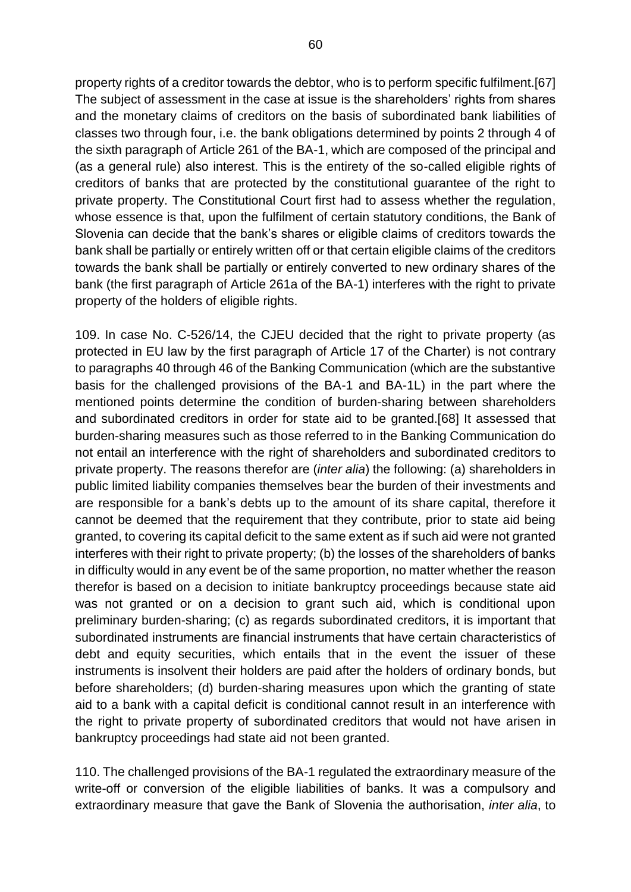property rights of a creditor towards the debtor, who is to perform specific fulfilment.[67] The subject of assessment in the case at issue is the shareholders' rights from shares and the monetary claims of creditors on the basis of subordinated bank liabilities of classes two through four, i.e. the bank obligations determined by points 2 through 4 of the sixth paragraph of Article 261 of the BA-1, which are composed of the principal and (as a general rule) also interest. This is the entirety of the so-called eligible rights of creditors of banks that are protected by the constitutional guarantee of the right to private property. The Constitutional Court first had to assess whether the regulation, whose essence is that, upon the fulfilment of certain statutory conditions, the Bank of Slovenia can decide that the bank's shares or eligible claims of creditors towards the bank shall be partially or entirely written off or that certain eligible claims of the creditors towards the bank shall be partially or entirely converted to new ordinary shares of the bank (the first paragraph of Article 261a of the BA-1) interferes with the right to private property of the holders of eligible rights.

109. In case No. C-526/14, the CJEU decided that the right to private property (as protected in EU law by the first paragraph of Article 17 of the Charter) is not contrary to paragraphs 40 through 46 of the Banking Communication (which are the substantive basis for the challenged provisions of the BA-1 and BA-1L) in the part where the mentioned points determine the condition of burden-sharing between shareholders and subordinated creditors in order for state aid to be granted.[68] It assessed that burden-sharing measures such as those referred to in the Banking Communication do not entail an interference with the right of shareholders and subordinated creditors to private property. The reasons therefor are (*inter alia*) the following: (a) shareholders in public limited liability companies themselves bear the burden of their investments and are responsible for a bank's debts up to the amount of its share capital, therefore it cannot be deemed that the requirement that they contribute, prior to state aid being granted, to covering its capital deficit to the same extent as if such aid were not granted interferes with their right to private property; (b) the losses of the shareholders of banks in difficulty would in any event be of the same proportion, no matter whether the reason therefor is based on a decision to initiate bankruptcy proceedings because state aid was not granted or on a decision to grant such aid, which is conditional upon preliminary burden-sharing; (c) as regards subordinated creditors, it is important that subordinated instruments are financial instruments that have certain characteristics of debt and equity securities, which entails that in the event the issuer of these instruments is insolvent their holders are paid after the holders of ordinary bonds, but before shareholders; (d) burden-sharing measures upon which the granting of state aid to a bank with a capital deficit is conditional cannot result in an interference with the right to private property of subordinated creditors that would not have arisen in bankruptcy proceedings had state aid not been granted.

110. The challenged provisions of the BA-1 regulated the extraordinary measure of the write-off or conversion of the eligible liabilities of banks. It was a compulsory and extraordinary measure that gave the Bank of Slovenia the authorisation, *inter alia*, to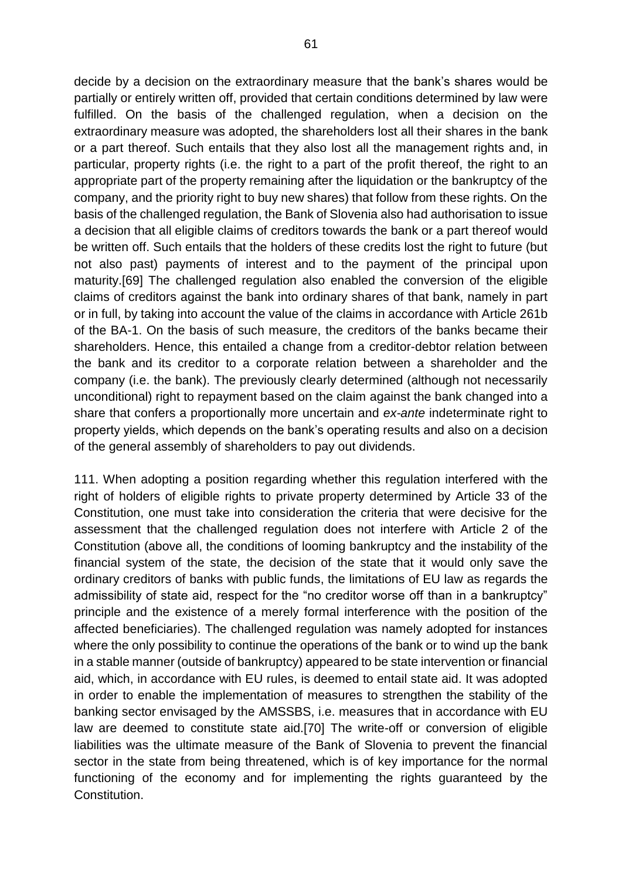decide by a decision on the extraordinary measure that the bank's shares would be partially or entirely written off, provided that certain conditions determined by law were fulfilled. On the basis of the challenged regulation, when a decision on the extraordinary measure was adopted, the shareholders lost all their shares in the bank or a part thereof. Such entails that they also lost all the management rights and, in particular, property rights (i.e. the right to a part of the profit thereof, the right to an appropriate part of the property remaining after the liquidation or the bankruptcy of the company, and the priority right to buy new shares) that follow from these rights. On the basis of the challenged regulation, the Bank of Slovenia also had authorisation to issue a decision that all eligible claims of creditors towards the bank or a part thereof would be written off. Such entails that the holders of these credits lost the right to future (but not also past) payments of interest and to the payment of the principal upon maturity.[69] The challenged regulation also enabled the conversion of the eligible claims of creditors against the bank into ordinary shares of that bank, namely in part or in full, by taking into account the value of the claims in accordance with Article 261b of the BA-1. On the basis of such measure, the creditors of the banks became their shareholders. Hence, this entailed a change from a creditor-debtor relation between the bank and its creditor to a corporate relation between a shareholder and the company (i.e. the bank). The previously clearly determined (although not necessarily unconditional) right to repayment based on the claim against the bank changed into a share that confers a proportionally more uncertain and *ex-ante* indeterminate right to property yields, which depends on the bank's operating results and also on a decision of the general assembly of shareholders to pay out dividends.

111. When adopting a position regarding whether this regulation interfered with the right of holders of eligible rights to private property determined by Article 33 of the Constitution, one must take into consideration the criteria that were decisive for the assessment that the challenged regulation does not interfere with Article 2 of the Constitution (above all, the conditions of looming bankruptcy and the instability of the financial system of the state, the decision of the state that it would only save the ordinary creditors of banks with public funds, the limitations of EU law as regards the admissibility of state aid, respect for the "no creditor worse off than in a bankruptcy" principle and the existence of a merely formal interference with the position of the affected beneficiaries). The challenged regulation was namely adopted for instances where the only possibility to continue the operations of the bank or to wind up the bank in a stable manner (outside of bankruptcy) appeared to be state intervention or financial aid, which, in accordance with EU rules, is deemed to entail state aid. It was adopted in order to enable the implementation of measures to strengthen the stability of the banking sector envisaged by the AMSSBS, i.e. measures that in accordance with EU law are deemed to constitute state aid.[70] The write-off or conversion of eligible liabilities was the ultimate measure of the Bank of Slovenia to prevent the financial sector in the state from being threatened, which is of key importance for the normal functioning of the economy and for implementing the rights guaranteed by the Constitution.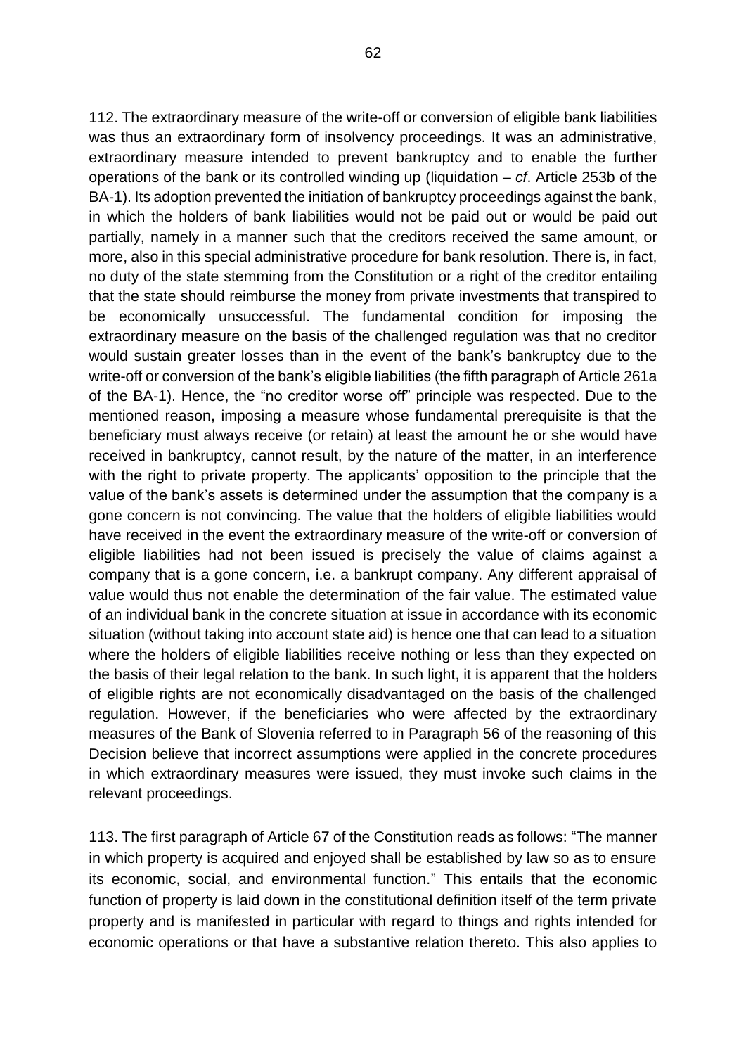112. The extraordinary measure of the write-off or conversion of eligible bank liabilities was thus an extraordinary form of insolvency proceedings. It was an administrative, extraordinary measure intended to prevent bankruptcy and to enable the further operations of the bank or its controlled winding up (liquidation – *cf*. Article 253b of the BA-1). Its adoption prevented the initiation of bankruptcy proceedings against the bank, in which the holders of bank liabilities would not be paid out or would be paid out partially, namely in a manner such that the creditors received the same amount, or more, also in this special administrative procedure for bank resolution. There is, in fact, no duty of the state stemming from the Constitution or a right of the creditor entailing that the state should reimburse the money from private investments that transpired to be economically unsuccessful. The fundamental condition for imposing the extraordinary measure on the basis of the challenged regulation was that no creditor would sustain greater losses than in the event of the bank's bankruptcy due to the write-off or conversion of the bank's eligible liabilities (the fifth paragraph of Article 261a of the BA-1). Hence, the "no creditor worse off" principle was respected. Due to the mentioned reason, imposing a measure whose fundamental prerequisite is that the beneficiary must always receive (or retain) at least the amount he or she would have received in bankruptcy, cannot result, by the nature of the matter, in an interference with the right to private property. The applicants' opposition to the principle that the value of the bank's assets is determined under the assumption that the company is a gone concern is not convincing. The value that the holders of eligible liabilities would have received in the event the extraordinary measure of the write-off or conversion of eligible liabilities had not been issued is precisely the value of claims against a company that is a gone concern, i.e. a bankrupt company. Any different appraisal of value would thus not enable the determination of the fair value. The estimated value of an individual bank in the concrete situation at issue in accordance with its economic situation (without taking into account state aid) is hence one that can lead to a situation where the holders of eligible liabilities receive nothing or less than they expected on the basis of their legal relation to the bank. In such light, it is apparent that the holders of eligible rights are not economically disadvantaged on the basis of the challenged regulation. However, if the beneficiaries who were affected by the extraordinary measures of the Bank of Slovenia referred to in Paragraph 56 of the reasoning of this Decision believe that incorrect assumptions were applied in the concrete procedures in which extraordinary measures were issued, they must invoke such claims in the relevant proceedings.

113. The first paragraph of Article 67 of the Constitution reads as follows: "The manner in which property is acquired and enjoyed shall be established by law so as to ensure its economic, social, and environmental function." This entails that the economic function of property is laid down in the constitutional definition itself of the term private property and is manifested in particular with regard to things and rights intended for economic operations or that have a substantive relation thereto. This also applies to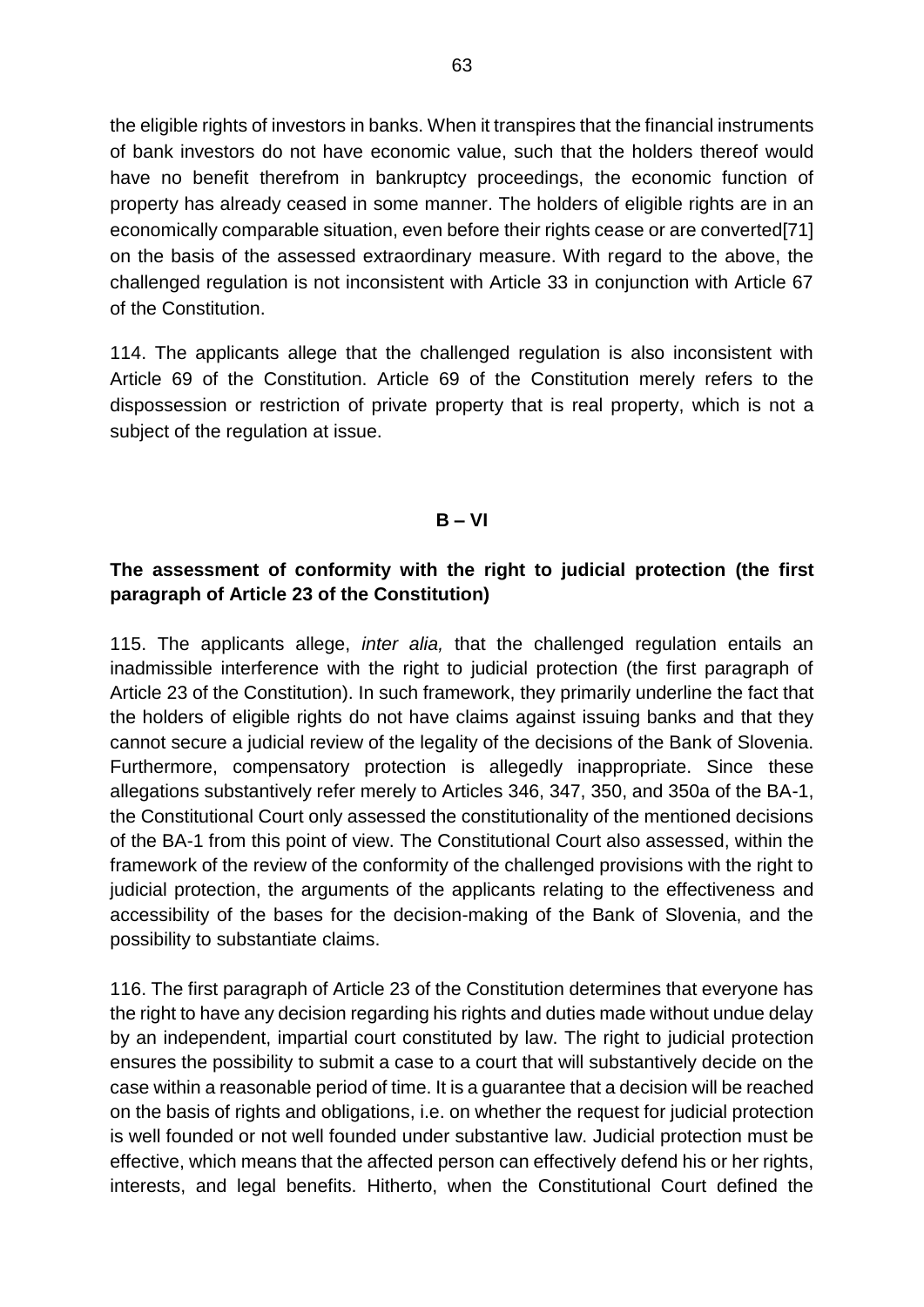the eligible rights of investors in banks. When it transpires that the financial instruments of bank investors do not have economic value, such that the holders thereof would have no benefit therefrom in bankruptcy proceedings, the economic function of property has already ceased in some manner. The holders of eligible rights are in an economically comparable situation, even before their rights cease or are converted[71] on the basis of the assessed extraordinary measure. With regard to the above, the challenged regulation is not inconsistent with Article 33 in conjunction with Article 67 of the Constitution.

114. The applicants allege that the challenged regulation is also inconsistent with Article 69 of the Constitution. Article 69 of the Constitution merely refers to the dispossession or restriction of private property that is real property, which is not a subject of the regulation at issue.

## B – VI

### The assessment of conformity with the right to judicial protection (the first paragraph of Article 23 of the Constitution)

115. The applicants allege, *inter alia,* that the challenged regulation entails an inadmissible interference with the right to judicial protection (the first paragraph of Article 23 of the Constitution). In such framework, they primarily underline the fact that the holders of eligible rights do not have claims against issuing banks and that they cannot secure a judicial review of the legality of the decisions of the Bank of Slovenia. Furthermore, compensatory protection is allegedly inappropriate. Since these allegations substantively refer merely to Articles 346, 347, 350, and 350a of the BA-1, the Constitutional Court only assessed the constitutionality of the mentioned decisions of the BA-1 from this point of view. The Constitutional Court also assessed, within the framework of the review of the conformity of the challenged provisions with the right to judicial protection, the arguments of the applicants relating to the effectiveness and accessibility of the bases for the decision-making of the Bank of Slovenia, and the possibility to substantiate claims.

116. The first paragraph of Article 23 of the Constitution determines that everyone has the right to have any decision regarding his rights and duties made without undue delay by an independent, impartial court constituted by law. The right to judicial protection ensures the possibility to submit a case to a court that will substantively decide on the case within a reasonable period of time. It is a guarantee that a decision will be reached on the basis of rights and obligations, i.e. on whether the request for judicial protection is well founded or not well founded under substantive law. Judicial protection must be effective, which means that the affected person can effectively defend his or her rights, interests, and legal benefits. Hitherto, when the Constitutional Court defined the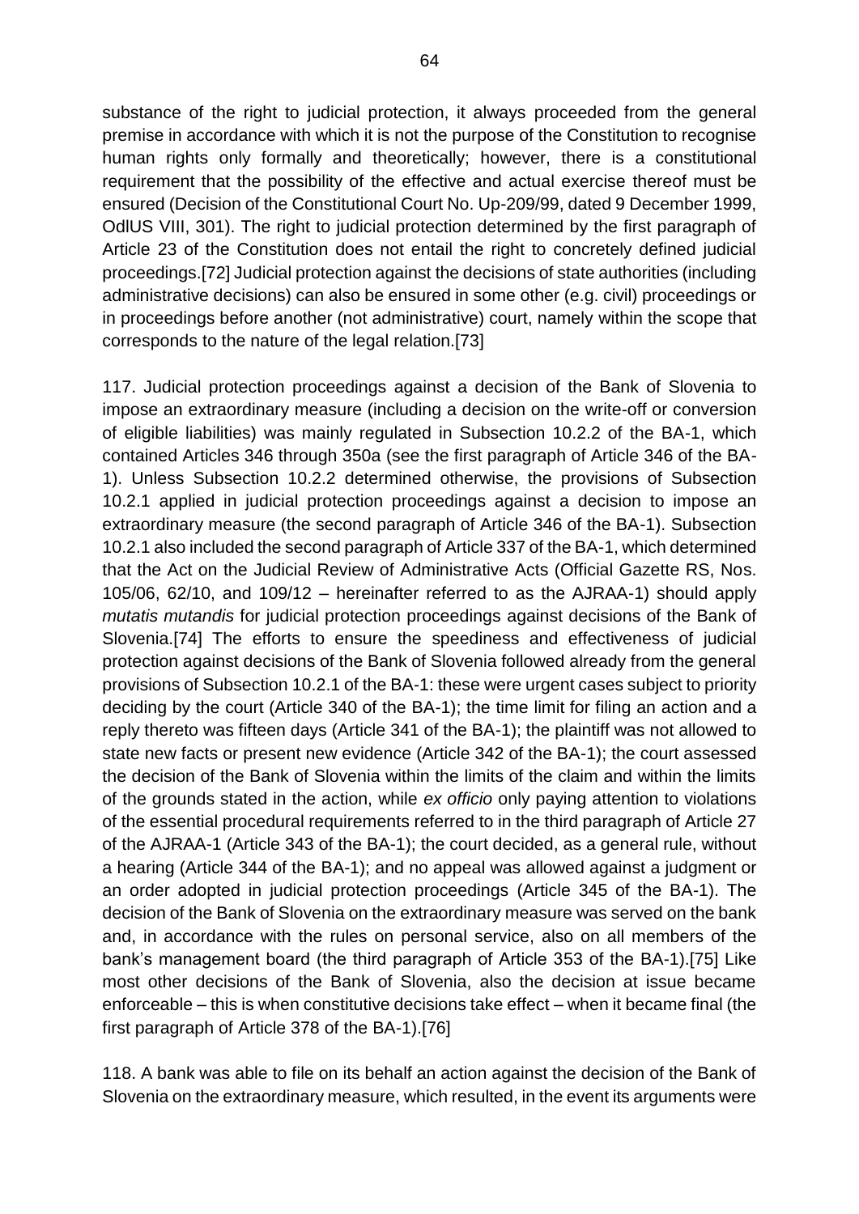substance of the right to judicial protection, it always proceeded from the general premise in accordance with which it is not the purpose of the Constitution to recognise human rights only formally and theoretically; however, there is a constitutional requirement that the possibility of the effective and actual exercise thereof must be ensured (Decision of the Constitutional Court No. Up-209/99, dated 9 December 1999, OdlUS VIII, 301). The right to judicial protection determined by the first paragraph of Article 23 of the Constitution does not entail the right to concretely defined judicial proceedings.[72] Judicial protection against the decisions of state authorities (including administrative decisions) can also be ensured in some other (e.g. civil) proceedings or in proceedings before another (not administrative) court, namely within the scope that corresponds to the nature of the legal relation.[73]

117. Judicial protection proceedings against a decision of the Bank of Slovenia to impose an extraordinary measure (including a decision on the write-off or conversion of eligible liabilities) was mainly regulated in Subsection 10.2.2 of the BA-1, which contained Articles 346 through 350a (see the first paragraph of Article 346 of the BA-1). Unless Subsection 10.2.2 determined otherwise, the provisions of Subsection 10.2.1 applied in judicial protection proceedings against a decision to impose an extraordinary measure (the second paragraph of Article 346 of the BA-1). Subsection 10.2.1 also included the second paragraph of Article 337 of the BA-1, which determined that the Act on the Judicial Review of Administrative Acts (Official Gazette RS, Nos. 105/06, 62/10, and 109/12 – hereinafter referred to as the AJRAA-1) should apply *mutatis mutandis* for judicial protection proceedings against decisions of the Bank of Slovenia.[74] The efforts to ensure the speediness and effectiveness of judicial protection against decisions of the Bank of Slovenia followed already from the general provisions of Subsection 10.2.1 of the BA-1: these were urgent cases subject to priority deciding by the court (Article 340 of the BA-1); the time limit for filing an action and a reply thereto was fifteen days (Article 341 of the BA-1); the plaintiff was not allowed to state new facts or present new evidence (Article 342 of the BA-1); the court assessed the decision of the Bank of Slovenia within the limits of the claim and within the limits of the grounds stated in the action, while *ex officio* only paying attention to violations of the essential procedural requirements referred to in the third paragraph of Article 27 of the AJRAA-1 (Article 343 of the BA-1); the court decided, as a general rule, without a hearing (Article 344 of the BA-1); and no appeal was allowed against a judgment or an order adopted in judicial protection proceedings (Article 345 of the BA-1). The decision of the Bank of Slovenia on the extraordinary measure was served on the bank and, in accordance with the rules on personal service, also on all members of the bank's management board (the third paragraph of Article 353 of the BA-1).[75] Like most other decisions of the Bank of Slovenia, also the decision at issue became enforceable – this is when constitutive decisions take effect – when it became final (the first paragraph of Article 378 of the BA-1).[76]

118. A bank was able to file on its behalf an action against the decision of the Bank of Slovenia on the extraordinary measure, which resulted, in the event its arguments were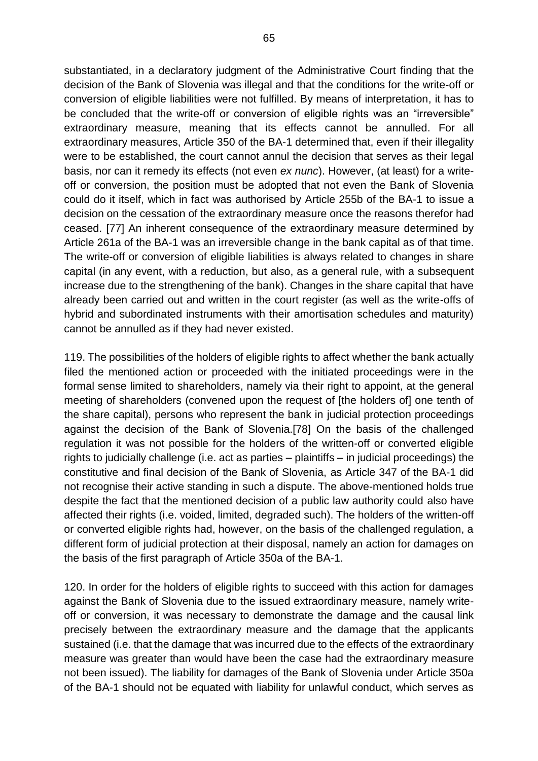substantiated, in a declaratory judgment of the Administrative Court finding that the decision of the Bank of Slovenia was illegal and that the conditions for the write-off or conversion of eligible liabilities were not fulfilled. By means of interpretation, it has to be concluded that the write-off or conversion of eligible rights was an "irreversible" extraordinary measure, meaning that its effects cannot be annulled. For all extraordinary measures, Article 350 of the BA-1 determined that, even if their illegality were to be established, the court cannot annul the decision that serves as their legal basis, nor can it remedy its effects (not even *ex nunc*). However, (at least) for a write-off or conversion, the position must be adopted that not even the Bank of Slovenia could do it itself, which in fact was authorised by Article 255b of the BA-1 to issue a decision on the cessation of the extraordinary measure once the reasons therefor had ceased. [77] An inherent consequence of the extraordinary measure determined by Article 261a of the BA-1 was an irreversible change in the bank capital as of that time. The write-off or conversion of eligible liabilities is always related to changes in share capital (in any event, with a reduction, but also, as a general rule, with a subsequent increase due to the strengthening of the bank). Changes in the share capital that have already been carried out and written in the court register (as well as the write-offs of hybrid and subordinated instruments with their amortisation schedules and maturity) cannot be annulled as if they had never existed.

119. The possibilities of the holders of eligible rights to affect whether the bank actually filed the mentioned action or proceeded with the initiated proceedings were in the formal sense limited to shareholders, namely via their right to appoint, at the general meeting of shareholders (convened upon the request of [the holders of] one tenth of the share capital), persons who represent the bank in judicial protection proceedings against the decision of the Bank of Slovenia.[78] On the basis of the challenged regulation it was not possible for the holders of the written-off or converted eligible rights to judicially challenge (i.e. act as parties – plaintiffs – in judicial proceedings) the constitutive and final decision of the Bank of Slovenia, as Article 347 of the BA-1 did not recognise their active standing in such a dispute. The above-mentioned holds true despite the fact that the mentioned decision of a public law authority could also have affected their rights (i.e. voided, limited, degraded such). The holders of the written-off or converted eligible rights had, however, on the basis of the challenged regulation, a different form of judicial protection at their disposal, namely an action for damages on the basis of the first paragraph of Article 350a of the BA-1.

120. In order for the holders of eligible rights to succeed with this action for damages against the Bank of Slovenia due to the issued extraordinary measure, namely write-off or conversion, it was necessary to demonstrate the damage and the causal link precisely between the extraordinary measure and the damage that the applicants sustained (i.e. that the damage that was incurred due to the effects of the extraordinary measure was greater than would have been the case had the extraordinary measure not been issued). The liability for damages of the Bank of Slovenia under Article 350a of the BA-1 should not be equated with liability for unlawful conduct, which serves as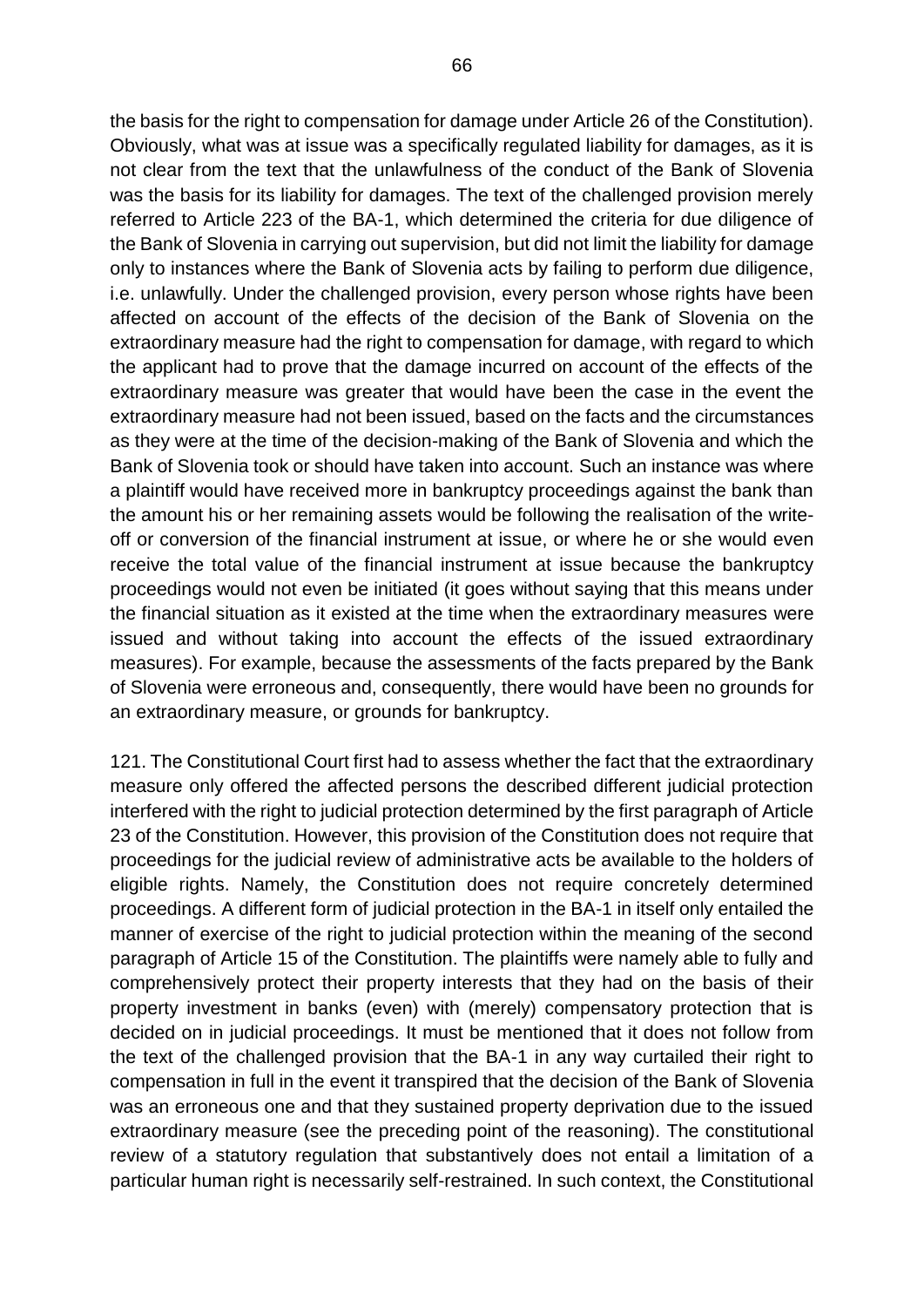the basis for the right to compensation for damage under Article 26 of the Constitution). Obviously, what was at issue was a specifically regulated liability for damages, as it is not clear from the text that the unlawfulness of the conduct of the Bank of Slovenia was the basis for its liability for damages. The text of the challenged provision merely referred to Article 223 of the BA-1, which determined the criteria for due diligence of the Bank of Slovenia in carrying out supervision, but did not limit the liability for damage only to instances where the Bank of Slovenia acts by failing to perform due diligence, i.e. unlawfully. Under the challenged provision, every person whose rights have been affected on account of the effects of the decision of the Bank of Slovenia on the extraordinary measure had the right to compensation for damage, with regard to which the applicant had to prove that the damage incurred on account of the effects of the extraordinary measure was greater that would have been the case in the event the extraordinary measure had not been issued, based on the facts and the circumstances as they were at the time of the decision-making of the Bank of Slovenia and which the Bank of Slovenia took or should have taken into account. Such an instance was where a plaintiff would have received more in bankruptcy proceedings against the bank than the amount his or her remaining assets would be following the realisation of the write-off or conversion of the financial instrument at issue, or where he or she would even receive the total value of the financial instrument at issue because the bankruptcy proceedings would not even be initiated (it goes without saying that this means under the financial situation as it existed at the time when the extraordinary measures were issued and without taking into account the effects of the issued extraordinary measures). For example, because the assessments of the facts prepared by the Bank of Slovenia were erroneous and, consequently, there would have been no grounds for an extraordinary measure, or grounds for bankruptcy.

121. The Constitutional Court first had to assess whether the fact that the extraordinary measure only offered the affected persons the described different judicial protection interfered with the right to judicial protection determined by the first paragraph of Article 23 of the Constitution. However, this provision of the Constitution does not require that proceedings for the judicial review of administrative acts be available to the holders of eligible rights. Namely, the Constitution does not require concretely determined proceedings. A different form of judicial protection in the BA-1 in itself only entailed the manner of exercise of the right to judicial protection within the meaning of the second paragraph of Article 15 of the Constitution. The plaintiffs were namely able to fully and comprehensively protect their property interests that they had on the basis of their property investment in banks (even) with (merely) compensatory protection that is decided on in judicial proceedings. It must be mentioned that it does not follow from the text of the challenged provision that the BA-1 in any way curtailed their right to compensation in full in the event it transpired that the decision of the Bank of Slovenia was an erroneous one and that they sustained property deprivation due to the issued extraordinary measure (see the preceding point of the reasoning). The constitutional review of a statutory regulation that substantively does not entail a limitation of a particular human right is necessarily self-restrained. In such context, the Constitutional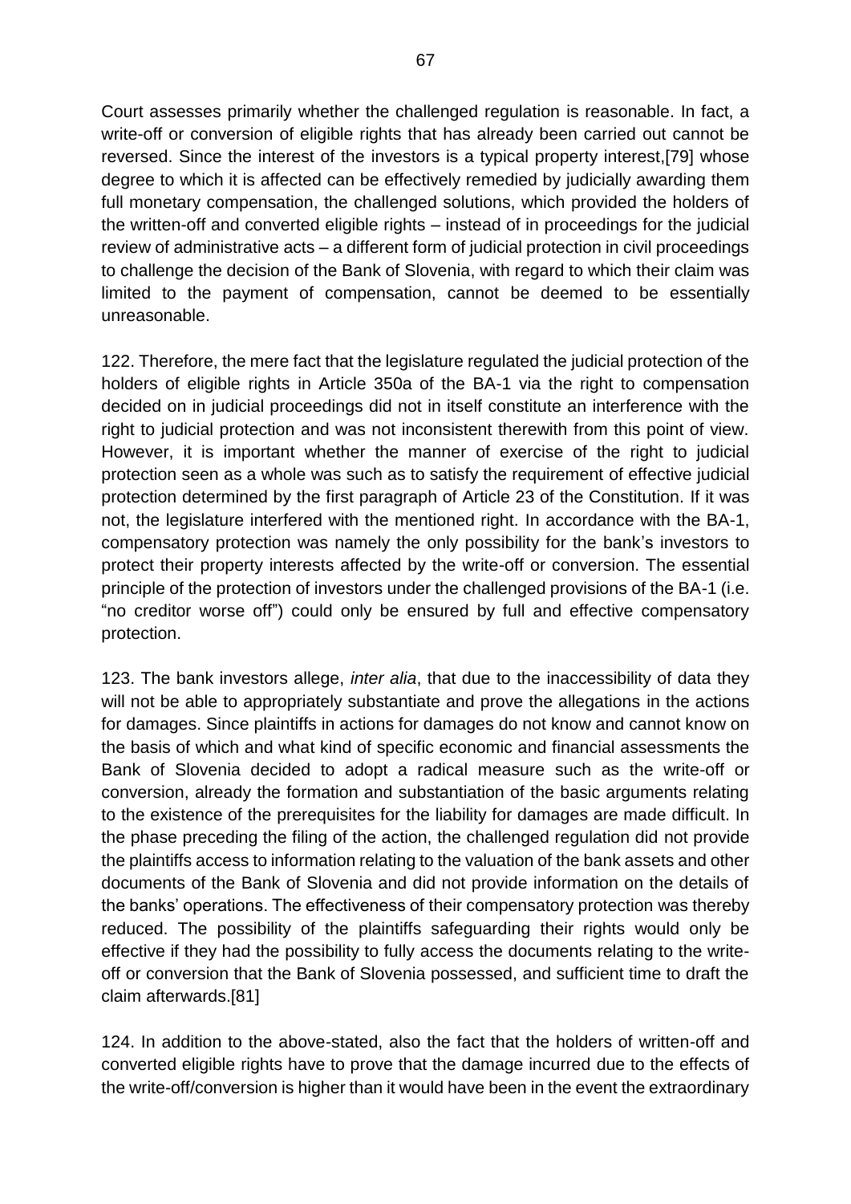Court assesses primarily whether the challenged regulation is reasonable. In fact, a write-off or conversion of eligible rights that has already been carried out cannot be reversed. Since the interest of the investors is a typical property interest,[79] whose degree to which it is affected can be effectively remedied by judicially awarding them full monetary compensation, the challenged solutions, which provided the holders of the written-off and converted eligible rights – instead of in proceedings for the judicial review of administrative acts – a different form of judicial protection in civil proceedings to challenge the decision of the Bank of Slovenia, with regard to which their claim was limited to the payment of compensation, cannot be deemed to be essentially unreasonable.

122. Therefore, the mere fact that the legislature regulated the judicial protection of the holders of eligible rights in Article 350a of the BA-1 via the right to compensation decided on in judicial proceedings did not in itself constitute an interference with the right to judicial protection and was not inconsistent therewith from this point of view. However, it is important whether the manner of exercise of the right to judicial protection seen as a whole was such as to satisfy the requirement of effective judicial protection determined by the first paragraph of Article 23 of the Constitution. If it was not, the legislature interfered with the mentioned right. In accordance with the BA-1, compensatory protection was namely the only possibility for the bank's investors to protect their property interests affected by the write-off or conversion. The essential principle of the protection of investors under the challenged provisions of the BA-1 (i.e. "no creditor worse off") could only be ensured by full and effective compensatory protection.

123. The bank investors allege, *inter alia*, that due to the inaccessibility of data they will not be able to appropriately substantiate and prove the allegations in the actions for damages. Since plaintiffs in actions for damages do not know and cannot know on the basis of which and what kind of specific economic and financial assessments the Bank of Slovenia decided to adopt a radical measure such as the write-off or conversion, already the formation and substantiation of the basic arguments relating to the existence of the prerequisites for the liability for damages are made difficult. In the phase preceding the filing of the action, the challenged regulation did not provide the plaintiffs access to information relating to the valuation of the bank assets and other documents of the Bank of Slovenia and did not provide information on the details of the banks' operations. The effectiveness of their compensatory protection was thereby reduced. The possibility of the plaintiffs safeguarding their rights would only be effective if they had the possibility to fully access the documents relating to the write-off or conversion that the Bank of Slovenia possessed, and sufficient time to draft the claim afterwards.[81]

124. In addition to the above-stated, also the fact that the holders of written-off and converted eligible rights have to prove that the damage incurred due to the effects of the write-off/conversion is higher than it would have been in the event the extraordinary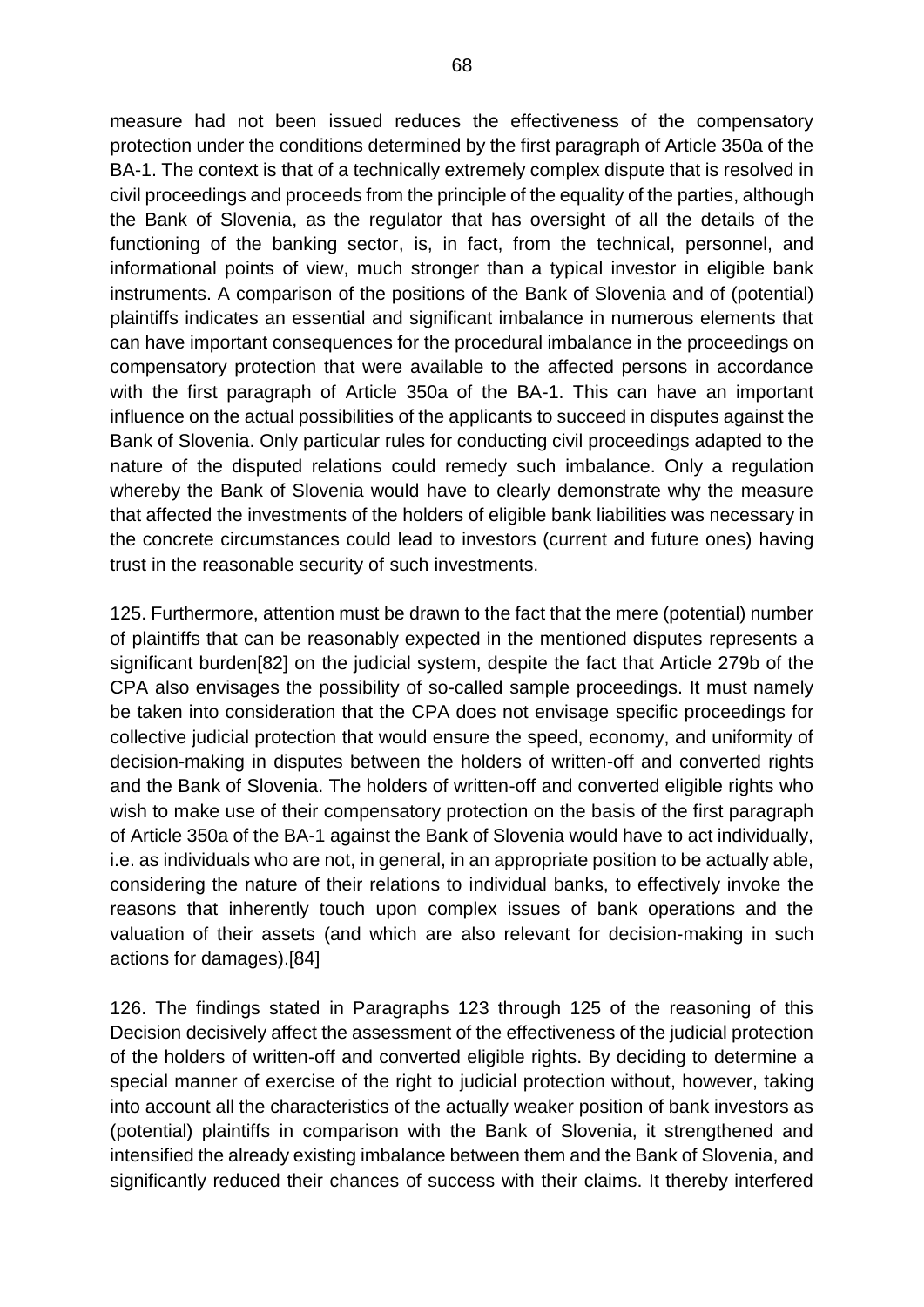measure had not been issued reduces the effectiveness of the compensatory protection under the conditions determined by the first paragraph of Article 350a of the BA-1. The context is that of a technically extremely complex dispute that is resolved in civil proceedings and proceeds from the principle of the equality of the parties, although the Bank of Slovenia, as the regulator that has oversight of all the details of the functioning of the banking sector, is, in fact, from the technical, personnel, and informational points of view, much stronger than a typical investor in eligible bank instruments. A comparison of the positions of the Bank of Slovenia and of (potential) plaintiffs indicates an essential and significant imbalance in numerous elements that can have important consequences for the procedural imbalance in the proceedings on compensatory protection that were available to the affected persons in accordance with the first paragraph of Article 350a of the BA-1. This can have an important influence on the actual possibilities of the applicants to succeed in disputes against the Bank of Slovenia. Only particular rules for conducting civil proceedings adapted to the nature of the disputed relations could remedy such imbalance. Only a regulation whereby the Bank of Slovenia would have to clearly demonstrate why the measure that affected the investments of the holders of eligible bank liabilities was necessary in the concrete circumstances could lead to investors (current and future ones) having trust in the reasonable security of such investments.

125. Furthermore, attention must be drawn to the fact that the mere (potential) number of plaintiffs that can be reasonably expected in the mentioned disputes represents a significant burden[82] on the judicial system, despite the fact that Article 279b of the CPA also envisages the possibility of so-called sample proceedings. It must namely be taken into consideration that the CPA does not envisage specific proceedings for collective judicial protection that would ensure the speed, economy, and uniformity of decision-making in disputes between the holders of written-off and converted rights and the Bank of Slovenia. The holders of written-off and converted eligible rights who wish to make use of their compensatory protection on the basis of the first paragraph of Article 350a of the BA-1 against the Bank of Slovenia would have to act individually, i.e. as individuals who are not, in general, in an appropriate position to be actually able, considering the nature of their relations to individual banks, to effectively invoke the reasons that inherently touch upon complex issues of bank operations and the valuation of their assets (and which are also relevant for decision-making in such actions for damages).[84]

126. The findings stated in Paragraphs 123 through 125 of the reasoning of this Decision decisively affect the assessment of the effectiveness of the judicial protection of the holders of written-off and converted eligible rights. By deciding to determine a special manner of exercise of the right to judicial protection without, however, taking into account all the characteristics of the actually weaker position of bank investors as (potential) plaintiffs in comparison with the Bank of Slovenia, it strengthened and intensified the already existing imbalance between them and the Bank of Slovenia, and significantly reduced their chances of success with their claims. It thereby interfered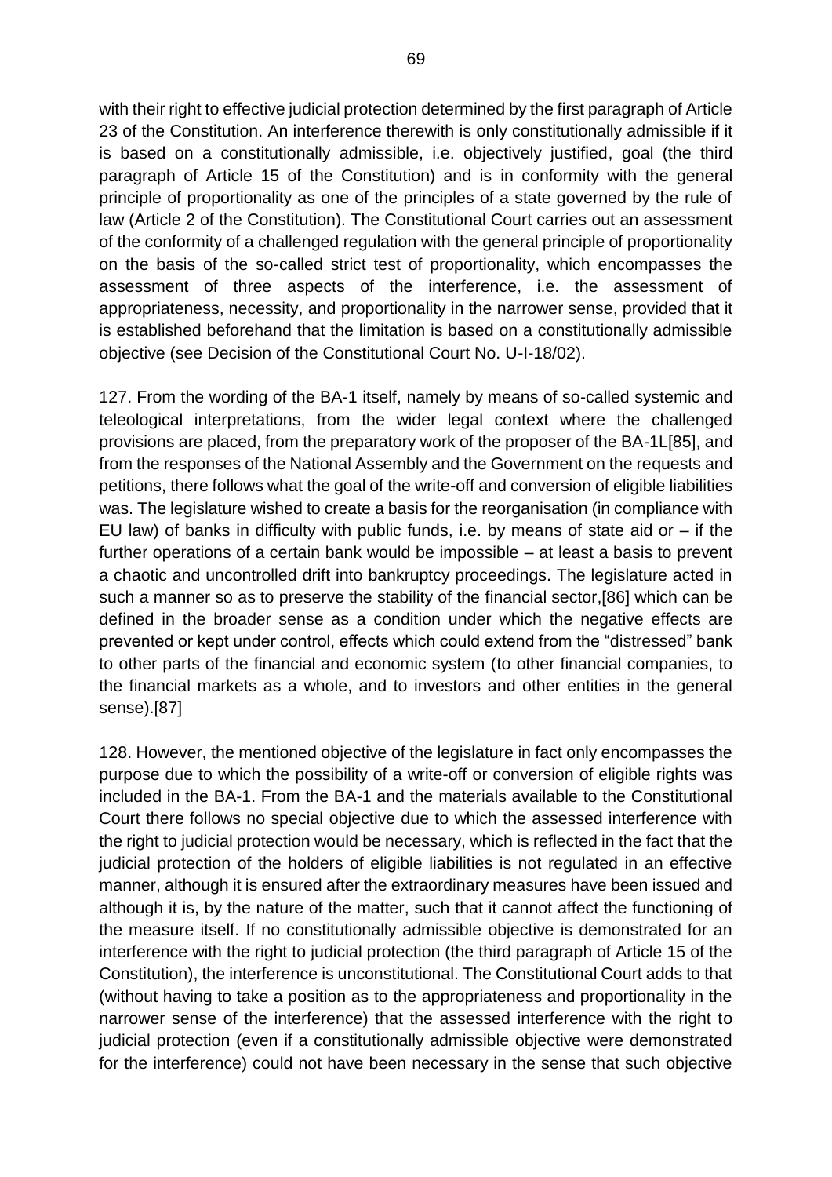with their right to effective judicial protection determined by the first paragraph of Article 23 of the Constitution. An interference therewith is only constitutionally admissible if it is based on a constitutionally admissible, i.e. objectively justified, goal (the third paragraph of Article 15 of the Constitution) and is in conformity with the general principle of proportionality as one of the principles of a state governed by the rule of law (Article 2 of the Constitution). The Constitutional Court carries out an assessment of the conformity of a challenged regulation with the general principle of proportionality on the basis of the so-called strict test of proportionality, which encompasses the assessment of three aspects of the interference, i.e. the assessment of appropriateness, necessity, and proportionality in the narrower sense, provided that it is established beforehand that the limitation is based on a constitutionally admissible objective (see Decision of the Constitutional Court No. U-I-18/02).

127. From the wording of the BA-1 itself, namely by means of so-called systemic and teleological interpretations, from the wider legal context where the challenged provisions are placed, from the preparatory work of the proposer of the BA-1L[85], and from the responses of the National Assembly and the Government on the requests and petitions, there follows what the goal of the write-off and conversion of eligible liabilities was. The legislature wished to create a basis for the reorganisation (in compliance with EU law) of banks in difficulty with public funds, i.e. by means of state aid or – if the further operations of a certain bank would be impossible – at least a basis to prevent a chaotic and uncontrolled drift into bankruptcy proceedings. The legislature acted in such a manner so as to preserve the stability of the financial sector,[86] which can be defined in the broader sense as a condition under which the negative effects are prevented or kept under control, effects which could extend from the "distressed" bank to other parts of the financial and economic system (to other financial companies, to the financial markets as a whole, and to investors and other entities in the general sense).[87]

128. However, the mentioned objective of the legislature in fact only encompasses the purpose due to which the possibility of a write-off or conversion of eligible rights was included in the BA-1. From the BA-1 and the materials available to the Constitutional Court there follows no special objective due to which the assessed interference with the right to judicial protection would be necessary, which is reflected in the fact that the judicial protection of the holders of eligible liabilities is not regulated in an effective manner, although it is ensured after the extraordinary measures have been issued and although it is, by the nature of the matter, such that it cannot affect the functioning of the measure itself. If no constitutionally admissible objective is demonstrated for an interference with the right to judicial protection (the third paragraph of Article 15 of the Constitution), the interference is unconstitutional. The Constitutional Court adds to that (without having to take a position as to the appropriateness and proportionality in the narrower sense of the interference) that the assessed interference with the right to judicial protection (even if a constitutionally admissible objective were demonstrated for the interference) could not have been necessary in the sense that such objective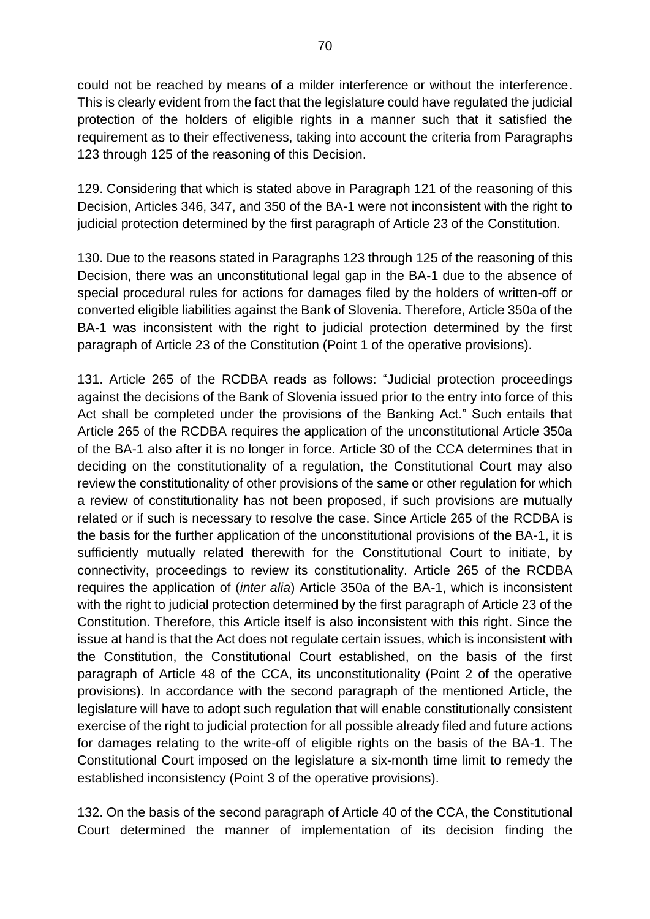could not be reached by means of a milder interference or without the interference. This is clearly evident from the fact that the legislature could have regulated the judicial protection of the holders of eligible rights in a manner such that it satisfied the requirement as to their effectiveness, taking into account the criteria from Paragraphs 123 through 125 of the reasoning of this Decision.

129. Considering that which is stated above in Paragraph 121 of the reasoning of this Decision, Articles 346, 347, and 350 of the BA-1 were not inconsistent with the right to judicial protection determined by the first paragraph of Article 23 of the Constitution.

130. Due to the reasons stated in Paragraphs 123 through 125 of the reasoning of this Decision, there was an unconstitutional legal gap in the BA-1 due to the absence of special procedural rules for actions for damages filed by the holders of written-off or converted eligible liabilities against the Bank of Slovenia. Therefore, Article 350a of the BA-1 was inconsistent with the right to judicial protection determined by the first paragraph of Article 23 of the Constitution (Point 1 of the operative provisions).

131. Article 265 of the RCDBA reads as follows: "Judicial protection proceedings against the decisions of the Bank of Slovenia issued prior to the entry into force of this Act shall be completed under the provisions of the Banking Act." Such entails that Article 265 of the RCDBA requires the application of the unconstitutional Article 350a of the BA-1 also after it is no longer in force. Article 30 of the CCA determines that in deciding on the constitutionality of a regulation, the Constitutional Court may also review the constitutionality of other provisions of the same or other regulation for which a review of constitutionality has not been proposed, if such provisions are mutually related or if such is necessary to resolve the case. Since Article 265 of the RCDBA is the basis for the further application of the unconstitutional provisions of the BA-1, it is sufficiently mutually related therewith for the Constitutional Court to initiate, by connectivity, proceedings to review its constitutionality. Article 265 of the RCDBA requires the application of (*inter alia*) Article 350a of the BA-1, which is inconsistent with the right to judicial protection determined by the first paragraph of Article 23 of the Constitution. Therefore, this Article itself is also inconsistent with this right. Since the issue at hand is that the Act does not regulate certain issues, which is inconsistent with the Constitution, the Constitutional Court established, on the basis of the first paragraph of Article 48 of the CCA, its unconstitutionality (Point 2 of the operative provisions). In accordance with the second paragraph of the mentioned Article, the legislature will have to adopt such regulation that will enable constitutionally consistent exercise of the right to judicial protection for all possible already filed and future actions for damages relating to the write-off of eligible rights on the basis of the BA-1. The Constitutional Court imposed on the legislature a six-month time limit to remedy the established inconsistency (Point 3 of the operative provisions).

132. On the basis of the second paragraph of Article 40 of the CCA, the Constitutional Court determined the manner of implementation of its decision finding the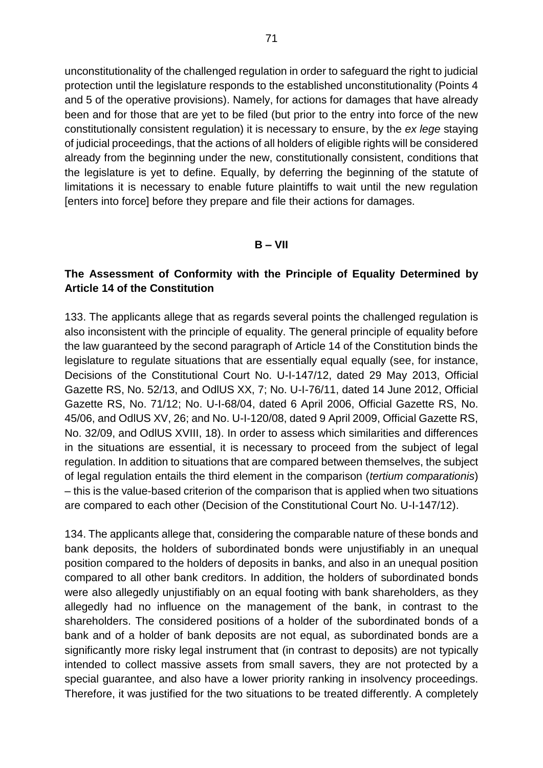unconstitutionality of the challenged regulation in order to safeguard the right to judicial protection until the legislature responds to the established unconstitutionality (Points 4 and 5 of the operative provisions). Namely, for actions for damages that have already been and for those that are yet to be filed (but prior to the entry into force of the new constitutionally consistent regulation) it is necessary to ensure, by the *ex lege* staying of judicial proceedings, that the actions of all holders of eligible rights will be considered already from the beginning under the new, constitutionally consistent, conditions that the legislature is yet to define. Equally, by deferring the beginning of the statute of limitations it is necessary to enable future plaintiffs to wait until the new regulation [enters into force] before they prepare and file their actions for damages.

**B – VII**

**The Assessment of Conformity with the Principle of Equality Determined by Article 14 of the Constitution**

133. The applicants allege that as regards several points the challenged regulation is also inconsistent with the principle of equality. The general principle of equality before the law guaranteed by the second paragraph of Article 14 of the Constitution binds the legislature to regulate situations that are essentially equal equally (see, for instance, Decisions of the Constitutional Court No. U-I-147/12, dated 29 May 2013, Official Gazette RS, No. 52/13, and OdlUS XX, 7; No. U-I-76/11, dated 14 June 2012, Official Gazette RS, No. 71/12; No. U-I-68/04, dated 6 April 2006, Official Gazette RS, No. 45/06, and OdlUS XV, 26; and No. U-I-120/08, dated 9 April 2009, Official Gazette RS, No. 32/09, and OdlUS XVIII, 18). In order to assess which similarities and differences in the situations are essential, it is necessary to proceed from the subject of legal regulation. In addition to situations that are compared between themselves, the subject of legal regulation entails the third element in the comparison (*tertium comparationis*) – this is the value-based criterion of the comparison that is applied when two situations are compared to each other (Decision of the Constitutional Court No. U-I-147/12).

134. The applicants allege that, considering the comparable nature of these bonds and bank deposits, the holders of subordinated bonds were unjustifiably in an unequal position compared to the holders of deposits in banks, and also in an unequal position compared to all other bank creditors. In addition, the holders of subordinated bonds were also allegedly unjustifiably on an equal footing with bank shareholders, as they allegedly had no influence on the management of the bank, in contrast to the shareholders. The considered positions of a holder of the subordinated bonds of a bank and of a holder of bank deposits are not equal, as subordinated bonds are a significantly more risky legal instrument that (in contrast to deposits) are not typically intended to collect massive assets from small savers, they are not protected by a special guarantee, and also have a lower priority ranking in insolvency proceedings. Therefore, it was justified for the two situations to be treated differently. A completely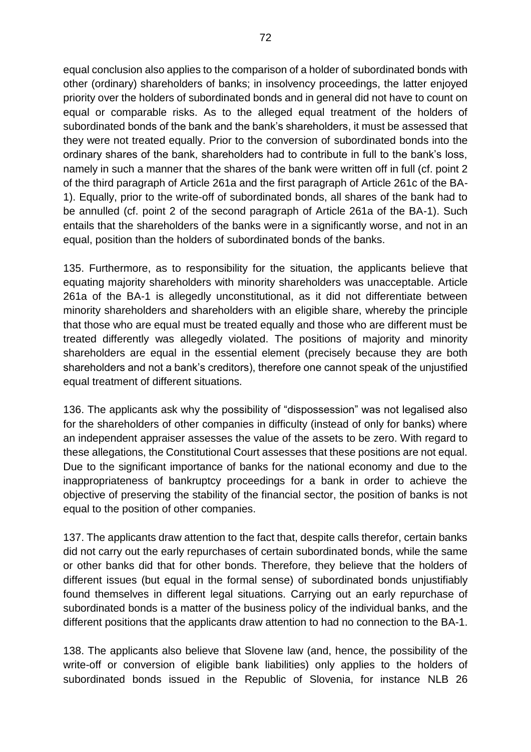equal conclusion also applies to the comparison of a holder of subordinated bonds with other (ordinary) shareholders of banks; in insolvency proceedings, the latter enjoyed priority over the holders of subordinated bonds and in general did not have to count on equal or comparable risks. As to the alleged equal treatment of the holders of subordinated bonds of the bank and the bank's shareholders, it must be assessed that they were not treated equally. Prior to the conversion of subordinated bonds into the ordinary shares of the bank, shareholders had to contribute in full to the bank's loss, namely in such a manner that the shares of the bank were written off in full (cf. point 2 of the third paragraph of Article 261a and the first paragraph of Article 261c of the BA-1). Equally, prior to the write-off of subordinated bonds, all shares of the bank had to be annulled (cf. point 2 of the second paragraph of Article 261a of the BA-1). Such entails that the shareholders of the banks were in a significantly worse, and not in an equal, position than the holders of subordinated bonds of the banks.

135. Furthermore, as to responsibility for the situation, the applicants believe that equating majority shareholders with minority shareholders was unacceptable. Article 261a of the BA-1 is allegedly unconstitutional, as it did not differentiate between minority shareholders and shareholders with an eligible share, whereby the principle that those who are equal must be treated equally and those who are different must be treated differently was allegedly violated. The positions of majority and minority shareholders are equal in the essential element (precisely because they are both shareholders and not a bank's creditors), therefore one cannot speak of the unjustified equal treatment of different situations.

136. The applicants ask why the possibility of "dispossession" was not legalised also for the shareholders of other companies in difficulty (instead of only for banks) where an independent appraiser assesses the value of the assets to be zero. With regard to these allegations, the Constitutional Court assesses that these positions are not equal. Due to the significant importance of banks for the national economy and due to the inappropriateness of bankruptcy proceedings for a bank in order to achieve the objective of preserving the stability of the financial sector, the position of banks is not equal to the position of other companies.

137. The applicants draw attention to the fact that, despite calls therefor, certain banks did not carry out the early repurchases of certain subordinated bonds, while the same or other banks did that for other bonds. Therefore, they believe that the holders of different issues (but equal in the formal sense) of subordinated bonds unjustifiably found themselves in different legal situations. Carrying out an early repurchase of subordinated bonds is a matter of the business policy of the individual banks, and the different positions that the applicants draw attention to had no connection to the BA-1.

138. The applicants also believe that Slovene law (and, hence, the possibility of the write-off or conversion of eligible bank liabilities) only applies to the holders of subordinated bonds issued in the Republic of Slovenia, for instance NLB 26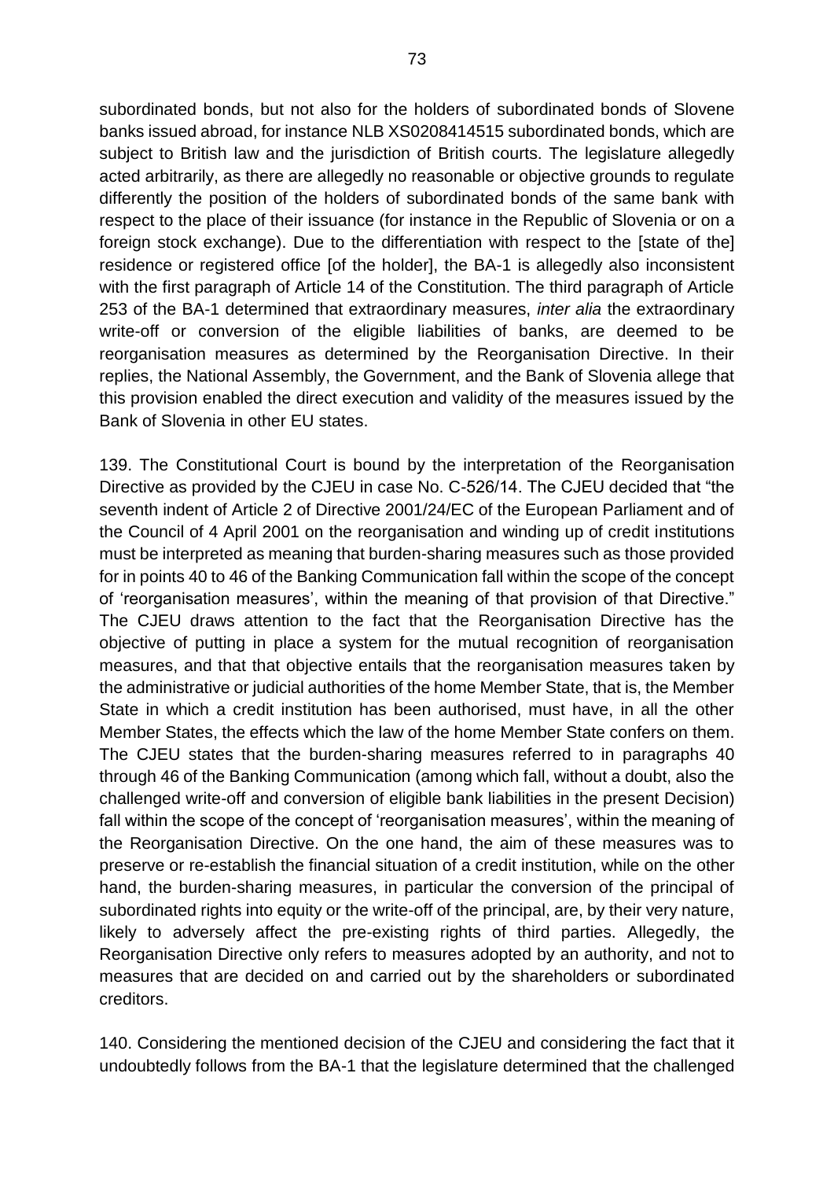subordinated bonds, but not also for the holders of subordinated bonds of Slovene banks issued abroad, for instance NLB XS0208414515 subordinated bonds, which are subject to British law and the jurisdiction of British courts. The legislature allegedly acted arbitrarily, as there are allegedly no reasonable or objective grounds to regulate differently the position of the holders of subordinated bonds of the same bank with respect to the place of their issuance (for instance in the Republic of Slovenia or on a foreign stock exchange). Due to the differentiation with respect to the [state of the] residence or registered office [of the holder], the BA-1 is allegedly also inconsistent with the first paragraph of Article 14 of the Constitution. The third paragraph of Article 253 of the BA-1 determined that extraordinary measures, *inter alia* the extraordinary write-off or conversion of the eligible liabilities of banks, are deemed to be reorganisation measures as determined by the Reorganisation Directive. In their replies, the National Assembly, the Government, and the Bank of Slovenia allege that this provision enabled the direct execution and validity of the measures issued by the Bank of Slovenia in other EU states.

139. The Constitutional Court is bound by the interpretation of the Reorganisation Directive as provided by the CJEU in case No. C-526/14. The CJEU decided that "the seventh indent of Article 2 of Directive 2001/24/EC of the European Parliament and of the Council of 4 April 2001 on the reorganisation and winding up of credit institutions must be interpreted as meaning that burden-sharing measures such as those provided for in points 40 to 46 of the Banking Communication fall within the scope of the concept of 'reorganisation measures', within the meaning of that provision of that Directive." The CJEU draws attention to the fact that the Reorganisation Directive has the objective of putting in place a system for the mutual recognition of reorganisation measures, and that that objective entails that the reorganisation measures taken by the administrative or judicial authorities of the home Member State, that is, the Member State in which a credit institution has been authorised, must have, in all the other Member States, the effects which the law of the home Member State confers on them. The CJEU states that the burden-sharing measures referred to in paragraphs 40 through 46 of the Banking Communication (among which fall, without a doubt, also the challenged write-off and conversion of eligible bank liabilities in the present Decision) fall within the scope of the concept of 'reorganisation measures', within the meaning of the Reorganisation Directive. On the one hand, the aim of these measures was to preserve or re-establish the financial situation of a credit institution, while on the other hand, the burden-sharing measures, in particular the conversion of the principal of subordinated rights into equity or the write-off of the principal, are, by their very nature, likely to adversely affect the pre-existing rights of third parties. Allegedly, the Reorganisation Directive only refers to measures adopted by an authority, and not to measures that are decided on and carried out by the shareholders or subordinated creditors.

140. Considering the mentioned decision of the CJEU and considering the fact that it undoubtedly follows from the BA-1 that the legislature determined that the challenged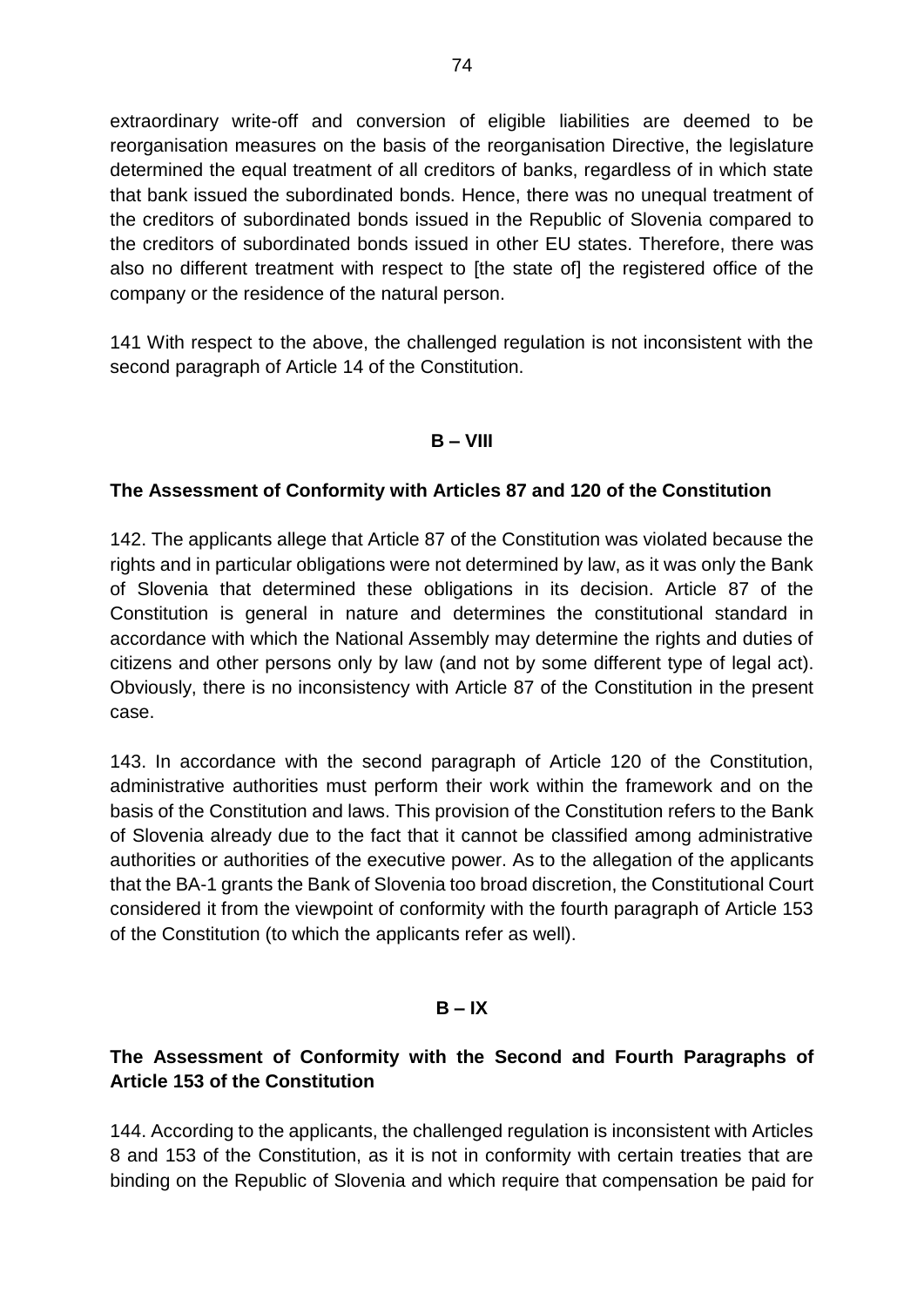extraordinary write-off and conversion of eligible liabilities are deemed to be reorganisation measures on the basis of the reorganisation Directive, the legislature determined the equal treatment of all creditors of banks, regardless of in which state that bank issued the subordinated bonds. Hence, there was no unequal treatment of the creditors of subordinated bonds issued in the Republic of Slovenia compared to the creditors of subordinated bonds issued in other EU states. Therefore, there was also no different treatment with respect to [the state of] the registered office of the company or the residence of the natural person.

141 With respect to the above, the challenged regulation is not inconsistent with the second paragraph of Article 14 of the Constitution.

## B – VIII

### The Assessment of Conformity with Articles 87 and 120 of the Constitution

142. The applicants allege that Article 87 of the Constitution was violated because the rights and in particular obligations were not determined by law, as it was only the Bank of Slovenia that determined these obligations in its decision. Article 87 of the Constitution is general in nature and determines the constitutional standard in accordance with which the National Assembly may determine the rights and duties of citizens and other persons only by law (and not by some different type of legal act). Obviously, there is no inconsistency with Article 87 of the Constitution in the present case.

143. In accordance with the second paragraph of Article 120 of the Constitution, administrative authorities must perform their work within the framework and on the basis of the Constitution and laws. This provision of the Constitution refers to the Bank of Slovenia already due to the fact that it cannot be classified among administrative authorities or authorities of the executive power. As to the allegation of the applicants that the BA-1 grants the Bank of Slovenia too broad discretion, the Constitutional Court considered it from the viewpoint of conformity with the fourth paragraph of Article 153 of the Constitution (to which the applicants refer as well).

## B – IX

### The Assessment of Conformity with the Second and Fourth Paragraphs of Article 153 of the Constitution

144. According to the applicants, the challenged regulation is inconsistent with Articles 8 and 153 of the Constitution, as it is not in conformity with certain treaties that are binding on the Republic of Slovenia and which require that compensation be paid for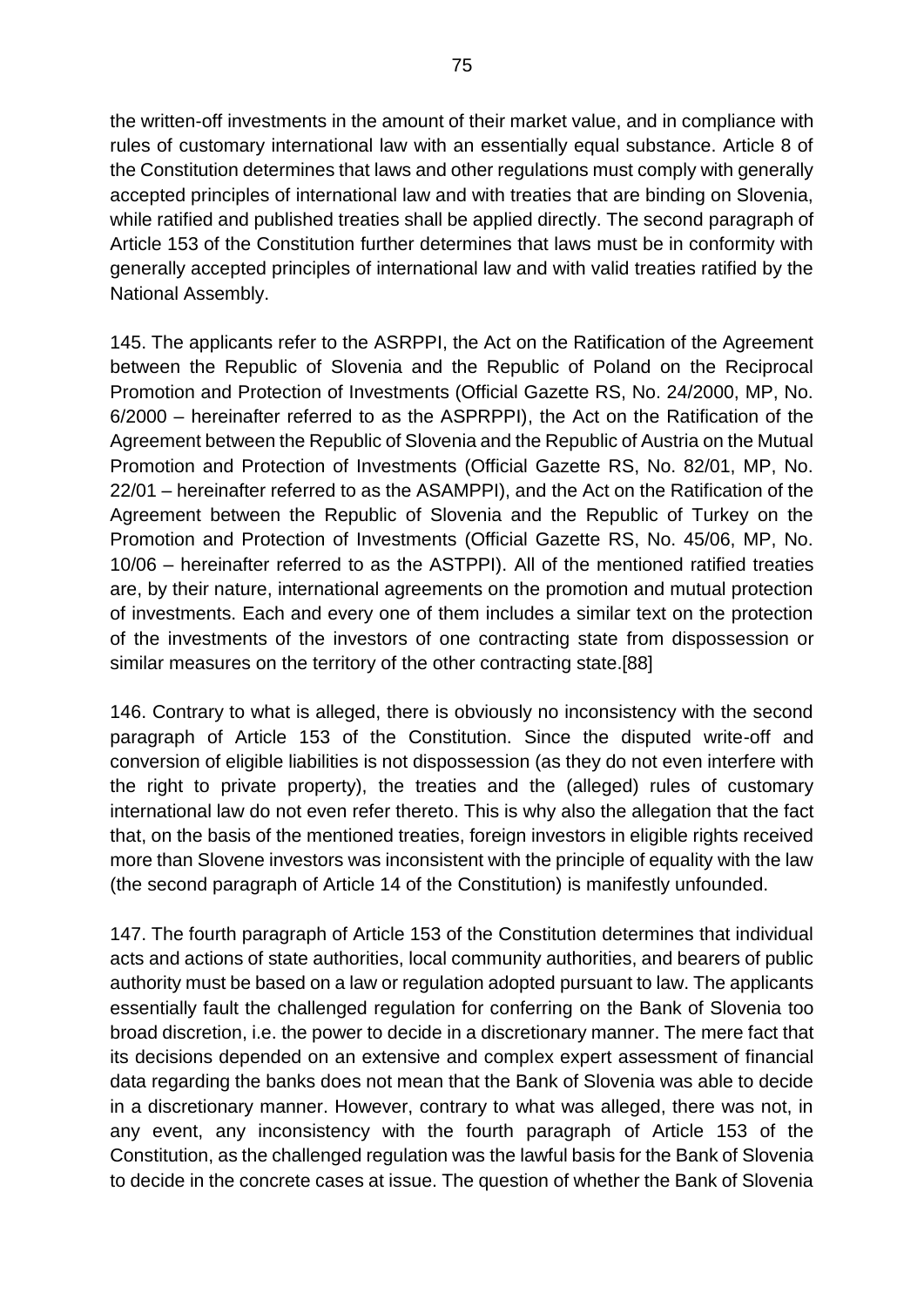the written-off investments in the amount of their market value, and in compliance with rules of customary international law with an essentially equal substance. Article 8 of the Constitution determines that laws and other regulations must comply with generally accepted principles of international law and with treaties that are binding on Slovenia, while ratified and published treaties shall be applied directly. The second paragraph of Article 153 of the Constitution further determines that laws must be in conformity with generally accepted principles of international law and with valid treaties ratified by the National Assembly.

145. The applicants refer to the ASRPPI, the Act on the Ratification of the Agreement between the Republic of Slovenia and the Republic of Poland on the Reciprocal Promotion and Protection of Investments (Official Gazette RS, No. 24/2000, MP, No. 6/2000 – hereinafter referred to as the ASPRPPI), the Act on the Ratification of the Agreement between the Republic of Slovenia and the Republic of Austria on the Mutual Promotion and Protection of Investments (Official Gazette RS, No. 82/01, MP, No. 22/01 – hereinafter referred to as the ASAMPPI), and the Act on the Ratification of the Agreement between the Republic of Slovenia and the Republic of Turkey on the Promotion and Protection of Investments (Official Gazette RS, No. 45/06, MP, No. 10/06 – hereinafter referred to as the ASTPPI). All of the mentioned ratified treaties are, by their nature, international agreements on the promotion and mutual protection of investments. Each and every one of them includes a similar text on the protection of the investments of the investors of one contracting state from dispossession or similar measures on the territory of the other contracting state.[88]

146. Contrary to what is alleged, there is obviously no inconsistency with the second paragraph of Article 153 of the Constitution. Since the disputed write-off and conversion of eligible liabilities is not dispossession (as they do not even interfere with the right to private property), the treaties and the (alleged) rules of customary international law do not even refer thereto. This is why also the allegation that the fact that, on the basis of the mentioned treaties, foreign investors in eligible rights received more than Slovene investors was inconsistent with the principle of equality with the law (the second paragraph of Article 14 of the Constitution) is manifestly unfounded.

147. The fourth paragraph of Article 153 of the Constitution determines that individual acts and actions of state authorities, local community authorities, and bearers of public authority must be based on a law or regulation adopted pursuant to law. The applicants essentially fault the challenged regulation for conferring on the Bank of Slovenia too broad discretion, i.e. the power to decide in a discretionary manner. The mere fact that its decisions depended on an extensive and complex expert assessment of financial data regarding the banks does not mean that the Bank of Slovenia was able to decide in a discretionary manner. However, contrary to what was alleged, there was not, in any event, any inconsistency with the fourth paragraph of Article 153 of the Constitution, as the challenged regulation was the lawful basis for the Bank of Slovenia to decide in the concrete cases at issue. The question of whether the Bank of Slovenia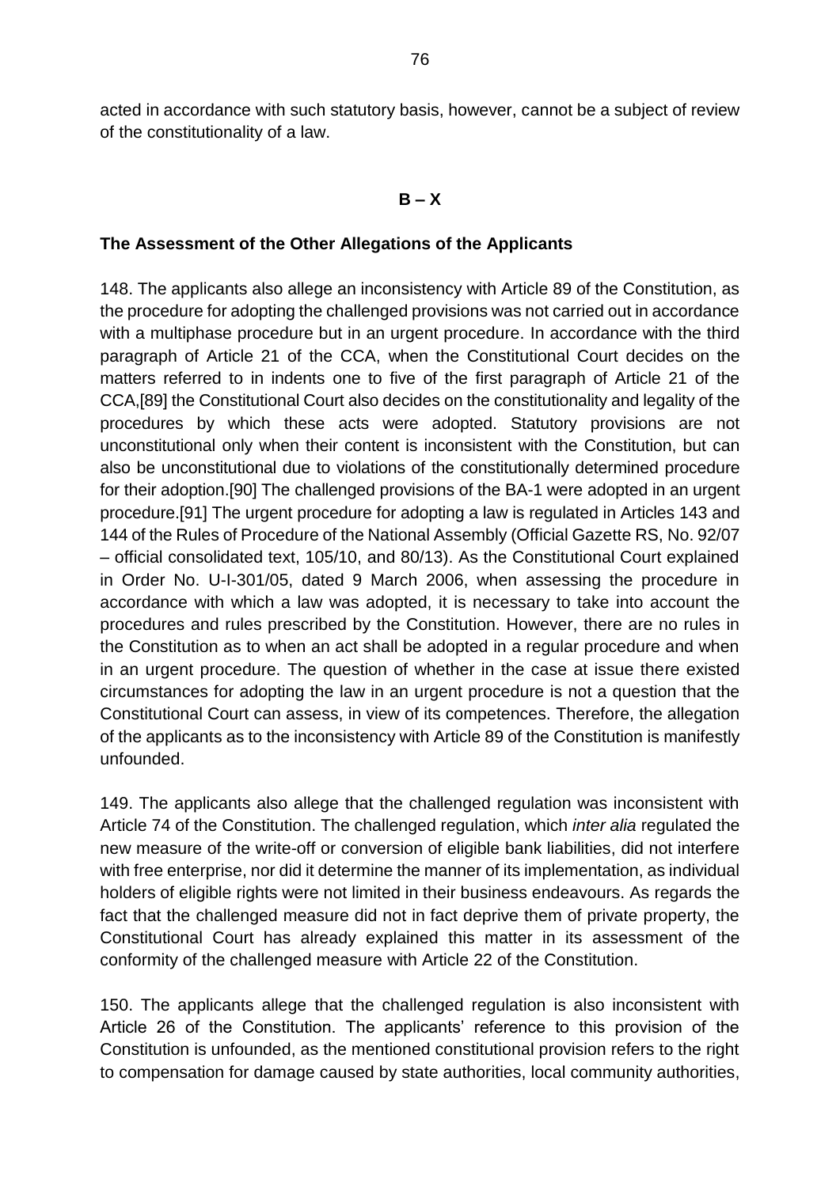acted in accordance with such statutory basis, however, cannot be a subject of review of the constitutionality of a law.

**B – X**

**The Assessment of the Other Allegations of the Applicants**

148. The applicants also allege an inconsistency with Article 89 of the Constitution, as the procedure for adopting the challenged provisions was not carried out in accordance with a multiphase procedure but in an urgent procedure. In accordance with the third paragraph of Article 21 of the CCA, when the Constitutional Court decides on the matters referred to in indents one to five of the first paragraph of Article 21 of the CCA,[89] the Constitutional Court also decides on the constitutionality and legality of the procedures by which these acts were adopted. Statutory provisions are not unconstitutional only when their content is inconsistent with the Constitution, but can also be unconstitutional due to violations of the constitutionally determined procedure for their adoption.[90] The challenged provisions of the BA-1 were adopted in an urgent procedure.[91] The urgent procedure for adopting a law is regulated in Articles 143 and 144 of the Rules of Procedure of the National Assembly (Official Gazette RS, No. 92/07 – official consolidated text, 105/10, and 80/13). As the Constitutional Court explained in Order No. U-I-301/05, dated 9 March 2006, when assessing the procedure in accordance with which a law was adopted, it is necessary to take into account the procedures and rules prescribed by the Constitution. However, there are no rules in the Constitution as to when an act shall be adopted in a regular procedure and when in an urgent procedure. The question of whether in the case at issue there existed circumstances for adopting the law in an urgent procedure is not a question that the Constitutional Court can assess, in view of its competences. Therefore, the allegation of the applicants as to the inconsistency with Article 89 of the Constitution is manifestly unfounded.

149. The applicants also allege that the challenged regulation was inconsistent with Article 74 of the Constitution. The challenged regulation, which *inter alia* regulated the new measure of the write-off or conversion of eligible bank liabilities, did not interfere with free enterprise, nor did it determine the manner of its implementation, as individual holders of eligible rights were not limited in their business endeavours. As regards the fact that the challenged measure did not in fact deprive them of private property, the Constitutional Court has already explained this matter in its assessment of the conformity of the challenged measure with Article 22 of the Constitution.

150. The applicants allege that the challenged regulation is also inconsistent with Article 26 of the Constitution. The applicants' reference to this provision of the Constitution is unfounded, as the mentioned constitutional provision refers to the right to compensation for damage caused by state authorities, local community authorities,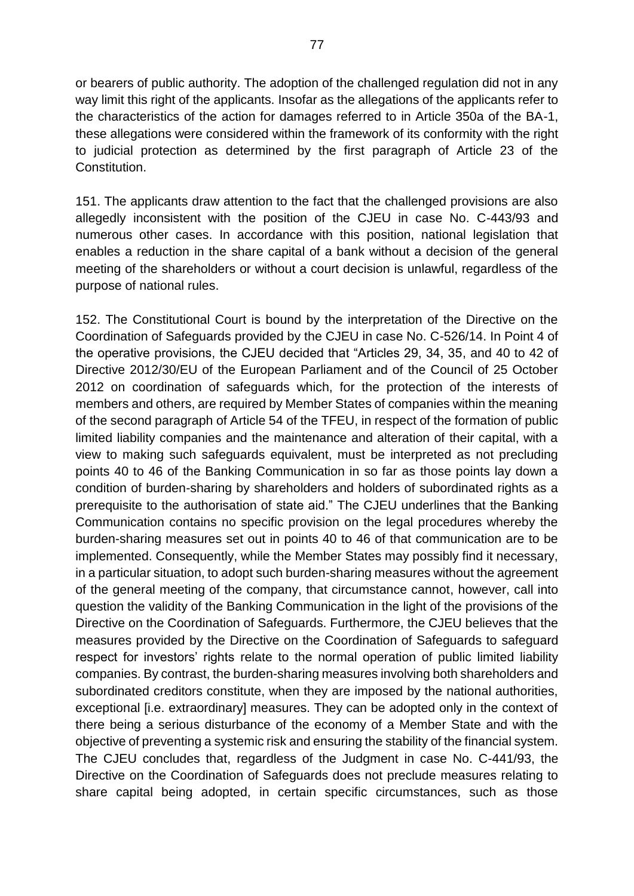or bearers of public authority. The adoption of the challenged regulation did not in any way limit this right of the applicants. Insofar as the allegations of the applicants refer to the characteristics of the action for damages referred to in Article 350a of the BA-1, these allegations were considered within the framework of its conformity with the right to judicial protection as determined by the first paragraph of Article 23 of the Constitution.

151. The applicants draw attention to the fact that the challenged provisions are also allegedly inconsistent with the position of the CJEU in case No. C-443/93 and numerous other cases. In accordance with this position, national legislation that enables a reduction in the share capital of a bank without a decision of the general meeting of the shareholders or without a court decision is unlawful, regardless of the purpose of national rules.

152. The Constitutional Court is bound by the interpretation of the Directive on the Coordination of Safeguards provided by the CJEU in case No. C-526/14. In Point 4 of the operative provisions, the CJEU decided that "Articles 29, 34, 35, and 40 to 42 of Directive 2012/30/EU of the European Parliament and of the Council of 25 October 2012 on coordination of safeguards which, for the protection of the interests of members and others, are required by Member States of companies within the meaning of the second paragraph of Article 54 of the TFEU, in respect of the formation of public limited liability companies and the maintenance and alteration of their capital, with a view to making such safeguards equivalent, must be interpreted as not precluding points 40 to 46 of the Banking Communication in so far as those points lay down a condition of burden-sharing by shareholders and holders of subordinated rights as a prerequisite to the authorisation of state aid." The CJEU underlines that the Banking Communication contains no specific provision on the legal procedures whereby the burden-sharing measures set out in points 40 to 46 of that communication are to be implemented. Consequently, while the Member States may possibly find it necessary, in a particular situation, to adopt such burden-sharing measures without the agreement of the general meeting of the company, that circumstance cannot, however, call into question the validity of the Banking Communication in the light of the provisions of the Directive on the Coordination of Safeguards. Furthermore, the CJEU believes that the measures provided by the Directive on the Coordination of Safeguards to safeguard respect for investors' rights relate to the normal operation of public limited liability companies. By contrast, the burden-sharing measures involving both shareholders and subordinated creditors constitute, when they are imposed by the national authorities, exceptional [i.e. extraordinary] measures. They can be adopted only in the context of there being a serious disturbance of the economy of a Member State and with the objective of preventing a systemic risk and ensuring the stability of the financial system. The CJEU concludes that, regardless of the Judgment in case No. C-441/93, the Directive on the Coordination of Safeguards does not preclude measures relating to share capital being adopted, in certain specific circumstances, such as those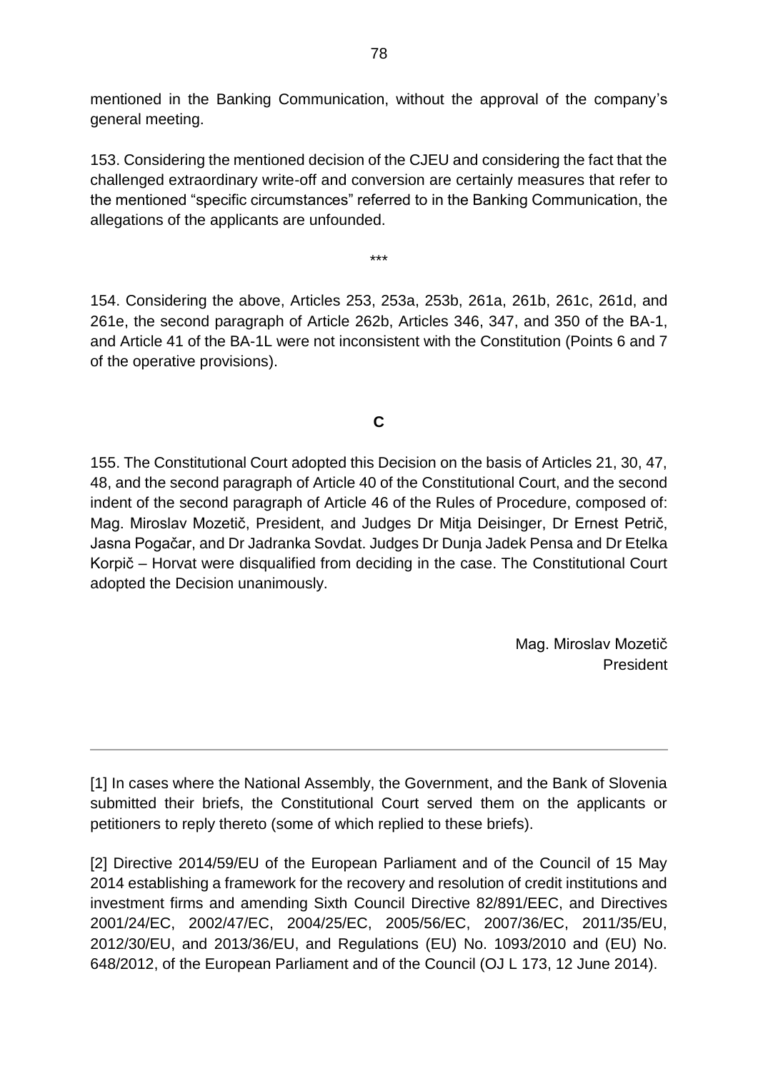mentioned in the Banking Communication, without the approval of the company's general meeting.

153. Considering the mentioned decision of the CJEU and considering the fact that the challenged extraordinary write-off and conversion are certainly measures that refer to the mentioned "specific circumstances" referred to in the Banking Communication, the allegations of the applicants are unfounded.

\*\*\*

154. Considering the above, Articles 253, 253a, 253b, 261a, 261b, 261c, 261d, and 261e, the second paragraph of Article 262b, Articles 346, 347, and 350 of the BA-1, and Article 41 of the BA-1L were not inconsistent with the Constitution (Points 6 and 7 of the operative provisions).

**C**

155. The Constitutional Court adopted this Decision on the basis of Articles 21, 30, 47, 48, and the second paragraph of Article 40 of the Constitutional Court, and the second indent of the second paragraph of Article 46 of the Rules of Procedure, composed of: Mag. Miroslav Mozetič, President, and Judges Dr Mitja Deisinger, Dr Ernest Petrič, Jasna Pogačar, and Dr Jadranka Sovdat. Judges Dr Dunja Jadek Pensa and Dr Etelka Korpič – Horvat were disqualified from deciding in the case. The Constitutional Court adopted the Decision unanimously.

Mag. Miroslav Mozetič
President

---

[1] In cases where the National Assembly, the Government, and the Bank of Slovenia submitted their briefs, the Constitutional Court served them on the applicants or petitioners to reply thereto (some of which replied to these briefs).

[2] Directive 2014/59/EU of the European Parliament and of the Council of 15 May 2014 establishing a framework for the recovery and resolution of credit institutions and investment firms and amending Sixth Council Directive 82/891/EEC, and Directives 2001/24/EC, 2002/47/EC, 2004/25/EC, 2005/56/EC, 2007/36/EC, 2011/35/EU, 2012/30/EU, and 2013/36/EU, and Regulations (EU) No. 1093/2010 and (EU) No. 648/2012, of the European Parliament and of the Council (OJ L 173, 12 June 2014).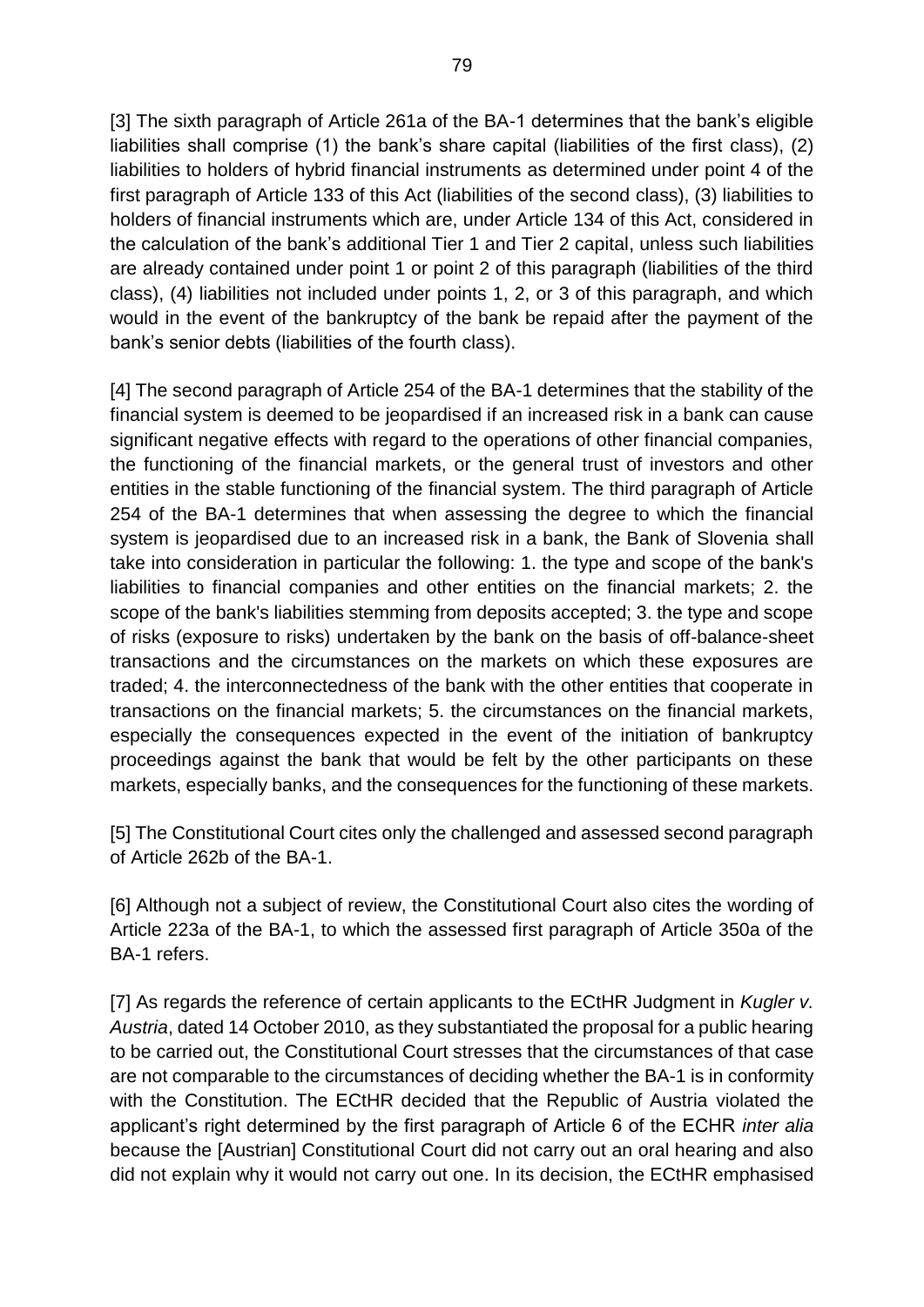[3] The sixth paragraph of Article 261a of the BA-1 determines that the bank's eligible liabilities shall comprise (1) the bank's share capital (liabilities of the first class), (2) liabilities to holders of hybrid financial instruments as determined under point 4 of the first paragraph of Article 133 of this Act (liabilities of the second class), (3) liabilities to holders of financial instruments which are, under Article 134 of this Act, considered in the calculation of the bank's additional Tier 1 and Tier 2 capital, unless such liabilities are already contained under point 1 or point 2 of this paragraph (liabilities of the third class), (4) liabilities not included under points 1, 2, or 3 of this paragraph, and which would in the event of the bankruptcy of the bank be repaid after the payment of the bank's senior debts (liabilities of the fourth class).

[4] The second paragraph of Article 254 of the BA-1 determines that the stability of the financial system is deemed to be jeopardised if an increased risk in a bank can cause significant negative effects with regard to the operations of other financial companies, the functioning of the financial markets, or the general trust of investors and other entities in the stable functioning of the financial system. The third paragraph of Article 254 of the BA-1 determines that when assessing the degree to which the financial system is jeopardised due to an increased risk in a bank, the Bank of Slovenia shall take into consideration in particular the following: 1. the type and scope of the bank's liabilities to financial companies and other entities on the financial markets; 2. the scope of the bank's liabilities stemming from deposits accepted; 3. the type and scope of risks (exposure to risks) undertaken by the bank on the basis of off-balance-sheet transactions and the circumstances on the markets on which these exposures are traded; 4. the interconnectedness of the bank with the other entities that cooperate in transactions on the financial markets; 5. the circumstances on the financial markets, especially the consequences expected in the event of the initiation of bankruptcy proceedings against the bank that would be felt by the other participants on these markets, especially banks, and the consequences for the functioning of these markets.

[5] The Constitutional Court cites only the challenged and assessed second paragraph of Article 262b of the BA-1.

[6] Although not a subject of review, the Constitutional Court also cites the wording of Article 223a of the BA-1, to which the assessed first paragraph of Article 350a of the BA-1 refers.

[7] As regards the reference of certain applicants to the ECtHR Judgment in *Kugler v. Austria*, dated 14 October 2010, as they substantiated the proposal for a public hearing to be carried out, the Constitutional Court stresses that the circumstances of that case are not comparable to the circumstances of deciding whether the BA-1 is in conformity with the Constitution. The ECtHR decided that the Republic of Austria violated the applicant's right determined by the first paragraph of Article 6 of the ECHR *inter alia* because the [Austrian] Constitutional Court did not carry out an oral hearing and also did not explain why it would not carry out one. In its decision, the ECtHR emphasised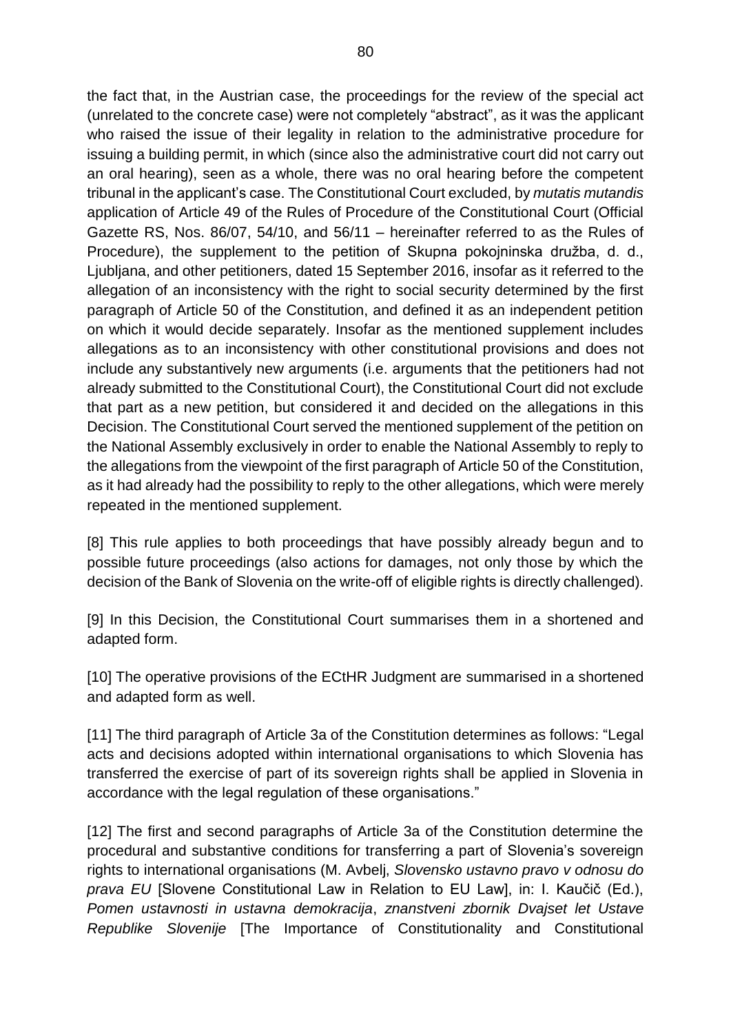the fact that, in the Austrian case, the proceedings for the review of the special act (unrelated to the concrete case) were not completely "abstract", as it was the applicant who raised the issue of their legality in relation to the administrative procedure for issuing a building permit, in which (since also the administrative court did not carry out an oral hearing), seen as a whole, there was no oral hearing before the competent tribunal in the applicant's case. The Constitutional Court excluded, by *mutatis mutandis* application of Article 49 of the Rules of Procedure of the Constitutional Court (Official Gazette RS, Nos. 86/07, 54/10, and 56/11 – hereinafter referred to as the Rules of Procedure), the supplement to the petition of Skupna pokojninska družba, d. d., Ljubljana, and other petitioners, dated 15 September 2016, insofar as it referred to the allegation of an inconsistency with the right to social security determined by the first paragraph of Article 50 of the Constitution, and defined it as an independent petition on which it would decide separately. Insofar as the mentioned supplement includes allegations as to an inconsistency with other constitutional provisions and does not include any substantively new arguments (i.e. arguments that the petitioners had not already submitted to the Constitutional Court), the Constitutional Court did not exclude that part as a new petition, but considered it and decided on the allegations in this Decision. The Constitutional Court served the mentioned supplement of the petition on the National Assembly exclusively in order to enable the National Assembly to reply to the allegations from the viewpoint of the first paragraph of Article 50 of the Constitution, as it had already had the possibility to reply to the other allegations, which were merely repeated in the mentioned supplement.

[8] This rule applies to both proceedings that have possibly already begun and to possible future proceedings (also actions for damages, not only those by which the decision of the Bank of Slovenia on the write-off of eligible rights is directly challenged).

[9] In this Decision, the Constitutional Court summarises them in a shortened and adapted form.

[10] The operative provisions of the ECtHR Judgment are summarised in a shortened and adapted form as well.

[11] The third paragraph of Article 3a of the Constitution determines as follows: "Legal acts and decisions adopted within international organisations to which Slovenia has transferred the exercise of part of its sovereign rights shall be applied in Slovenia in accordance with the legal regulation of these organisations."

[12] The first and second paragraphs of Article 3a of the Constitution determine the procedural and substantive conditions for transferring a part of Slovenia's sovereign rights to international organisations (M. Avbelj, *Slovensko ustavno pravo v odnosu do prava EU* [Slovene Constitutional Law in Relation to EU Law], in: I. Kaučič (Ed.), *Pomen ustavnosti in ustavna demokracija*, *znanstveni zbornik Dvajset let Ustave Republike Slovenije* [The Importance of Constitutionality and Constitutional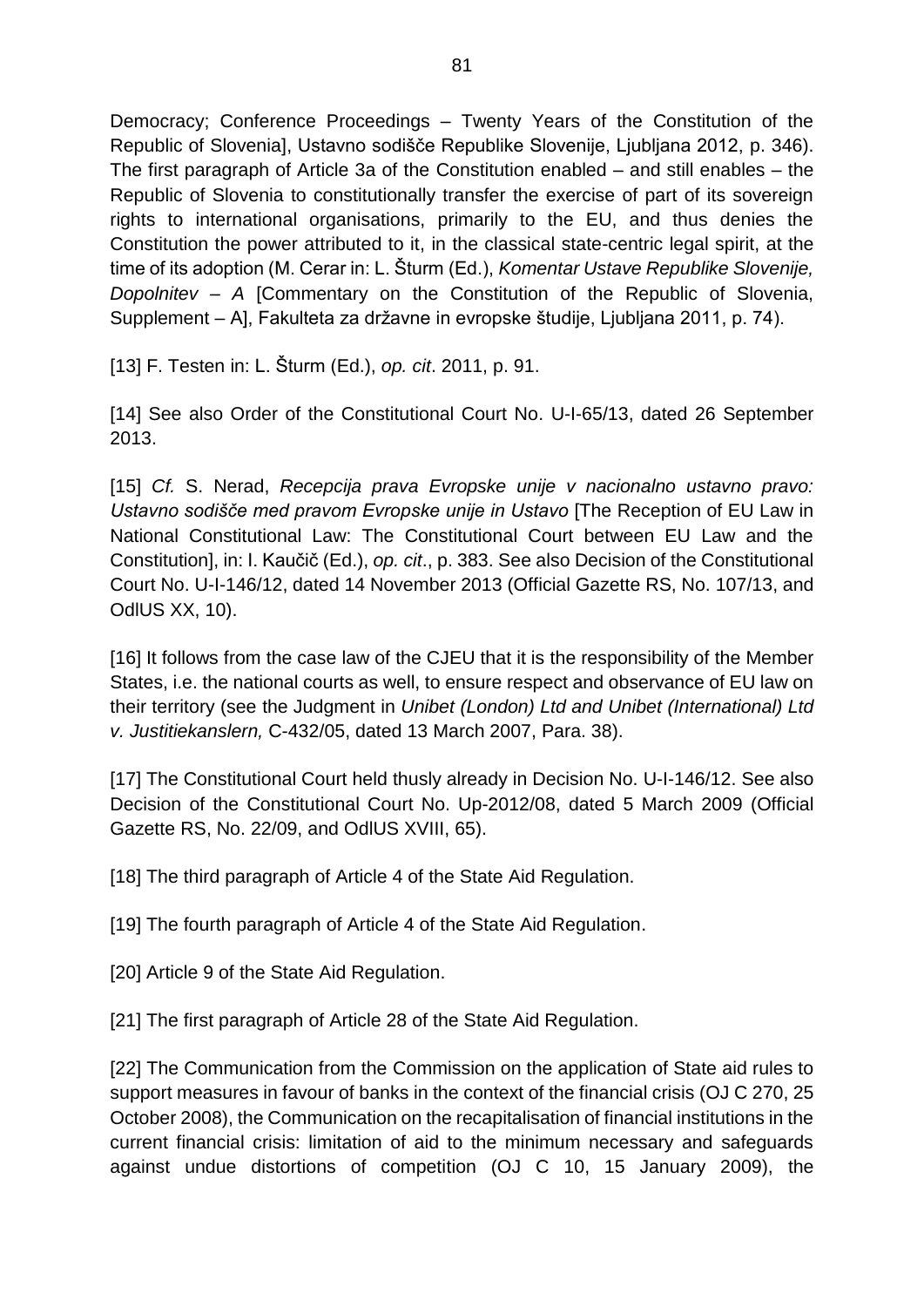Democracy; Conference Proceedings – Twenty Years of the Constitution of the Republic of Slovenia], Ustavno sodišče Republike Slovenije, Ljubljana 2012, p. 346). The first paragraph of Article 3a of the Constitution enabled – and still enables – the Republic of Slovenia to constitutionally transfer the exercise of part of its sovereign rights to international organisations, primarily to the EU, and thus denies the Constitution the power attributed to it, in the classical state-centric legal spirit, at the time of its adoption (M. Cerar in: L. Šturm (Ed.), *Komentar Ustave Republike Slovenije, Dopolnitev – A* [Commentary on the Constitution of the Republic of Slovenia, Supplement – A], Fakulteta za državne in evropske študije, Ljubljana 2011, p. 74).

[13] F. Testen in: L. Šturm (Ed.), *op. cit*. 2011, p. 91.

[14] See also Order of the Constitutional Court No. U-I-65/13, dated 26 September 2013.

[15] *Cf.* S. Nerad, *Recepcija prava Evropske unije v nacionalno ustavno pravo: Ustavno sodišče med pravom Evropske unije in Ustavo* [The Reception of EU Law in National Constitutional Law: The Constitutional Court between EU Law and the Constitution], in: I. Kaučič (Ed.), *op. cit*., p. 383. See also Decision of the Constitutional Court No. U-I-146/12, dated 14 November 2013 (Official Gazette RS, No. 107/13, and OdlUS XX, 10).

[16] It follows from the case law of the CJEU that it is the responsibility of the Member States, i.e. the national courts as well, to ensure respect and observance of EU law on their territory (see the Judgment in *Unibet (London) Ltd and Unibet (International) Ltd v. Justitiekanslern,* C-432/05, dated 13 March 2007, Para. 38).

[17] The Constitutional Court held thusly already in Decision No. U-I-146/12. See also Decision of the Constitutional Court No. Up-2012/08, dated 5 March 2009 (Official Gazette RS, No. 22/09, and OdlUS XVIII, 65).

[18] The third paragraph of Article 4 of the State Aid Regulation.

[19] The fourth paragraph of Article 4 of the State Aid Regulation.

[20] Article 9 of the State Aid Regulation.

[21] The first paragraph of Article 28 of the State Aid Regulation.

[22] The Communication from the Commission on the application of State aid rules to support measures in favour of banks in the context of the financial crisis (OJ C 270, 25 October 2008), the Communication on the recapitalisation of financial institutions in the current financial crisis: limitation of aid to the minimum necessary and safeguards against undue distortions of competition (OJ C 10, 15 January 2009), the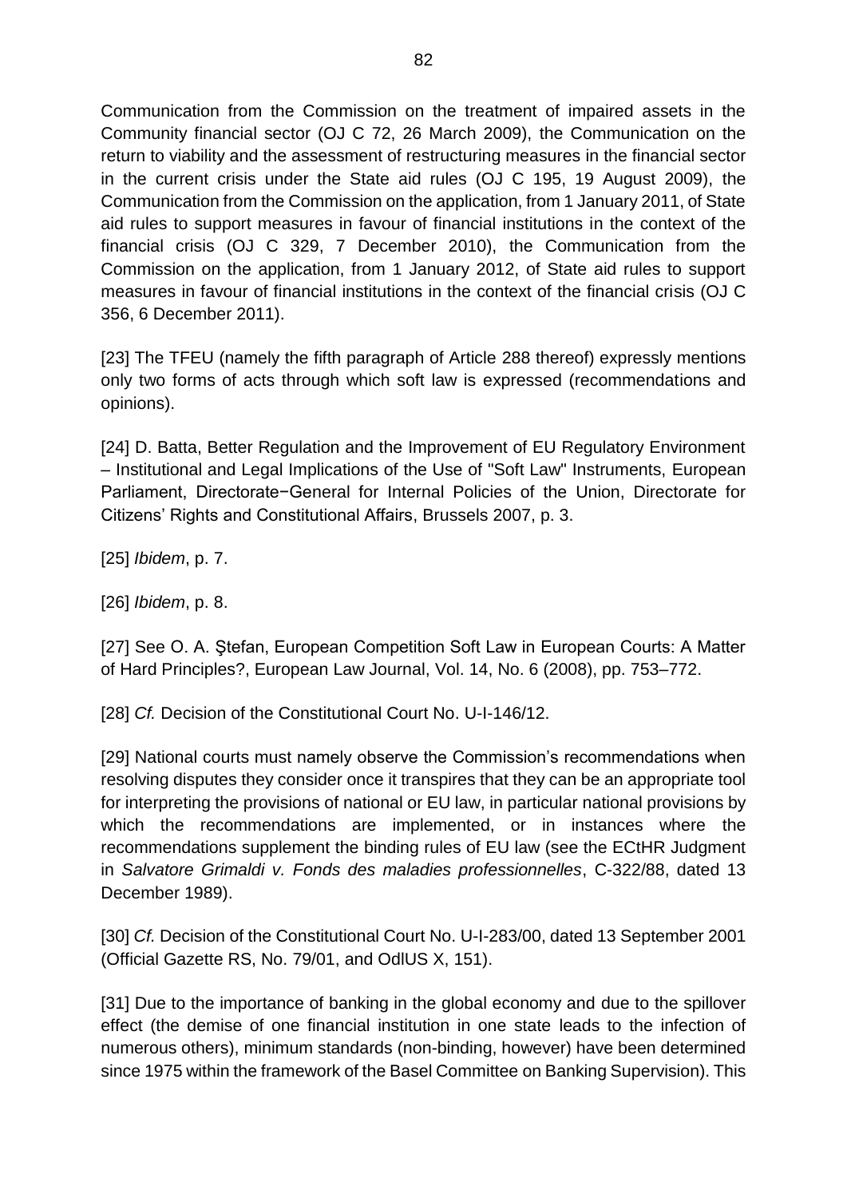Communication from the Commission on the treatment of impaired assets in the Community financial sector (OJ C 72, 26 March 2009), the Communication on the return to viability and the assessment of restructuring measures in the financial sector in the current crisis under the State aid rules (OJ C 195, 19 August 2009), the Communication from the Commission on the application, from 1 January 2011, of State aid rules to support measures in favour of financial institutions in the context of the financial crisis (OJ C 329, 7 December 2010), the Communication from the Commission on the application, from 1 January 2012, of State aid rules to support measures in favour of financial institutions in the context of the financial crisis (OJ C 356, 6 December 2011).

[23] The TFEU (namely the fifth paragraph of Article 288 thereof) expressly mentions only two forms of acts through which soft law is expressed (recommendations and opinions).

[24] D. Batta, Better Regulation and the Improvement of EU Regulatory Environment – Institutional and Legal Implications of the Use of "Soft Law" Instruments, European Parliament, Directorate−General for Internal Policies of the Union, Directorate for Citizens' Rights and Constitutional Affairs, Brussels 2007, p. 3.

[25] *Ibidem*, p. 7.

[26] *Ibidem*, p. 8.

[27] See O. A. Ştefan, European Competition Soft Law in European Courts: A Matter of Hard Principles?, European Law Journal, Vol. 14, No. 6 (2008), pp. 753–772.

[28] *Cf.* Decision of the Constitutional Court No. U-I-146/12.

[29] National courts must namely observe the Commission's recommendations when resolving disputes they consider once it transpires that they can be an appropriate tool for interpreting the provisions of national or EU law, in particular national provisions by which the recommendations are implemented, or in instances where the recommendations supplement the binding rules of EU law (see the ECtHR Judgment in *Salvatore Grimaldi v. Fonds des maladies professionnelles*, C-322/88, dated 13 December 1989).

[30] *Cf.* Decision of the Constitutional Court No. U-I-283/00, dated 13 September 2001 (Official Gazette RS, No. 79/01, and OdlUS X, 151).

[31] Due to the importance of banking in the global economy and due to the spillover effect (the demise of one financial institution in one state leads to the infection of numerous others), minimum standards (non-binding, however) have been determined since 1975 within the framework of the Basel Committee on Banking Supervision). This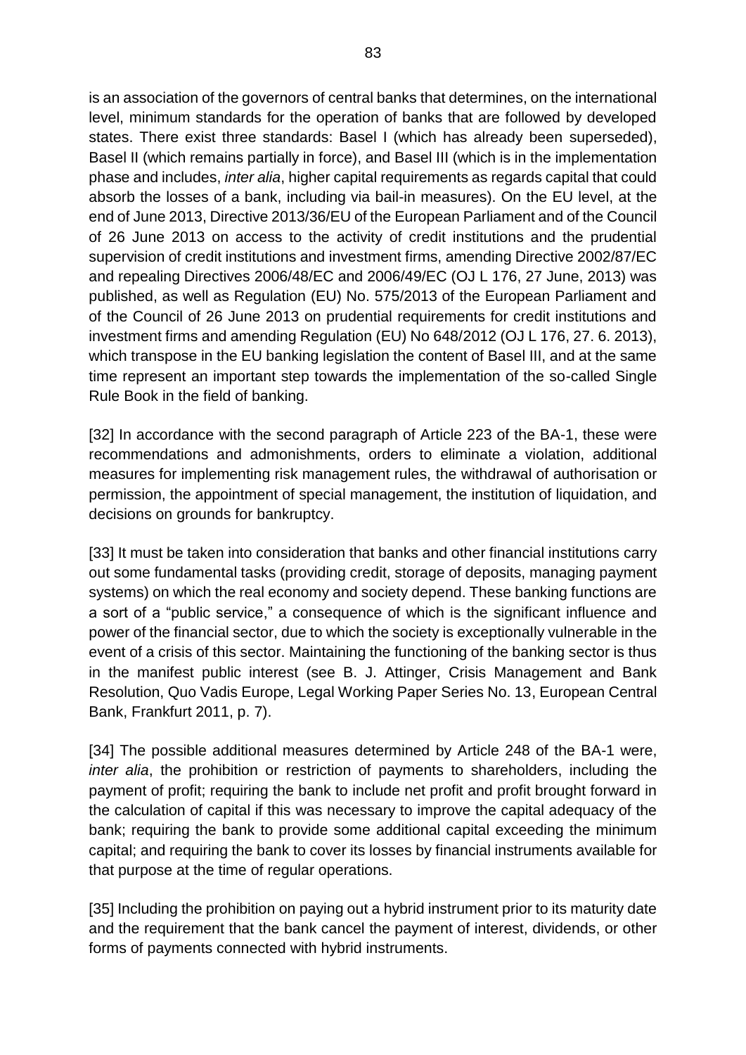is an association of the governors of central banks that determines, on the international level, minimum standards for the operation of banks that are followed by developed states. There exist three standards: Basel I (which has already been superseded), Basel II (which remains partially in force), and Basel III (which is in the implementation phase and includes, *inter alia*, higher capital requirements as regards capital that could absorb the losses of a bank, including via bail-in measures). On the EU level, at the end of June 2013, Directive 2013/36/EU of the European Parliament and of the Council of 26 June 2013 on access to the activity of credit institutions and the prudential supervision of credit institutions and investment firms, amending Directive 2002/87/EC and repealing Directives 2006/48/EC and 2006/49/EC (OJ L 176, 27 June, 2013) was published, as well as Regulation (EU) No. 575/2013 of the European Parliament and of the Council of 26 June 2013 on prudential requirements for credit institutions and investment firms and amending Regulation (EU) No 648/2012 (OJ L 176, 27. 6. 2013), which transpose in the EU banking legislation the content of Basel III, and at the same time represent an important step towards the implementation of the so-called Single Rule Book in the field of banking.

[32] In accordance with the second paragraph of Article 223 of the BA-1, these were recommendations and admonishments, orders to eliminate a violation, additional measures for implementing risk management rules, the withdrawal of authorisation or permission, the appointment of special management, the institution of liquidation, and decisions on grounds for bankruptcy.

[33] It must be taken into consideration that banks and other financial institutions carry out some fundamental tasks (providing credit, storage of deposits, managing payment systems) on which the real economy and society depend. These banking functions are a sort of a "public service," a consequence of which is the significant influence and power of the financial sector, due to which the society is exceptionally vulnerable in the event of a crisis of this sector. Maintaining the functioning of the banking sector is thus in the manifest public interest (see B. J. Attinger, Crisis Management and Bank Resolution, Quo Vadis Europe, Legal Working Paper Series No. 13, European Central Bank, Frankfurt 2011, p. 7).

[34] The possible additional measures determined by Article 248 of the BA-1 were, *inter alia*, the prohibition or restriction of payments to shareholders, including the payment of profit; requiring the bank to include net profit and profit brought forward in the calculation of capital if this was necessary to improve the capital adequacy of the bank; requiring the bank to provide some additional capital exceeding the minimum capital; and requiring the bank to cover its losses by financial instruments available for that purpose at the time of regular operations.

[35] Including the prohibition on paying out a hybrid instrument prior to its maturity date and the requirement that the bank cancel the payment of interest, dividends, or other forms of payments connected with hybrid instruments.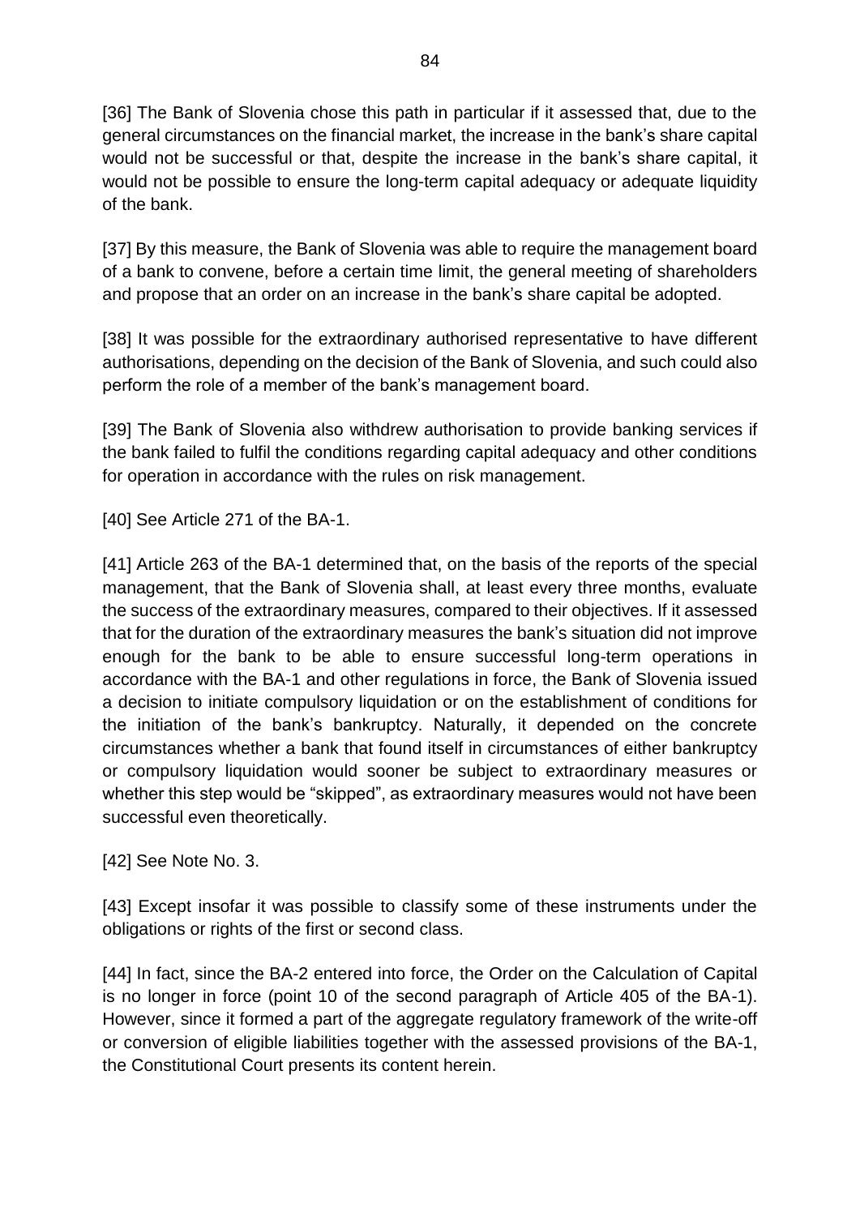[36] The Bank of Slovenia chose this path in particular if it assessed that, due to the general circumstances on the financial market, the increase in the bank's share capital would not be successful or that, despite the increase in the bank's share capital, it would not be possible to ensure the long-term capital adequacy or adequate liquidity of the bank.

[37] By this measure, the Bank of Slovenia was able to require the management board of a bank to convene, before a certain time limit, the general meeting of shareholders and propose that an order on an increase in the bank's share capital be adopted.

[38] It was possible for the extraordinary authorised representative to have different authorisations, depending on the decision of the Bank of Slovenia, and such could also perform the role of a member of the bank's management board.

[39] The Bank of Slovenia also withdrew authorisation to provide banking services if the bank failed to fulfil the conditions regarding capital adequacy and other conditions for operation in accordance with the rules on risk management.

[40] See Article 271 of the BA-1.

[41] Article 263 of the BA-1 determined that, on the basis of the reports of the special management, that the Bank of Slovenia shall, at least every three months, evaluate the success of the extraordinary measures, compared to their objectives. If it assessed that for the duration of the extraordinary measures the bank's situation did not improve enough for the bank to be able to ensure successful long-term operations in accordance with the BA-1 and other regulations in force, the Bank of Slovenia issued a decision to initiate compulsory liquidation or on the establishment of conditions for the initiation of the bank's bankruptcy. Naturally, it depended on the concrete circumstances whether a bank that found itself in circumstances of either bankruptcy or compulsory liquidation would sooner be subject to extraordinary measures or whether this step would be "skipped", as extraordinary measures would not have been successful even theoretically.

[42] See Note No. 3.

[43] Except insofar it was possible to classify some of these instruments under the obligations or rights of the first or second class.

[44] In fact, since the BA-2 entered into force, the Order on the Calculation of Capital is no longer in force (point 10 of the second paragraph of Article 405 of the BA-1). However, since it formed a part of the aggregate regulatory framework of the write-off or conversion of eligible liabilities together with the assessed provisions of the BA-1, the Constitutional Court presents its content herein.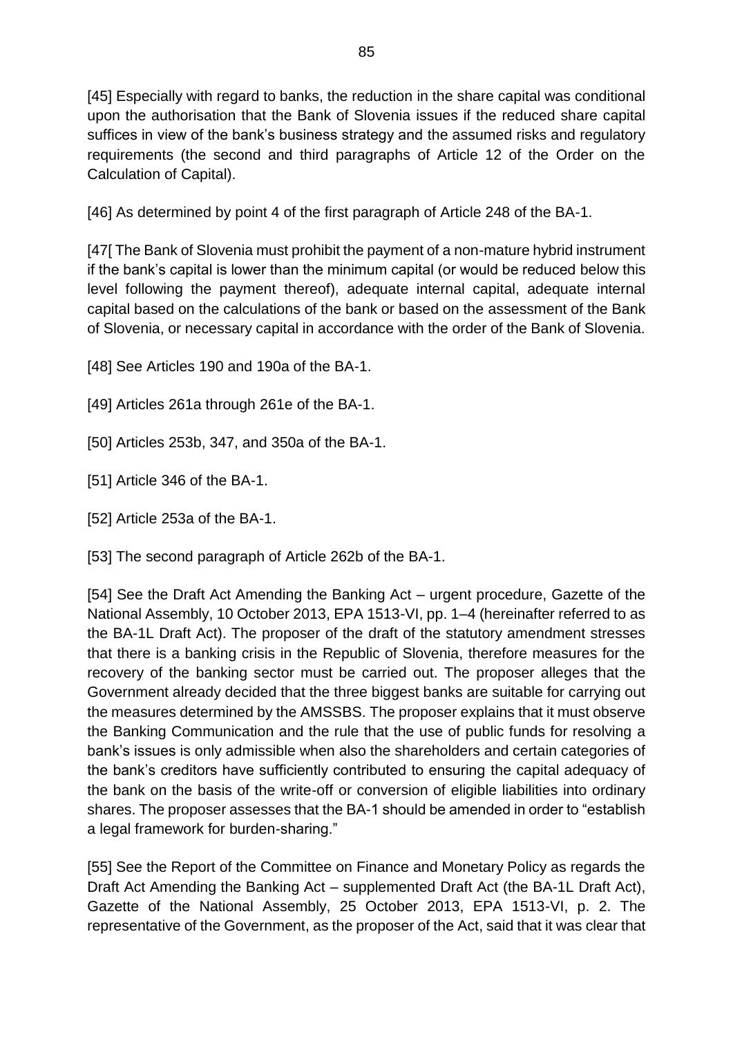[45] Especially with regard to banks, the reduction in the share capital was conditional upon the authorisation that the Bank of Slovenia issues if the reduced share capital suffices in view of the bank's business strategy and the assumed risks and regulatory requirements (the second and third paragraphs of Article 12 of the Order on the Calculation of Capital).

[46] As determined by point 4 of the first paragraph of Article 248 of the BA-1.

[47[ The Bank of Slovenia must prohibit the payment of a non-mature hybrid instrument if the bank's capital is lower than the minimum capital (or would be reduced below this level following the payment thereof), adequate internal capital, adequate internal capital based on the calculations of the bank or based on the assessment of the Bank of Slovenia, or necessary capital in accordance with the order of the Bank of Slovenia.

[48] See Articles 190 and 190a of the BA-1.

[49] Articles 261a through 261e of the BA-1.

[50] Articles 253b, 347, and 350a of the BA-1.

[51] Article 346 of the BA-1.

[52] Article 253a of the BA-1.

[53] The second paragraph of Article 262b of the BA-1.

[54] See the Draft Act Amending the Banking Act – urgent procedure, Gazette of the National Assembly, 10 October 2013, EPA 1513-VI, pp. 1–4 (hereinafter referred to as the BA-1L Draft Act). The proposer of the draft of the statutory amendment stresses that there is a banking crisis in the Republic of Slovenia, therefore measures for the recovery of the banking sector must be carried out. The proposer alleges that the Government already decided that the three biggest banks are suitable for carrying out the measures determined by the AMSSBS. The proposer explains that it must observe the Banking Communication and the rule that the use of public funds for resolving a bank's issues is only admissible when also the shareholders and certain categories of the bank's creditors have sufficiently contributed to ensuring the capital adequacy of the bank on the basis of the write-off or conversion of eligible liabilities into ordinary shares. The proposer assesses that the BA-1 should be amended in order to "establish a legal framework for burden-sharing."

[55] See the Report of the Committee on Finance and Monetary Policy as regards the Draft Act Amending the Banking Act – supplemented Draft Act (the BA-1L Draft Act), Gazette of the National Assembly, 25 October 2013, EPA 1513-VI, p. 2. The representative of the Government, as the proposer of the Act, said that it was clear that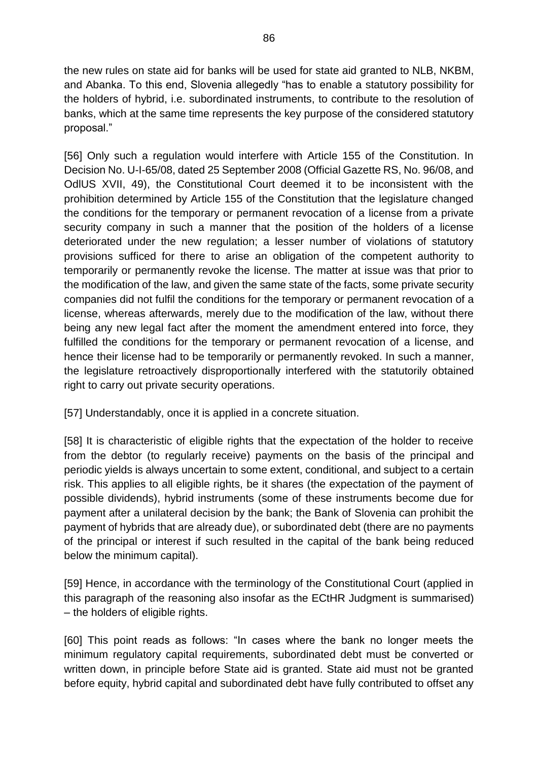the new rules on state aid for banks will be used for state aid granted to NLB, NKBM, and Abanka. To this end, Slovenia allegedly "has to enable a statutory possibility for the holders of hybrid, i.e. subordinated instruments, to contribute to the resolution of banks, which at the same time represents the key purpose of the considered statutory proposal."

[56] Only such a regulation would interfere with Article 155 of the Constitution. In Decision No. U-I-65/08, dated 25 September 2008 (Official Gazette RS, No. 96/08, and OdlUS XVII, 49), the Constitutional Court deemed it to be inconsistent with the prohibition determined by Article 155 of the Constitution that the legislature changed the conditions for the temporary or permanent revocation of a license from a private security company in such a manner that the position of the holders of a license deteriorated under the new regulation; a lesser number of violations of statutory provisions sufficed for there to arise an obligation of the competent authority to temporarily or permanently revoke the license. The matter at issue was that prior to the modification of the law, and given the same state of the facts, some private security companies did not fulfil the conditions for the temporary or permanent revocation of a license, whereas afterwards, merely due to the modification of the law, without there being any new legal fact after the moment the amendment entered into force, they fulfilled the conditions for the temporary or permanent revocation of a license, and hence their license had to be temporarily or permanently revoked. In such a manner, the legislature retroactively disproportionally interfered with the statutorily obtained right to carry out private security operations.

[57] Understandably, once it is applied in a concrete situation.

[58] It is characteristic of eligible rights that the expectation of the holder to receive from the debtor (to regularly receive) payments on the basis of the principal and periodic yields is always uncertain to some extent, conditional, and subject to a certain risk. This applies to all eligible rights, be it shares (the expectation of the payment of possible dividends), hybrid instruments (some of these instruments become due for payment after a unilateral decision by the bank; the Bank of Slovenia can prohibit the payment of hybrids that are already due), or subordinated debt (there are no payments of the principal or interest if such resulted in the capital of the bank being reduced below the minimum capital).

[59] Hence, in accordance with the terminology of the Constitutional Court (applied in this paragraph of the reasoning also insofar as the ECtHR Judgment is summarised) – the holders of eligible rights.

[60] This point reads as follows: "In cases where the bank no longer meets the minimum regulatory capital requirements, subordinated debt must be converted or written down, in principle before State aid is granted. State aid must not be granted before equity, hybrid capital and subordinated debt have fully contributed to offset any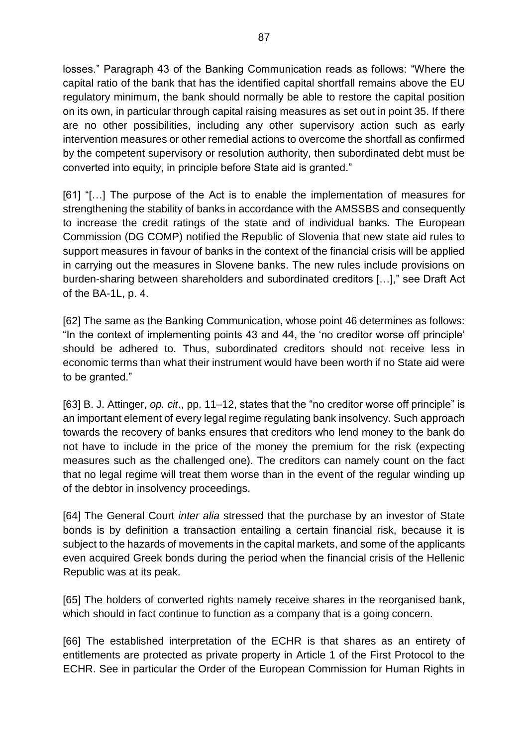losses." Paragraph 43 of the Banking Communication reads as follows: "Where the capital ratio of the bank that has the identified capital shortfall remains above the EU regulatory minimum, the bank should normally be able to restore the capital position on its own, in particular through capital raising measures as set out in point 35. If there are no other possibilities, including any other supervisory action such as early intervention measures or other remedial actions to overcome the shortfall as confirmed by the competent supervisory or resolution authority, then subordinated debt must be converted into equity, in principle before State aid is granted."

[61] "[…] The purpose of the Act is to enable the implementation of measures for strengthening the stability of banks in accordance with the AMSSBS and consequently to increase the credit ratings of the state and of individual banks. The European Commission (DG COMP) notified the Republic of Slovenia that new state aid rules to support measures in favour of banks in the context of the financial crisis will be applied in carrying out the measures in Slovene banks. The new rules include provisions on burden-sharing between shareholders and subordinated creditors […]," see Draft Act of the BA-1L, p. 4.

[62] The same as the Banking Communication, whose point 46 determines as follows: "In the context of implementing points 43 and 44, the 'no creditor worse off principle' should be adhered to. Thus, subordinated creditors should not receive less in economic terms than what their instrument would have been worth if no State aid were to be granted."

[63] B. J. Attinger, *op. cit*., pp. 11–12, states that the "no creditor worse off principle" is an important element of every legal regime regulating bank insolvency. Such approach towards the recovery of banks ensures that creditors who lend money to the bank do not have to include in the price of the money the premium for the risk (expecting measures such as the challenged one). The creditors can namely count on the fact that no legal regime will treat them worse than in the event of the regular winding up of the debtor in insolvency proceedings.

[64] The General Court *inter alia* stressed that the purchase by an investor of State bonds is by definition a transaction entailing a certain financial risk, because it is subject to the hazards of movements in the capital markets, and some of the applicants even acquired Greek bonds during the period when the financial crisis of the Hellenic Republic was at its peak.

[65] The holders of converted rights namely receive shares in the reorganised bank, which should in fact continue to function as a company that is a going concern.

[66] The established interpretation of the ECHR is that shares as an entirety of entitlements are protected as private property in Article 1 of the First Protocol to the ECHR. See in particular the Order of the European Commission for Human Rights in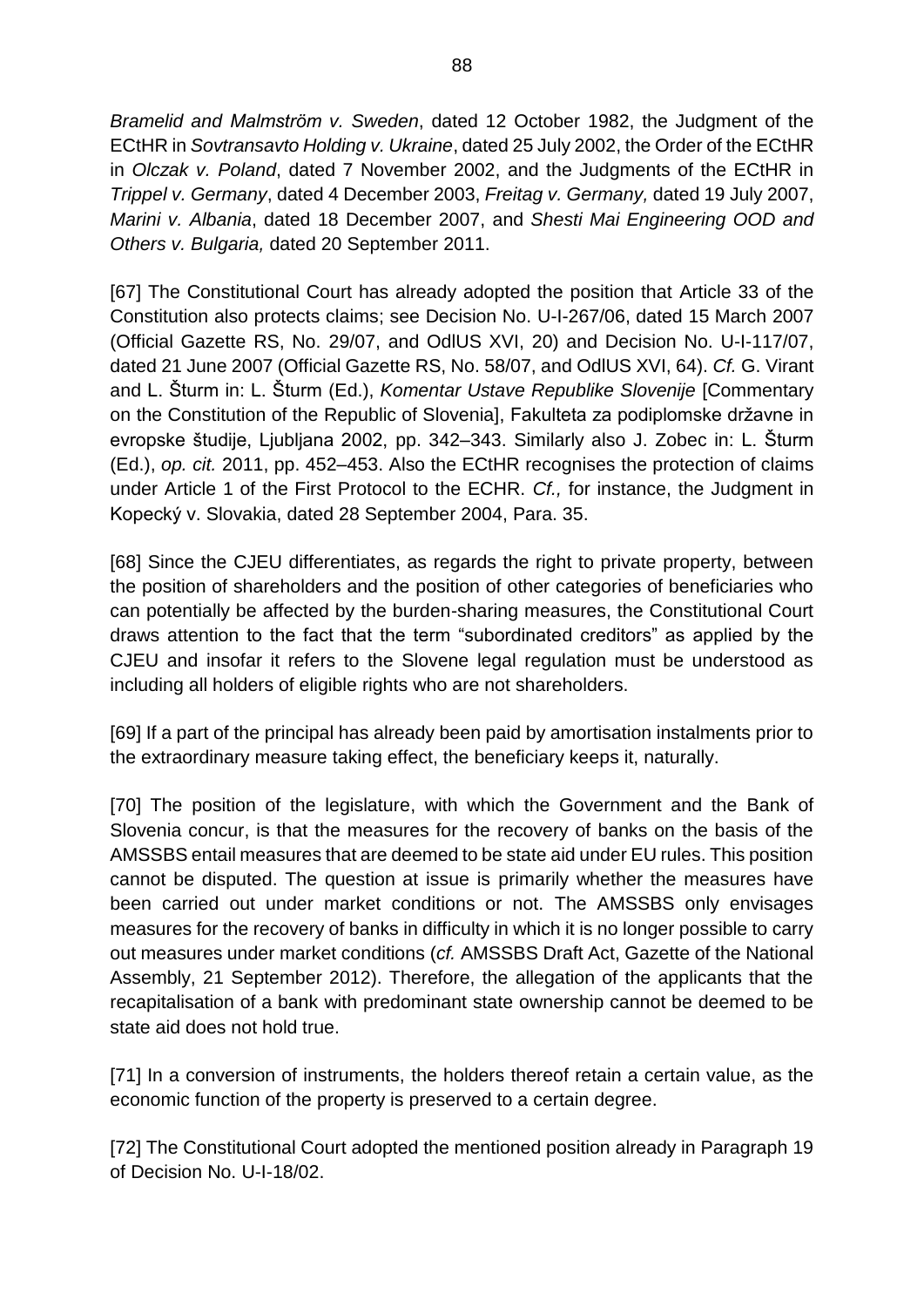*Bramelid and Malmström v. Sweden*, dated 12 October 1982, the Judgment of the ECtHR in *Sovtransavto Holding v. Ukraine*, dated 25 July 2002, the Order of the ECtHR in *Olczak v. Poland*, dated 7 November 2002, and the Judgments of the ECtHR in *Trippel v. Germany*, dated 4 December 2003, *Freitag v. Germany,* dated 19 July 2007, *Marini v. Albania*, dated 18 December 2007, and *Shesti Mai Engineering OOD and Others v. Bulgaria,* dated 20 September 2011.

[67] The Constitutional Court has already adopted the position that Article 33 of the Constitution also protects claims; see Decision No. U-I-267/06, dated 15 March 2007 (Official Gazette RS, No. 29/07, and OdlUS XVI, 20) and Decision No. U-I-117/07, dated 21 June 2007 (Official Gazette RS, No. 58/07, and OdlUS XVI, 64). *Cf.* G. Virant and L. Šturm in: L. Šturm (Ed.), *Komentar Ustave Republike Slovenije* [Commentary on the Constitution of the Republic of Slovenia], Fakulteta za podiplomske državne in evropske študije, Ljubljana 2002, pp. 342–343. Similarly also J. Zobec in: L. Šturm (Ed.), *op. cit.* 2011, pp. 452–453. Also the ECtHR recognises the protection of claims under Article 1 of the First Protocol to the ECHR. *Cf.,* for instance, the Judgment in Kopecký v. Slovakia, dated 28 September 2004, Para. 35.

[68] Since the CJEU differentiates, as regards the right to private property, between the position of shareholders and the position of other categories of beneficiaries who can potentially be affected by the burden-sharing measures, the Constitutional Court draws attention to the fact that the term "subordinated creditors" as applied by the CJEU and insofar it refers to the Slovene legal regulation must be understood as including all holders of eligible rights who are not shareholders.

[69] If a part of the principal has already been paid by amortisation instalments prior to the extraordinary measure taking effect, the beneficiary keeps it, naturally.

[70] The position of the legislature, with which the Government and the Bank of Slovenia concur, is that the measures for the recovery of banks on the basis of the AMSSBS entail measures that are deemed to be state aid under EU rules. This position cannot be disputed. The question at issue is primarily whether the measures have been carried out under market conditions or not. The AMSSBS only envisages measures for the recovery of banks in difficulty in which it is no longer possible to carry out measures under market conditions (*cf.* AMSSBS Draft Act, Gazette of the National Assembly, 21 September 2012). Therefore, the allegation of the applicants that the recapitalisation of a bank with predominant state ownership cannot be deemed to be state aid does not hold true.

[71] In a conversion of instruments, the holders thereof retain a certain value, as the economic function of the property is preserved to a certain degree.

[72] The Constitutional Court adopted the mentioned position already in Paragraph 19 of Decision No. U-I-18/02.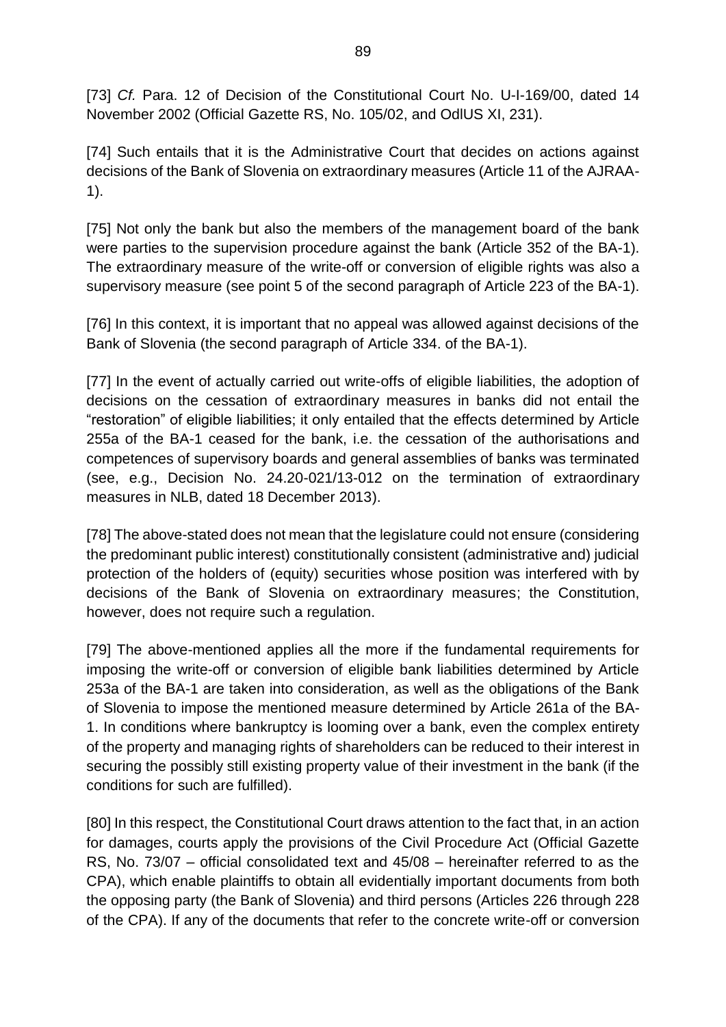[73] *Cf.* Para. 12 of Decision of the Constitutional Court No. U-I-169/00, dated 14 November 2002 (Official Gazette RS, No. 105/02, and OdlUS XI, 231).

[74] Such entails that it is the Administrative Court that decides on actions against decisions of the Bank of Slovenia on extraordinary measures (Article 11 of the AJRAA-1).

[75] Not only the bank but also the members of the management board of the bank were parties to the supervision procedure against the bank (Article 352 of the BA-1). The extraordinary measure of the write-off or conversion of eligible rights was also a supervisory measure (see point 5 of the second paragraph of Article 223 of the BA-1).

[76] In this context, it is important that no appeal was allowed against decisions of the Bank of Slovenia (the second paragraph of Article 334. of the BA-1).

[77] In the event of actually carried out write-offs of eligible liabilities, the adoption of decisions on the cessation of extraordinary measures in banks did not entail the "restoration" of eligible liabilities; it only entailed that the effects determined by Article 255a of the BA-1 ceased for the bank, i.e. the cessation of the authorisations and competences of supervisory boards and general assemblies of banks was terminated (see, e.g., Decision No. 24.20-021/13-012 on the termination of extraordinary measures in NLB, dated 18 December 2013).

[78] The above-stated does not mean that the legislature could not ensure (considering the predominant public interest) constitutionally consistent (administrative and) judicial protection of the holders of (equity) securities whose position was interfered with by decisions of the Bank of Slovenia on extraordinary measures; the Constitution, however, does not require such a regulation.

[79] The above-mentioned applies all the more if the fundamental requirements for imposing the write-off or conversion of eligible bank liabilities determined by Article 253a of the BA-1 are taken into consideration, as well as the obligations of the Bank of Slovenia to impose the mentioned measure determined by Article 261a of the BA-1. In conditions where bankruptcy is looming over a bank, even the complex entirety of the property and managing rights of shareholders can be reduced to their interest in securing the possibly still existing property value of their investment in the bank (if the conditions for such are fulfilled).

[80] In this respect, the Constitutional Court draws attention to the fact that, in an action for damages, courts apply the provisions of the Civil Procedure Act (Official Gazette RS, No. 73/07 – official consolidated text and 45/08 – hereinafter referred to as the CPA), which enable plaintiffs to obtain all evidentially important documents from both the opposing party (the Bank of Slovenia) and third persons (Articles 226 through 228 of the CPA). If any of the documents that refer to the concrete write-off or conversion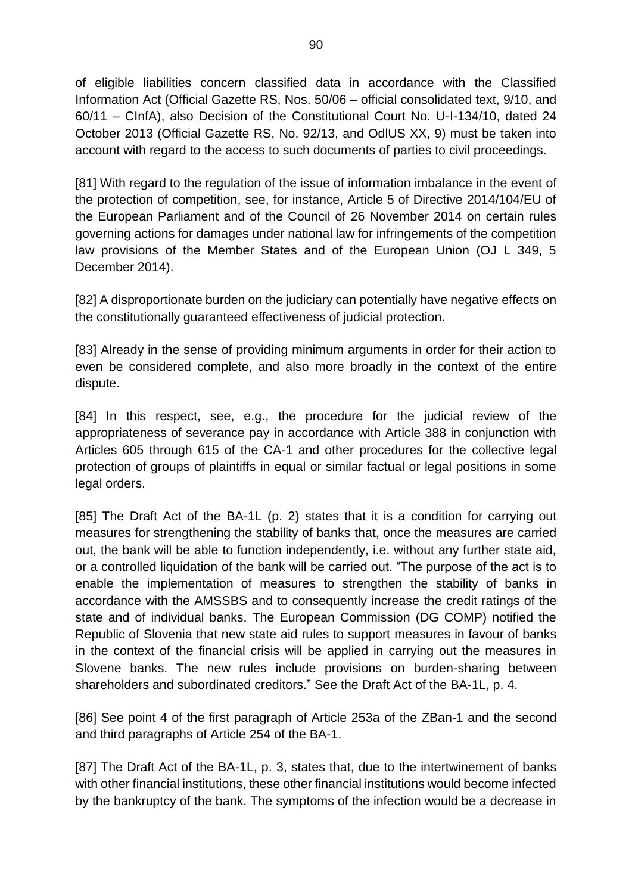of eligible liabilities concern classified data in accordance with the Classified Information Act (Official Gazette RS, Nos. 50/06 – official consolidated text, 9/10, and 60/11 – CInfA), also Decision of the Constitutional Court No. U-I-134/10, dated 24 October 2013 (Official Gazette RS, No. 92/13, and OdlUS XX, 9) must be taken into account with regard to the access to such documents of parties to civil proceedings.

[81] With regard to the regulation of the issue of information imbalance in the event of the protection of competition, see, for instance, Article 5 of Directive 2014/104/EU of the European Parliament and of the Council of 26 November 2014 on certain rules governing actions for damages under national law for infringements of the competition law provisions of the Member States and of the European Union (OJ L 349, 5 December 2014).

[82] A disproportionate burden on the judiciary can potentially have negative effects on the constitutionally guaranteed effectiveness of judicial protection.

[83] Already in the sense of providing minimum arguments in order for their action to even be considered complete, and also more broadly in the context of the entire dispute.

[84] In this respect, see, e.g., the procedure for the judicial review of the appropriateness of severance pay in accordance with Article 388 in conjunction with Articles 605 through 615 of the CA-1 and other procedures for the collective legal protection of groups of plaintiffs in equal or similar factual or legal positions in some legal orders.

[85] The Draft Act of the BA-1L (p. 2) states that it is a condition for carrying out measures for strengthening the stability of banks that, once the measures are carried out, the bank will be able to function independently, i.e. without any further state aid, or a controlled liquidation of the bank will be carried out. "The purpose of the act is to enable the implementation of measures to strengthen the stability of banks in accordance with the AMSSBS and to consequently increase the credit ratings of the state and of individual banks. The European Commission (DG COMP) notified the Republic of Slovenia that new state aid rules to support measures in favour of banks in the context of the financial crisis will be applied in carrying out the measures in Slovene banks. The new rules include provisions on burden-sharing between shareholders and subordinated creditors." See the Draft Act of the BA-1L, p. 4.

[86] See point 4 of the first paragraph of Article 253a of the ZBan-1 and the second and third paragraphs of Article 254 of the BA-1.

[87] The Draft Act of the BA-1L, p. 3, states that, due to the intertwinement of banks with other financial institutions, these other financial institutions would become infected by the bankruptcy of the bank. The symptoms of the infection would be a decrease in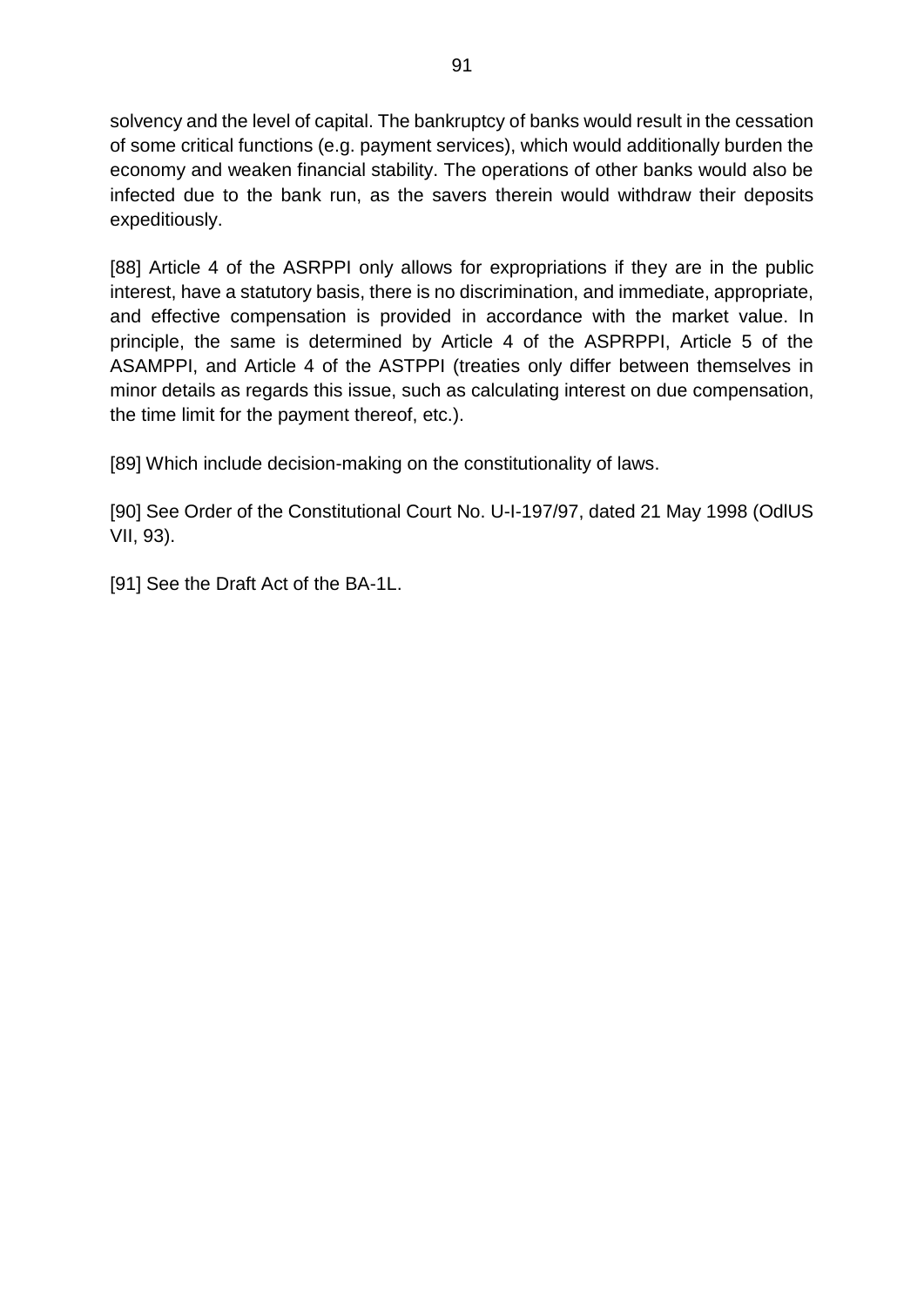solvency and the level of capital. The bankruptcy of banks would result in the cessation of some critical functions (e.g. payment services), which would additionally burden the economy and weaken financial stability. The operations of other banks would also be infected due to the bank run, as the savers therein would withdraw their deposits expeditiously.

[88] Article 4 of the ASRPPI only allows for expropriations if they are in the public interest, have a statutory basis, there is no discrimination, and immediate, appropriate, and effective compensation is provided in accordance with the market value. In principle, the same is determined by Article 4 of the ASPRPPI, Article 5 of the ASAMPPI, and Article 4 of the ASTPPI (treaties only differ between themselves in minor details as regards this issue, such as calculating interest on due compensation, the time limit for the payment thereof, etc.).

[89] Which include decision-making on the constitutionality of laws.

[90] See Order of the Constitutional Court No. U-I-197/97, dated 21 May 1998 (OdlUS VII, 93).

[91] See the Draft Act of the BA-1L.